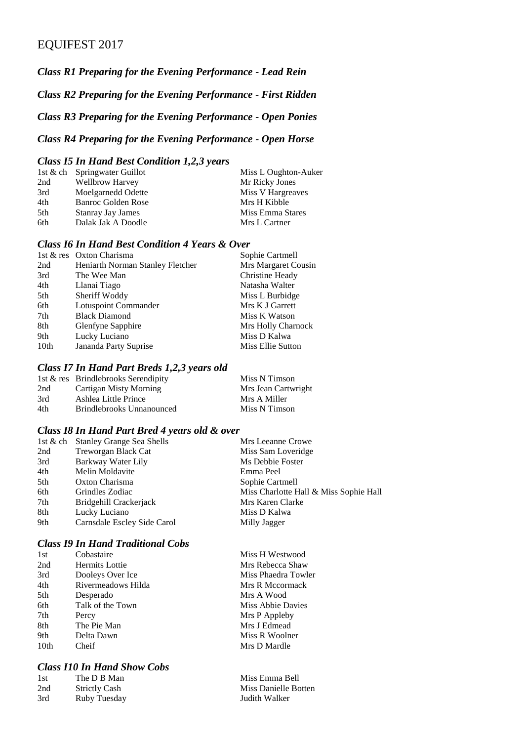# EQUIFEST 2017

### *Class R1 Preparing for the Evening Performance - Lead Rein*

### *Class R2 Preparing for the Evening Performance - First Ridden*

### *Class R3 Preparing for the Evening Performance - Open Ponies*

### *Class R4 Preparing for the Evening Performance - Open Horse*

### *Class I5 In Hand Best Condition 1,2,3 years*

| | | |
|---|---|---|
| 1st & ch | Springwater Guillot | Miss L Oughton-Auker |
| 2nd | Wellbrow Harvey | Mr Ricky Jones |
| 3rd | Moelgarnedd Odette | Miss V Hargreaves |
| 4th | Banroc Golden Rose | Mrs H Kibble |
| 5th | Stanray Jay James | Miss Emma Stares |
| 6th | Dalak Jak A Doodle | Mrs L Cartner |

### *Class I6 In Hand Best Condition 4 Years & Over*

| | | |
|---|---|---|
| 1st & res | Oxton Charisma | Sophie Cartmell |
| 2nd | Heniarth Norman Stanley Fletcher | Mrs Margaret Cousin |
| 3rd | The Wee Man | Christine Heady |
| 4th | Llanai Tiago | Natasha Walter |
| 5th | Sheriff Woddy | Miss L Burbidge |
| 6th | Lotuspoint Commander | Mrs K J Garrett |
| 7th | Black Diamond | Miss K Watson |
| 8th | Glenfyne Sapphire | Mrs Holly Charnock |
| 9th | Lucky Luciano | Miss D Kalwa |
| 10th | Jananda Party Suprise | Miss Ellie Sutton |

### *Class I7 In Hand Part Breds 1,2,3 years old*

| | | |
|---|---|---|
| 1st & res | Brindlebrooks Serendipity | Miss N Timson |
| 2nd | Cartigan Misty Morning | Mrs Jean Cartwright |
| 3rd | Ashlea Little Prince | Mrs A Miller |
| 4th | Brindlebrooks Unnanounced | Miss N Timson |

### *Class I8 In Hand Part Bred 4 years old & over*

| | | |
|---|---|---|
| 1st & ch | Stanley Grange Sea Shells | Mrs Leeanne Crowe |
| 2nd | Treworgan Black Cat | Miss Sam Loveridge |
| 3rd | Barkway Water Lily | Ms Debbie Foster |
| 4th | Melin Moldavite | Emma Peel |
| 5th | Oxton Charisma | Sophie Cartmell |
| 6th | Grindles Zodiac | Miss Charlotte Hall & Miss Sophie Hall |
| 7th | Bridgehill Crackerjack | Mrs Karen Clarke |
| 8th | Lucky Luciano | Miss D Kalwa |
| 9th | Carnsdale Escley Side Carol | Milly Jagger |

### *Class I9 In Hand Traditional Cobs*

| | | |
|---|---|---|
| 1st | Cobastaire | Miss H Westwood |
| 2nd | Hermits Lottie | Mrs Rebecca Shaw |
| 3rd | Dooleys Over Ice | Miss Phaedra Towler |
| 4th | Rivermeadows Hilda | Mrs R Mccormack |
| 5th | Desperado | Mrs A Wood |
| 6th | Talk of the Town | Miss Abbie Davies |
| 7th | Percy | Mrs P Appleby |
| 8th | The Pie Man | Mrs J Edmead |
| 9th | Delta Dawn | Miss R Woolner |
| 10th | Cheif | Mrs D Mardle |

### *Class I10 In Hand Show Cobs*

| | | |
|---|---|---|
| 1st | The D B Man | Miss Emma Bell |
| 2nd | Strictly Cash | Miss Danielle Botten |
| 3rd | Ruby Tuesday | Judith Walker |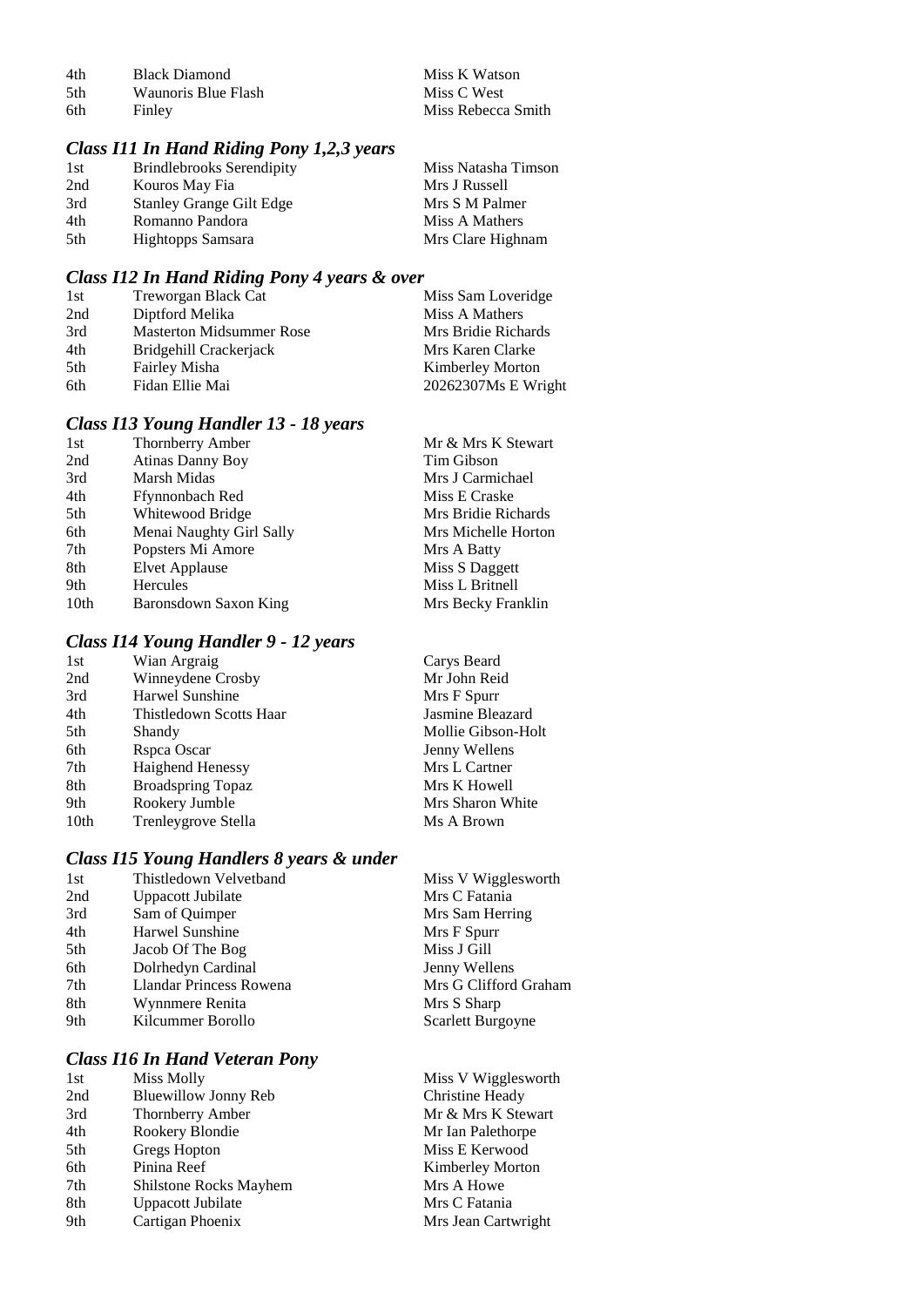| | | |
|---|---|---|
| 4th | Black Diamond | Miss K Watson |
| 5th | Waunoris Blue Flash | Miss C West |
| 6th | Finley | Miss Rebecca Smith |

### *Class I11 In Hand Riding Pony 1,2,3 years*

| | | |
|---|---|---|
| 1st | Brindlebrooks Serendipity | Miss Natasha Timson |
| 2nd | Kouros May Fia | Mrs J Russell |
| 3rd | Stanley Grange Gilt Edge | Mrs S M Palmer |
| 4th | Romanno Pandora | Miss A Mathers |
| 5th | Hightopps Samsara | Mrs Clare Highnam |

### *Class I12 In Hand Riding Pony 4 years & over*

| | | |
|---|---|---|
| 1st | Treworgan Black Cat | Miss Sam Loveridge |
| 2nd | Diptford Melika | Miss A Mathers |
| 3rd | Masterton Midsummer Rose | Mrs Bridie Richards |
| 4th | Bridgehill Crackerjack | Mrs Karen Clarke |
| 5th | Fairley Misha | Kimberley Morton |
| 6th | Fidan Ellie Mai | 20262307Ms E Wright |

### *Class I13 Young Handler 13 - 18 years*

| | | |
|---|---|---|
| 1st | Thornberry Amber | Mr & Mrs K Stewart |
| 2nd | Atinas Danny Boy | Tim Gibson |
| 3rd | Marsh Midas | Mrs J Carmichael |
| 4th | Ffynnonbach Red | Miss E Craske |
| 5th | Whitewood Bridge | Mrs Bridie Richards |
| 6th | Menai Naughty Girl Sally | Mrs Michelle Horton |
| 7th | Popsters Mi Amore | Mrs A Batty |
| 8th | Elvet Applause | Miss S Daggett |
| 9th | Hercules | Miss L Britnell |
| 10th | Baronsdown Saxon King | Mrs Becky Franklin |

### *Class I14 Young Handler 9 - 12 years*

| | | |
|---|---|---|
| 1st | Wian Argraig | Carys Beard |
| 2nd | Winneydene Crosby | Mr John Reid |
| 3rd | Harwel Sunshine | Mrs F Spurr |
| 4th | Thistledown Scotts Haar | Jasmine Bleazard |
| 5th | Shandy | Mollie Gibson-Holt |
| 6th | Rspca Oscar | Jenny Wellens |
| 7th | Haighend Henessy | Mrs L Cartner |
| 8th | Broadspring Topaz | Mrs K Howell |
| 9th | Rookery Jumble | Mrs Sharon White |
| 10th | Trenleygrove Stella | Ms A Brown |

### *Class I15 Young Handlers 8 years & under*

| | | |
|---|---|---|
| 1st | Thistledown Velvetband | Miss V Wigglesworth |
| 2nd | Uppacott Jubilate | Mrs C Fatania |
| 3rd | Sam of Quimper | Mrs Sam Herring |
| 4th | Harwel Sunshine | Mrs F Spurr |
| 5th | Jacob Of The Bog | Miss J Gill |
| 6th | Dolrhedyn Cardinal | Jenny Wellens |
| 7th | Llandar Princess Rowena | Mrs G Clifford Graham |
| 8th | Wynnmere Renita | Mrs S Sharp |
| 9th | Kilcummer Borollo | Scarlett Burgoyne |

### *Class I16 In Hand Veteran Pony*

| | | |
|---|---|---|
| 1st | Miss Molly | Miss V Wigglesworth |
| 2nd | Bluewillow Jonny Reb | Christine Heady |
| 3rd | Thornberry Amber | Mr & Mrs K Stewart |
| 4th | Rookery Blondie | Mr Ian Palethorpe |
| 5th | Gregs Hopton | Miss E Kerwood |
| 6th | Pinina Reef | Kimberley Morton |
| 7th | Shilstone Rocks Mayhem | Mrs A Howe |
| 8th | Uppacott Jubilate | Mrs C Fatania |
| 9th | Cartigan Phoenix | Mrs Jean Cartwright |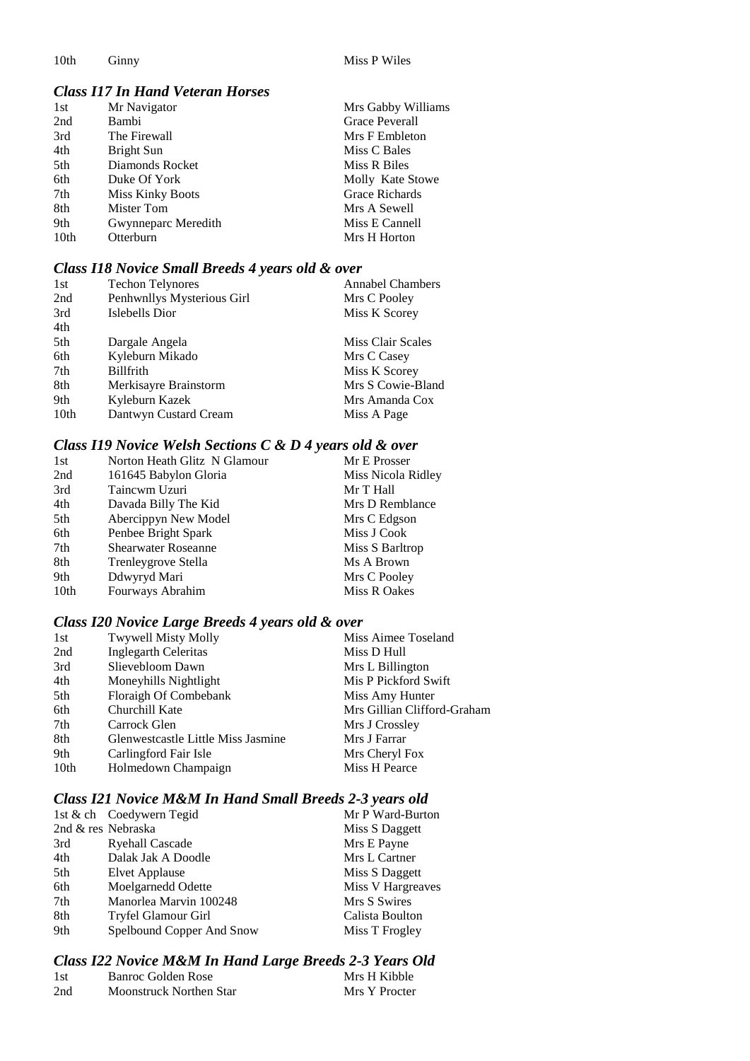| | | |
|---|---|---|
| 10th | Ginny | Miss P Wiles |

### *Class I17 In Hand Veteran Horses*

| | | |
|---|---|---|
| 1st | Mr Navigator | Mrs Gabby Williams |
| 2nd | Bambi | Grace Peverall |
| 3rd | The Firewall | Mrs F Embleton |
| 4th | Bright Sun | Miss C Bales |
| 5th | Diamonds Rocket | Miss R Biles |
| 6th | Duke Of York | Molly Kate Stowe |
| 7th | Miss Kinky Boots | Grace Richards |
| 8th | Mister Tom | Mrs A Sewell |
| 9th | Gwynneparc Meredith | Miss E Cannell |
| 10th | Otterburn | Mrs H Horton |

### *Class I18 Novice Small Breeds 4 years old & over*

| | | |
|---|---|---|
| 1st | Techon Telynores | Annabel Chambers |
| 2nd | Penhwnllys Mysterious Girl | Mrs C Pooley |
| 3rd | Islebells Dior | Miss K Scorey |
| 4th | | |
| 5th | Dargale Angela | Miss Clair Scales |
| 6th | Kyleburn Mikado | Mrs C Casey |
| 7th | Billfrith | Miss K Scorey |
| 8th | Merkisayre Brainstorm | Mrs S Cowie-Bland |
| 9th | Kyleburn Kazek | Mrs Amanda Cox |
| 10th | Dantwyn Custard Cream | Miss A Page |

### *Class I19 Novice Welsh Sections C & D 4 years old & over*

| | | |
|---|---|---|
| 1st | Norton Heath Glitz N Glamour | Mr E Prosser |
| 2nd | 161645 Babylon Gloria | Miss Nicola Ridley |
| 3rd | Taincwm Uzuri | Mr T Hall |
| 4th | Davada Billy The Kid | Mrs D Remblance |
| 5th | Abercippyn New Model | Mrs C Edgson |
| 6th | Penbee Bright Spark | Miss J Cook |
| 7th | Shearwater Roseanne | Miss S Barltrop |
| 8th | Trenleygrove Stella | Ms A Brown |
| 9th | Ddwyryd Mari | Mrs C Pooley |
| 10th | Fourways Abrahim | Miss R Oakes |

### *Class I20 Novice Large Breeds 4 years old & over*

| | | |
|---|---|---|
| 1st | Twywell Misty Molly | Miss Aimee Toseland |
| 2nd | Inglegarth Celeritas | Miss D Hull |
| 3rd | Slievebloom Dawn | Mrs L Billington |
| 4th | Moneyhills Nightlight | Mis P Pickford Swift |
| 5th | Floraigh Of Combebank | Miss Amy Hunter |
| 6th | Churchill Kate | Mrs Gillian Clifford-Graham |
| 7th | Carrock Glen | Mrs J Crossley |
| 8th | Glenwestcastle Little Miss Jasmine | Mrs J Farrar |
| 9th | Carlingford Fair Isle | Mrs Cheryl Fox |
| 10th | Holmedown Champaign | Miss H Pearce |

### *Class I21 Novice M&M In Hand Small Breeds 2-3 years old*

| | | |
|---|---|---|
| 1st & ch | Coedywern Tegid | Mr P Ward-Burton |
| 2nd & res | Nebraska | Miss S Daggett |
| 3rd | Ryehall Cascade | Mrs E Payne |
| 4th | Dalak Jak A Doodle | Mrs L Cartner |
| 5th | Elvet Applause | Miss S Daggett |
| 6th | Moelgarnedd Odette | Miss V Hargreaves |
| 7th | Manorlea Marvin 100248 | Mrs S Swires |
| 8th | Tryfel Glamour Girl | Calista Boulton |
| 9th | Spelbound Copper And Snow | Miss T Frogley |

### *Class I22 Novice M&M In Hand Large Breeds 2-3 Years Old*

| | | |
|---|---|---|
| 1st | Banroc Golden Rose | Mrs H Kibble |
| 2nd | Moonstruck Northen Star | Mrs Y Procter |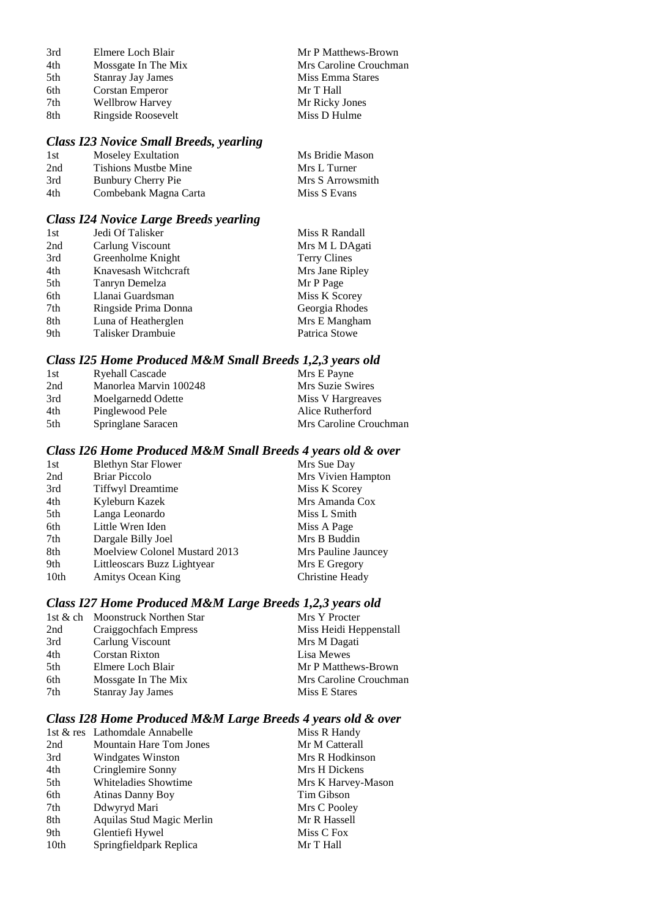| | | |
|---|---|---|
| 3rd | Elmere Loch Blair | Mr P Matthews-Brown |
| 4th | Mossgate In The Mix | Mrs Caroline Crouchman |
| 5th | Stanray Jay James | Miss Emma Stares |
| 6th | Corstan Emperor | Mr T Hall |
| 7th | Wellbrow Harvey | Mr Ricky Jones |
| 8th | Ringside Roosevelt | Miss D Hulme |

### *Class I23 Novice Small Breeds, yearling*

| | | |
|---|---|---|
| 1st | Moseley Exultation | Ms Bridie Mason |
| 2nd | Tishions Mustbe Mine | Mrs L Turner |
| 3rd | Bunbury Cherry Pie | Mrs S Arrowsmith |
| 4th | Combebank Magna Carta | Miss S Evans |

### *Class I24 Novice Large Breeds yearling*

| | | |
|---|---|---|
| 1st | Jedi Of Talisker | Miss R Randall |
| 2nd | Carlung Viscount | Mrs M L DAgati |
| 3rd | Greenholme Knight | Terry Clines |
| 4th | Knavesash Witchcraft | Mrs Jane Ripley |
| 5th | Tanryn Demelza | Mr P Page |
| 6th | Llanai Guardsman | Miss K Scorey |
| 7th | Ringside Prima Donna | Georgia Rhodes |
| 8th | Luna of Heatherglen | Mrs E Mangham |
| 9th | Talisker Drambuie | Patrica Stowe |

### *Class I25 Home Produced M&M Small Breeds 1,2,3 years old*

| | | |
|---|---|---|
| 1st | Ryehall Cascade | Mrs E Payne |
| 2nd | Manorlea Marvin 100248 | Mrs Suzie Swires |
| 3rd | Moelgarnedd Odette | Miss V Hargreaves |
| 4th | Pinglewood Pele | Alice Rutherford |
| 5th | Springlane Saracen | Mrs Caroline Crouchman |

### *Class I26 Home Produced M&M Small Breeds 4 years old & over*

| | | |
|---|---|---|
| 1st | Blethyn Star Flower | Mrs Sue Day |
| 2nd | Briar Piccolo | Mrs Vivien Hampton |
| 3rd | Tiffwyl Dreamtime | Miss K Scorey |
| 4th | Kyleburn Kazek | Mrs Amanda Cox |
| 5th | Langa Leonardo | Miss L Smith |
| 6th | Little Wren Iden | Miss A Page |
| 7th | Dargale Billy Joel | Mrs B Buddin |
| 8th | Moelview Colonel Mustard 2013 | Mrs Pauline Jauncey |
| 9th | Littleoscars Buzz Lightyear | Mrs E Gregory |
| 10th | Amitys Ocean King | Christine Heady |

### *Class I27 Home Produced M&M Large Breeds 1,2,3 years old*

| | | |
|---|---|---|
| 1st & ch | Moonstruck Northen Star | Mrs Y Procter |
| 2nd | Craiggochfach Empress | Miss Heidi Heppenstall |
| 3rd | Carlung Viscount | Mrs M Dagati |
| 4th | Corstan Rixton | Lisa Mewes |
| 5th | Elmere Loch Blair | Mr P Matthews-Brown |
| 6th | Mossgate In The Mix | Mrs Caroline Crouchman |
| 7th | Stanray Jay James | Miss E Stares |

### *Class I28 Home Produced M&M Large Breeds 4 years old & over*

| | | |
|---|---|---|
| 1st & res | Lathomdale Annabelle | Miss R Handy |
| 2nd | Mountain Hare Tom Jones | Mr M Catterall |
| 3rd | Windgates Winston | Mrs R Hodkinson |
| 4th | Cringlemire Sonny | Mrs H Dickens |
| 5th | Whiteladies Showtime | Mrs K Harvey-Mason |
| 6th | Atinas Danny Boy | Tim Gibson |
| 7th | Ddwyryd Mari | Mrs C Pooley |
| 8th | Aquilas Stud Magic Merlin | Mr R Hassell |
| 9th | Glentiefi Hywel | Miss C Fox |
| 10th | Springfieldpark Replica | Mr T Hall |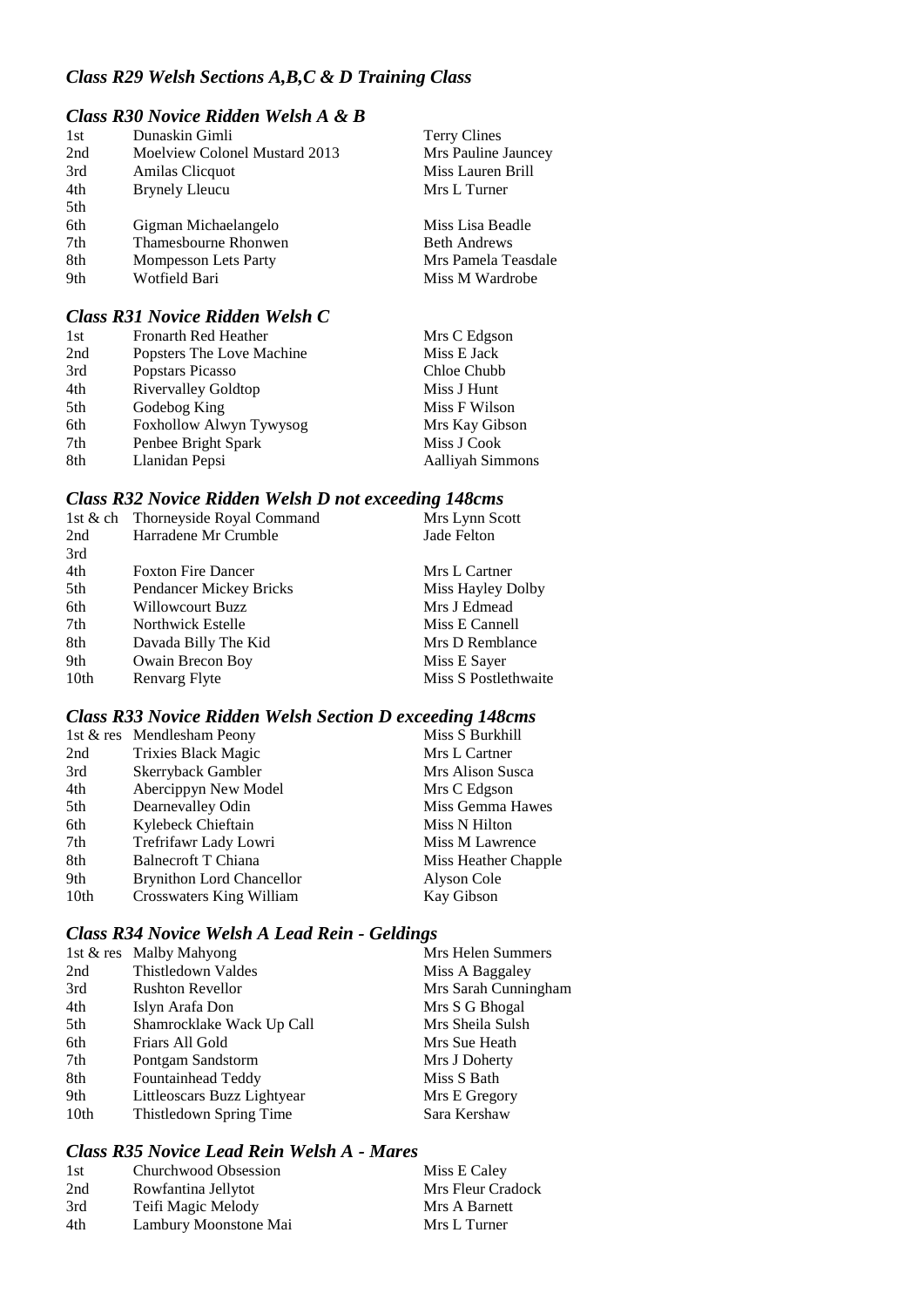### *Class R29 Welsh Sections A,B,C & D Training Class*

### *Class R30 Novice Ridden Welsh A & B*

| | | |
|---|---|---|
| 1st | Dunaskin Gimli | Terry Clines |
| 2nd | Moelview Colonel Mustard 2013 | Mrs Pauline Jauncey |
| 3rd | Amilas Clicquot | Miss Lauren Brill |
| 4th | Brynely Lleucu | Mrs L Turner |
| 5th | | |
| 6th | Gigman Michaelangelo | Miss Lisa Beadle |
| 7th | Thamesbourne Rhonwen | Beth Andrews |
| 8th | Mompesson Lets Party | Mrs Pamela Teasdale |
| 9th | Wotfield Bari | Miss M Wardrobe |

### *Class R31 Novice Ridden Welsh C*

| | | |
|---|---|---|
| 1st | Fronarth Red Heather | Mrs C Edgson |
| 2nd | Popsters The Love Machine | Miss E Jack |
| 3rd | Popstars Picasso | Chloe Chubb |
| 4th | Rivervalley Goldtop | Miss J Hunt |
| 5th | Godebog King | Miss F Wilson |
| 6th | Foxhollow Alwyn Tywysog | Mrs Kay Gibson |
| 7th | Penbee Bright Spark | Miss J Cook |
| 8th | Llanidan Pepsi | Aalliyah Simmons |

### *Class R32 Novice Ridden Welsh D not exceeding 148cms*

| | | |
|---|---|---|
| 1st & ch | Thorneyside Royal Command | Mrs Lynn Scott |
| 2nd | Harradene Mr Crumble | Jade Felton |
| 3rd | | |
| 4th | Foxton Fire Dancer | Mrs L Cartner |
| 5th | Pendancer Mickey Bricks | Miss Hayley Dolby |
| 6th | Willowcourt Buzz | Mrs J Edmead |
| 7th | Northwick Estelle | Miss E Cannell |
| 8th | Davada Billy The Kid | Mrs D Remblance |
| 9th | Owain Brecon Boy | Miss E Sayer |
| 10th | Renvarg Flyte | Miss S Postlethwaite |

### *Class R33 Novice Ridden Welsh Section D exceeding 148cms*

| | | |
|---|---|---|
| 1st & res | Mendlesham Peony | Miss S Burkhill |
| 2nd | Trixies Black Magic | Mrs L Cartner |
| 3rd | Skerryback Gambler | Mrs Alison Susca |
| 4th | Abercippyn New Model | Mrs C Edgson |
| 5th | Dearnevalley Odin | Miss Gemma Hawes |
| 6th | Kylebeck Chieftain | Miss N Hilton |
| 7th | Trefrifawr Lady Lowri | Miss M Lawrence |
| 8th | Balnecroft T Chiana | Miss Heather Chapple |
| 9th | Brynithon Lord Chancellor | Alyson Cole |
| 10th | Crosswaters King William | Kay Gibson |

### *Class R34 Novice Welsh A Lead Rein - Geldings*

| | | |
|---|---|---|
| 1st & res | Malby Mahyong | Mrs Helen Summers |
| 2nd | Thistledown Valdes | Miss A Baggaley |
| 3rd | Rushton Revellor | Mrs Sarah Cunningham |
| 4th | Islyn Arafa Don | Mrs S G Bhogal |
| 5th | Shamrocklake Wack Up Call | Mrs Sheila Sulsh |
| 6th | Friars All Gold | Mrs Sue Heath |
| 7th | Pontgam Sandstorm | Mrs J Doherty |
| 8th | Fountainhead Teddy | Miss S Bath |
| 9th | Littleoscars Buzz Lightyear | Mrs E Gregory |
| 10th | Thistledown Spring Time | Sara Kershaw |

### *Class R35 Novice Lead Rein Welsh A - Mares*

| | | |
|---|---|---|
| 1st | Churchwood Obsession | Miss E Caley |
| 2nd | Rowfantina Jellytot | Mrs Fleur Cradock |
| 3rd | Teifi Magic Melody | Mrs A Barnett |
| 4th | Lambury Moonstone Mai | Mrs L Turner |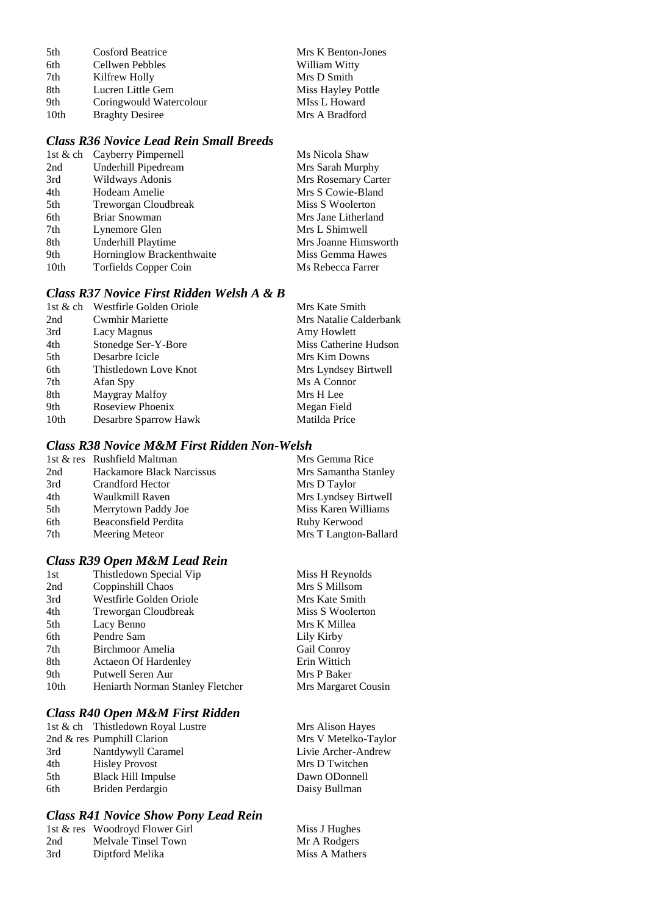| | | |
|---|---|---|
| 5th | Cosford Beatrice | Mrs K Benton-Jones |
| 6th | Cellwen Pebbles | William Witty |
| 7th | Kilfrew Holly | Mrs D Smith |
| 8th | Lucren Little Gem | Miss Hayley Pottle |
| 9th | Coringwould Watercolour | MIss L Howard |
| 10th | Braghty Desiree | Mrs A Bradford |

### *Class R36 Novice Lead Rein Small Breeds*

| | | |
|---|---|---|
| 1st & ch | Cayberry Pimpernell | Ms Nicola Shaw |
| 2nd | Underhill Pipedream | Mrs Sarah Murphy |
| 3rd | Wildways Adonis | Mrs Rosemary Carter |
| 4th | Hodeam Amelie | Mrs S Cowie-Bland |
| 5th | Treworgan Cloudbreak | Miss S Woolerton |
| 6th | Briar Snowman | Mrs Jane Litherland |
| 7th | Lynemore Glen | Mrs L Shimwell |
| 8th | Underhill Playtime | Mrs Joanne Himsworth |
| 9th | Horninglow Brackenthwaite | Miss Gemma Hawes |
| 10th | Torfields Copper Coin | Ms Rebecca Farrer |

### *Class R37 Novice First Ridden Welsh A & B*

| | | |
|---|---|---|
| 1st & ch | Westfirle Golden Oriole | Mrs Kate Smith |
| 2nd | Cwmhir Mariette | Mrs Natalie Calderbank |
| 3rd | Lacy Magnus | Amy Howlett |
| 4th | Stonedge Ser-Y-Bore | Miss Catherine Hudson |
| 5th | Desarbre Icicle | Mrs Kim Downs |
| 6th | Thistledown Love Knot | Mrs Lyndsey Birtwell |
| 7th | Afan Spy | Ms A Connor |
| 8th | Maygray Malfoy | Mrs H Lee |
| 9th | Roseview Phoenix | Megan Field |
| 10th | Desarbre Sparrow Hawk | Matilda Price |

### *Class R38 Novice M&M First Ridden Non-Welsh*

| | | |
|---|---|---|
| 1st & res | Rushfield Maltman | Mrs Gemma Rice |
| 2nd | Hackamore Black Narcissus | Mrs Samantha Stanley |
| 3rd | Crandford Hector | Mrs D Taylor |
| 4th | Waulkmill Raven | Mrs Lyndsey Birtwell |
| 5th | Merrytown Paddy Joe | Miss Karen Williams |
| 6th | Beaconsfield Perdita | Ruby Kerwood |
| 7th | Meering Meteor | Mrs T Langton-Ballard |

### *Class R39 Open M&M Lead Rein*

| | | |
|---|---|---|
| 1st | Thistledown Special Vip | Miss H Reynolds |
| 2nd | Coppinshill Chaos | Mrs S Millsom |
| 3rd | Westfirle Golden Oriole | Mrs Kate Smith |
| 4th | Treworgan Cloudbreak | Miss S Woolerton |
| 5th | Lacy Benno | Mrs K Millea |
| 6th | Pendre Sam | Lily Kirby |
| 7th | Birchmoor Amelia | Gail Conroy |
| 8th | Actaeon Of Hardenley | Erin Wittich |
| 9th | Putwell Seren Aur | Mrs P Baker |
| 10th | Heniarth Norman Stanley Fletcher | Mrs Margaret Cousin |

### *Class R40 Open M&M First Ridden*

| | | |
|---|---|---|
| 1st & ch | Thistledown Royal Lustre | Mrs Alison Hayes |
| 2nd & res | Pumphill Clarion | Mrs V Metelko-Taylor |
| 3rd | Nantdywyll Caramel | Livie Archer-Andrew |
| 4th | Hisley Provost | Mrs D Twitchen |
| 5th | Black Hill Impulse | Dawn ODonnell |
| 6th | Briden Perdargio | Daisy Bullman |

### *Class R41 Novice Show Pony Lead Rein*

| | | |
|---|---|---|
| 1st & res | Woodroyd Flower Girl | Miss J Hughes |
| 2nd | Melvale Tinsel Town | Mr A Rodgers |
| 3rd | Diptford Melika | Miss A Mathers |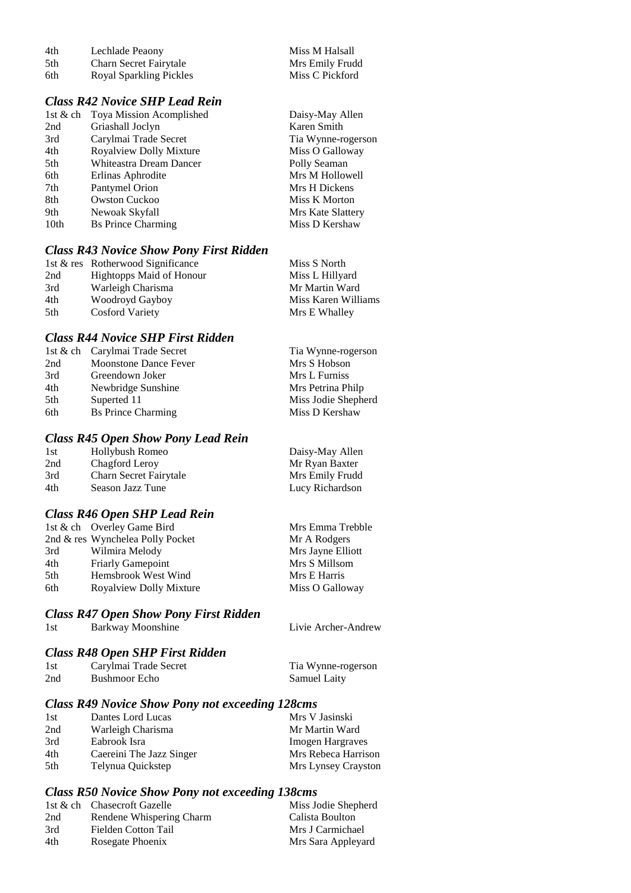| | | |
|---|---|---|
| 4th | Lechlade Peaony | Miss M Halsall |
| 5th | Charn Secret Fairytale | Mrs Emily Frudd |
| 6th | Royal Sparkling Pickles | Miss C Pickford |

### *Class R42 Novice SHP Lead Rein*

| | | |
|---|---|---|
| 1st & ch | Toya Mission Acomplished | Daisy-May Allen |
| 2nd | Griashall Joclyn | Karen Smith |
| 3rd | Carylmai Trade Secret | Tia Wynne-rogerson |
| 4th | Royalview Dolly Mixture | Miss O Galloway |
| 5th | Whiteastra Dream Dancer | Polly Seaman |
| 6th | Erlinas Aphrodite | Mrs M Hollowell |
| 7th | Pantymel Orion | Mrs H Dickens |
| 8th | Owston Cuckoo | Miss K Morton |
| 9th | Newoak Skyfall | Mrs Kate Slattery |
| 10th | Bs Prince Charming | Miss D Kershaw |

### *Class R43 Novice Show Pony First Ridden*

| | | |
|---|---|---|
| 1st & res | Rotherwood Significance | Miss S North |
| 2nd | Hightopps Maid of Honour | Miss L Hillyard |
| 3rd | Warleigh Charisma | Mr Martin Ward |
| 4th | Woodroyd Gayboy | Miss Karen Williams |
| 5th | Cosford Variety | Mrs E Whalley |

### *Class R44 Novice SHP First Ridden*

| | | |
|---|---|---|
| 1st & ch | Carylmai Trade Secret | Tia Wynne-rogerson |
| 2nd | Moonstone Dance Fever | Mrs S Hobson |
| 3rd | Greendown Joker | Mrs L Furniss |
| 4th | Newbridge Sunshine | Mrs Petrina Philp |
| 5th | Superted 11 | Miss Jodie Shepherd |
| 6th | Bs Prince Charming | Miss D Kershaw |

### *Class R45 Open Show Pony Lead Rein*

| | | |
|---|---|---|
| 1st | Hollybush Romeo | Daisy-May Allen |
| 2nd | Chagford Leroy | Mr Ryan Baxter |
| 3rd | Charn Secret Fairytale | Mrs Emily Frudd |
| 4th | Season Jazz Tune | Lucy Richardson |

### *Class R46 Open SHP Lead Rein*

| | | |
|---|---|---|
| 1st & ch | Overley Game Bird | Mrs Emma Trebble |
| 2nd & res | Wynchelea Polly Pocket | Mr A Rodgers |
| 3rd | Wilmira Melody | Mrs Jayne Elliott |
| 4th | Friarly Gamepoint | Mrs S Millsom |
| 5th | Hemsbrook West Wind | Mrs E Harris |
| 6th | Royalview Dolly Mixture | Miss O Galloway |

### *Class R47 Open Show Pony First Ridden*

| | | |
|---|---|---|
| 1st | Barkway Moonshine | Livie Archer-Andrew |

### *Class R48 Open SHP First Ridden*

| | | |
|---|---|---|
| 1st | Carylmai Trade Secret | Tia Wynne-rogerson |
| 2nd | Bushmoor Echo | Samuel Laity |

### *Class R49 Novice Show Pony not exceeding 128cms*

| | | |
|---|---|---|
| 1st | Dantes Lord Lucas | Mrs V Jasinski |
| 2nd | Warleigh Charisma | Mr Martin Ward |
| 3rd | Eabrook Isra | Imogen Hargraves |
| 4th | Caereini The Jazz Singer | Mrs Rebeca Harrison |
| 5th | Telynua Quickstep | Mrs Lynsey Crayston |

### *Class R50 Novice Show Pony not exceeding 138cms*

| | | |
|---|---|---|
| 1st & ch | Chasecroft Gazelle | Miss Jodie Shepherd |
| 2nd | Rendene Whispering Charm | Calista Boulton |
| 3rd | Fielden Cotton Tail | Mrs J Carmichael |
| 4th | Rosegate Phoenix | Mrs Sara Appleyard |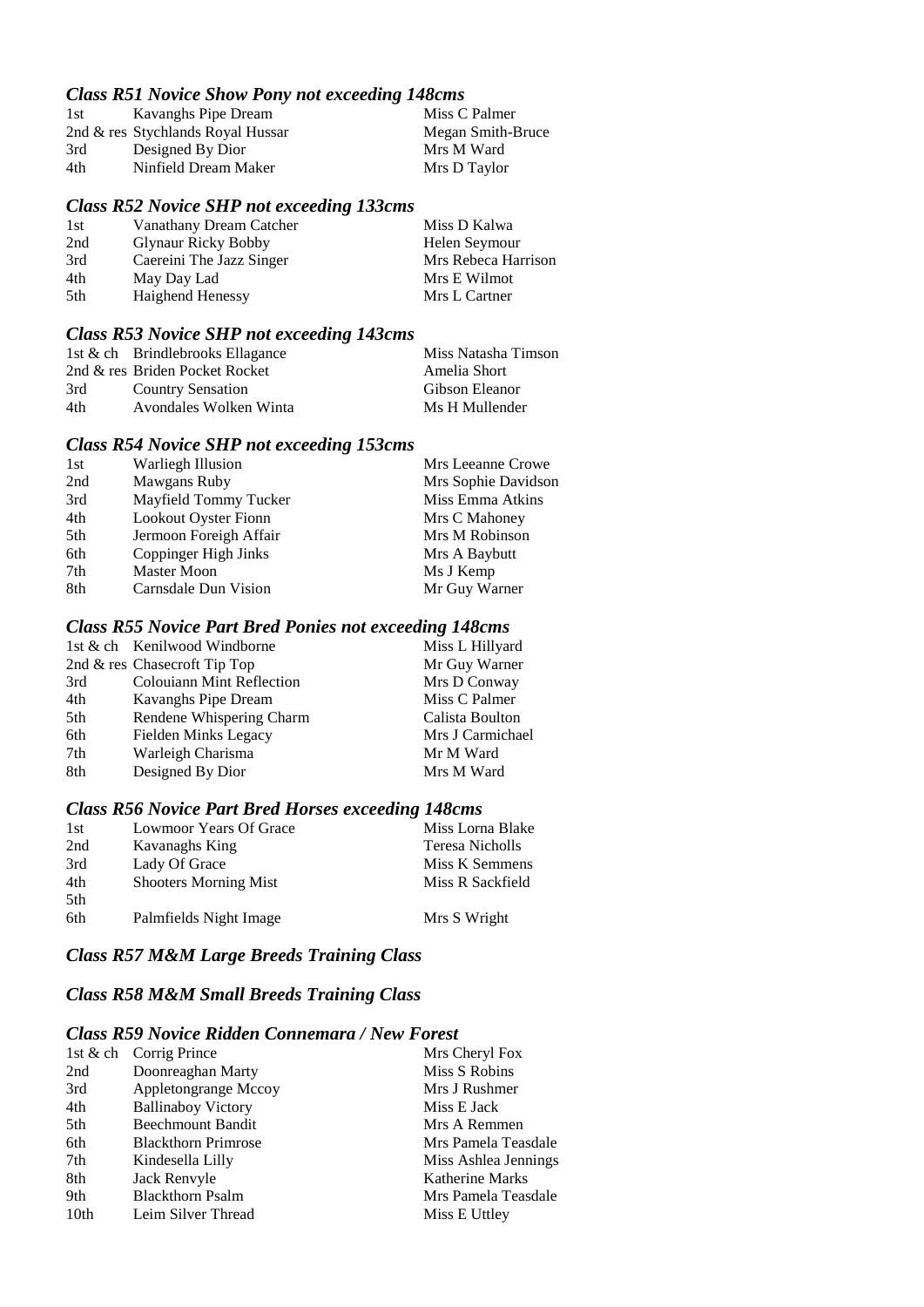### *Class R51 Novice Show Pony not exceeding 148cms*

| | | |
|---|---|---|
| 1st | Kavanghs Pipe Dream | Miss C Palmer |
| 2nd & res | Stychlands Royal Hussar | Megan Smith-Bruce |
| 3rd | Designed By Dior | Mrs M Ward |
| 4th | Ninfield Dream Maker | Mrs D Taylor |

### *Class R52 Novice SHP not exceeding 133cms*

| | | |
|---|---|---|
| 1st | Vanathany Dream Catcher | Miss D Kalwa |
| 2nd | Glynaur Ricky Bobby | Helen Seymour |
| 3rd | Caereini The Jazz Singer | Mrs Rebeca Harrison |
| 4th | May Day Lad | Mrs E Wilmot |
| 5th | Haighend Henessy | Mrs L Cartner |

### *Class R53 Novice SHP not exceeding 143cms*

| | | |
|---|---|---|
| 1st & ch | Brindlebrooks Ellagance | Miss Natasha Timson |
| 2nd & res | Briden Pocket Rocket | Amelia Short |
| 3rd | Country Sensation | Gibson Eleanor |
| 4th | Avondales Wolken Winta | Ms H Mullender |

### *Class R54 Novice SHP not exceeding 153cms*

| | | |
|---|---|---|
| 1st | Warliegh Illusion | Mrs Leeanne Crowe |
| 2nd | Mawgans Ruby | Mrs Sophie Davidson |
| 3rd | Mayfield Tommy Tucker | Miss Emma Atkins |
| 4th | Lookout Oyster Fionn | Mrs C Mahoney |
| 5th | Jermoon Foreigh Affair | Mrs M Robinson |
| 6th | Coppinger High Jinks | Mrs A Baybutt |
| 7th | Master Moon | Ms J Kemp |
| 8th | Carnsdale Dun Vision | Mr Guy Warner |

### *Class R55 Novice Part Bred Ponies not exceeding 148cms*

| | | |
|---|---|---|
| 1st & ch | Kenilwood Windborne | Miss L Hillyard |
| 2nd & res | Chasecroft Tip Top | Mr Guy Warner |
| 3rd | Colouiann Mint Reflection | Mrs D Conway |
| 4th | Kavanghs Pipe Dream | Miss C Palmer |
| 5th | Rendene Whispering Charm | Calista Boulton |
| 6th | Fielden Minks Legacy | Mrs J Carmichael |
| 7th | Warleigh Charisma | Mr M Ward |
| 8th | Designed By Dior | Mrs M Ward |

### *Class R56 Novice Part Bred Horses exceeding 148cms*

| | | |
|---|---|---|
| 1st | Lowmoor Years Of Grace | Miss Lorna Blake |
| 2nd | Kavanaghs King | Teresa Nicholls |
| 3rd | Lady Of Grace | Miss K Semmens |
| 4th | Shooters Morning Mist | Miss R Sackfield |
| 5th | | |
| 6th | Palmfields Night Image | Mrs S Wright |

### *Class R57 M&M Large Breeds Training Class*

### *Class R58 M&M Small Breeds Training Class*

### *Class R59 Novice Ridden Connemara / New Forest*

| | | |
|---|---|---|
| 1st & ch | Corrig Prince | Mrs Cheryl Fox |
| 2nd | Doonreaghan Marty | Miss S Robins |
| 3rd | Appletongrange Mccoy | Mrs J Rushmer |
| 4th | Ballinaboy Victory | Miss E Jack |
| 5th | Beechmount Bandit | Mrs A Remmen |
| 6th | Blackthorn Primrose | Mrs Pamela Teasdale |
| 7th | Kindesella Lilly | Miss Ashlea Jennings |
| 8th | Jack Renvyle | Katherine Marks |
| 9th | Blackthorn Psalm | Mrs Pamela Teasdale |
| 10th | Leim Silver Thread | Miss E Uttley |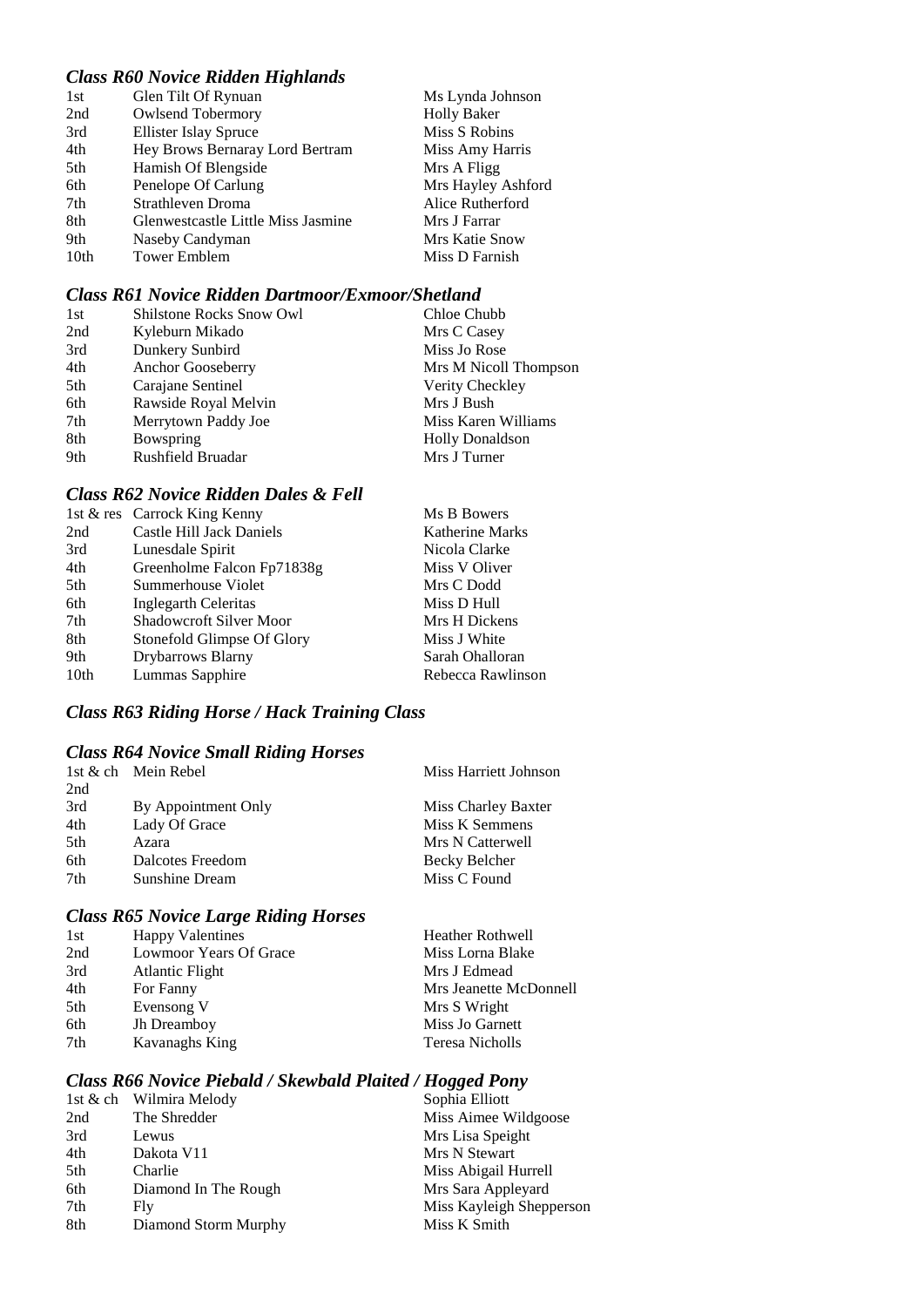### *Class R60 Novice Ridden Highlands*

| | | |
|---|---|---|
| 1st | Glen Tilt Of Rynuan | Ms Lynda Johnson |
| 2nd | Owlsend Tobermory | Holly Baker |
| 3rd | Ellister Islay Spruce | Miss S Robins |
| 4th | Hey Brows Bernaray Lord Bertram | Miss Amy Harris |
| 5th | Hamish Of Blengside | Mrs A Fligg |
| 6th | Penelope Of Carlung | Mrs Hayley Ashford |
| 7th | Strathleven Droma | Alice Rutherford |
| 8th | Glenwestcastle Little Miss Jasmine | Mrs J Farrar |
| 9th | Naseby Candyman | Mrs Katie Snow |
| 10th | Tower Emblem | Miss D Farnish |

### *Class R61 Novice Ridden Dartmoor/Exmoor/Shetland*

| | | |
|---|---|---|
| 1st | Shilstone Rocks Snow Owl | Chloe Chubb |
| 2nd | Kyleburn Mikado | Mrs C Casey |
| 3rd | Dunkery Sunbird | Miss Jo Rose |
| 4th | Anchor Gooseberry | Mrs M Nicoll Thompson |
| 5th | Carajane Sentinel | Verity Checkley |
| 6th | Rawside Royal Melvin | Mrs J Bush |
| 7th | Merrytown Paddy Joe | Miss Karen Williams |
| 8th | Bowspring | Holly Donaldson |
| 9th | Rushfield Bruadar | Mrs J Turner |

### *Class R62 Novice Ridden Dales & Fell*

| | | |
|---|---|---|
| 1st & res | Carrock King Kenny | Ms B Bowers |
| 2nd | Castle Hill Jack Daniels | Katherine Marks |
| 3rd | Lunesdale Spirit | Nicola Clarke |
| 4th | Greenholme Falcon Fp71838g | Miss V Oliver |
| 5th | Summerhouse Violet | Mrs C Dodd |
| 6th | Inglegarth Celeritas | Miss D Hull |
| 7th | Shadowcroft Silver Moor | Mrs H Dickens |
| 8th | Stonefold Glimpse Of Glory | Miss J White |
| 9th | Drybarrows Blarny | Sarah Ohalloran |
| 10th | Lummas Sapphire | Rebecca Rawlinson |

### *Class R63 Riding Horse / Hack Training Class*

### *Class R64 Novice Small Riding Horses*

| | | |
|---|---|---|
| 1st & ch | Mein Rebel | Miss Harriett Johnson |
| 2nd | | |
| 3rd | By Appointment Only | Miss Charley Baxter |
| 4th | Lady Of Grace | Miss K Semmens |
| 5th | Azara | Mrs N Catterwell |
| 6th | Dalcotes Freedom | Becky Belcher |
| 7th | Sunshine Dream | Miss C Found |

### *Class R65 Novice Large Riding Horses*

| | | |
|---|---|---|
| 1st | Happy Valentines | Heather Rothwell |
| 2nd | Lowmoor Years Of Grace | Miss Lorna Blake |
| 3rd | Atlantic Flight | Mrs J Edmead |
| 4th | For Fanny | Mrs Jeanette McDonnell |
| 5th | Evensong V | Mrs S Wright |
| 6th | Jh Dreamboy | Miss Jo Garnett |
| 7th | Kavanaghs King | Teresa Nicholls |

### *Class R66 Novice Piebald / Skewbald Plaited / Hogged Pony*

| | | |
|---|---|---|
| 1st & ch | Wilmira Melody | Sophia Elliott |
| 2nd | The Shredder | Miss Aimee Wildgoose |
| 3rd | Lewus | Mrs Lisa Speight |
| 4th | Dakota V11 | Mrs N Stewart |
| 5th | Charlie | Miss Abigail Hurrell |
| 6th | Diamond In The Rough | Mrs Sara Appleyard |
| 7th | Fly | Miss Kayleigh Shepperson |
| 8th | Diamond Storm Murphy | Miss K Smith |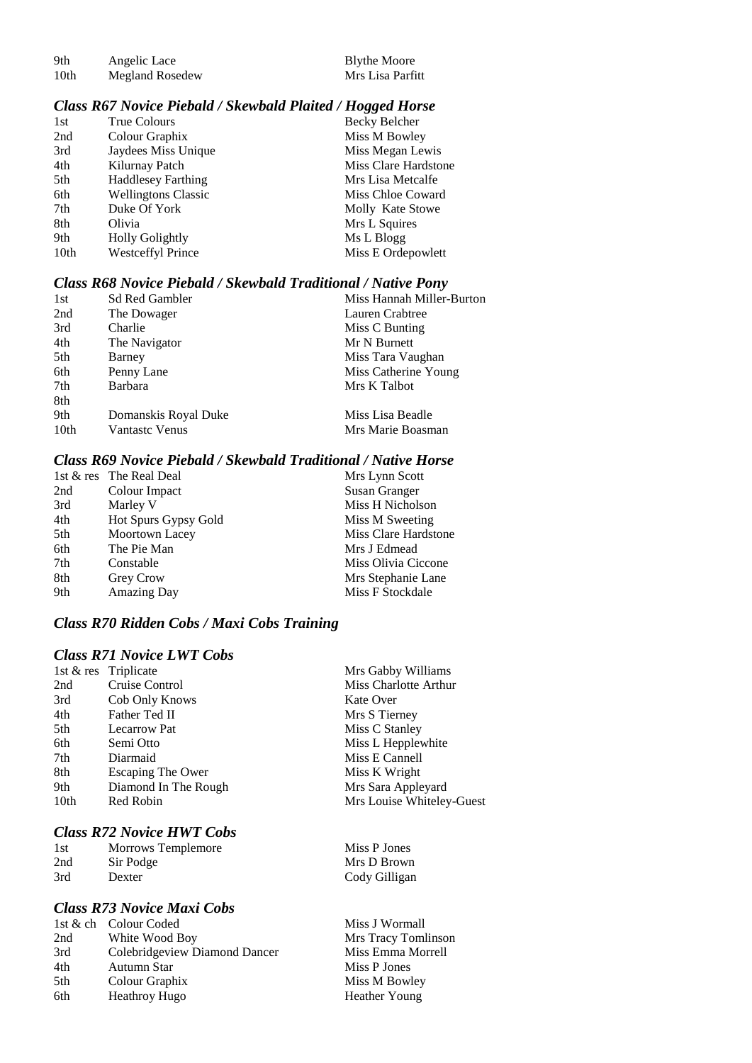| | | |
|---|---|---|
| 9th | Angelic Lace | Blythe Moore |
| 10th | Megland Rosedew | Mrs Lisa Parfitt |

### *Class R67 Novice Piebald / Skewbald Plaited / Hogged Horse*

| | | |
|---|---|---|
| 1st | True Colours | Becky Belcher |
| 2nd | Colour Graphix | Miss M Bowley |
| 3rd | Jaydees Miss Unique | Miss Megan Lewis |
| 4th | Kilurnay Patch | Miss Clare Hardstone |
| 5th | Haddlesey Farthing | Mrs Lisa Metcalfe |
| 6th | Wellingtons Classic | Miss Chloe Coward |
| 7th | Duke Of York | Molly Kate Stowe |
| 8th | Olivia | Mrs L Squires |
| 9th | Holly Golightly | Ms L Blogg |
| 10th | Westceffyl Prince | Miss E Ordepowlett |

### *Class R68 Novice Piebald / Skewbald Traditional / Native Pony*

| | | |
|---|---|---|
| 1st | Sd Red Gambler | Miss Hannah Miller-Burton |
| 2nd | The Dowager | Lauren Crabtree |
| 3rd | Charlie | Miss C Bunting |
| 4th | The Navigator | Mr N Burnett |
| 5th | Barney | Miss Tara Vaughan |
| 6th | Penny Lane | Miss Catherine Young |
| 7th | Barbara | Mrs K Talbot |
| 8th | | |
| 9th | Domanskis Royal Duke | Miss Lisa Beadle |
| 10th | Vantastc Venus | Mrs Marie Boasman |

### *Class R69 Novice Piebald / Skewbald Traditional / Native Horse*

| | | |
|---|---|---|
| 1st & res | The Real Deal | Mrs Lynn Scott |
| 2nd | Colour Impact | Susan Granger |
| 3rd | Marley V | Miss H Nicholson |
| 4th | Hot Spurs Gypsy Gold | Miss M Sweeting |
| 5th | Moortown Lacey | Miss Clare Hardstone |
| 6th | The Pie Man | Mrs J Edmead |
| 7th | Constable | Miss Olivia Ciccone |
| 8th | Grey Crow | Mrs Stephanie Lane |
| 9th | Amazing Day | Miss F Stockdale |

### *Class R70 Ridden Cobs / Maxi Cobs Training*

### *Class R71 Novice LWT Cobs*

| | | |
|---|---|---|
| 1st & res | Triplicate | Mrs Gabby Williams |
| 2nd | Cruise Control | Miss Charlotte Arthur |
| 3rd | Cob Only Knows | Kate Over |
| 4th | Father Ted II | Mrs S Tierney |
| 5th | Lecarrow Pat | Miss C Stanley |
| 6th | Semi Otto | Miss L Hepplewhite |
| 7th | Diarmaid | Miss E Cannell |
| 8th | Escaping The Ower | Miss K Wright |
| 9th | Diamond In The Rough | Mrs Sara Appleyard |
| 10th | Red Robin | Mrs Louise Whiteley-Guest |

### *Class R72 Novice HWT Cobs*

| | | |
|---|---|---|
| 1st | Morrows Templemore | Miss P Jones |
| 2nd | Sir Podge | Mrs D Brown |
| 3rd | Dexter | Cody Gilligan |

### *Class R73 Novice Maxi Cobs*

| | | |
|---|---|---|
| 1st & ch | Colour Coded | Miss J Wormall |
| 2nd | White Wood Boy | Mrs Tracy Tomlinson |
| 3rd | Colebridgeview Diamond Dancer | Miss Emma Morrell |
| 4th | Autumn Star | Miss P Jones |
| 5th | Colour Graphix | Miss M Bowley |
| 6th | Heathroy Hugo | Heather Young |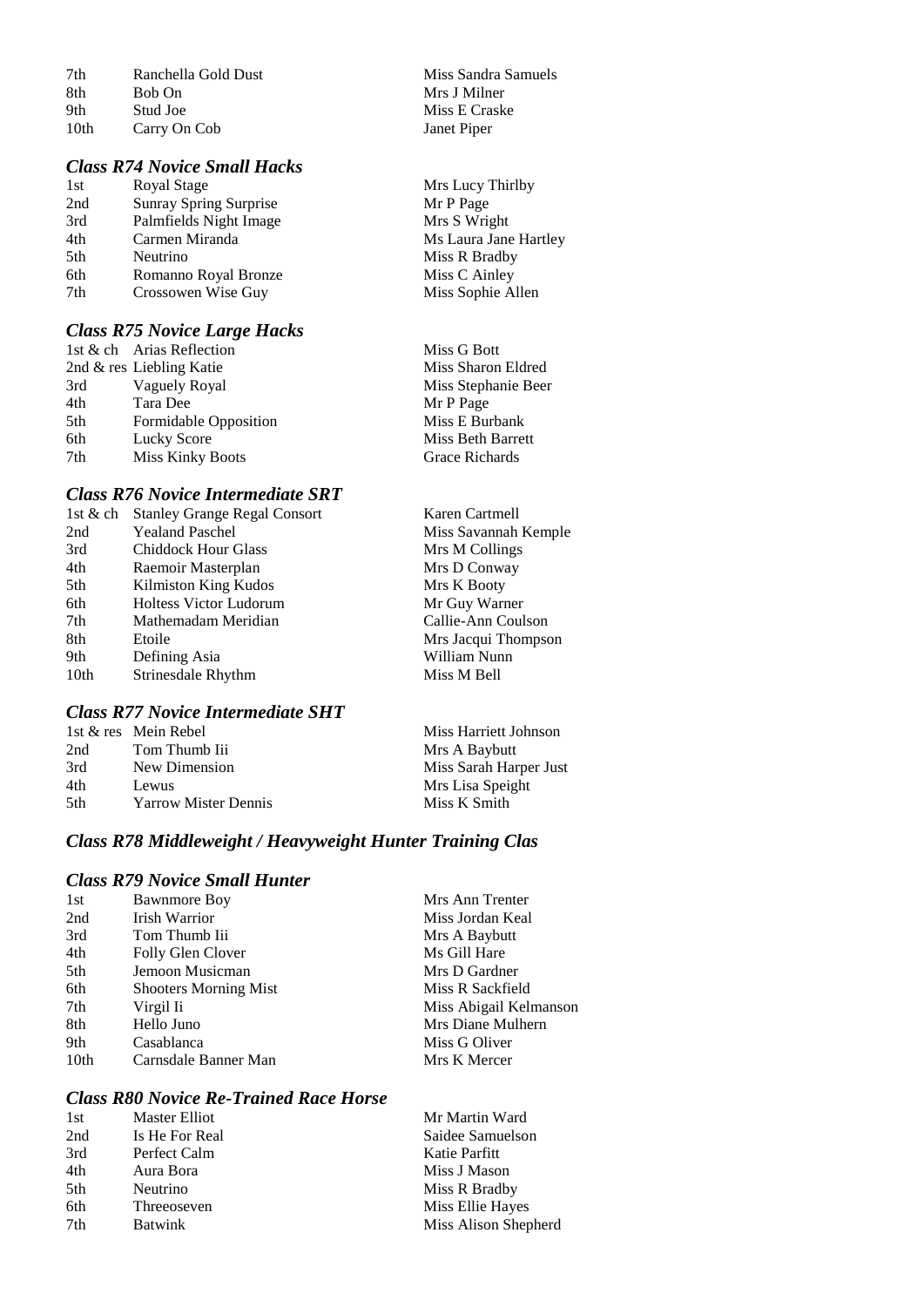| | | |
|---|---|---|
| 7th | Ranchella Gold Dust | Miss Sandra Samuels |
| 8th | Bob On | Mrs J Milner |
| 9th | Stud Joe | Miss E Craske |
| 10th | Carry On Cob | Janet Piper |

### *Class R74 Novice Small Hacks*

| | | |
|---|---|---|
| 1st | Royal Stage | Mrs Lucy Thirlby |
| 2nd | Sunray Spring Surprise | Mr P Page |
| 3rd | Palmfields Night Image | Mrs S Wright |
| 4th | Carmen Miranda | Ms Laura Jane Hartley |
| 5th | Neutrino | Miss R Bradby |
| 6th | Romanno Royal Bronze | Miss C Ainley |
| 7th | Crossowen Wise Guy | Miss Sophie Allen |

### *Class R75 Novice Large Hacks*

| | | |
|---|---|---|
| 1st & ch | Arias Reflection | Miss G Bott |
| 2nd & res | Liebling Katie | Miss Sharon Eldred |
| 3rd | Vaguely Royal | Miss Stephanie Beer |
| 4th | Tara Dee | Mr P Page |
| 5th | Formidable Opposition | Miss E Burbank |
| 6th | Lucky Score | Miss Beth Barrett |
| 7th | Miss Kinky Boots | Grace Richards |

### *Class R76 Novice Intermediate SRT*

| | | |
|---|---|---|
| 1st & ch | Stanley Grange Regal Consort | Karen Cartmell |
| 2nd | Yealand Paschel | Miss Savannah Kemple |
| 3rd | Chiddock Hour Glass | Mrs M Collings |
| 4th | Raemoir Masterplan | Mrs D Conway |
| 5th | Kilmiston King Kudos | Mrs K Booty |
| 6th | Holtess Victor Ludorum | Mr Guy Warner |
| 7th | Mathemadam Meridian | Callie-Ann Coulson |
| 8th | Etoile | Mrs Jacqui Thompson |
| 9th | Defining Asia | William Nunn |
| 10th | Strinesdale Rhythm | Miss M Bell |

### *Class R77 Novice Intermediate SHT*

| | | |
|---|---|---|
| 1st & res | Mein Rebel | Miss Harriett Johnson |
| 2nd | Tom Thumb Iii | Mrs A Baybutt |
| 3rd | New Dimension | Miss Sarah Harper Just |
| 4th | Lewus | Mrs Lisa Speight |
| 5th | Yarrow Mister Dennis | Miss K Smith |

### *Class R78 Middleweight / Heavyweight Hunter Training Clas*

### *Class R79 Novice Small Hunter*

| | | |
|---|---|---|
| 1st | Bawnmore Boy | Mrs Ann Trenter |
| 2nd | Irish Warrior | Miss Jordan Keal |
| 3rd | Tom Thumb Iii | Mrs A Baybutt |
| 4th | Folly Glen Clover | Ms Gill Hare |
| 5th | Jemoon Musicman | Mrs D Gardner |
| 6th | Shooters Morning Mist | Miss R Sackfield |
| 7th | Virgil Ii | Miss Abigail Kelmanson |
| 8th | Hello Juno | Mrs Diane Mulhern |
| 9th | Casablanca | Miss G Oliver |
| 10th | Carnsdale Banner Man | Mrs K Mercer |

### *Class R80 Novice Re-Trained Race Horse*

| | | |
|---|---|---|
| 1st | Master Elliot | Mr Martin Ward |
| 2nd | Is He For Real | Saidee Samuelson |
| 3rd | Perfect Calm | Katie Parfitt |
| 4th | Aura Bora | Miss J Mason |
| 5th | Neutrino | Miss R Bradby |
| 6th | Threeoseven | Miss Ellie Hayes |
| 7th | Batwink | Miss Alison Shepherd |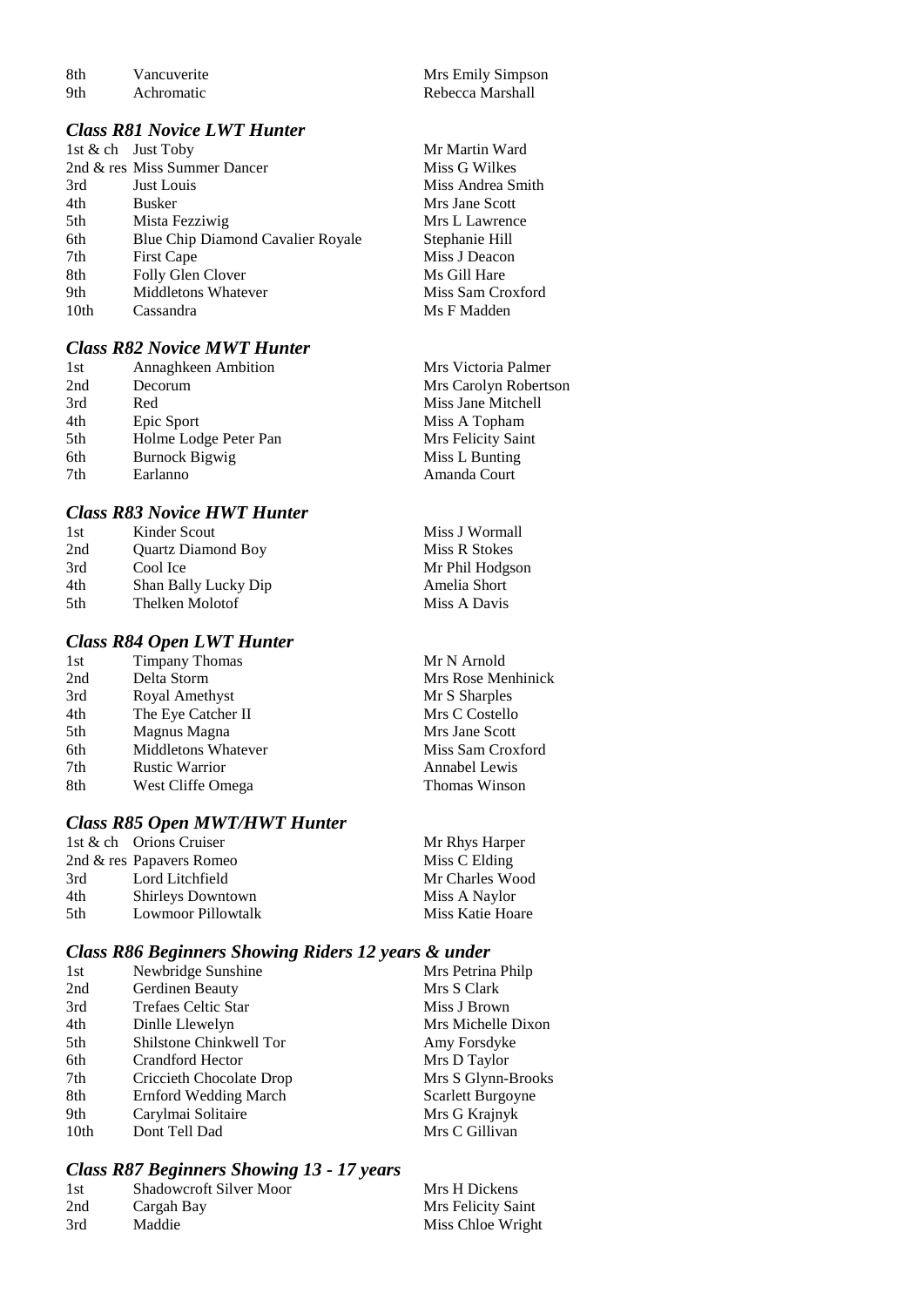| | | |
|---|---|---|
| 8th | Vancuverite | Mrs Emily Simpson |
| 9th | Achromatic | Rebecca Marshall |

### *Class R81 Novice LWT Hunter*

| | | |
|---|---|---|
| 1st & ch | Just Toby | Mr Martin Ward |
| 2nd & res | Miss Summer Dancer | Miss G Wilkes |
| 3rd | Just Louis | Miss Andrea Smith |
| 4th | Busker | Mrs Jane Scott |
| 5th | Mista Fezziwig | Mrs L Lawrence |
| 6th | Blue Chip Diamond Cavalier Royale | Stephanie Hill |
| 7th | First Cape | Miss J Deacon |
| 8th | Folly Glen Clover | Ms Gill Hare |
| 9th | Middletons Whatever | Miss Sam Croxford |
| 10th | Cassandra | Ms F Madden |

### *Class R82 Novice MWT Hunter*

| | | |
|---|---|---|
| 1st | Annaghkeen Ambition | Mrs Victoria Palmer |
| 2nd | Decorum | Mrs Carolyn Robertson |
| 3rd | Red | Miss Jane Mitchell |
| 4th | Epic Sport | Miss A Topham |
| 5th | Holme Lodge Peter Pan | Mrs Felicity Saint |
| 6th | Burnock Bigwig | Miss L Bunting |
| 7th | Earlanno | Amanda Court |

### *Class R83 Novice HWT Hunter*

| | | |
|---|---|---|
| 1st | Kinder Scout | Miss J Wormall |
| 2nd | Quartz Diamond Boy | Miss R Stokes |
| 3rd | Cool Ice | Mr Phil Hodgson |
| 4th | Shan Bally Lucky Dip | Amelia Short |
| 5th | Thelken Molotof | Miss A Davis |

### *Class R84 Open LWT Hunter*

| | | |
|---|---|---|
| 1st | Timpany Thomas | Mr N Arnold |
| 2nd | Delta Storm | Mrs Rose Menhinick |
| 3rd | Royal Amethyst | Mr S Sharples |
| 4th | The Eye Catcher II | Mrs C Costello |
| 5th | Magnus Magna | Mrs Jane Scott |
| 6th | Middletons Whatever | Miss Sam Croxford |
| 7th | Rustic Warrior | Annabel Lewis |
| 8th | West Cliffe Omega | Thomas Winson |

### *Class R85 Open MWT/HWT Hunter*

| | | |
|---|---|---|
| 1st & ch | Orions Cruiser | Mr Rhys Harper |
| 2nd & res | Papavers Romeo | Miss C Elding |
| 3rd | Lord Litchfield | Mr Charles Wood |
| 4th | Shirleys Downtown | Miss A Naylor |
| 5th | Lowmoor Pillowtalk | Miss Katie Hoare |

### *Class R86 Beginners Showing Riders 12 years & under*

| | | |
|---|---|---|
| 1st | Newbridge Sunshine | Mrs Petrina Philp |
| 2nd | Gerdinen Beauty | Mrs S Clark |
| 3rd | Trefaes Celtic Star | Miss J Brown |
| 4th | Dinlle Llewelyn | Mrs Michelle Dixon |
| 5th | Shilstone Chinkwell Tor | Amy Forsdyke |
| 6th | Crandford Hector | Mrs D Taylor |
| 7th | Criccieth Chocolate Drop | Mrs S Glynn-Brooks |
| 8th | Ernford Wedding March | Scarlett Burgoyne |
| 9th | Carylmai Solitaire | Mrs G Krajnyk |
| 10th | Dont Tell Dad | Mrs C Gillivan |

### *Class R87 Beginners Showing 13 - 17 years*

| | | |
|---|---|---|
| 1st | Shadowcroft Silver Moor | Mrs H Dickens |
| 2nd | Cargah Bay | Mrs Felicity Saint |
| 3rd | Maddie | Miss Chloe Wright |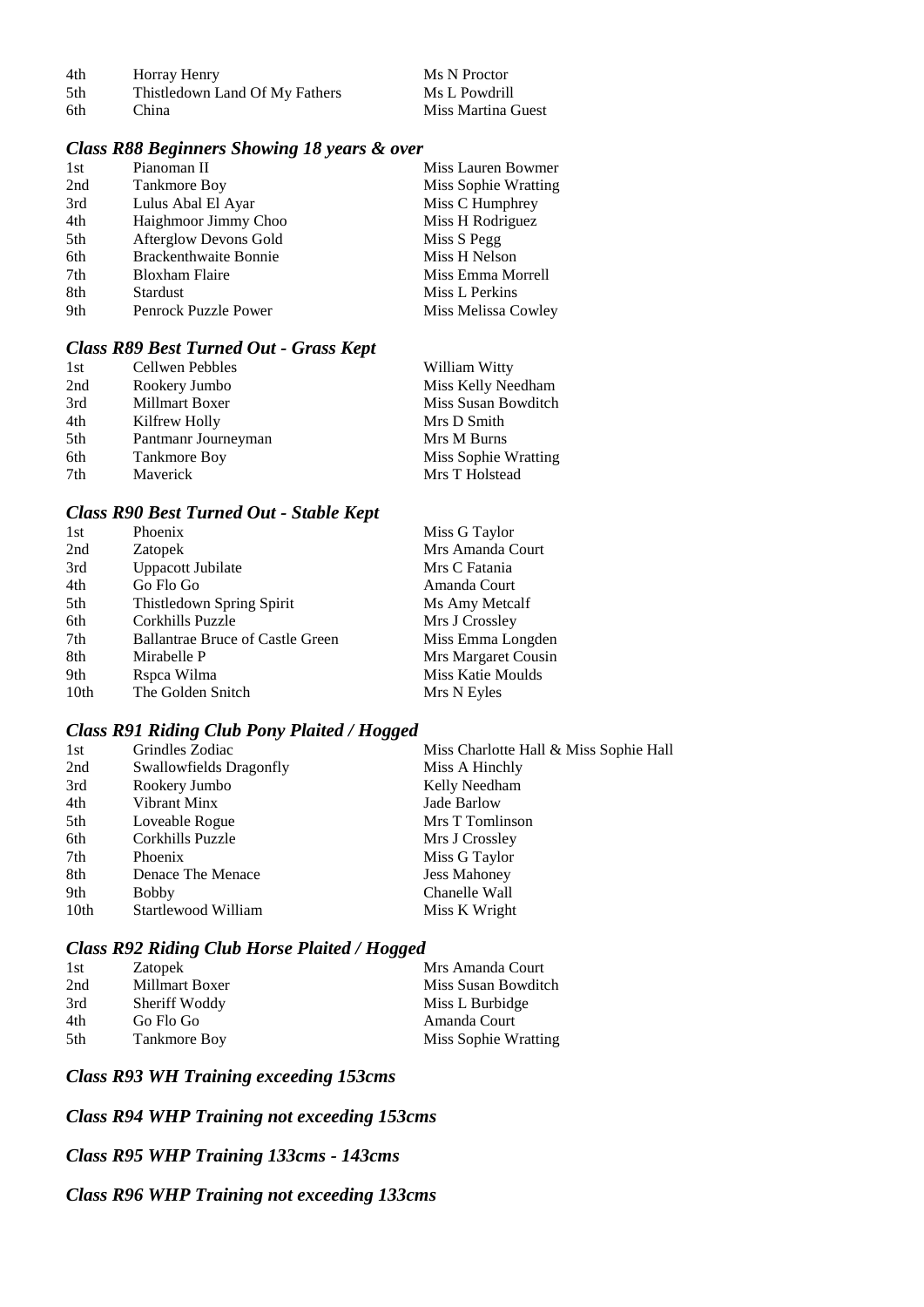| | | |
|---|---|---|
| 4th | Horray Henry | Ms N Proctor |
| 5th | Thistledown Land Of My Fathers | Ms L Powdrill |
| 6th | China | Miss Martina Guest |

### *Class R88 Beginners Showing 18 years & over*

| | | |
|---|---|---|
| 1st | Pianoman II | Miss Lauren Bowmer |
| 2nd | Tankmore Boy | Miss Sophie Wratting |
| 3rd | Lulus Abal El Ayar | Miss C Humphrey |
| 4th | Haighmoor Jimmy Choo | Miss H Rodriguez |
| 5th | Afterglow Devons Gold | Miss S Pegg |
| 6th | Brackenthwaite Bonnie | Miss H Nelson |
| 7th | Bloxham Flaire | Miss Emma Morrell |
| 8th | Stardust | Miss L Perkins |
| 9th | Penrock Puzzle Power | Miss Melissa Cowley |

### *Class R89 Best Turned Out - Grass Kept*

| | | |
|---|---|---|
| 1st | Cellwen Pebbles | William Witty |
| 2nd | Rookery Jumbo | Miss Kelly Needham |
| 3rd | Millmart Boxer | Miss Susan Bowditch |
| 4th | Kilfrew Holly | Mrs D Smith |
| 5th | Pantmanr Journeyman | Mrs M Burns |
| 6th | Tankmore Boy | Miss Sophie Wratting |
| 7th | Maverick | Mrs T Holstead |

### *Class R90 Best Turned Out - Stable Kept*

| | | |
|---|---|---|
| 1st | Phoenix | Miss G Taylor |
| 2nd | Zatopek | Mrs Amanda Court |
| 3rd | Uppacott Jubilate | Mrs C Fatania |
| 4th | Go Flo Go | Amanda Court |
| 5th | Thistledown Spring Spirit | Ms Amy Metcalf |
| 6th | Corkhills Puzzle | Mrs J Crossley |
| 7th | Ballantrae Bruce of Castle Green | Miss Emma Longden |
| 8th | Mirabelle P | Mrs Margaret Cousin |
| 9th | Rspca Wilma | Miss Katie Moulds |
| 10th | The Golden Snitch | Mrs N Eyles |

### *Class R91 Riding Club Pony Plaited / Hogged*

| | | |
|---|---|---|
| 1st | Grindles Zodiac | Miss Charlotte Hall & Miss Sophie Hall |
| 2nd | Swallowfields Dragonfly | Miss A Hinchly |
| 3rd | Rookery Jumbo | Kelly Needham |
| 4th | Vibrant Minx | Jade Barlow |
| 5th | Loveable Rogue | Mrs T Tomlinson |
| 6th | Corkhills Puzzle | Mrs J Crossley |
| 7th | Phoenix | Miss G Taylor |
| 8th | Denace The Menace | Jess Mahoney |
| 9th | Bobby | Chanelle Wall |
| 10th | Startlewood William | Miss K Wright |

### *Class R92 Riding Club Horse Plaited / Hogged*

| | | |
|---|---|---|
| 1st | Zatopek | Mrs Amanda Court |
| 2nd | Millmart Boxer | Miss Susan Bowditch |
| 3rd | Sheriff Woddy | Miss L Burbidge |
| 4th | Go Flo Go | Amanda Court |
| 5th | Tankmore Boy | Miss Sophie Wratting |

### *Class R93 WH Training exceeding 153cms*

### *Class R94 WHP Training not exceeding 153cms*

### *Class R95 WHP Training 133cms - 143cms*

### *Class R96 WHP Training not exceeding 133cms*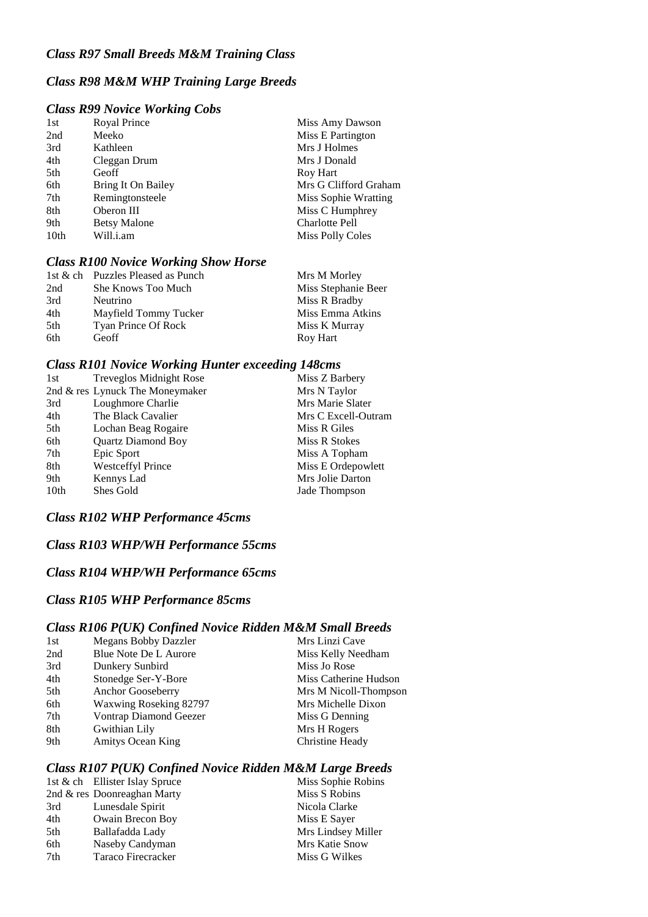### *Class R97 Small Breeds M&M Training Class*

### *Class R98 M&M WHP Training Large Breeds*

### *Class R99 Novice Working Cobs*

| | | |
|---|---|---|
| 1st | Royal Prince | Miss Amy Dawson |
| 2nd | Meeko | Miss E Partington |
| 3rd | Kathleen | Mrs J Holmes |
| 4th | Cleggan Drum | Mrs J Donald |
| 5th | Geoff | Roy Hart |
| 6th | Bring It On Bailey | Mrs G Clifford Graham |
| 7th | Remingtonsteele | Miss Sophie Wratting |
| 8th | Oberon III | Miss C Humphrey |
| 9th | Betsy Malone | Charlotte Pell |
| 10th | Will.i.am | Miss Polly Coles |

### *Class R100 Novice Working Show Horse*

| | | |
|---|---|---|
| 1st & ch | Puzzles Pleased as Punch | Mrs M Morley |
| 2nd | She Knows Too Much | Miss Stephanie Beer |
| 3rd | Neutrino | Miss R Bradby |
| 4th | Mayfield Tommy Tucker | Miss Emma Atkins |
| 5th | Tyan Prince Of Rock | Miss K Murray |
| 6th | Geoff | Roy Hart |

### *Class R101 Novice Working Hunter exceeding 148cms*

| | | |
|---|---|---|
| 1st | Treveglos Midnight Rose | Miss Z Barbery |
| 2nd & res | Lynuck The Moneymaker | Mrs N Taylor |
| 3rd | Loughmore Charlie | Mrs Marie Slater |
| 4th | The Black Cavalier | Mrs C Excell-Outram |
| 5th | Lochan Beag Rogaire | Miss R Giles |
| 6th | Quartz Diamond Boy | Miss R Stokes |
| 7th | Epic Sport | Miss A Topham |
| 8th | Westceffyl Prince | Miss E Ordepowlett |
| 9th | Kennys Lad | Mrs Jolie Darton |
| 10th | Shes Gold | Jade Thompson |

### *Class R102 WHP Performance 45cms*

### *Class R103 WHP/WH Performance 55cms*

### *Class R104 WHP/WH Performance 65cms*

### *Class R105 WHP Performance 85cms*

### *Class R106 P(UK) Confined Novice Ridden M&M Small Breeds*

| | | |
|---|---|---|
| 1st | Megans Bobby Dazzler | Mrs Linzi Cave |
| 2nd | Blue Note De L Aurore | Miss Kelly Needham |
| 3rd | Dunkery Sunbird | Miss Jo Rose |
| 4th | Stonedge Ser-Y-Bore | Miss Catherine Hudson |
| 5th | Anchor Gooseberry | Mrs M Nicoll-Thompson |
| 6th | Waxwing Roseking 82797 | Mrs Michelle Dixon |
| 7th | Vontrap Diamond Geezer | Miss G Denning |
| 8th | Gwithian Lily | Mrs H Rogers |
| 9th | Amitys Ocean King | Christine Heady |

### *Class R107 P(UK) Confined Novice Ridden M&M Large Breeds*

| | | |
|---|---|---|
| 1st & ch | Ellister Islay Spruce | Miss Sophie Robins |
| 2nd & res | Doonreaghan Marty | Miss S Robins |
| 3rd | Lunesdale Spirit | Nicola Clarke |
| 4th | Owain Brecon Boy | Miss E Sayer |
| 5th | Ballafadda Lady | Mrs Lindsey Miller |
| 6th | Naseby Candyman | Mrs Katie Snow |
| 7th | Taraco Firecracker | Miss G Wilkes |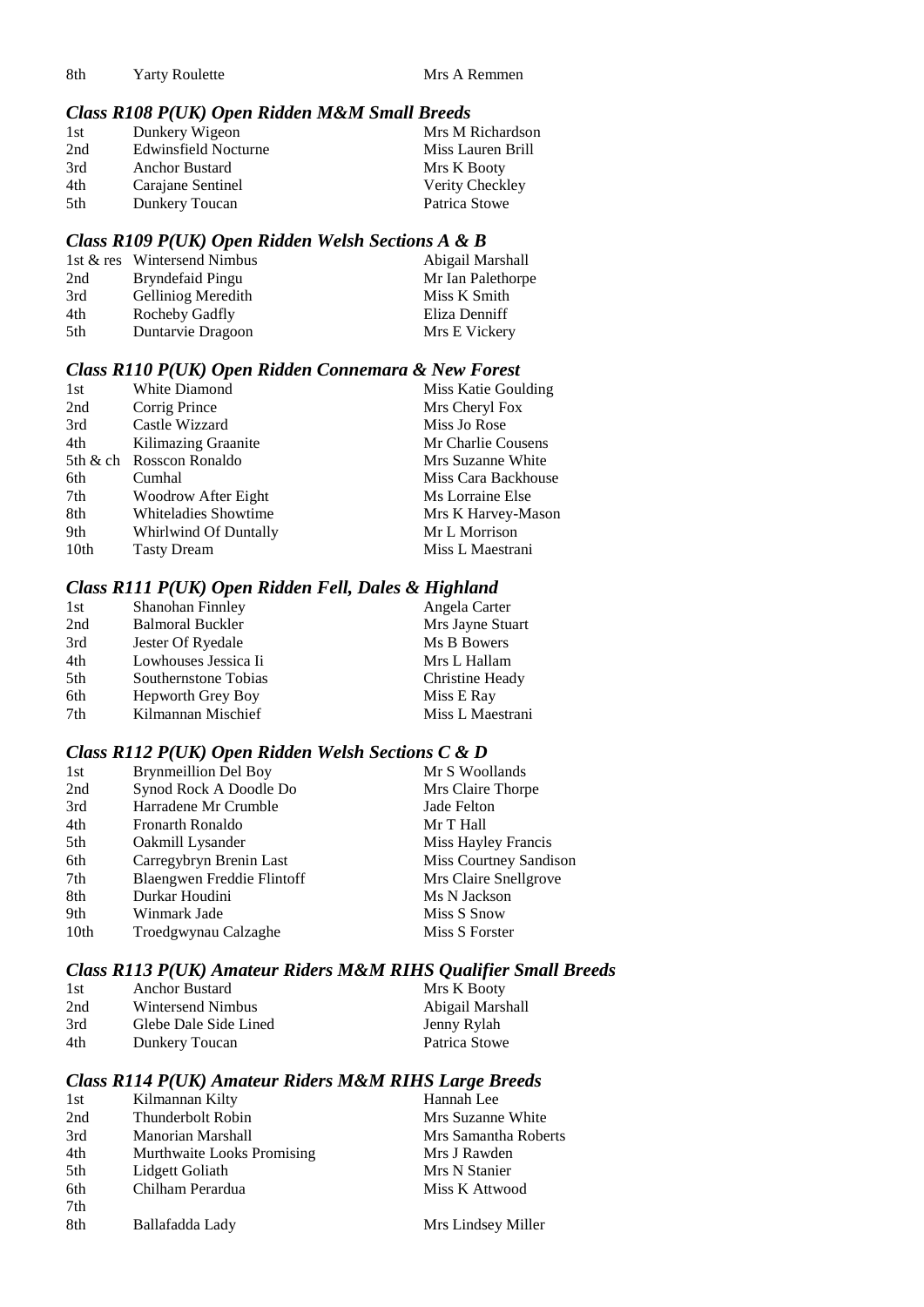| | | |
|---|---|---|
| 8th | Yarty Roulette | Mrs A Remmen |

### *Class R108 P(UK) Open Ridden M&M Small Breeds*

| | | |
|---|---|---|
| 1st | Dunkery Wigeon | Mrs M Richardson |
| 2nd | Edwinsfield Nocturne | Miss Lauren Brill |
| 3rd | Anchor Bustard | Mrs K Booty |
| 4th | Carajane Sentinel | Verity Checkley |
| 5th | Dunkery Toucan | Patrica Stowe |

### *Class R109 P(UK) Open Ridden Welsh Sections A & B*

| | | |
|---|---|---|
| 1st & res | Wintersend Nimbus | Abigail Marshall |
| 2nd | Bryndefaid Pingu | Mr Ian Palethorpe |
| 3rd | Gelliniog Meredith | Miss K Smith |
| 4th | Rocheby Gadfly | Eliza Denniff |
| 5th | Duntarvie Dragoon | Mrs E Vickery |

### *Class R110 P(UK) Open Ridden Connemara & New Forest*

| | | |
|---|---|---|
| 1st | White Diamond | Miss Katie Goulding |
| 2nd | Corrig Prince | Mrs Cheryl Fox |
| 3rd | Castle Wizzard | Miss Jo Rose |
| 4th | Kilimazing Graanite | Mr Charlie Cousens |
| 5th & ch | Rosscon Ronaldo | Mrs Suzanne White |
| 6th | Cumhal | Miss Cara Backhouse |
| 7th | Woodrow After Eight | Ms Lorraine Else |
| 8th | Whiteladies Showtime | Mrs K Harvey-Mason |
| 9th | Whirlwind Of Duntally | Mr L Morrison |
| 10th | Tasty Dream | Miss L Maestrani |

### *Class R111 P(UK) Open Ridden Fell, Dales & Highland*

| | | |
|---|---|---|
| 1st | Shanohan Finnley | Angela Carter |
| 2nd | Balmoral Buckler | Mrs Jayne Stuart |
| 3rd | Jester Of Ryedale | Ms B Bowers |
| 4th | Lowhouses Jessica Ii | Mrs L Hallam |
| 5th | Southernstone Tobias | Christine Heady |
| 6th | Hepworth Grey Boy | Miss E Ray |
| 7th | Kilmannan Mischief | Miss L Maestrani |

### *Class R112 P(UK) Open Ridden Welsh Sections C & D*

| | | |
|---|---|---|
| 1st | Brynmeillion Del Boy | Mr S Woollands |
| 2nd | Synod Rock A Doodle Do | Mrs Claire Thorpe |
| 3rd | Harradene Mr Crumble | Jade Felton |
| 4th | Fronarth Ronaldo | Mr T Hall |
| 5th | Oakmill Lysander | Miss Hayley Francis |
| 6th | Carregybryn Brenin Last | Miss Courtney Sandison |
| 7th | Blaengwen Freddie Flintoff | Mrs Claire Snellgrove |
| 8th | Durkar Houdini | Ms N Jackson |
| 9th | Winmark Jade | Miss S Snow |
| 10th | Troedgwynau Calzaghe | Miss S Forster |

### *Class R113 P(UK) Amateur Riders M&M RIHS Qualifier Small Breeds*

| | | |
|---|---|---|
| 1st | Anchor Bustard | Mrs K Booty |
| 2nd | Wintersend Nimbus | Abigail Marshall |
| 3rd | Glebe Dale Side Lined | Jenny Rylah |
| 4th | Dunkery Toucan | Patrica Stowe |

### *Class R114 P(UK) Amateur Riders M&M RIHS Large Breeds*

| | | |
|---|---|---|
| 1st | Kilmannan Kilty | Hannah Lee |
| 2nd | Thunderbolt Robin | Mrs Suzanne White |
| 3rd | Manorian Marshall | Mrs Samantha Roberts |
| 4th | Murthwaite Looks Promising | Mrs J Rawden |
| 5th | Lidgett Goliath | Mrs N Stanier |
| 6th | Chilham Perardua | Miss K Attwood |
| 7th | | |
| 8th | Ballafadda Lady | Mrs Lindsey Miller |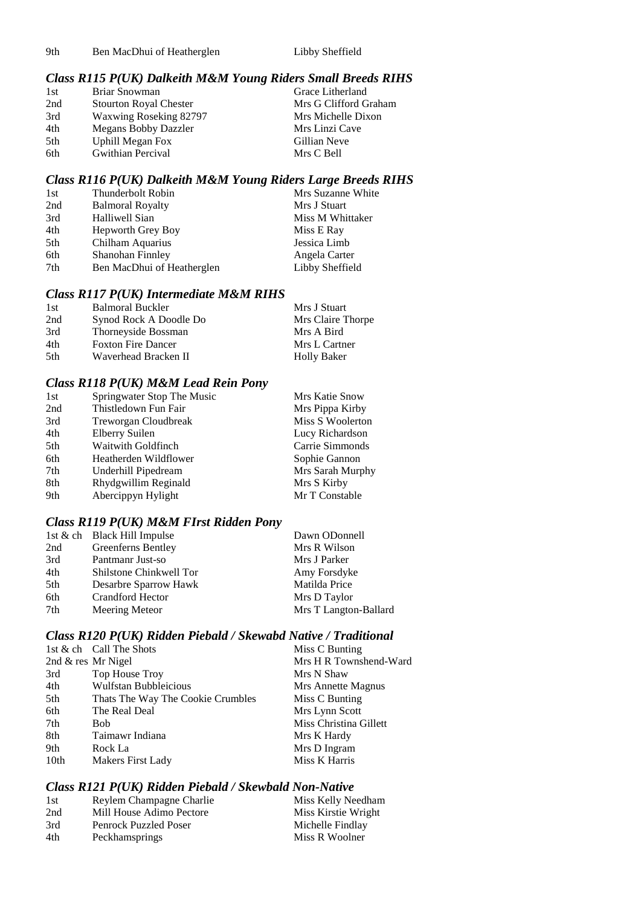| 9th | Ben MacDhui of Heatherglen | Libby Sheffield |
|---|---|---|

### *Class R115 P(UK) Dalkeith M&M Young Riders Small Breeds RIHS*

| | | |
|---|---|---|
| 1st | Briar Snowman | Grace Litherland |
| 2nd | Stourton Royal Chester | Mrs G Clifford Graham |
| 3rd | Waxwing Roseking 82797 | Mrs Michelle Dixon |
| 4th | Megans Bobby Dazzler | Mrs Linzi Cave |
| 5th | Uphill Megan Fox | Gillian Neve |
| 6th | Gwithian Percival | Mrs C Bell |

### *Class R116 P(UK) Dalkeith M&M Young Riders Large Breeds RIHS*

| | | |
|---|---|---|
| 1st | Thunderbolt Robin | Mrs Suzanne White |
| 2nd | Balmoral Royalty | Mrs J Stuart |
| 3rd | Halliwell Sian | Miss M Whittaker |
| 4th | Hepworth Grey Boy | Miss E Ray |
| 5th | Chilham Aquarius | Jessica Limb |
| 6th | Shanohan Finnley | Angela Carter |
| 7th | Ben MacDhui of Heatherglen | Libby Sheffield |

### *Class R117 P(UK) Intermediate M&M RIHS*

| | | |
|---|---|---|
| 1st | Balmoral Buckler | Mrs J Stuart |
| 2nd | Synod Rock A Doodle Do | Mrs Claire Thorpe |
| 3rd | Thorneyside Bossman | Mrs A Bird |
| 4th | Foxton Fire Dancer | Mrs L Cartner |
| 5th | Waverhead Bracken II | Holly Baker |

### *Class R118 P(UK) M&M Lead Rein Pony*

| | | |
|---|---|---|
| 1st | Springwater Stop The Music | Mrs Katie Snow |
| 2nd | Thistledown Fun Fair | Mrs Pippa Kirby |
| 3rd | Treworgan Cloudbreak | Miss S Woolerton |
| 4th | Elberry Suilen | Lucy Richardson |
| 5th | Waitwith Goldfinch | Carrie Simmonds |
| 6th | Heatherden Wildflower | Sophie Gannon |
| 7th | Underhill Pipedream | Mrs Sarah Murphy |
| 8th | Rhydgwillim Reginald | Mrs S Kirby |
| 9th | Abercippyn Hylight | Mr T Constable |

### *Class R119 P(UK) M&M FIrst Ridden Pony*

| | | |
|---|---|---|
| 1st & ch | Black Hill Impulse | Dawn ODonnell |
| 2nd | Greenferns Bentley | Mrs R Wilson |
| 3rd | Pantmanr Just-so | Mrs J Parker |
| 4th | Shilstone Chinkwell Tor | Amy Forsdyke |
| 5th | Desarbre Sparrow Hawk | Matilda Price |
| 6th | Crandford Hector | Mrs D Taylor |
| 7th | Meering Meteor | Mrs T Langton-Ballard |

### *Class R120 P(UK) Ridden Piebald / Skewabd Native / Traditional*

| | | |
|---|---|---|
| 1st & ch | Call The Shots | Miss C Bunting |
| 2nd & res | Mr Nigel | Mrs H R Townshend-Ward |
| 3rd | Top House Troy | Mrs N Shaw |
| 4th | Wulfstan Bubbleicious | Mrs Annette Magnus |
| 5th | Thats The Way The Cookie Crumbles | Miss C Bunting |
| 6th | The Real Deal | Mrs Lynn Scott |
| 7th | Bob | Miss Christina Gillett |
| 8th | Taimawr Indiana | Mrs K Hardy |
| 9th | Rock La | Mrs D Ingram |
| 10th | Makers First Lady | Miss K Harris |

### *Class R121 P(UK) Ridden Piebald / Skewbald Non-Native*

| | | |
|---|---|---|
| 1st | Reylem Champagne Charlie | Miss Kelly Needham |
| 2nd | Mill House Adimo Pectore | Miss Kirstie Wright |
| 3rd | Penrock Puzzled Poser | Michelle Findlay |
| 4th | Peckhamsprings | Miss R Woolner |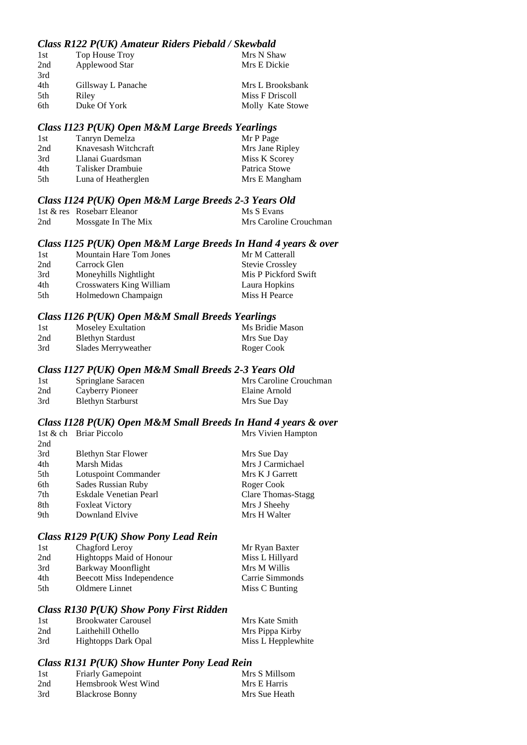### *Class R122 P(UK) Amateur Riders Piebald / Skewbald*

| | | |
|---|---|---|
| 1st | Top House Troy | Mrs N Shaw |
| 2nd | Applewood Star | Mrs E Dickie |
| 3rd | | |
| 4th | Gillsway L Panache | Mrs L Brooksbank |
| 5th | Riley | Miss F Driscoll |
| 6th | Duke Of York | Molly Kate Stowe |

### *Class I123 P(UK) Open M&M Large Breeds Yearlings*

| | | |
|---|---|---|
| 1st | Tanryn Demelza | Mr P Page |
| 2nd | Knavesash Witchcraft | Mrs Jane Ripley |
| 3rd | Llanai Guardsman | Miss K Scorey |
| 4th | Talisker Drambuie | Patrica Stowe |
| 5th | Luna of Heatherglen | Mrs E Mangham |

### *Class I124 P(UK) Open M&M Large Breeds 2-3 Years Old*

| | | |
|---|---|---|
| 1st & res | Rosebarr Eleanor | Ms S Evans |
| 2nd | Mossgate In The Mix | Mrs Caroline Crouchman |

### *Class I125 P(UK) Open M&M Large Breeds In Hand 4 years & over*

| | | |
|---|---|---|
| 1st | Mountain Hare Tom Jones | Mr M Catterall |
| 2nd | Carrock Glen | Stevie Crossley |
| 3rd | Moneyhills Nightlight | Mis P Pickford Swift |
| 4th | Crosswaters King William | Laura Hopkins |
| 5th | Holmedown Champaign | Miss H Pearce |

### *Class I126 P(UK) Open M&M Small Breeds Yearlings*

| | | |
|---|---|---|
| 1st | Moseley Exultation | Ms Bridie Mason |
| 2nd | Blethyn Stardust | Mrs Sue Day |
| 3rd | Slades Merryweather | Roger Cook |

### *Class I127 P(UK) Open M&M Small Breeds 2-3 Years Old*

| | | |
|---|---|---|
| 1st | Springlane Saracen | Mrs Caroline Crouchman |
| 2nd | Cayberry Pioneer | Elaine Arnold |
| 3rd | Blethyn Starburst | Mrs Sue Day |

### *Class I128 P(UK) Open M&M Small Breeds In Hand 4 years & over*

| | | |
|---|---|---|
| 1st & ch | Briar Piccolo | Mrs Vivien Hampton |
| 2nd | | |
| 3rd | Blethyn Star Flower | Mrs Sue Day |
| 4th | Marsh Midas | Mrs J Carmichael |
| 5th | Lotuspoint Commander | Mrs K J Garrett |
| 6th | Sades Russian Ruby | Roger Cook |
| 7th | Eskdale Venetian Pearl | Clare Thomas-Stagg |
| 8th | Foxleat Victory | Mrs J Sheehy |
| 9th | Downland Elvive | Mrs H Walter |

### *Class R129 P(UK) Show Pony Lead Rein*

| | | |
|---|---|---|
| 1st | Chagford Leroy | Mr Ryan Baxter |
| 2nd | Hightopps Maid of Honour | Miss L Hillyard |
| 3rd | Barkway Moonflight | Mrs M Willis |
| 4th | Beecott Miss Independence | Carrie Simmonds |
| 5th | Oldmere Linnet | Miss C Bunting |

### *Class R130 P(UK) Show Pony First Ridden*

| | | |
|---|---|---|
| 1st | Brookwater Carousel | Mrs Kate Smith |
| 2nd | Laithehill Othello | Mrs Pippa Kirby |
| 3rd | Hightopps Dark Opal | Miss L Hepplewhite |

### *Class R131 P(UK) Show Hunter Pony Lead Rein*

| | | |
|---|---|---|
| 1st | Friarly Gamepoint | Mrs S Millsom |
| 2nd | Hemsbrook West Wind | Mrs E Harris |
| 3rd | Blackrose Bonny | Mrs Sue Heath |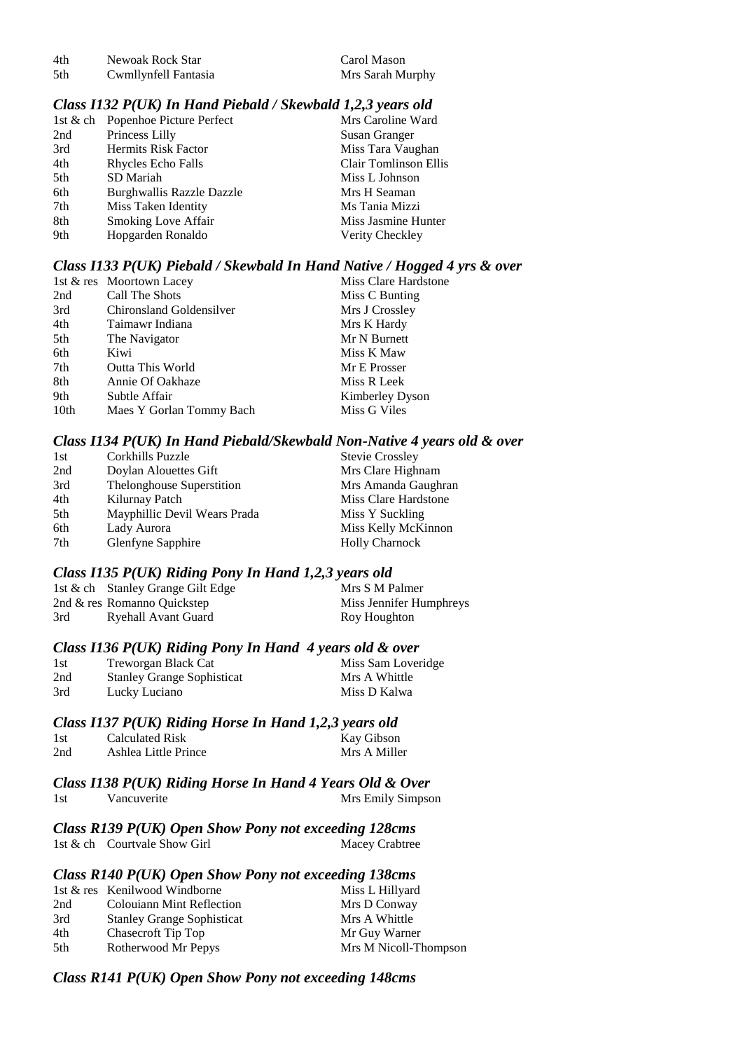| | | |
|---|---|---|
| 4th | Newoak Rock Star | Carol Mason |
| 5th | Cwmllynfell Fantasia | Mrs Sarah Murphy |

### *Class I132 P(UK) In Hand Piebald / Skewbald 1,2,3 years old*

| | | |
|---|---|---|
| 1st & ch | Popenhoe Picture Perfect | Mrs Caroline Ward |
| 2nd | Princess Lilly | Susan Granger |
| 3rd | Hermits Risk Factor | Miss Tara Vaughan |
| 4th | Rhycles Echo Falls | Clair Tomlinson Ellis |
| 5th | SD Mariah | Miss L Johnson |
| 6th | Burghwallis Razzle Dazzle | Mrs H Seaman |
| 7th | Miss Taken Identity | Ms Tania Mizzi |
| 8th | Smoking Love Affair | Miss Jasmine Hunter |
| 9th | Hopgarden Ronaldo | Verity Checkley |

### *Class I133 P(UK) Piebald / Skewbald In Hand Native / Hogged 4 yrs & over*

| | | |
|---|---|---|
| 1st & res | Moortown Lacey | Miss Clare Hardstone |
| 2nd | Call The Shots | Miss C Bunting |
| 3rd | Chironsland Goldensilver | Mrs J Crossley |
| 4th | Taimawr Indiana | Mrs K Hardy |
| 5th | The Navigator | Mr N Burnett |
| 6th | Kiwi | Miss K Maw |
| 7th | Outta This World | Mr E Prosser |
| 8th | Annie Of Oakhaze | Miss R Leek |
| 9th | Subtle Affair | Kimberley Dyson |
| 10th | Maes Y Gorlan Tommy Bach | Miss G Viles |

### *Class I134 P(UK) In Hand Piebald/Skewbald Non-Native 4 years old & over*

| | | |
|---|---|---|
| 1st | Corkhills Puzzle | Stevie Crossley |
| 2nd | Doylan Alouettes Gift | Mrs Clare Highnam |
| 3rd | Thelonghouse Superstition | Mrs Amanda Gaughran |
| 4th | Kilurnay Patch | Miss Clare Hardstone |
| 5th | Mayphillic Devil Wears Prada | Miss Y Suckling |
| 6th | Lady Aurora | Miss Kelly McKinnon |
| 7th | Glenfyne Sapphire | Holly Charnock |

### *Class I135 P(UK) Riding Pony In Hand 1,2,3 years old*

| | | |
|---|---|---|
| 1st & ch | Stanley Grange Gilt Edge | Mrs S M Palmer |
| 2nd & res | Romanno Quickstep | Miss Jennifer Humphreys |
| 3rd | Ryehall Avant Guard | Roy Houghton |

### *Class I136 P(UK) Riding Pony In Hand 4 years old & over*

| | | |
|---|---|---|
| 1st | Treworgan Black Cat | Miss Sam Loveridge |
| 2nd | Stanley Grange Sophisticat | Mrs A Whittle |
| 3rd | Lucky Luciano | Miss D Kalwa |

### *Class I137 P(UK) Riding Horse In Hand 1,2,3 years old*

| | | |
|---|---|---|
| 1st | Calculated Risk | Kay Gibson |
| 2nd | Ashlea Little Prince | Mrs A Miller |

### *Class I138 P(UK) Riding Horse In Hand 4 Years Old & Over*

| | | |
|---|---|---|
| 1st | Vancuverite | Mrs Emily Simpson |

### *Class R139 P(UK) Open Show Pony not exceeding 128cms*

| | | |
|---|---|---|
| 1st & ch | Courtvale Show Girl | Macey Crabtree |

### *Class R140 P(UK) Open Show Pony not exceeding 138cms*

| | | |
|---|---|---|
| 1st & res | Kenilwood Windborne | Miss L Hillyard |
| 2nd | Colouiann Mint Reflection | Mrs D Conway |
| 3rd | Stanley Grange Sophisticat | Mrs A Whittle |
| 4th | Chasecroft Tip Top | Mr Guy Warner |
| 5th | Rotherwood Mr Pepys | Mrs M Nicoll-Thompson |

### *Class R141 P(UK) Open Show Pony not exceeding 148cms*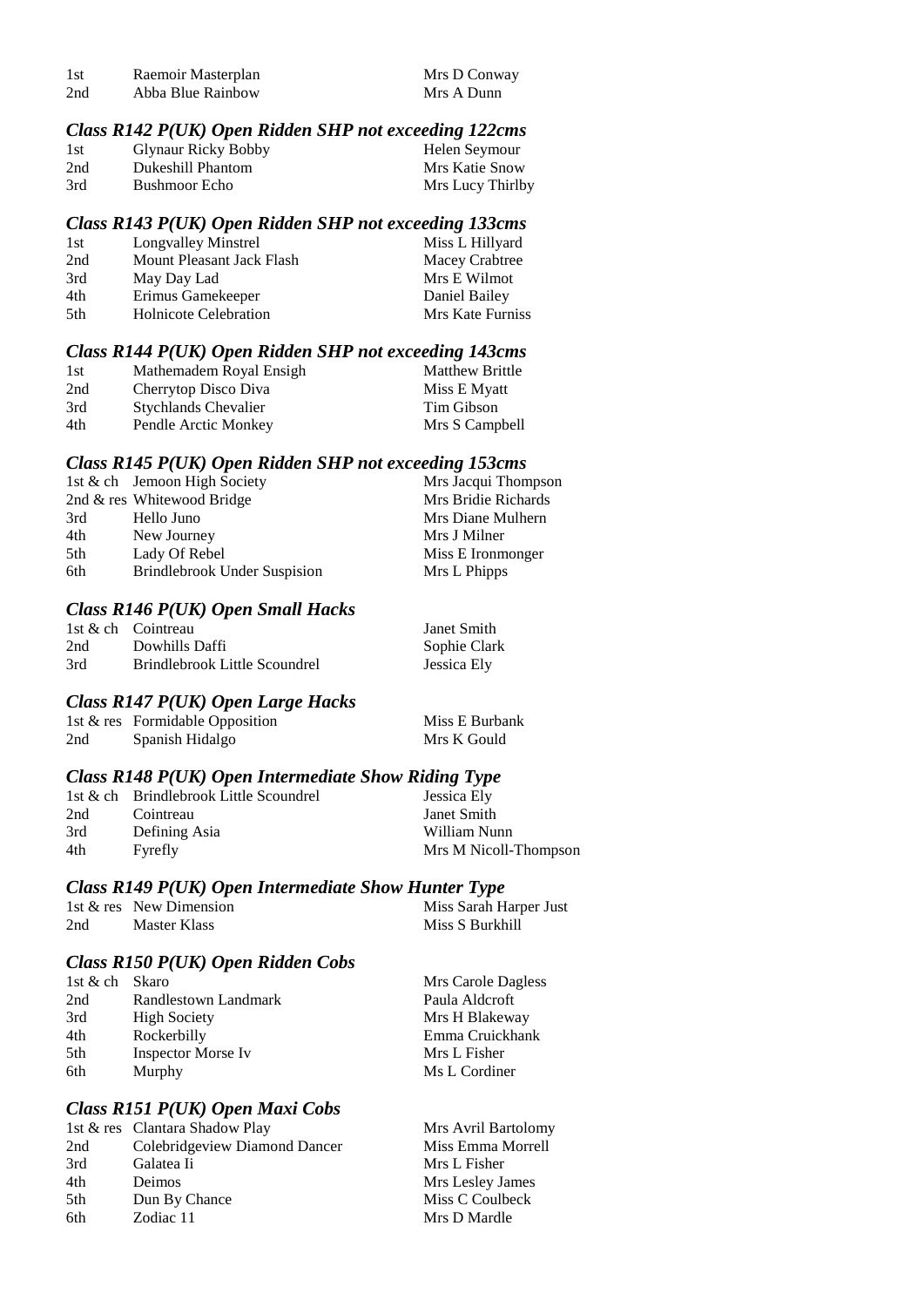| | | |
|---|---|---|
| 1st | Raemoir Masterplan | Mrs D Conway |
| 2nd | Abba Blue Rainbow | Mrs A Dunn |

### *Class R142 P(UK) Open Ridden SHP not exceeding 122cms*

| | | |
|---|---|---|
| 1st | Glynaur Ricky Bobby | Helen Seymour |
| 2nd | Dukeshill Phantom | Mrs Katie Snow |
| 3rd | Bushmoor Echo | Mrs Lucy Thirlby |

### *Class R143 P(UK) Open Ridden SHP not exceeding 133cms*

| | | |
|---|---|---|
| 1st | Longvalley Minstrel | Miss L Hillyard |
| 2nd | Mount Pleasant Jack Flash | Macey Crabtree |
| 3rd | May Day Lad | Mrs E Wilmot |
| 4th | Erimus Gamekeeper | Daniel Bailey |
| 5th | Holnicote Celebration | Mrs Kate Furniss |

### *Class R144 P(UK) Open Ridden SHP not exceeding 143cms*

| | | |
|---|---|---|
| 1st | Mathemadem Royal Ensigh | Matthew Brittle |
| 2nd | Cherrytop Disco Diva | Miss E Myatt |
| 3rd | Stychlands Chevalier | Tim Gibson |
| 4th | Pendle Arctic Monkey | Mrs S Campbell |

### *Class R145 P(UK) Open Ridden SHP not exceeding 153cms*

| | | |
|---|---|---|
| 1st & ch | Jemoon High Society | Mrs Jacqui Thompson |
| 2nd & res | Whitewood Bridge | Mrs Bridie Richards |
| 3rd | Hello Juno | Mrs Diane Mulhern |
| 4th | New Journey | Mrs J Milner |
| 5th | Lady Of Rebel | Miss E Ironmonger |
| 6th | Brindlebrook Under Suspision | Mrs L Phipps |

### *Class R146 P(UK) Open Small Hacks*

| | | |
|---|---|---|
| 1st & ch | Cointreau | Janet Smith |
| 2nd | Dowhills Daffi | Sophie Clark |
| 3rd | Brindlebrook Little Scoundrel | Jessica Ely |

### *Class R147 P(UK) Open Large Hacks*

| | | |
|---|---|---|
| 1st & res | Formidable Opposition | Miss E Burbank |
| 2nd | Spanish Hidalgo | Mrs K Gould |

### *Class R148 P(UK) Open Intermediate Show Riding Type*

| | | |
|---|---|---|
| 1st & ch | Brindlebrook Little Scoundrel | Jessica Ely |
| 2nd | Cointreau | Janet Smith |
| 3rd | Defining Asia | William Nunn |
| 4th | Fyrefly | Mrs M Nicoll-Thompson |

### *Class R149 P(UK) Open Intermediate Show Hunter Type*

| | | |
|---|---|---|
| 1st & res | New Dimension | Miss Sarah Harper Just |
| 2nd | Master Klass | Miss S Burkhill |

### *Class R150 P(UK) Open Ridden Cobs*

| | | |
|---|---|---|
| 1st & ch | Skaro | Mrs Carole Dagless |
| 2nd | Randlestown Landmark | Paula Aldcroft |
| 3rd | High Society | Mrs H Blakeway |
| 4th | Rockerbilly | Emma Cruickhank |
| 5th | Inspector Morse Iv | Mrs L Fisher |
| 6th | Murphy | Ms L Cordiner |

### *Class R151 P(UK) Open Maxi Cobs*

| | | |
|---|---|---|
| 1st & res | Clantara Shadow Play | Mrs Avril Bartolomy |
| 2nd | Colebridgeview Diamond Dancer | Miss Emma Morrell |
| 3rd | Galatea Ii | Mrs L Fisher |
| 4th | Deimos | Mrs Lesley James |
| 5th | Dun By Chance | Miss C Coulbeck |
| 6th | Zodiac 11 | Mrs D Mardle |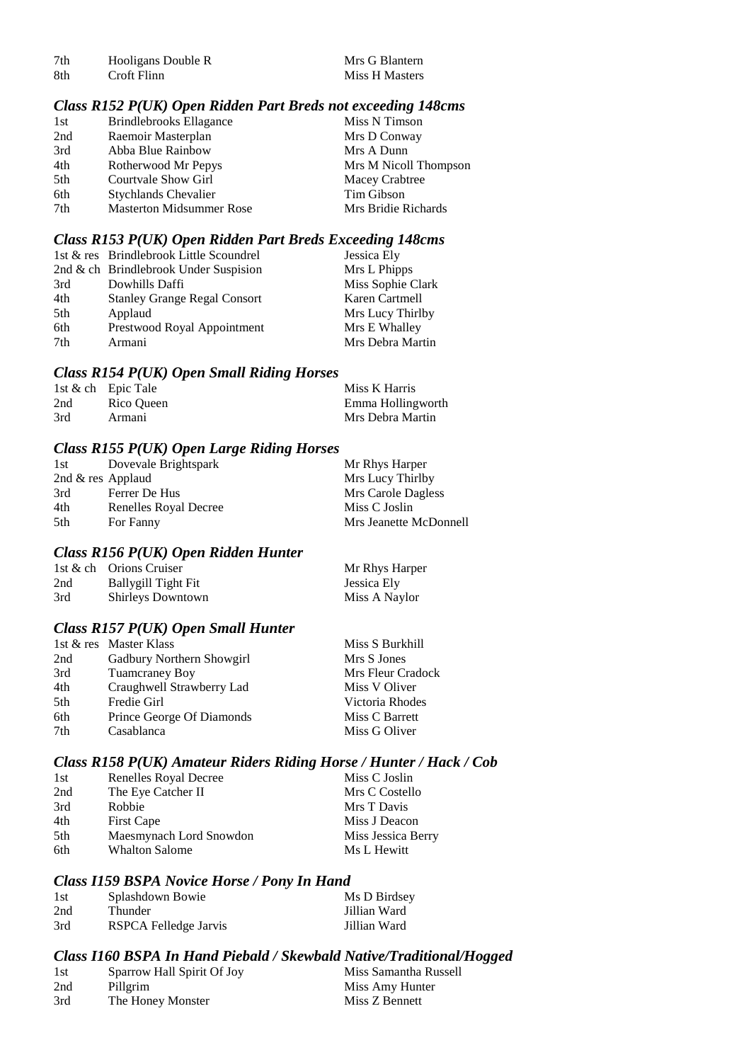| | | |
|---|---|---|
| 7th | Hooligans Double R | Mrs G Blantern |
| 8th | Croft Flinn | Miss H Masters |

### *Class R152 P(UK) Open Ridden Part Breds not exceeding 148cms*

| | | |
|---|---|---|
| 1st | Brindlebrooks Ellagance | Miss N Timson |
| 2nd | Raemoir Masterplan | Mrs D Conway |
| 3rd | Abba Blue Rainbow | Mrs A Dunn |
| 4th | Rotherwood Mr Pepys | Mrs M Nicoll Thompson |
| 5th | Courtvale Show Girl | Macey Crabtree |
| 6th | Stychlands Chevalier | Tim Gibson |
| 7th | Masterton Midsummer Rose | Mrs Bridie Richards |

### *Class R153 P(UK) Open Ridden Part Breds Exceeding 148cms*

| | | |
|---|---|---|
| 1st & res | Brindlebrook Little Scoundrel | Jessica Ely |
| 2nd & ch | Brindlebrook Under Suspision | Mrs L Phipps |
| 3rd | Dowhills Daffi | Miss Sophie Clark |
| 4th | Stanley Grange Regal Consort | Karen Cartmell |
| 5th | Applaud | Mrs Lucy Thirlby |
| 6th | Prestwood Royal Appointment | Mrs E Whalley |
| 7th | Armani | Mrs Debra Martin |

### *Class R154 P(UK) Open Small Riding Horses*

| | | |
|---|---|---|
| 1st & ch | Epic Tale | Miss K Harris |
| 2nd | Rico Queen | Emma Hollingworth |
| 3rd | Armani | Mrs Debra Martin |

### *Class R155 P(UK) Open Large Riding Horses*

| | | |
|---|---|---|
| 1st | Dovevale Brightspark | Mr Rhys Harper |
| 2nd & res | Applaud | Mrs Lucy Thirlby |
| 3rd | Ferrer De Hus | Mrs Carole Dagless |
| 4th | Renelles Royal Decree | Miss C Joslin |
| 5th | For Fanny | Mrs Jeanette McDonnell |

### *Class R156 P(UK) Open Ridden Hunter*

| | | |
|---|---|---|
| 1st & ch | Orions Cruiser | Mr Rhys Harper |
| 2nd | Ballygill Tight Fit | Jessica Ely |
| 3rd | Shirleys Downtown | Miss A Naylor |

### *Class R157 P(UK) Open Small Hunter*

| | | |
|---|---|---|
| 1st & res | Master Klass | Miss S Burkhill |
| 2nd | Gadbury Northern Showgirl | Mrs S Jones |
| 3rd | Tuamcraney Boy | Mrs Fleur Cradock |
| 4th | Craughwell Strawberry Lad | Miss V Oliver |
| 5th | Fredie Girl | Victoria Rhodes |
| 6th | Prince George Of Diamonds | Miss C Barrett |
| 7th | Casablanca | Miss G Oliver |

### *Class R158 P(UK) Amateur Riders Riding Horse / Hunter / Hack / Cob*

| | | |
|---|---|---|
| 1st | Renelles Royal Decree | Miss C Joslin |
| 2nd | The Eye Catcher II | Mrs C Costello |
| 3rd | Robbie | Mrs T Davis |
| 4th | First Cape | Miss J Deacon |
| 5th | Maesmynach Lord Snowdon | Miss Jessica Berry |
| 6th | Whalton Salome | Ms L Hewitt |

### *Class I159 BSPA Novice Horse / Pony In Hand*

| | | |
|---|---|---|
| 1st | Splashdown Bowie | Ms D Birdsey |
| 2nd | Thunder | Jillian Ward |
| 3rd | RSPCA Felledge Jarvis | Jillian Ward |

### *Class I160 BSPA In Hand Piebald / Skewbald Native/Traditional/Hogged*

| | | |
|---|---|---|
| 1st | Sparrow Hall Spirit Of Joy | Miss Samantha Russell |
| 2nd | Pillgrim | Miss Amy Hunter |
| 3rd | The Honey Monster | Miss Z Bennett |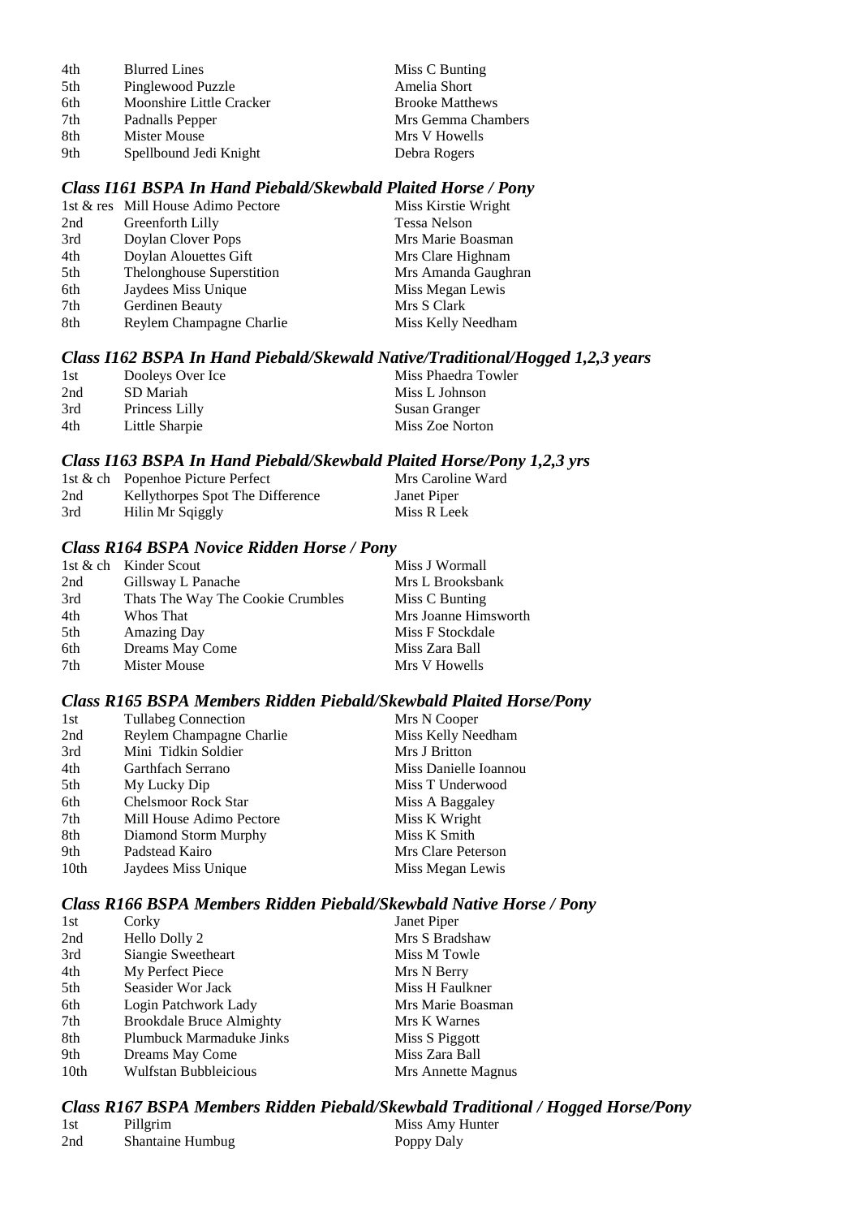| | | |
|---|---|---|
| 4th | Blurred Lines | Miss C Bunting |
| 5th | Pinglewood Puzzle | Amelia Short |
| 6th | Moonshire Little Cracker | Brooke Matthews |
| 7th | Padnalls Pepper | Mrs Gemma Chambers |
| 8th | Mister Mouse | Mrs V Howells |
| 9th | Spellbound Jedi Knight | Debra Rogers |

### *Class I161 BSPA In Hand Piebald/Skewbald Plaited Horse / Pony*

| | | |
|---|---|---|
| 1st & res | Mill House Adimo Pectore | Miss Kirstie Wright |
| 2nd | Greenforth Lilly | Tessa Nelson |
| 3rd | Doylan Clover Pops | Mrs Marie Boasman |
| 4th | Doylan Alouettes Gift | Mrs Clare Highnam |
| 5th | Thelonghouse Superstition | Mrs Amanda Gaughran |
| 6th | Jaydees Miss Unique | Miss Megan Lewis |
| 7th | Gerdinen Beauty | Mrs S Clark |
| 8th | Reylem Champagne Charlie | Miss Kelly Needham |

### *Class I162 BSPA In Hand Piebald/Skewald Native/Traditional/Hogged 1,2,3 years*

| | | |
|---|---|---|
| 1st | Dooleys Over Ice | Miss Phaedra Towler |
| 2nd | SD Mariah | Miss L Johnson |
| 3rd | Princess Lilly | Susan Granger |
| 4th | Little Sharpie | Miss Zoe Norton |

### *Class I163 BSPA In Hand Piebald/Skewbald Plaited Horse/Pony 1,2,3 yrs*

| | | |
|---|---|---|
| 1st & ch | Popenhoe Picture Perfect | Mrs Caroline Ward |
| 2nd | Kellythorpes Spot The Difference | Janet Piper |
| 3rd | Hilin Mr Sqiggly | Miss R Leek |

### *Class R164 BSPA Novice Ridden Horse / Pony*

| | | |
|---|---|---|
| 1st & ch | Kinder Scout | Miss J Wormall |
| 2nd | Gillsway L Panache | Mrs L Brooksbank |
| 3rd | Thats The Way The Cookie Crumbles | Miss C Bunting |
| 4th | Whos That | Mrs Joanne Himsworth |
| 5th | Amazing Day | Miss F Stockdale |
| 6th | Dreams May Come | Miss Zara Ball |
| 7th | Mister Mouse | Mrs V Howells |

### *Class R165 BSPA Members Ridden Piebald/Skewbald Plaited Horse/Pony*

| | | |
|---|---|---|
| 1st | Tullabeg Connection | Mrs N Cooper |
| 2nd | Reylem Champagne Charlie | Miss Kelly Needham |
| 3rd | Mini Tidkin Soldier | Mrs J Britton |
| 4th | Garthfach Serrano | Miss Danielle Ioannou |
| 5th | My Lucky Dip | Miss T Underwood |
| 6th | Chelsmoor Rock Star | Miss A Baggaley |
| 7th | Mill House Adimo Pectore | Miss K Wright |
| 8th | Diamond Storm Murphy | Miss K Smith |
| 9th | Padstead Kairo | Mrs Clare Peterson |
| 10th | Jaydees Miss Unique | Miss Megan Lewis |

### *Class R166 BSPA Members Ridden Piebald/Skewbald Native Horse / Pony*

| | | |
|---|---|---|
| 1st | Corky | Janet Piper |
| 2nd | Hello Dolly 2 | Mrs S Bradshaw |
| 3rd | Siangie Sweetheart | Miss M Towle |
| 4th | My Perfect Piece | Mrs N Berry |
| 5th | Seasider Wor Jack | Miss H Faulkner |
| 6th | Login Patchwork Lady | Mrs Marie Boasman |
| 7th | Brookdale Bruce Almighty | Mrs K Warnes |
| 8th | Plumbuck Marmaduke Jinks | Miss S Piggott |
| 9th | Dreams May Come | Miss Zara Ball |
| 10th | Wulfstan Bubbleicious | Mrs Annette Magnus |

### *Class R167 BSPA Members Ridden Piebald/Skewbald Traditional / Hogged Horse/Pony*

| | | |
|---|---|---|
| 1st | Pillgrim | Miss Amy Hunter |
| 2nd | Shantaine Humbug | Poppy Daly |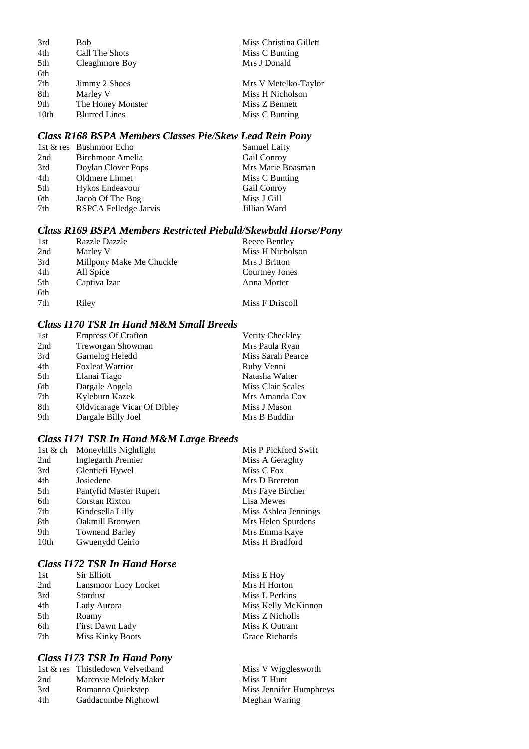| | | |
|---|---|---|
| 3rd | Bob | Miss Christina Gillett |
| 4th | Call The Shots | Miss C Bunting |
| 5th | Cleaghmore Boy | Mrs J Donald |
| 6th | | |
| 7th | Jimmy 2 Shoes | Mrs V Metelko-Taylor |
| 8th | Marley V | Miss H Nicholson |
| 9th | The Honey Monster | Miss Z Bennett |
| 10th | Blurred Lines | Miss C Bunting |

### *Class R168 BSPA Members Classes Pie/Skew Lead Rein Pony*

| | | |
|---|---|---|
| 1st & res | Bushmoor Echo | Samuel Laity |
| 2nd | Birchmoor Amelia | Gail Conroy |
| 3rd | Doylan Clover Pops | Mrs Marie Boasman |
| 4th | Oldmere Linnet | Miss C Bunting |
| 5th | Hykos Endeavour | Gail Conroy |
| 6th | Jacob Of The Bog | Miss J Gill |
| 7th | RSPCA Felledge Jarvis | Jillian Ward |

### *Class R169 BSPA Members Restricted Piebald/Skewbald Horse/Pony*

| | | |
|---|---|---|
| 1st | Razzle Dazzle | Reece Bentley |
| 2nd | Marley V | Miss H Nicholson |
| 3rd | Millpony Make Me Chuckle | Mrs J Britton |
| 4th | All Spice | Courtney Jones |
| 5th | Captiva Izar | Anna Morter |
| 6th | | |
| 7th | Riley | Miss F Driscoll |

### *Class I170 TSR In Hand M&M Small Breeds*

| | | |
|---|---|---|
| 1st | Empress Of Crafton | Verity Checkley |
| 2nd | Treworgan Showman | Mrs Paula Ryan |
| 3rd | Garnelog Heledd | Miss Sarah Pearce |
| 4th | Foxleat Warrior | Ruby Venni |
| 5th | Llanai Tiago | Natasha Walter |
| 6th | Dargale Angela | Miss Clair Scales |
| 7th | Kyleburn Kazek | Mrs Amanda Cox |
| 8th | Oldvicarage Vicar Of Dibley | Miss J Mason |
| 9th | Dargale Billy Joel | Mrs B Buddin |

### *Class I171 TSR In Hand M&M Large Breeds*

| | | |
|---|---|---|
| 1st & ch | Moneyhills Nightlight | Mis P Pickford Swift |
| 2nd | Inglegarth Premier | Miss A Geraghty |
| 3rd | Glentiefi Hywel | Miss C Fox |
| 4th | Josiedene | Mrs D Brereton |
| 5th | Pantyfid Master Rupert | Mrs Faye Bircher |
| 6th | Corstan Rixton | Lisa Mewes |
| 7th | Kindesella Lilly | Miss Ashlea Jennings |
| 8th | Oakmill Bronwen | Mrs Helen Spurdens |
| 9th | Townend Barley | Mrs Emma Kaye |
| 10th | Gwuenydd Ceirio | Miss H Bradford |

### *Class I172 TSR In Hand Horse*

| | | |
|---|---|---|
| 1st | Sir Elliott | Miss E Hoy |
| 2nd | Lansmoor Lucy Locket | Mrs H Horton |
| 3rd | Stardust | Miss L Perkins |
| 4th | Lady Aurora | Miss Kelly McKinnon |
| 5th | Roamy | Miss Z Nicholls |
| 6th | First Dawn Lady | Miss K Outram |
| 7th | Miss Kinky Boots | Grace Richards |

### *Class I173 TSR In Hand Pony*

| | | |
|---|---|---|
| 1st & res | Thistledown Velvetband | Miss V Wigglesworth |
| 2nd | Marcosie Melody Maker | Miss T Hunt |
| 3rd | Romanno Quickstep | Miss Jennifer Humphreys |
| 4th | Gaddacombe Nightowl | Meghan Waring |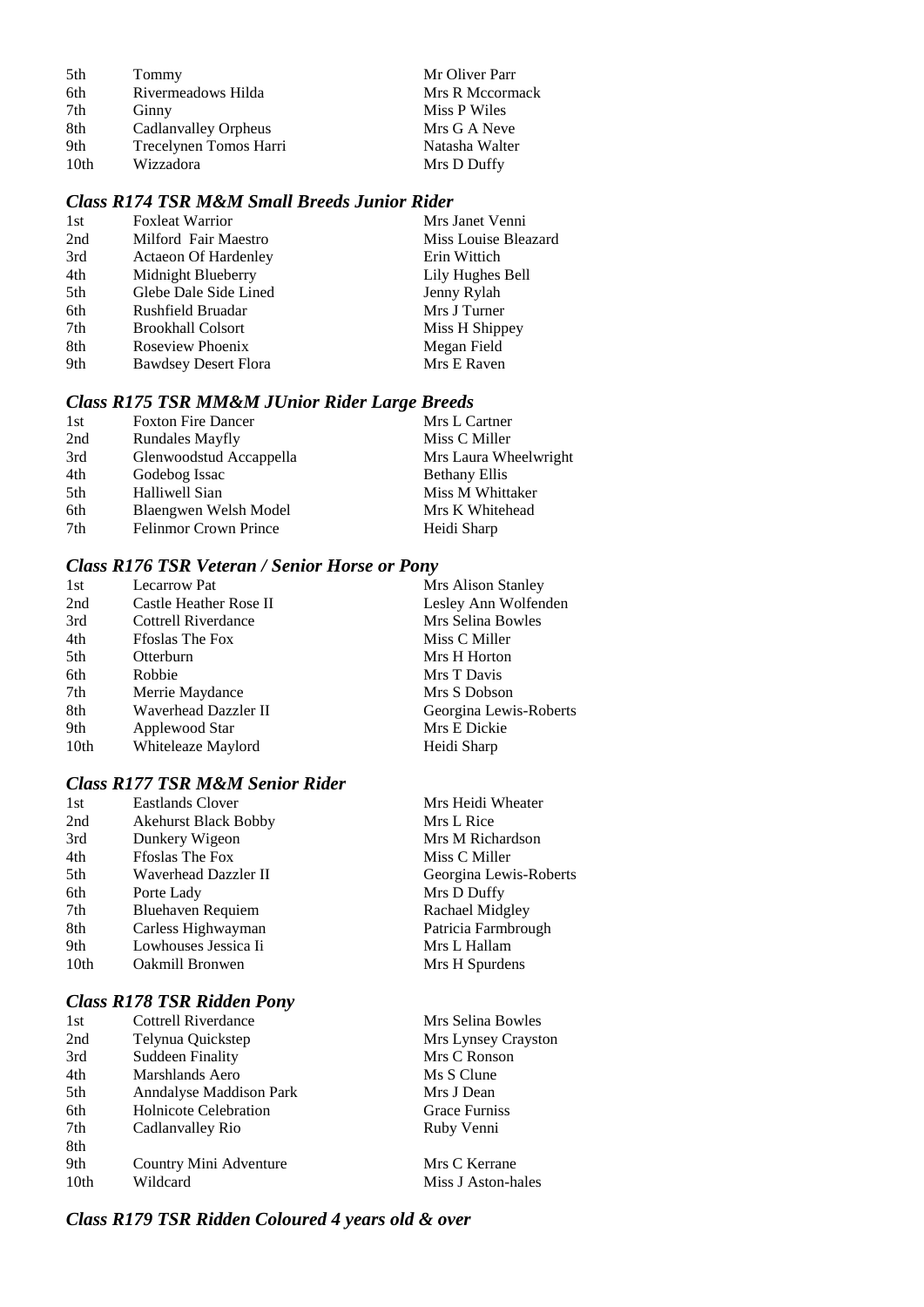| | | |
|---|---|---|
| 5th | Tommy | Mr Oliver Parr |
| 6th | Rivermeadows Hilda | Mrs R Mccormack |
| 7th | Ginny | Miss P Wiles |
| 8th | Cadlanvalley Orpheus | Mrs G A Neve |
| 9th | Trecelynen Tomos Harri | Natasha Walter |
| 10th | Wizzadora | Mrs D Duffy |

### *Class R174 TSR M&M Small Breeds Junior Rider*

| | | |
|---|---|---|
| 1st | Foxleat Warrior | Mrs Janet Venni |
| 2nd | Milford Fair Maestro | Miss Louise Bleazard |
| 3rd | Actaeon Of Hardenley | Erin Wittich |
| 4th | Midnight Blueberry | Lily Hughes Bell |
| 5th | Glebe Dale Side Lined | Jenny Rylah |
| 6th | Rushfield Bruadar | Mrs J Turner |
| 7th | Brookhall Colsort | Miss H Shippey |
| 8th | Roseview Phoenix | Megan Field |
| 9th | Bawdsey Desert Flora | Mrs E Raven |

### *Class R175 TSR MM&M JUnior Rider Large Breeds*

| | | |
|---|---|---|
| 1st | Foxton Fire Dancer | Mrs L Cartner |
| 2nd | Rundales Mayfly | Miss C Miller |
| 3rd | Glenwoodstud Accappella | Mrs Laura Wheelwright |
| 4th | Godebog Issac | Bethany Ellis |
| 5th | Halliwell Sian | Miss M Whittaker |
| 6th | Blaengwen Welsh Model | Mrs K Whitehead |
| 7th | Felinmor Crown Prince | Heidi Sharp |

### *Class R176 TSR Veteran / Senior Horse or Pony*

| | | |
|---|---|---|
| 1st | Lecarrow Pat | Mrs Alison Stanley |
| 2nd | Castle Heather Rose II | Lesley Ann Wolfenden |
| 3rd | Cottrell Riverdance | Mrs Selina Bowles |
| 4th | Ffoslas The Fox | Miss C Miller |
| 5th | Otterburn | Mrs H Horton |
| 6th | Robbie | Mrs T Davis |
| 7th | Merrie Maydance | Mrs S Dobson |
| 8th | Waverhead Dazzler II | Georgina Lewis-Roberts |
| 9th | Applewood Star | Mrs E Dickie |
| 10th | Whiteleaze Maylord | Heidi Sharp |

### *Class R177 TSR M&M Senior Rider*

| | | |
|---|---|---|
| 1st | Eastlands Clover | Mrs Heidi Wheater |
| 2nd | Akehurst Black Bobby | Mrs L Rice |
| 3rd | Dunkery Wigeon | Mrs M Richardson |
| 4th | Ffoslas The Fox | Miss C Miller |
| 5th | Waverhead Dazzler II | Georgina Lewis-Roberts |
| 6th | Porte Lady | Mrs D Duffy |
| 7th | Bluehaven Requiem | Rachael Midgley |
| 8th | Carless Highwayman | Patricia Farmbrough |
| 9th | Lowhouses Jessica Ii | Mrs L Hallam |
| 10th | Oakmill Bronwen | Mrs H Spurdens |

### *Class R178 TSR Ridden Pony*

| | | |
|---|---|---|
| 1st | Cottrell Riverdance | Mrs Selina Bowles |
| 2nd | Telynua Quickstep | Mrs Lynsey Crayston |
| 3rd | Suddeen Finality | Mrs C Ronson |
| 4th | Marshlands Aero | Ms S Clune |
| 5th | Anndalyse Maddison Park | Mrs J Dean |
| 6th | Holnicote Celebration | Grace Furniss |
| 7th | Cadlanvalley Rio | Ruby Venni |
| 8th | | |
| 9th | Country Mini Adventure | Mrs C Kerrane |
| 10th | Wildcard | Miss J Aston-hales |

### *Class R179 TSR Ridden Coloured 4 years old & over*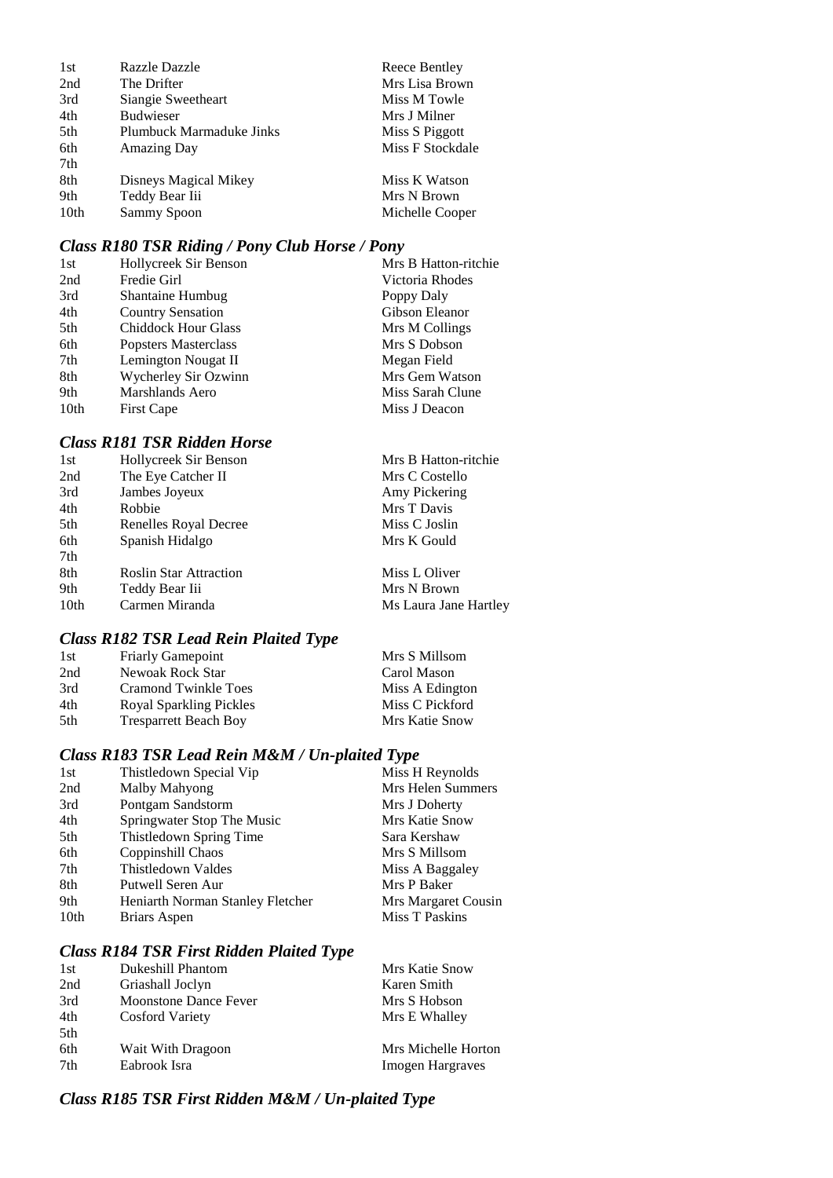| | | |
|---|---|---|
| 1st | Razzle Dazzle | Reece Bentley |
| 2nd | The Drifter | Mrs Lisa Brown |
| 3rd | Siangie Sweetheart | Miss M Towle |
| 4th | Budwieser | Mrs J Milner |
| 5th | Plumbuck Marmaduke Jinks | Miss S Piggott |
| 6th | Amazing Day | Miss F Stockdale |
| 7th | | |
| 8th | Disneys Magical Mikey | Miss K Watson |
| 9th | Teddy Bear Iii | Mrs N Brown |
| 10th | Sammy Spoon | Michelle Cooper |

### *Class R180 TSR Riding / Pony Club Horse / Pony*

| | | |
|---|---|---|
| 1st | Hollycreek Sir Benson | Mrs B Hatton-ritchie |
| 2nd | Fredie Girl | Victoria Rhodes |
| 3rd | Shantaine Humbug | Poppy Daly |
| 4th | Country Sensation | Gibson Eleanor |
| 5th | Chiddock Hour Glass | Mrs M Collings |
| 6th | Popsters Masterclass | Mrs S Dobson |
| 7th | Lemington Nougat II | Megan Field |
| 8th | Wycherley Sir Ozwinn | Mrs Gem Watson |
| 9th | Marshlands Aero | Miss Sarah Clune |
| 10th | First Cape | Miss J Deacon |

### *Class R181 TSR Ridden Horse*

| | | |
|---|---|---|
| 1st | Hollycreek Sir Benson | Mrs B Hatton-ritchie |
| 2nd | The Eye Catcher II | Mrs C Costello |
| 3rd | Jambes Joyeux | Amy Pickering |
| 4th | Robbie | Mrs T Davis |
| 5th | Renelles Royal Decree | Miss C Joslin |
| 6th | Spanish Hidalgo | Mrs K Gould |
| 7th | | |
| 8th | Roslin Star Attraction | Miss L Oliver |
| 9th | Teddy Bear Iii | Mrs N Brown |
| 10th | Carmen Miranda | Ms Laura Jane Hartley |

### *Class R182 TSR Lead Rein Plaited Type*

| | | |
|---|---|---|
| 1st | Friarly Gamepoint | Mrs S Millsom |
| 2nd | Newoak Rock Star | Carol Mason |
| 3rd | Cramond Twinkle Toes | Miss A Edington |
| 4th | Royal Sparkling Pickles | Miss C Pickford |
| 5th | Tresparrett Beach Boy | Mrs Katie Snow |

### *Class R183 TSR Lead Rein M&M / Un-plaited Type*

| | | |
|---|---|---|
| 1st | Thistledown Special Vip | Miss H Reynolds |
| 2nd | Malby Mahyong | Mrs Helen Summers |
| 3rd | Pontgam Sandstorm | Mrs J Doherty |
| 4th | Springwater Stop The Music | Mrs Katie Snow |
| 5th | Thistledown Spring Time | Sara Kershaw |
| 6th | Coppinshill Chaos | Mrs S Millsom |
| 7th | Thistledown Valdes | Miss A Baggaley |
| 8th | Putwell Seren Aur | Mrs P Baker |
| 9th | Heniarth Norman Stanley Fletcher | Mrs Margaret Cousin |
| 10th | Briars Aspen | Miss T Paskins |

### *Class R184 TSR First Ridden Plaited Type*

| | | |
|---|---|---|
| 1st | Dukeshill Phantom | Mrs Katie Snow |
| 2nd | Griashall Joclyn | Karen Smith |
| 3rd | Moonstone Dance Fever | Mrs S Hobson |
| 4th | Cosford Variety | Mrs E Whalley |
| 5th | | |
| 6th | Wait With Dragoon | Mrs Michelle Horton |
| 7th | Eabrook Isra | Imogen Hargraves |

### *Class R185 TSR First Ridden M&M / Un-plaited Type*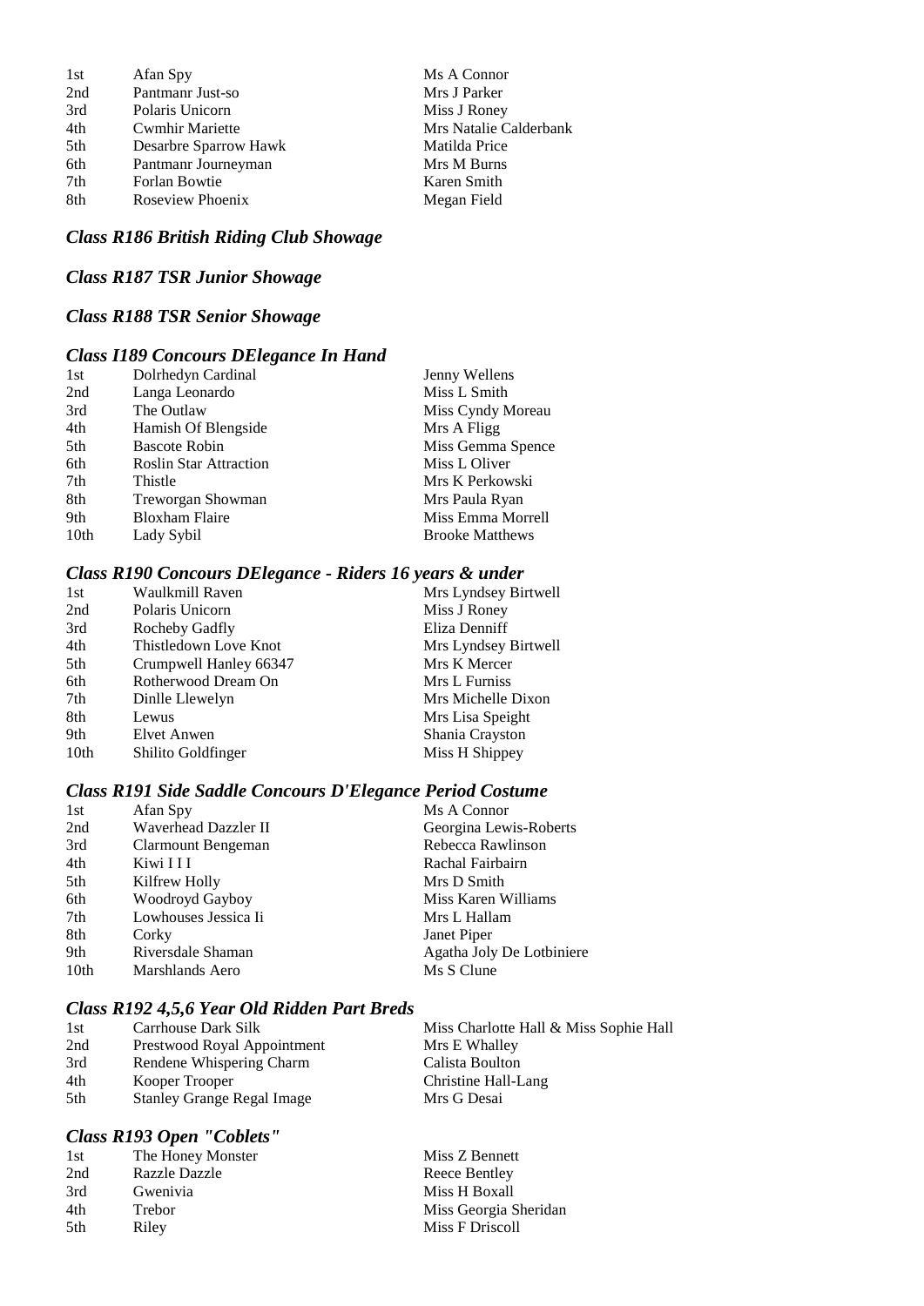| | | |
|---|---|---|
| 1st | Afan Spy | Ms A Connor |
| 2nd | Pantmanr Just-so | Mrs J Parker |
| 3rd | Polaris Unicorn | Miss J Roney |
| 4th | Cwmhir Mariette | Mrs Natalie Calderbank |
| 5th | Desarbre Sparrow Hawk | Matilda Price |
| 6th | Pantmanr Journeyman | Mrs M Burns |
| 7th | Forlan Bowtie | Karen Smith |
| 8th | Roseview Phoenix | Megan Field |

### *Class R186 British Riding Club Showage*

### *Class R187 TSR Junior Showage*

### *Class R188 TSR Senior Showage*

### *Class I189 Concours DElegance In Hand*

| | | |
|---|---|---|
| 1st | Dolrhedyn Cardinal | Jenny Wellens |
| 2nd | Langa Leonardo | Miss L Smith |
| 3rd | The Outlaw | Miss Cyndy Moreau |
| 4th | Hamish Of Blengside | Mrs A Fligg |
| 5th | Bascote Robin | Miss Gemma Spence |
| 6th | Roslin Star Attraction | Miss L Oliver |
| 7th | Thistle | Mrs K Perkowski |
| 8th | Treworgan Showman | Mrs Paula Ryan |
| 9th | Bloxham Flaire | Miss Emma Morrell |
| 10th | Lady Sybil | Brooke Matthews |

### *Class R190 Concours DElegance - Riders 16 years & under*

| | | |
|---|---|---|
| 1st | Waulkmill Raven | Mrs Lyndsey Birtwell |
| 2nd | Polaris Unicorn | Miss J Roney |
| 3rd | Rocheby Gadfly | Eliza Denniff |
| 4th | Thistledown Love Knot | Mrs Lyndsey Birtwell |
| 5th | Crumpwell Hanley 66347 | Mrs K Mercer |
| 6th | Rotherwood Dream On | Mrs L Furniss |
| 7th | Dinlle Llewelyn | Mrs Michelle Dixon |
| 8th | Lewus | Mrs Lisa Speight |
| 9th | Elvet Anwen | Shania Crayston |
| 10th | Shilito Goldfinger | Miss H Shippey |

### *Class R191 Side Saddle Concours D'Elegance Period Costume*

| | | |
|---|---|---|
| 1st | Afan Spy | Ms A Connor |
| 2nd | Waverhead Dazzler II | Georgina Lewis-Roberts |
| 3rd | Clarmount Bengeman | Rebecca Rawlinson |
| 4th | Kiwi I I I | Rachal Fairbairn |
| 5th | Kilfrew Holly | Mrs D Smith |
| 6th | Woodroyd Gayboy | Miss Karen Williams |
| 7th | Lowhouses Jessica Ii | Mrs L Hallam |
| 8th | Corky | Janet Piper |
| 9th | Riversdale Shaman | Agatha Joly De Lotbiniere |
| 10th | Marshlands Aero | Ms S Clune |

### *Class R192 4,5,6 Year Old Ridden Part Breds*

| | | |
|---|---|---|
| 1st | Carrhouse Dark Silk | Miss Charlotte Hall & Miss Sophie Hall |
| 2nd | Prestwood Royal Appointment | Mrs E Whalley |
| 3rd | Rendene Whispering Charm | Calista Boulton |
| 4th | Kooper Trooper | Christine Hall-Lang |
| 5th | Stanley Grange Regal Image | Mrs G Desai |

### *Class R193 Open "Coblets"*

| | | |
|---|---|---|
| 1st | The Honey Monster | Miss Z Bennett |
| 2nd | Razzle Dazzle | Reece Bentley |
| 3rd | Gwenivia | Miss H Boxall |
| 4th | Trebor | Miss Georgia Sheridan |
| 5th | Riley | Miss F Driscoll |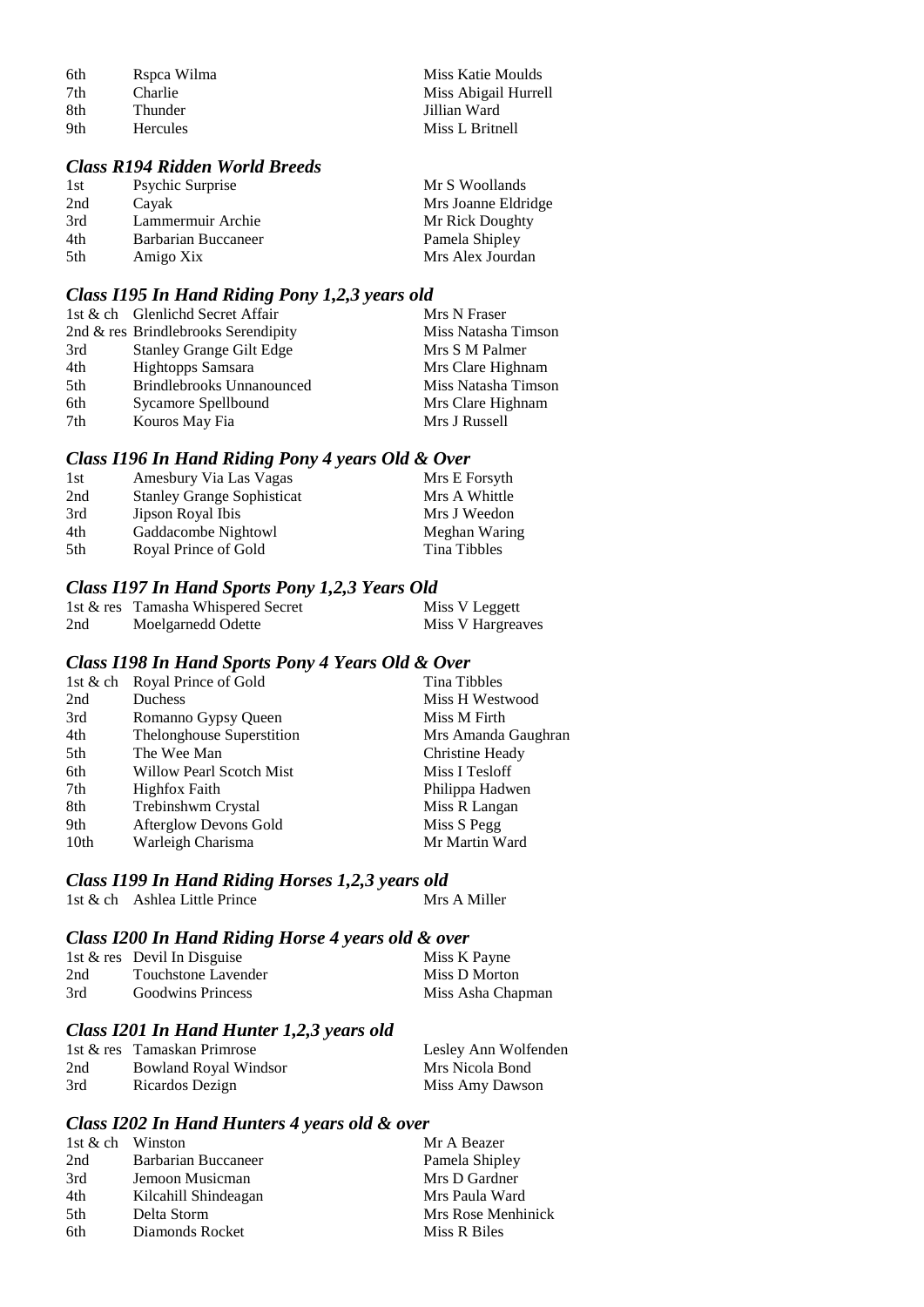| | | |
|---|---|---|
| 6th | Rspca Wilma | Miss Katie Moulds |
| 7th | Charlie | Miss Abigail Hurrell |
| 8th | Thunder | Jillian Ward |
| 9th | Hercules | Miss L Britnell |

### *Class R194 Ridden World Breeds*

| | | |
|---|---|---|
| 1st | Psychic Surprise | Mr S Woollands |
| 2nd | Cayak | Mrs Joanne Eldridge |
| 3rd | Lammermuir Archie | Mr Rick Doughty |
| 4th | Barbarian Buccaneer | Pamela Shipley |
| 5th | Amigo Xix | Mrs Alex Jourdan |

### *Class I195 In Hand Riding Pony 1,2,3 years old*

| | | |
|---|---|---|
| 1st & ch | Glenlichd Secret Affair | Mrs N Fraser |
| 2nd & res | Brindlebrooks Serendipity | Miss Natasha Timson |
| 3rd | Stanley Grange Gilt Edge | Mrs S M Palmer |
| 4th | Hightopps Samsara | Mrs Clare Highnam |
| 5th | Brindlebrooks Unnanounced | Miss Natasha Timson |
| 6th | Sycamore Spellbound | Mrs Clare Highnam |
| 7th | Kouros May Fia | Mrs J Russell |

### *Class I196 In Hand Riding Pony 4 years Old & Over*

| | | |
|---|---|---|
| 1st | Amesbury Via Las Vagas | Mrs E Forsyth |
| 2nd | Stanley Grange Sophisticat | Mrs A Whittle |
| 3rd | Jipson Royal Ibis | Mrs J Weedon |
| 4th | Gaddacombe Nightowl | Meghan Waring |
| 5th | Royal Prince of Gold | Tina Tibbles |

### *Class I197 In Hand Sports Pony 1,2,3 Years Old*

| | | |
|---|---|---|
| 1st & res | Tamasha Whispered Secret | Miss V Leggett |
| 2nd | Moelgarnedd Odette | Miss V Hargreaves |

### *Class I198 In Hand Sports Pony 4 Years Old & Over*

| | | |
|---|---|---|
| 1st & ch | Royal Prince of Gold | Tina Tibbles |
| 2nd | Duchess | Miss H Westwood |
| 3rd | Romanno Gypsy Queen | Miss M Firth |
| 4th | Thelonghouse Superstition | Mrs Amanda Gaughran |
| 5th | The Wee Man | Christine Heady |
| 6th | Willow Pearl Scotch Mist | Miss I Tesloff |
| 7th | Highfox Faith | Philippa Hadwen |
| 8th | Trebinshwm Crystal | Miss R Langan |
| 9th | Afterglow Devons Gold | Miss S Pegg |
| 10th | Warleigh Charisma | Mr Martin Ward |

### *Class I199 In Hand Riding Horses 1,2,3 years old*

| | | |
|---|---|---|
| 1st & ch | Ashlea Little Prince | Mrs A Miller |

### *Class I200 In Hand Riding Horse 4 years old & over*

| | | |
|---|---|---|
| 1st & res | Devil In Disguise | Miss K Payne |
| 2nd | Touchstone Lavender | Miss D Morton |
| 3rd | Goodwins Princess | Miss Asha Chapman |

### *Class I201 In Hand Hunter 1,2,3 years old*

| | | |
|---|---|---|
| 1st & res | Tamaskan Primrose | Lesley Ann Wolfenden |
| 2nd | Bowland Royal Windsor | Mrs Nicola Bond |
| 3rd | Ricardos Dezign | Miss Amy Dawson |

### *Class I202 In Hand Hunters 4 years old & over*

| | | |
|---|---|---|
| 1st & ch | Winston | Mr A Beazer |
| 2nd | Barbarian Buccaneer | Pamela Shipley |
| 3rd | Jemoon Musicman | Mrs D Gardner |
| 4th | Kilcahill Shindeagan | Mrs Paula Ward |
| 5th | Delta Storm | Mrs Rose Menhinick |
| 6th | Diamonds Rocket | Miss R Biles |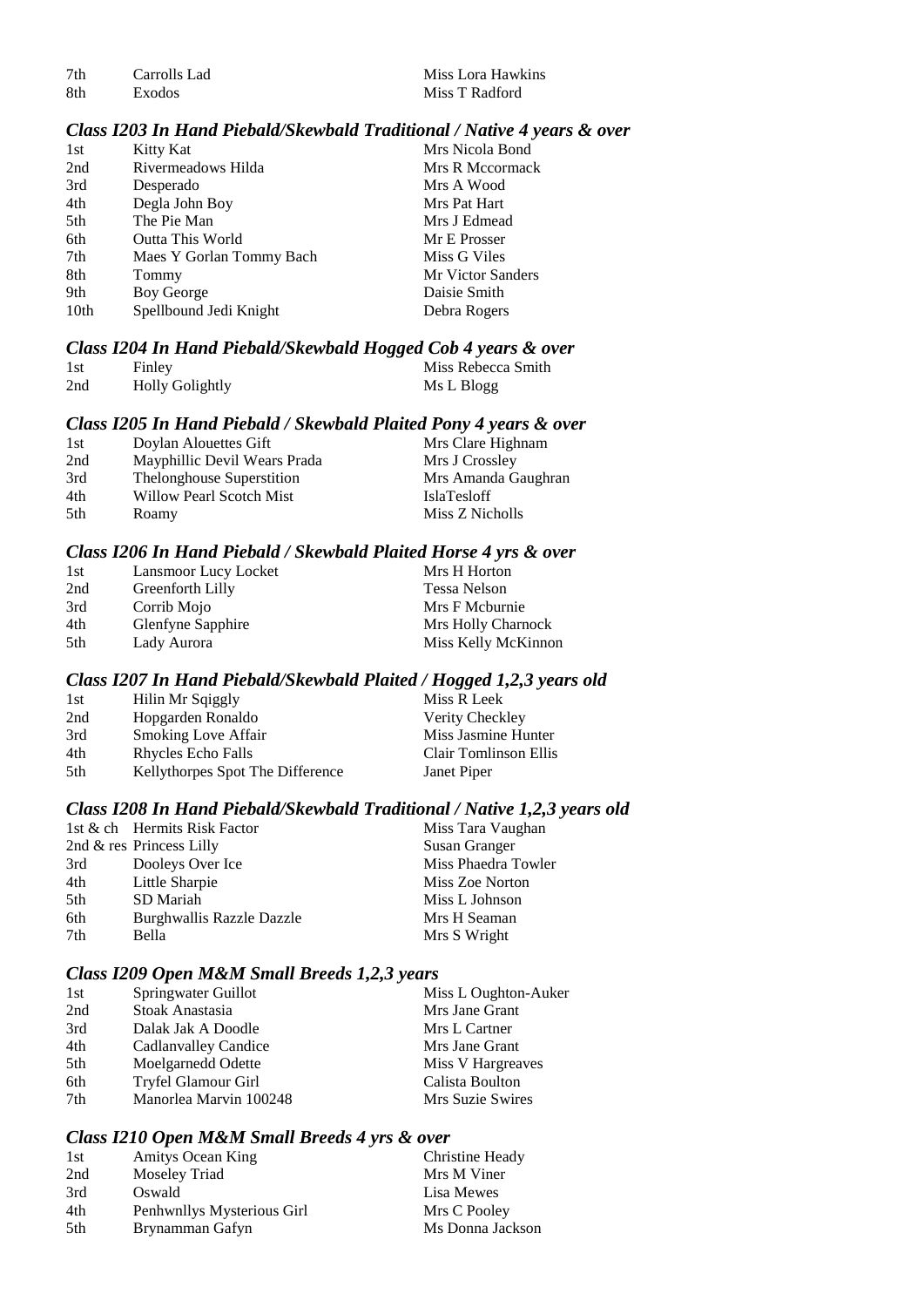| | | |
|---|---|---|
| 7th | Carrolls Lad | Miss Lora Hawkins |
| 8th | Exodos | Miss T Radford |

### *Class I203 In Hand Piebald/Skewbald Traditional / Native 4 years & over*

| | | |
|---|---|---|
| 1st | Kitty Kat | Mrs Nicola Bond |
| 2nd | Rivermeadows Hilda | Mrs R Mccormack |
| 3rd | Desperado | Mrs A Wood |
| 4th | Degla John Boy | Mrs Pat Hart |
| 5th | The Pie Man | Mrs J Edmead |
| 6th | Outta This World | Mr E Prosser |
| 7th | Maes Y Gorlan Tommy Bach | Miss G Viles |
| 8th | Tommy | Mr Victor Sanders |
| 9th | Boy George | Daisie Smith |
| 10th | Spellbound Jedi Knight | Debra Rogers |

### *Class I204 In Hand Piebald/Skewbald Hogged Cob 4 years & over*

| | | |
|---|---|---|
| 1st | Finley | Miss Rebecca Smith |
| 2nd | Holly Golightly | Ms L Blogg |

### *Class I205 In Hand Piebald / Skewbald Plaited Pony 4 years & over*

| | | |
|---|---|---|
| 1st | Doylan Alouettes Gift | Mrs Clare Highnam |
| 2nd | Mayphillic Devil Wears Prada | Mrs J Crossley |
| 3rd | Thelonghouse Superstition | Mrs Amanda Gaughran |
| 4th | Willow Pearl Scotch Mist | IslaTesloff |
| 5th | Roamy | Miss Z Nicholls |

### *Class I206 In Hand Piebald / Skewbald Plaited Horse 4 yrs & over*

| | | |
|---|---|---|
| 1st | Lansmoor Lucy Locket | Mrs H Horton |
| 2nd | Greenforth Lilly | Tessa Nelson |
| 3rd | Corrib Mojo | Mrs F Mcburnie |
| 4th | Glenfyne Sapphire | Mrs Holly Charnock |
| 5th | Lady Aurora | Miss Kelly McKinnon |

### *Class I207 In Hand Piebald/Skewbald Plaited / Hogged 1,2,3 years old*

| | | |
|---|---|---|
| 1st | Hilin Mr Sqiggly | Miss R Leek |
| 2nd | Hopgarden Ronaldo | Verity Checkley |
| 3rd | Smoking Love Affair | Miss Jasmine Hunter |
| 4th | Rhycles Echo Falls | Clair Tomlinson Ellis |
| 5th | Kellythorpes Spot The Difference | Janet Piper |

### *Class I208 In Hand Piebald/Skewbald Traditional / Native 1,2,3 years old*

| | | |
|---|---|---|
| 1st & ch | Hermits Risk Factor | Miss Tara Vaughan |
| 2nd & res | Princess Lilly | Susan Granger |
| 3rd | Dooleys Over Ice | Miss Phaedra Towler |
| 4th | Little Sharpie | Miss Zoe Norton |
| 5th | SD Mariah | Miss L Johnson |
| 6th | Burghwallis Razzle Dazzle | Mrs H Seaman |
| 7th | Bella | Mrs S Wright |

### *Class I209 Open M&M Small Breeds 1,2,3 years*

| | | |
|---|---|---|
| 1st | Springwater Guillot | Miss L Oughton-Auker |
| 2nd | Stoak Anastasia | Mrs Jane Grant |
| 3rd | Dalak Jak A Doodle | Mrs L Cartner |
| 4th | Cadlanvalley Candice | Mrs Jane Grant |
| 5th | Moelgarnedd Odette | Miss V Hargreaves |
| 6th | Tryfel Glamour Girl | Calista Boulton |
| 7th | Manorlea Marvin 100248 | Mrs Suzie Swires |

### *Class I210 Open M&M Small Breeds 4 yrs & over*

| | | |
|---|---|---|
| 1st | Amitys Ocean King | Christine Heady |
| 2nd | Moseley Triad | Mrs M Viner |
| 3rd | Oswald | Lisa Mewes |
| 4th | Penhwnllys Mysterious Girl | Mrs C Pooley |
| 5th | Brynamman Gafyn | Ms Donna Jackson |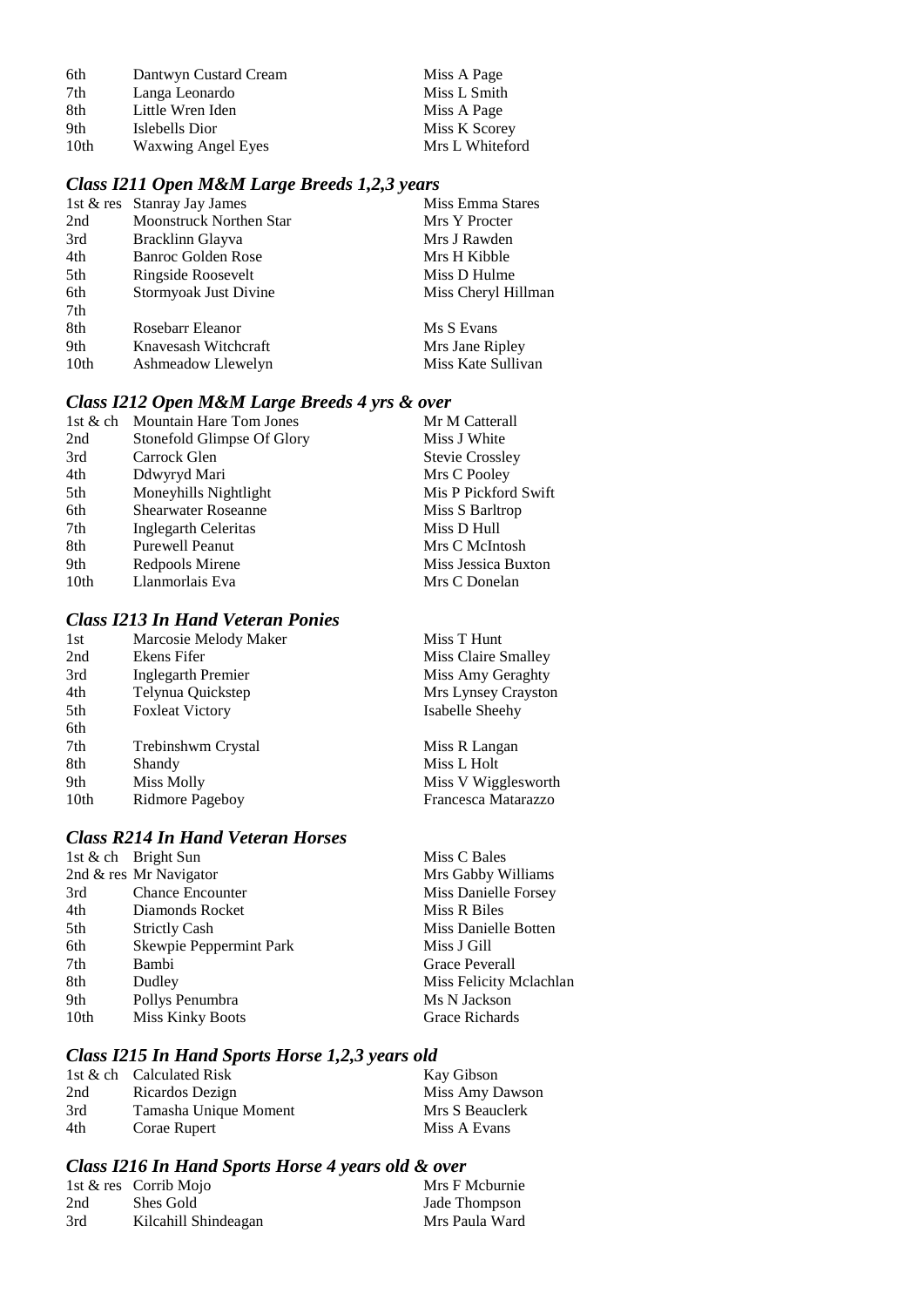| | | |
|---|---|---|
| 6th | Dantwyn Custard Cream | Miss A Page |
| 7th | Langa Leonardo | Miss L Smith |
| 8th | Little Wren Iden | Miss A Page |
| 9th | Islebells Dior | Miss K Scorey |
| 10th | Waxwing Angel Eyes | Mrs L Whiteford |

### *Class I211 Open M&M Large Breeds 1,2,3 years*

| | | |
|---|---|---|
| 1st & res | Stanray Jay James | Miss Emma Stares |
| 2nd | Moonstruck Northen Star | Mrs Y Procter |
| 3rd | Bracklinn Glayva | Mrs J Rawden |
| 4th | Banroc Golden Rose | Mrs H Kibble |
| 5th | Ringside Roosevelt | Miss D Hulme |
| 6th | Stormyoak Just Divine | Miss Cheryl Hillman |
| 7th | | |
| 8th | Rosebarr Eleanor | Ms S Evans |
| 9th | Knavesash Witchcraft | Mrs Jane Ripley |
| 10th | Ashmeadow Llewelyn | Miss Kate Sullivan |

### *Class I212 Open M&M Large Breeds 4 yrs & over*

| | | |
|---|---|---|
| 1st & ch | Mountain Hare Tom Jones | Mr M Catterall |
| 2nd | Stonefold Glimpse Of Glory | Miss J White |
| 3rd | Carrock Glen | Stevie Crossley |
| 4th | Ddwyryd Mari | Mrs C Pooley |
| 5th | Moneyhills Nightlight | Mis P Pickford Swift |
| 6th | Shearwater Roseanne | Miss S Barltrop |
| 7th | Inglegarth Celeritas | Miss D Hull |
| 8th | Purewell Peanut | Mrs C McIntosh |
| 9th | Redpools Mirene | Miss Jessica Buxton |
| 10th | Llanmorlais Eva | Mrs C Donelan |

### *Class I213 In Hand Veteran Ponies*

| | | |
|---|---|---|
| 1st | Marcosie Melody Maker | Miss T Hunt |
| 2nd | Ekens Fifer | Miss Claire Smalley |
| 3rd | Inglegarth Premier | Miss Amy Geraghty |
| 4th | Telynua Quickstep | Mrs Lynsey Crayston |
| 5th | Foxleat Victory | Isabelle Sheehy |
| 6th | | |
| 7th | Trebinshwm Crystal | Miss R Langan |
| 8th | Shandy | Miss L Holt |
| 9th | Miss Molly | Miss V Wigglesworth |
| 10th | Ridmore Pageboy | Francesca Matarazzo |

### *Class R214 In Hand Veteran Horses*

| | | |
|---|---|---|
| 1st & ch | Bright Sun | Miss C Bales |
| 2nd & res | Mr Navigator | Mrs Gabby Williams |
| 3rd | Chance Encounter | Miss Danielle Forsey |
| 4th | Diamonds Rocket | Miss R Biles |
| 5th | Strictly Cash | Miss Danielle Botten |
| 6th | Skewpie Peppermint Park | Miss J Gill |
| 7th | Bambi | Grace Peverall |
| 8th | Dudley | Miss Felicity Mclachlan |
| 9th | Pollys Penumbra | Ms N Jackson |
| 10th | Miss Kinky Boots | Grace Richards |

### *Class I215 In Hand Sports Horse 1,2,3 years old*

| | | |
|---|---|---|
| 1st & ch | Calculated Risk | Kay Gibson |
| 2nd | Ricardos Dezign | Miss Amy Dawson |
| 3rd | Tamasha Unique Moment | Mrs S Beauclerk |
| 4th | Corae Rupert | Miss A Evans |

### *Class I216 In Hand Sports Horse 4 years old & over*

| | | |
|---|---|---|
| 1st & res | Corrib Mojo | Mrs F Mcburnie |
| 2nd | Shes Gold | Jade Thompson |
| 3rd | Kilcahill Shindeagan | Mrs Paula Ward |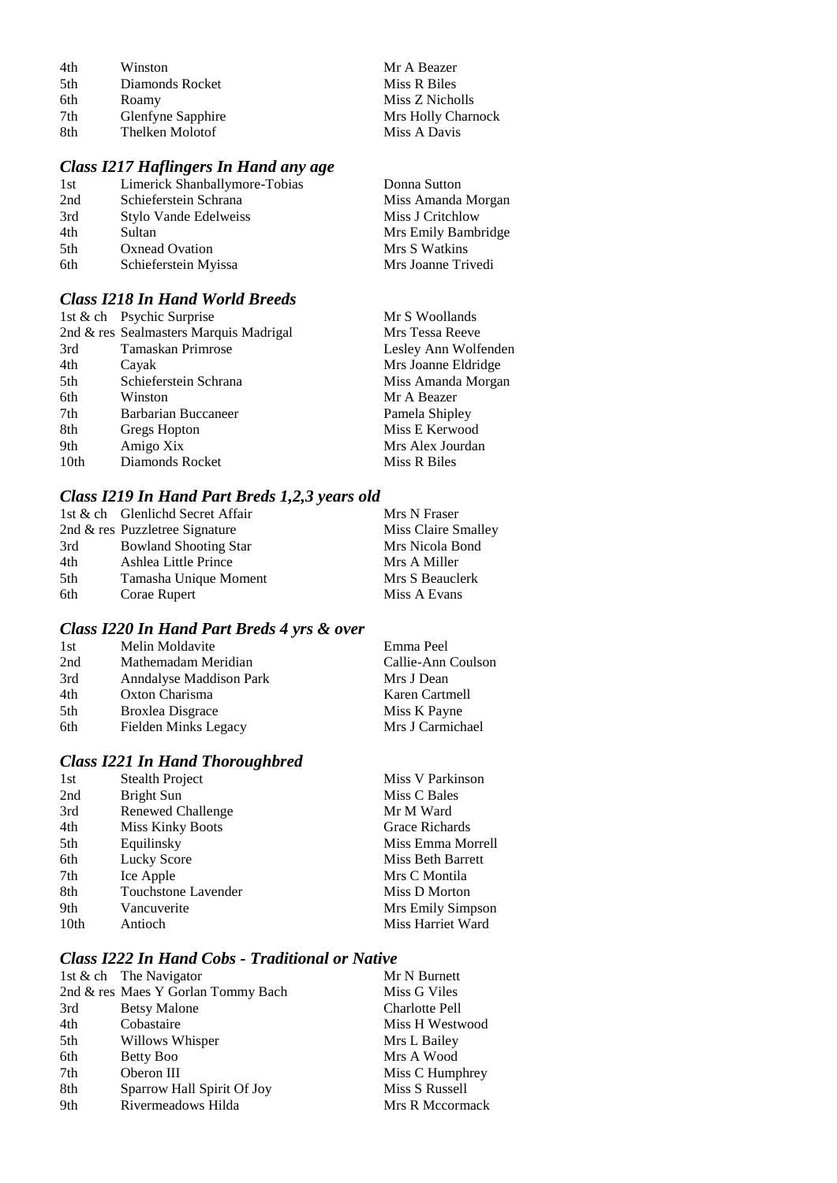| | | |
|---|---|---|
| 4th | Winston | Mr A Beazer |
| 5th | Diamonds Rocket | Miss R Biles |
| 6th | Roamy | Miss Z Nicholls |
| 7th | Glenfyne Sapphire | Mrs Holly Charnock |
| 8th | Thelken Molotof | Miss A Davis |

### *Class I217 Haflingers In Hand any age*

| | | |
|---|---|---|
| 1st | Limerick Shanballymore-Tobias | Donna Sutton |
| 2nd | Schieferstein Schrana | Miss Amanda Morgan |
| 3rd | Stylo Vande Edelweiss | Miss J Critchlow |
| 4th | Sultan | Mrs Emily Bambridge |
| 5th | Oxnead Ovation | Mrs S Watkins |
| 6th | Schieferstein Myissa | Mrs Joanne Trivedi |

### *Class I218 In Hand World Breeds*

| | | |
|---|---|---|
| 1st & ch | Psychic Surprise | Mr S Woollands |
| 2nd & res | Sealmasters Marquis Madrigal | Mrs Tessa Reeve |
| 3rd | Tamaskan Primrose | Lesley Ann Wolfenden |
| 4th | Cayak | Mrs Joanne Eldridge |
| 5th | Schieferstein Schrana | Miss Amanda Morgan |
| 6th | Winston | Mr A Beazer |
| 7th | Barbarian Buccaneer | Pamela Shipley |
| 8th | Gregs Hopton | Miss E Kerwood |
| 9th | Amigo Xix | Mrs Alex Jourdan |
| 10th | Diamonds Rocket | Miss R Biles |

### *Class I219 In Hand Part Breds 1,2,3 years old*

| | | |
|---|---|---|
| 1st & ch | Glenlichd Secret Affair | Mrs N Fraser |
| 2nd & res | Puzzletree Signature | Miss Claire Smalley |
| 3rd | Bowland Shooting Star | Mrs Nicola Bond |
| 4th | Ashlea Little Prince | Mrs A Miller |
| 5th | Tamasha Unique Moment | Mrs S Beauclerk |
| 6th | Corae Rupert | Miss A Evans |

### *Class I220 In Hand Part Breds 4 yrs & over*

| | | |
|---|---|---|
| 1st | Melin Moldavite | Emma Peel |
| 2nd | Mathemadam Meridian | Callie-Ann Coulson |
| 3rd | Anndalyse Maddison Park | Mrs J Dean |
| 4th | Oxton Charisma | Karen Cartmell |
| 5th | Broxlea Disgrace | Miss K Payne |
| 6th | Fielden Minks Legacy | Mrs J Carmichael |

### *Class I221 In Hand Thoroughbred*

| | | |
|---|---|---|
| 1st | Stealth Project | Miss V Parkinson |
| 2nd | Bright Sun | Miss C Bales |
| 3rd | Renewed Challenge | Mr M Ward |
| 4th | Miss Kinky Boots | Grace Richards |
| 5th | Equilinsky | Miss Emma Morrell |
| 6th | Lucky Score | Miss Beth Barrett |
| 7th | Ice Apple | Mrs C Montila |
| 8th | Touchstone Lavender | Miss D Morton |
| 9th | Vancuverite | Mrs Emily Simpson |
| 10th | Antioch | Miss Harriet Ward |

### *Class I222 In Hand Cobs - Traditional or Native*

| | | |
|---|---|---|
| 1st & ch | The Navigator | Mr N Burnett |
| 2nd & res | Maes Y Gorlan Tommy Bach | Miss G Viles |
| 3rd | Betsy Malone | Charlotte Pell |
| 4th | Cobastaire | Miss H Westwood |
| 5th | Willows Whisper | Mrs L Bailey |
| 6th | Betty Boo | Mrs A Wood |
| 7th | Oberon III | Miss C Humphrey |
| 8th | Sparrow Hall Spirit Of Joy | Miss S Russell |
| 9th | Rivermeadows Hilda | Mrs R Mccormack |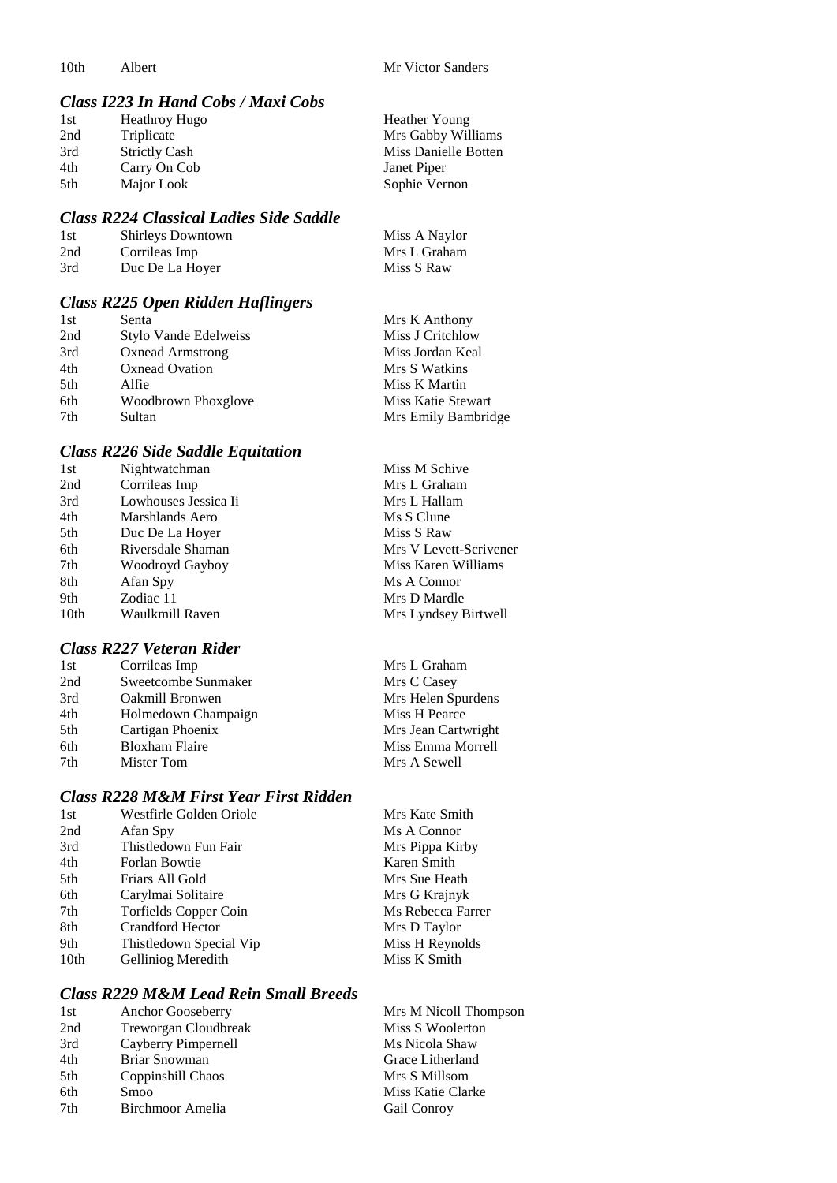| 10th | Albert | Mr Victor Sanders |
|---|---|---|

### *Class I223 In Hand Cobs / Maxi Cobs*

| | | |
|---|---|---|
| 1st | Heathroy Hugo | Heather Young |
| 2nd | Triplicate | Mrs Gabby Williams |
| 3rd | Strictly Cash | Miss Danielle Botten |
| 4th | Carry On Cob | Janet Piper |
| 5th | Major Look | Sophie Vernon |

### *Class R224 Classical Ladies Side Saddle*

| | | |
|---|---|---|
| 1st | Shirleys Downtown | Miss A Naylor |
| 2nd | Corrileas Imp | Mrs L Graham |
| 3rd | Duc De La Hoyer | Miss S Raw |

### *Class R225 Open Ridden Haflingers*

| | | |
|---|---|---|
| 1st | Senta | Mrs K Anthony |
| 2nd | Stylo Vande Edelweiss | Miss J Critchlow |
| 3rd | Oxnead Armstrong | Miss Jordan Keal |
| 4th | Oxnead Ovation | Mrs S Watkins |
| 5th | Alfie | Miss K Martin |
| 6th | Woodbrown Phoxglove | Miss Katie Stewart |
| 7th | Sultan | Mrs Emily Bambridge |

### *Class R226 Side Saddle Equitation*

| | | |
|---|---|---|
| 1st | Nightwatchman | Miss M Schive |
| 2nd | Corrileas Imp | Mrs L Graham |
| 3rd | Lowhouses Jessica Ii | Mrs L Hallam |
| 4th | Marshlands Aero | Ms S Clune |
| 5th | Duc De La Hoyer | Miss S Raw |
| 6th | Riversdale Shaman | Mrs V Levett-Scrivener |
| 7th | Woodroyd Gayboy | Miss Karen Williams |
| 8th | Afan Spy | Ms A Connor |
| 9th | Zodiac 11 | Mrs D Mardle |
| 10th | Waulkmill Raven | Mrs Lyndsey Birtwell |

### *Class R227 Veteran Rider*

| | | |
|---|---|---|
| 1st | Corrileas Imp | Mrs L Graham |
| 2nd | Sweetcombe Sunmaker | Mrs C Casey |
| 3rd | Oakmill Bronwen | Mrs Helen Spurdens |
| 4th | Holmedown Champaign | Miss H Pearce |
| 5th | Cartigan Phoenix | Mrs Jean Cartwright |
| 6th | Bloxham Flaire | Miss Emma Morrell |
| 7th | Mister Tom | Mrs A Sewell |

### *Class R228 M&M First Year First Ridden*

| | | |
|---|---|---|
| 1st | Westfirle Golden Oriole | Mrs Kate Smith |
| 2nd | Afan Spy | Ms A Connor |
| 3rd | Thistledown Fun Fair | Mrs Pippa Kirby |
| 4th | Forlan Bowtie | Karen Smith |
| 5th | Friars All Gold | Mrs Sue Heath |
| 6th | Carylmai Solitaire | Mrs G Krajnyk |
| 7th | Torfields Copper Coin | Ms Rebecca Farrer |
| 8th | Crandford Hector | Mrs D Taylor |
| 9th | Thistledown Special Vip | Miss H Reynolds |
| 10th | Gelliniog Meredith | Miss K Smith |

### *Class R229 M&M Lead Rein Small Breeds*

| | | |
|---|---|---|
| 1st | Anchor Gooseberry | Mrs M Nicoll Thompson |
| 2nd | Treworgan Cloudbreak | Miss S Woolerton |
| 3rd | Cayberry Pimpernell | Ms Nicola Shaw |
| 4th | Briar Snowman | Grace Litherland |
| 5th | Coppinshill Chaos | Mrs S Millsom |
| 6th | Smoo | Miss Katie Clarke |
| 7th | Birchmoor Amelia | Gail Conroy |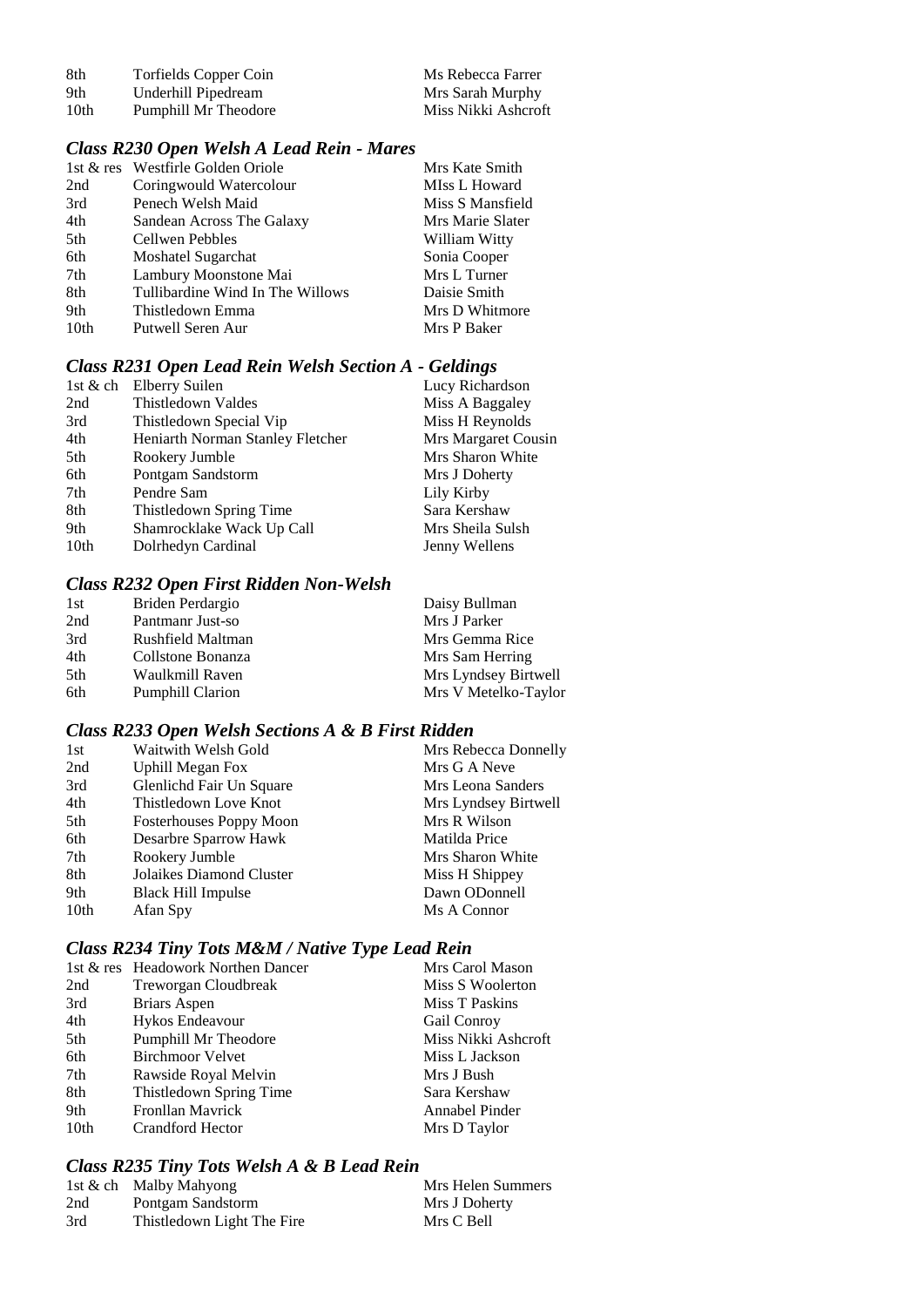| | | |
|---|---|---|
| 8th | Torfields Copper Coin | Ms Rebecca Farrer |
| 9th | Underhill Pipedream | Mrs Sarah Murphy |
| 10th | Pumphill Mr Theodore | Miss Nikki Ashcroft |

### *Class R230 Open Welsh A Lead Rein - Mares*

| | | |
|---|---|---|
| 1st & res | Westfirle Golden Oriole | Mrs Kate Smith |
| 2nd | Coringwould Watercolour | MIss L Howard |
| 3rd | Penech Welsh Maid | Miss S Mansfield |
| 4th | Sandean Across The Galaxy | Mrs Marie Slater |
| 5th | Cellwen Pebbles | William Witty |
| 6th | Moshatel Sugarchat | Sonia Cooper |
| 7th | Lambury Moonstone Mai | Mrs L Turner |
| 8th | Tullibardine Wind In The Willows | Daisie Smith |
| 9th | Thistledown Emma | Mrs D Whitmore |
| 10th | Putwell Seren Aur | Mrs P Baker |

### *Class R231 Open Lead Rein Welsh Section A - Geldings*

| | | |
|---|---|---|
| 1st & ch | Elberry Suilen | Lucy Richardson |
| 2nd | Thistledown Valdes | Miss A Baggaley |
| 3rd | Thistledown Special Vip | Miss H Reynolds |
| 4th | Heniarth Norman Stanley Fletcher | Mrs Margaret Cousin |
| 5th | Rookery Jumble | Mrs Sharon White |
| 6th | Pontgam Sandstorm | Mrs J Doherty |
| 7th | Pendre Sam | Lily Kirby |
| 8th | Thistledown Spring Time | Sara Kershaw |
| 9th | Shamrocklake Wack Up Call | Mrs Sheila Sulsh |
| 10th | Dolrhedyn Cardinal | Jenny Wellens |

### *Class R232 Open First Ridden Non-Welsh*

| | | |
|---|---|---|
| 1st | Briden Perdargio | Daisy Bullman |
| 2nd | Pantmanr Just-so | Mrs J Parker |
| 3rd | Rushfield Maltman | Mrs Gemma Rice |
| 4th | Collstone Bonanza | Mrs Sam Herring |
| 5th | Waulkmill Raven | Mrs Lyndsey Birtwell |
| 6th | Pumphill Clarion | Mrs V Metelko-Taylor |

### *Class R233 Open Welsh Sections A & B First Ridden*

| | | |
|---|---|---|
| 1st | Waitwith Welsh Gold | Mrs Rebecca Donnelly |
| 2nd | Uphill Megan Fox | Mrs G A Neve |
| 3rd | Glenlichd Fair Un Square | Mrs Leona Sanders |
| 4th | Thistledown Love Knot | Mrs Lyndsey Birtwell |
| 5th | Fosterhouses Poppy Moon | Mrs R Wilson |
| 6th | Desarbre Sparrow Hawk | Matilda Price |
| 7th | Rookery Jumble | Mrs Sharon White |
| 8th | Jolaikes Diamond Cluster | Miss H Shippey |
| 9th | Black Hill Impulse | Dawn ODonnell |
| 10th | Afan Spy | Ms A Connor |

### *Class R234 Tiny Tots M&M / Native Type Lead Rein*

| | | |
|---|---|---|
| 1st & res | Headowork Northen Dancer | Mrs Carol Mason |
| 2nd | Treworgan Cloudbreak | Miss S Woolerton |
| 3rd | Briars Aspen | Miss T Paskins |
| 4th | Hykos Endeavour | Gail Conroy |
| 5th | Pumphill Mr Theodore | Miss Nikki Ashcroft |
| 6th | Birchmoor Velvet | Miss L Jackson |
| 7th | Rawside Royal Melvin | Mrs J Bush |
| 8th | Thistledown Spring Time | Sara Kershaw |
| 9th | Fronllan Mavrick | Annabel Pinder |
| 10th | Crandford Hector | Mrs D Taylor |

### *Class R235 Tiny Tots Welsh A & B Lead Rein*

| | | |
|---|---|---|
| 1st & ch | Malby Mahyong | Mrs Helen Summers |
| 2nd | Pontgam Sandstorm | Mrs J Doherty |
| 3rd | Thistledown Light The Fire | Mrs C Bell |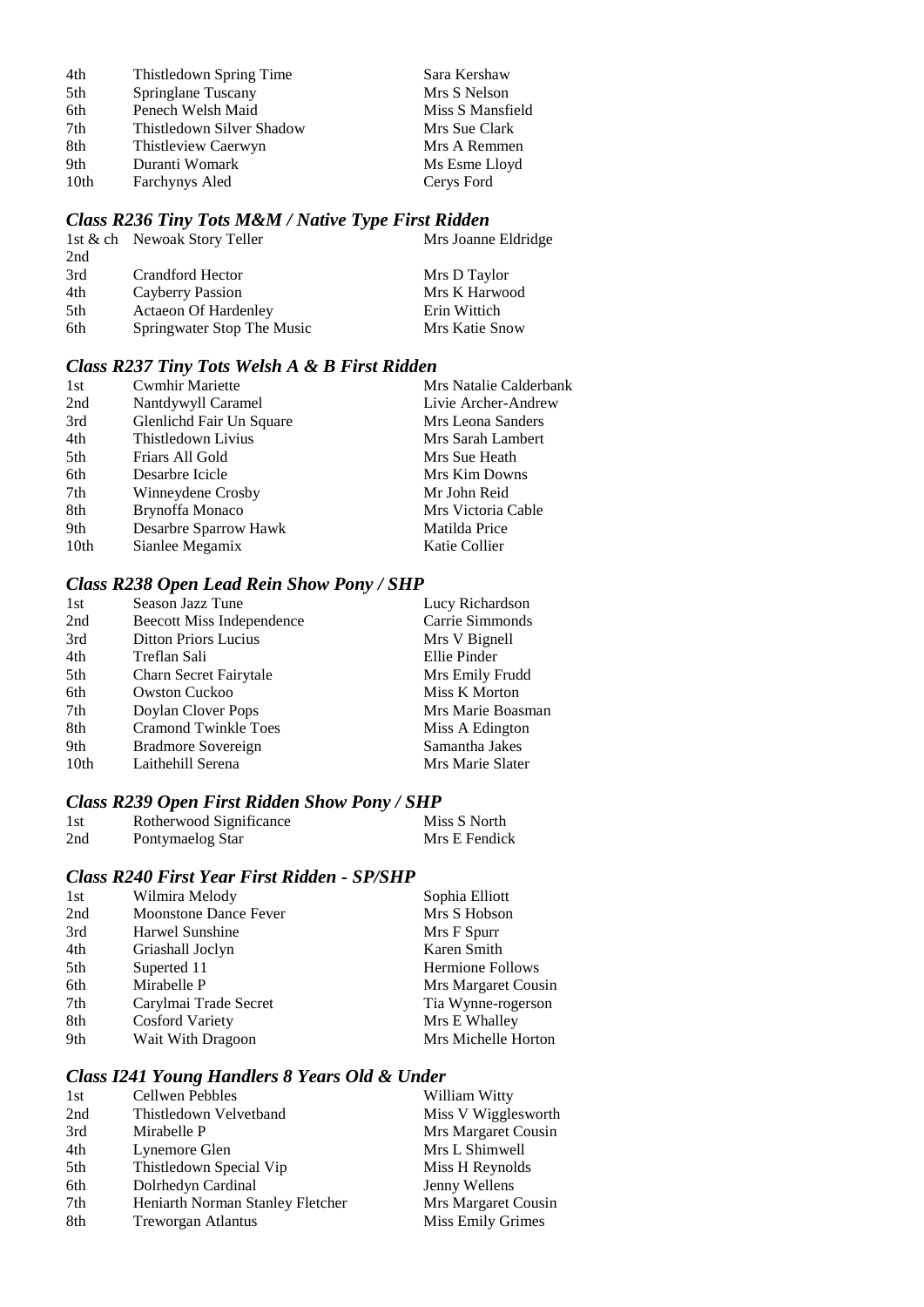| | | |
|---|---|---|
| 4th | Thistledown Spring Time | Sara Kershaw |
| 5th | Springlane Tuscany | Mrs S Nelson |
| 6th | Penech Welsh Maid | Miss S Mansfield |
| 7th | Thistledown Silver Shadow | Mrs Sue Clark |
| 8th | Thistleview Caerwyn | Mrs A Remmen |
| 9th | Duranti Womark | Ms Esme Lloyd |
| 10th | Farchynys Aled | Cerys Ford |

### *Class R236 Tiny Tots M&M / Native Type First Ridden*

| | | |
|---|---|---|
| 1st & ch | Newoak Story Teller | Mrs Joanne Eldridge |
| 2nd | | |
| 3rd | Crandford Hector | Mrs D Taylor |
| 4th | Cayberry Passion | Mrs K Harwood |
| 5th | Actaeon Of Hardenley | Erin Wittich |
| 6th | Springwater Stop The Music | Mrs Katie Snow |

### *Class R237 Tiny Tots Welsh A & B First Ridden*

| | | |
|---|---|---|
| 1st | Cwmhir Mariette | Mrs Natalie Calderbank |
| 2nd | Nantdywyll Caramel | Livie Archer-Andrew |
| 3rd | Glenlichd Fair Un Square | Mrs Leona Sanders |
| 4th | Thistledown Livius | Mrs Sarah Lambert |
| 5th | Friars All Gold | Mrs Sue Heath |
| 6th | Desarbre Icicle | Mrs Kim Downs |
| 7th | Winneydene Crosby | Mr John Reid |
| 8th | Brynoffa Monaco | Mrs Victoria Cable |
| 9th | Desarbre Sparrow Hawk | Matilda Price |
| 10th | Sianlee Megamix | Katie Collier |

### *Class R238 Open Lead Rein Show Pony / SHP*

| | | |
|---|---|---|
| 1st | Season Jazz Tune | Lucy Richardson |
| 2nd | Beecott Miss Independence | Carrie Simmonds |
| 3rd | Ditton Priors Lucius | Mrs V Bignell |
| 4th | Treflan Sali | Ellie Pinder |
| 5th | Charn Secret Fairytale | Mrs Emily Frudd |
| 6th | Owston Cuckoo | Miss K Morton |
| 7th | Doylan Clover Pops | Mrs Marie Boasman |
| 8th | Cramond Twinkle Toes | Miss A Edington |
| 9th | Bradmore Sovereign | Samantha Jakes |
| 10th | Laithehill Serena | Mrs Marie Slater |

### *Class R239 Open First Ridden Show Pony / SHP*

| | | |
|---|---|---|
| 1st | Rotherwood Significance | Miss S North |
| 2nd | Pontymaelog Star | Mrs E Fendick |

### *Class R240 First Year First Ridden - SP/SHP*

| | | |
|---|---|---|
| 1st | Wilmira Melody | Sophia Elliott |
| 2nd | Moonstone Dance Fever | Mrs S Hobson |
| 3rd | Harwel Sunshine | Mrs F Spurr |
| 4th | Griashall Joclyn | Karen Smith |
| 5th | Superted 11 | Hermione Follows |
| 6th | Mirabelle P | Mrs Margaret Cousin |
| 7th | Carylmai Trade Secret | Tia Wynne-rogerson |
| 8th | Cosford Variety | Mrs E Whalley |
| 9th | Wait With Dragoon | Mrs Michelle Horton |

### *Class I241 Young Handlers 8 Years Old & Under*

| | | |
|---|---|---|
| 1st | Cellwen Pebbles | William Witty |
| 2nd | Thistledown Velvetband | Miss V Wigglesworth |
| 3rd | Mirabelle P | Mrs Margaret Cousin |
| 4th | Lynemore Glen | Mrs L Shimwell |
| 5th | Thistledown Special Vip | Miss H Reynolds |
| 6th | Dolrhedyn Cardinal | Jenny Wellens |
| 7th | Heniarth Norman Stanley Fletcher | Mrs Margaret Cousin |
| 8th | Treworgan Atlantus | Miss Emily Grimes |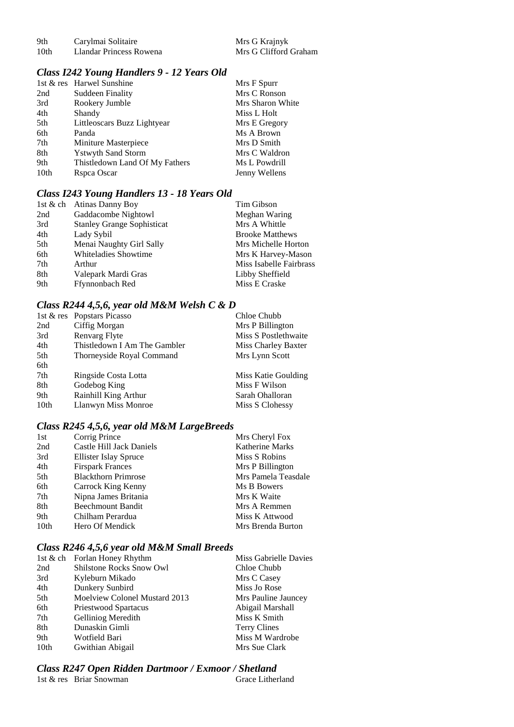| | | |
|---|---|---|
| 9th | Carylmai Solitaire | Mrs G Krajnyk |
| 10th | Llandar Princess Rowena | Mrs G Clifford Graham |

### *Class I242 Young Handlers 9 - 12 Years Old*

| | | |
|---|---|---|
| 1st & res | Harwel Sunshine | Mrs F Spurr |
| 2nd | Suddeen Finality | Mrs C Ronson |
| 3rd | Rookery Jumble | Mrs Sharon White |
| 4th | Shandy | Miss L Holt |
| 5th | Littleoscars Buzz Lightyear | Mrs E Gregory |
| 6th | Panda | Ms A Brown |
| 7th | Miniture Masterpiece | Mrs D Smith |
| 8th | Ystwyth Sand Storm | Mrs C Waldron |
| 9th | Thistledown Land Of My Fathers | Ms L Powdrill |
| 10th | Rspca Oscar | Jenny Wellens |

### *Class I243 Young Handlers 13 - 18 Years Old*

| | | |
|---|---|---|
| 1st & ch | Atinas Danny Boy | Tim Gibson |
| 2nd | Gaddacombe Nightowl | Meghan Waring |
| 3rd | Stanley Grange Sophisticat | Mrs A Whittle |
| 4th | Lady Sybil | Brooke Matthews |
| 5th | Menai Naughty Girl Sally | Mrs Michelle Horton |
| 6th | Whiteladies Showtime | Mrs K Harvey-Mason |
| 7th | Arthur | Miss Isabelle Fairbrass |
| 8th | Valepark Mardi Gras | Libby Sheffield |
| 9th | Ffynnonbach Red | Miss E Craske |

### *Class R244 4,5,6, year old M&M Welsh C & D*

| | | |
|---|---|---|
| 1st & res | Popstars Picasso | Chloe Chubb |
| 2nd | Ciffig Morgan | Mrs P Billington |
| 3rd | Renvarg Flyte | Miss S Postlethwaite |
| 4th | Thistledown I Am The Gambler | Miss Charley Baxter |
| 5th | Thorneyside Royal Command | Mrs Lynn Scott |
| 6th | | |
| 7th | Ringside Costa Lotta | Miss Katie Goulding |
| 8th | Godebog King | Miss F Wilson |
| 9th | Rainhill King Arthur | Sarah Ohalloran |
| 10th | Llanwyn Miss Monroe | Miss S Clohessy |

### *Class R245 4,5,6, year old M&M LargeBreeds*

| | | |
|---|---|---|
| 1st | Corrig Prince | Mrs Cheryl Fox |
| 2nd | Castle Hill Jack Daniels | Katherine Marks |
| 3rd | Ellister Islay Spruce | Miss S Robins |
| 4th | Firspark Frances | Mrs P Billington |
| 5th | Blackthorn Primrose | Mrs Pamela Teasdale |
| 6th | Carrock King Kenny | Ms B Bowers |
| 7th | Nipna James Britania | Mrs K Waite |
| 8th | Beechmount Bandit | Mrs A Remmen |
| 9th | Chilham Perardua | Miss K Attwood |
| 10th | Hero Of Mendick | Mrs Brenda Burton |

### *Class R246 4,5,6 year old M&M Small Breeds*

| | | |
|---|---|---|
| 1st & ch | Forlan Honey Rhythm | Miss Gabrielle Davies |
| 2nd | Shilstone Rocks Snow Owl | Chloe Chubb |
| 3rd | Kyleburn Mikado | Mrs C Casey |
| 4th | Dunkery Sunbird | Miss Jo Rose |
| 5th | Moelview Colonel Mustard 2013 | Mrs Pauline Jauncey |
| 6th | Priestwood Spartacus | Abigail Marshall |
| 7th | Gelliniog Meredith | Miss K Smith |
| 8th | Dunaskin Gimli | Terry Clines |
| 9th | Wotfield Bari | Miss M Wardrobe |
| 10th | Gwithian Abigail | Mrs Sue Clark |

### *Class R247 Open Ridden Dartmoor / Exmoor / Shetland*

| | | |
|---|---|---|
| 1st & res | Briar Snowman | Grace Litherland |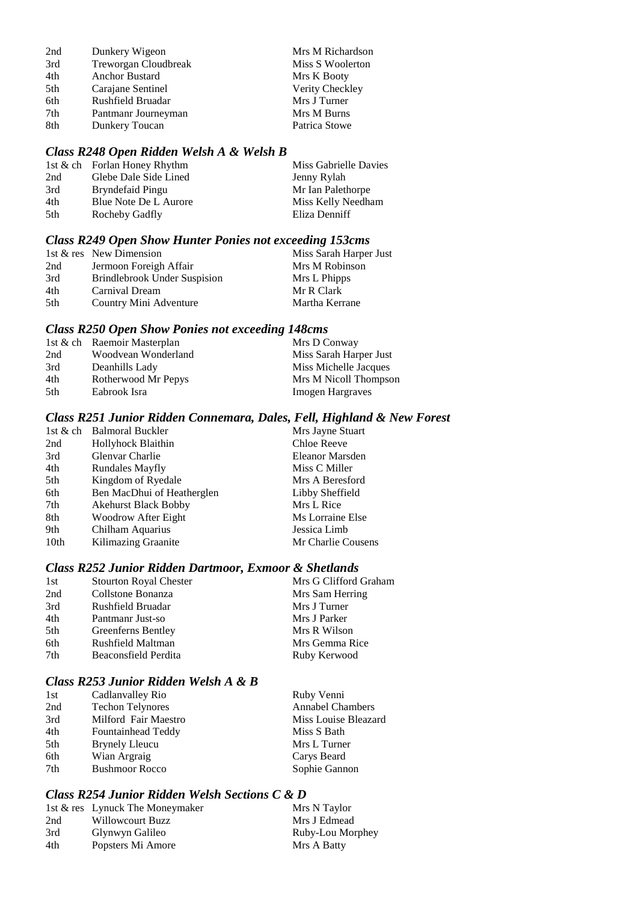| | | |
|---|---|---|
| 2nd | Dunkery Wigeon | Mrs M Richardson |
| 3rd | Treworgan Cloudbreak | Miss S Woolerton |
| 4th | Anchor Bustard | Mrs K Booty |
| 5th | Carajane Sentinel | Verity Checkley |
| 6th | Rushfield Bruadar | Mrs J Turner |
| 7th | Pantmanr Journeyman | Mrs M Burns |
| 8th | Dunkery Toucan | Patrica Stowe |

### *Class R248 Open Ridden Welsh A & Welsh B*

| | | |
|---|---|---|
| 1st & ch | Forlan Honey Rhythm | Miss Gabrielle Davies |
| 2nd | Glebe Dale Side Lined | Jenny Rylah |
| 3rd | Bryndefaid Pingu | Mr Ian Palethorpe |
| 4th | Blue Note De L Aurore | Miss Kelly Needham |
| 5th | Rocheby Gadfly | Eliza Denniff |

### *Class R249 Open Show Hunter Ponies not exceeding 153cms*

| | | |
|---|---|---|
| 1st & res | New Dimension | Miss Sarah Harper Just |
| 2nd | Jermoon Foreigh Affair | Mrs M Robinson |
| 3rd | Brindlebrook Under Suspision | Mrs L Phipps |
| 4th | Carnival Dream | Mr R Clark |
| 5th | Country Mini Adventure | Martha Kerrane |

### *Class R250 Open Show Ponies not exceeding 148cms*

| | | |
|---|---|---|
| 1st & ch | Raemoir Masterplan | Mrs D Conway |
| 2nd | Woodvean Wonderland | Miss Sarah Harper Just |
| 3rd | Deanhills Lady | Miss Michelle Jacques |
| 4th | Rotherwood Mr Pepys | Mrs M Nicoll Thompson |
| 5th | Eabrook Isra | Imogen Hargraves |

### *Class R251 Junior Ridden Connemara, Dales, Fell, Highland & New Forest*

| | | |
|---|---|---|
| 1st & ch | Balmoral Buckler | Mrs Jayne Stuart |
| 2nd | Hollyhock Blaithin | Chloe Reeve |
| 3rd | Glenvar Charlie | Eleanor Marsden |
| 4th | Rundales Mayfly | Miss C Miller |
| 5th | Kingdom of Ryedale | Mrs A Beresford |
| 6th | Ben MacDhui of Heatherglen | Libby Sheffield |
| 7th | Akehurst Black Bobby | Mrs L Rice |
| 8th | Woodrow After Eight | Ms Lorraine Else |
| 9th | Chilham Aquarius | Jessica Limb |
| 10th | Kilimazing Graanite | Mr Charlie Cousens |

### *Class R252 Junior Ridden Dartmoor, Exmoor & Shetlands*

| | | |
|---|---|---|
| 1st | Stourton Royal Chester | Mrs G Clifford Graham |
| 2nd | Collstone Bonanza | Mrs Sam Herring |
| 3rd | Rushfield Bruadar | Mrs J Turner |
| 4th | Pantmanr Just-so | Mrs J Parker |
| 5th | Greenferns Bentley | Mrs R Wilson |
| 6th | Rushfield Maltman | Mrs Gemma Rice |
| 7th | Beaconsfield Perdita | Ruby Kerwood |

### *Class R253 Junior Ridden Welsh A & B*

| | | |
|---|---|---|
| 1st | Cadlanvalley Rio | Ruby Venni |
| 2nd | Techon Telynores | Annabel Chambers |
| 3rd | Milford Fair Maestro | Miss Louise Bleazard |
| 4th | Fountainhead Teddy | Miss S Bath |
| 5th | Brynely Lleucu | Mrs L Turner |
| 6th | Wian Argraig | Carys Beard |
| 7th | Bushmoor Rocco | Sophie Gannon |

### *Class R254 Junior Ridden Welsh Sections C & D*

| | | |
|---|---|---|
| 1st & res | Lynuck The Moneymaker | Mrs N Taylor |
| 2nd | Willowcourt Buzz | Mrs J Edmead |
| 3rd | Glynwyn Galileo | Ruby-Lou Morphey |
| 4th | Popsters Mi Amore | Mrs A Batty |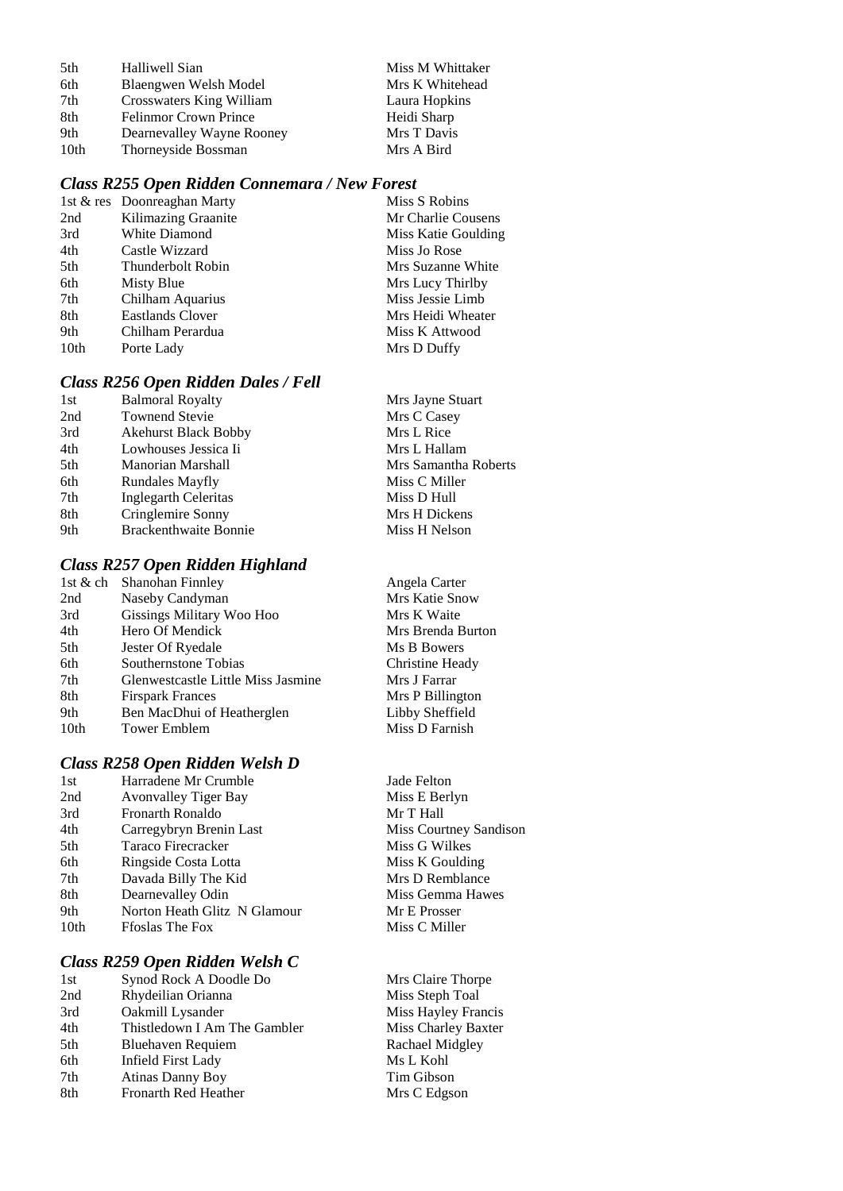| | | |
|---|---|---|
| 5th | Halliwell Sian | Miss M Whittaker |
| 6th | Blaengwen Welsh Model | Mrs K Whitehead |
| 7th | Crosswaters King William | Laura Hopkins |
| 8th | Felinmor Crown Prince | Heidi Sharp |
| 9th | Dearnevalley Wayne Rooney | Mrs T Davis |
| 10th | Thorneyside Bossman | Mrs A Bird |

### *Class R255 Open Ridden Connemara / New Forest*

| | | |
|---|---|---|
| 1st & res | Doonreaghan Marty | Miss S Robins |
| 2nd | Kilimazing Graanite | Mr Charlie Cousens |
| 3rd | White Diamond | Miss Katie Goulding |
| 4th | Castle Wizzard | Miss Jo Rose |
| 5th | Thunderbolt Robin | Mrs Suzanne White |
| 6th | Misty Blue | Mrs Lucy Thirlby |
| 7th | Chilham Aquarius | Miss Jessie Limb |
| 8th | Eastlands Clover | Mrs Heidi Wheater |
| 9th | Chilham Perardua | Miss K Attwood |
| 10th | Porte Lady | Mrs D Duffy |

### *Class R256 Open Ridden Dales / Fell*

| | | |
|---|---|---|
| 1st | Balmoral Royalty | Mrs Jayne Stuart |
| 2nd | Townend Stevie | Mrs C Casey |
| 3rd | Akehurst Black Bobby | Mrs L Rice |
| 4th | Lowhouses Jessica Ii | Mrs L Hallam |
| 5th | Manorian Marshall | Mrs Samantha Roberts |
| 6th | Rundales Mayfly | Miss C Miller |
| 7th | Inglegarth Celeritas | Miss D Hull |
| 8th | Cringlemire Sonny | Mrs H Dickens |
| 9th | Brackenthwaite Bonnie | Miss H Nelson |

### *Class R257 Open Ridden Highland*

| | | |
|---|---|---|
| 1st & ch | Shanohan Finnley | Angela Carter |
| 2nd | Naseby Candyman | Mrs Katie Snow |
| 3rd | Gissings Military Woo Hoo | Mrs K Waite |
| 4th | Hero Of Mendick | Mrs Brenda Burton |
| 5th | Jester Of Ryedale | Ms B Bowers |
| 6th | Southernstone Tobias | Christine Heady |
| 7th | Glenwestcastle Little Miss Jasmine | Mrs J Farrar |
| 8th | Firspark Frances | Mrs P Billington |
| 9th | Ben MacDhui of Heatherglen | Libby Sheffield |
| 10th | Tower Emblem | Miss D Farnish |

### *Class R258 Open Ridden Welsh D*

| | | |
|---|---|---|
| 1st | Harradene Mr Crumble | Jade Felton |
| 2nd | Avonvalley Tiger Bay | Miss E Berlyn |
| 3rd | Fronarth Ronaldo | Mr T Hall |
| 4th | Carregybryn Brenin Last | Miss Courtney Sandison |
| 5th | Taraco Firecracker | Miss G Wilkes |
| 6th | Ringside Costa Lotta | Miss K Goulding |
| 7th | Davada Billy The Kid | Mrs D Remblance |
| 8th | Dearnevalley Odin | Miss Gemma Hawes |
| 9th | Norton Heath Glitz N Glamour | Mr E Prosser |
| 10th | Ffoslas The Fox | Miss C Miller |

### *Class R259 Open Ridden Welsh C*

| | | |
|---|---|---|
| 1st | Synod Rock A Doodle Do | Mrs Claire Thorpe |
| 2nd | Rhydeilian Orianna | Miss Steph Toal |
| 3rd | Oakmill Lysander | Miss Hayley Francis |
| 4th | Thistledown I Am The Gambler | Miss Charley Baxter |
| 5th | Bluehaven Requiem | Rachael Midgley |
| 6th | Infield First Lady | Ms L Kohl |
| 7th | Atinas Danny Boy | Tim Gibson |
| 8th | Fronarth Red Heather | Mrs C Edgson |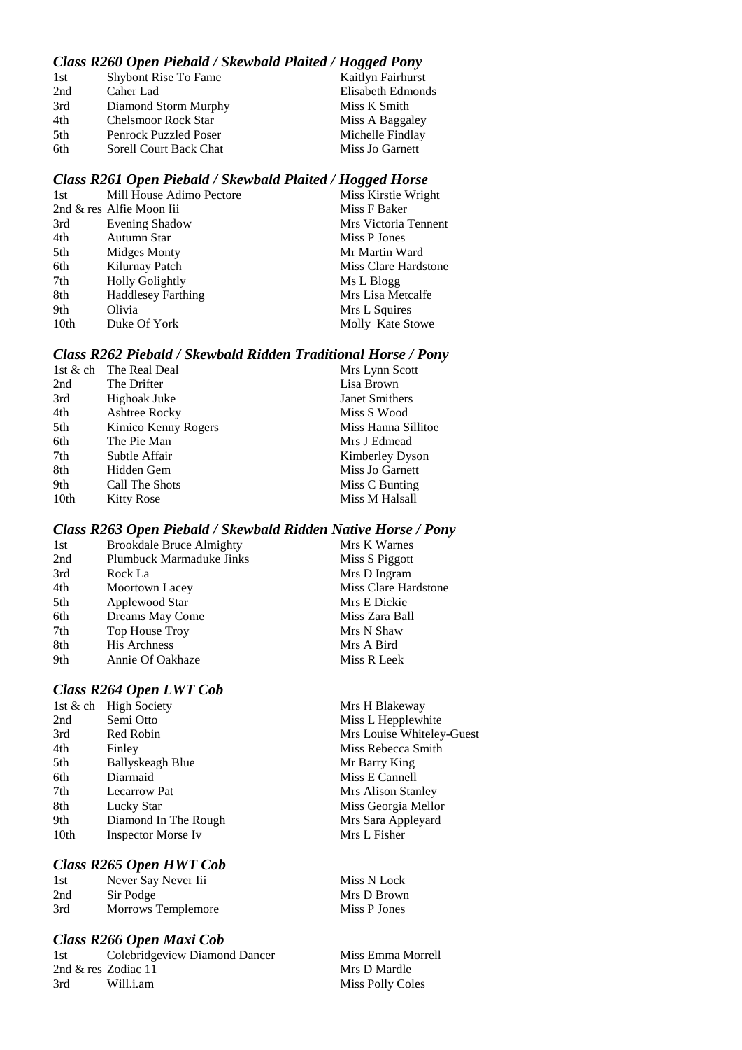### *Class R260 Open Piebald / Skewbald Plaited / Hogged Pony*

| | | |
|---|---|---|
| 1st | Shybont Rise To Fame | Kaitlyn Fairhurst |
| 2nd | Caher Lad | Elisabeth Edmonds |
| 3rd | Diamond Storm Murphy | Miss K Smith |
| 4th | Chelsmoor Rock Star | Miss A Baggaley |
| 5th | Penrock Puzzled Poser | Michelle Findlay |
| 6th | Sorell Court Back Chat | Miss Jo Garnett |

### *Class R261 Open Piebald / Skewbald Plaited / Hogged Horse*

| | | |
|---|---|---|
| 1st | Mill House Adimo Pectore | Miss Kirstie Wright |
| 2nd & res | Alfie Moon Iii | Miss F Baker |
| 3rd | Evening Shadow | Mrs Victoria Tennent |
| 4th | Autumn Star | Miss P Jones |
| 5th | Midges Monty | Mr Martin Ward |
| 6th | Kilurnay Patch | Miss Clare Hardstone |
| 7th | Holly Golightly | Ms L Blogg |
| 8th | Haddlesey Farthing | Mrs Lisa Metcalfe |
| 9th | Olivia | Mrs L Squires |
| 10th | Duke Of York | Molly Kate Stowe |

### *Class R262 Piebald / Skewbald Ridden Traditional Horse / Pony*

| | | |
|---|---|---|
| 1st & ch | The Real Deal | Mrs Lynn Scott |
| 2nd | The Drifter | Lisa Brown |
| 3rd | Highoak Juke | Janet Smithers |
| 4th | Ashtree Rocky | Miss S Wood |
| 5th | Kimico Kenny Rogers | Miss Hanna Sillitoe |
| 6th | The Pie Man | Mrs J Edmead |
| 7th | Subtle Affair | Kimberley Dyson |
| 8th | Hidden Gem | Miss Jo Garnett |
| 9th | Call The Shots | Miss C Bunting |
| 10th | Kitty Rose | Miss M Halsall |

### *Class R263 Open Piebald / Skewbald Ridden Native Horse / Pony*

| | | |
|---|---|---|
| 1st | Brookdale Bruce Almighty | Mrs K Warnes |
| 2nd | Plumbuck Marmaduke Jinks | Miss S Piggott |
| 3rd | Rock La | Mrs D Ingram |
| 4th | Moortown Lacey | Miss Clare Hardstone |
| 5th | Applewood Star | Mrs E Dickie |
| 6th | Dreams May Come | Miss Zara Ball |
| 7th | Top House Troy | Mrs N Shaw |
| 8th | His Archness | Mrs A Bird |
| 9th | Annie Of Oakhaze | Miss R Leek |

### *Class R264 Open LWT Cob*

| | | |
|---|---|---|
| 1st & ch | High Society | Mrs H Blakeway |
| 2nd | Semi Otto | Miss L Hepplewhite |
| 3rd | Red Robin | Mrs Louise Whiteley-Guest |
| 4th | Finley | Miss Rebecca Smith |
| 5th | Ballyskeagh Blue | Mr Barry King |
| 6th | Diarmaid | Miss E Cannell |
| 7th | Lecarrow Pat | Mrs Alison Stanley |
| 8th | Lucky Star | Miss Georgia Mellor |
| 9th | Diamond In The Rough | Mrs Sara Appleyard |
| 10th | Inspector Morse Iv | Mrs L Fisher |

### *Class R265 Open HWT Cob*

| | | |
|---|---|---|
| 1st | Never Say Never Iii | Miss N Lock |
| 2nd | Sir Podge | Mrs D Brown |
| 3rd | Morrows Templemore | Miss P Jones |

### *Class R266 Open Maxi Cob*

| | | |
|---|---|---|
| 1st | Colebridgeview Diamond Dancer | Miss Emma Morrell |
| 2nd & res | Zodiac 11 | Mrs D Mardle |
| 3rd | Will.i.am | Miss Polly Coles |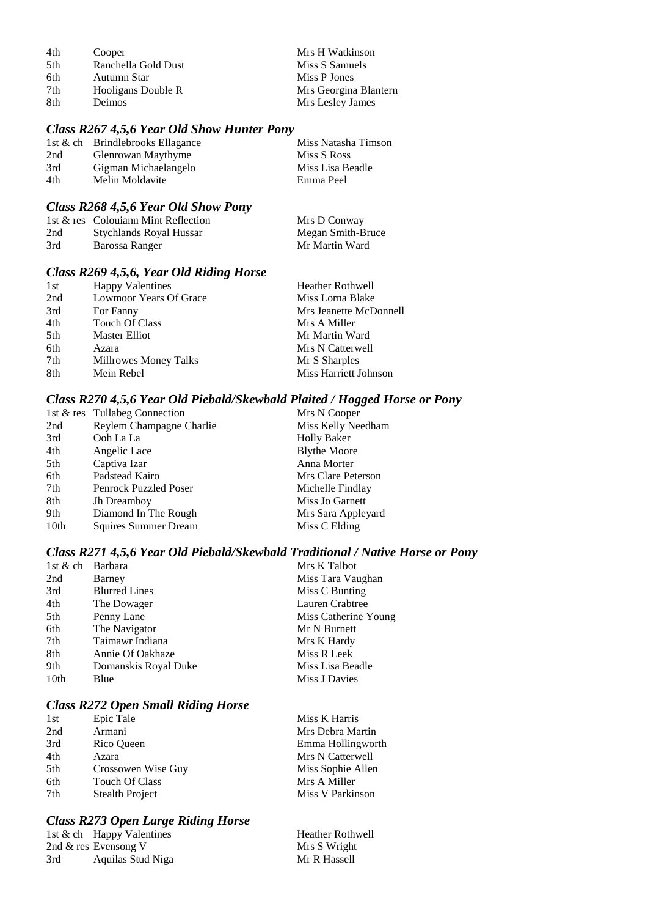| | | |
|---|---|---|
| 4th | Cooper | Mrs H Watkinson |
| 5th | Ranchella Gold Dust | Miss S Samuels |
| 6th | Autumn Star | Miss P Jones |
| 7th | Hooligans Double R | Mrs Georgina Blantern |
| 8th | Deimos | Mrs Lesley James |

### *Class R267 4,5,6 Year Old Show Hunter Pony*

| | | |
|---|---|---|
| 1st & ch | Brindlebrooks Ellagance | Miss Natasha Timson |
| 2nd | Glenrowan Maythyme | Miss S Ross |
| 3rd | Gigman Michaelangelo | Miss Lisa Beadle |
| 4th | Melin Moldavite | Emma Peel |

### *Class R268 4,5,6 Year Old Show Pony*

| | | |
|---|---|---|
| 1st & res | Colouiann Mint Reflection | Mrs D Conway |
| 2nd | Stychlands Royal Hussar | Megan Smith-Bruce |
| 3rd | Barossa Ranger | Mr Martin Ward |

### *Class R269 4,5,6, Year Old Riding Horse*

| | | |
|---|---|---|
| 1st | Happy Valentines | Heather Rothwell |
| 2nd | Lowmoor Years Of Grace | Miss Lorna Blake |
| 3rd | For Fanny | Mrs Jeanette McDonnell |
| 4th | Touch Of Class | Mrs A Miller |
| 5th | Master Elliot | Mr Martin Ward |
| 6th | Azara | Mrs N Catterwell |
| 7th | Millrowes Money Talks | Mr S Sharples |
| 8th | Mein Rebel | Miss Harriett Johnson |

### *Class R270 4,5,6 Year Old Piebald/Skewbald Plaited / Hogged Horse or Pony*

| | | |
|---|---|---|
| 1st & res | Tullabeg Connection | Mrs N Cooper |
| 2nd | Reylem Champagne Charlie | Miss Kelly Needham |
| 3rd | Ooh La La | Holly Baker |
| 4th | Angelic Lace | Blythe Moore |
| 5th | Captiva Izar | Anna Morter |
| 6th | Padstead Kairo | Mrs Clare Peterson |
| 7th | Penrock Puzzled Poser | Michelle Findlay |
| 8th | Jh Dreamboy | Miss Jo Garnett |
| 9th | Diamond In The Rough | Mrs Sara Appleyard |
| 10th | Squires Summer Dream | Miss C Elding |

### *Class R271 4,5,6 Year Old Piebald/Skewbald Traditional / Native Horse or Pony*

| | | |
|---|---|---|
| 1st & ch | Barbara | Mrs K Talbot |
| 2nd | Barney | Miss Tara Vaughan |
| 3rd | Blurred Lines | Miss C Bunting |
| 4th | The Dowager | Lauren Crabtree |
| 5th | Penny Lane | Miss Catherine Young |
| 6th | The Navigator | Mr N Burnett |
| 7th | Taimawr Indiana | Mrs K Hardy |
| 8th | Annie Of Oakhaze | Miss R Leek |
| 9th | Domanskis Royal Duke | Miss Lisa Beadle |
| 10th | Blue | Miss J Davies |

### *Class R272 Open Small Riding Horse*

| | | |
|---|---|---|
| 1st | Epic Tale | Miss K Harris |
| 2nd | Armani | Mrs Debra Martin |
| 3rd | Rico Queen | Emma Hollingworth |
| 4th | Azara | Mrs N Catterwell |
| 5th | Crossowen Wise Guy | Miss Sophie Allen |
| 6th | Touch Of Class | Mrs A Miller |
| 7th | Stealth Project | Miss V Parkinson |

### *Class R273 Open Large Riding Horse*

| | | |
|---|---|---|
| 1st & ch | Happy Valentines | Heather Rothwell |
| 2nd & res | Evensong V | Mrs S Wright |
| 3rd | Aquilas Stud Niga | Mr R Hassell |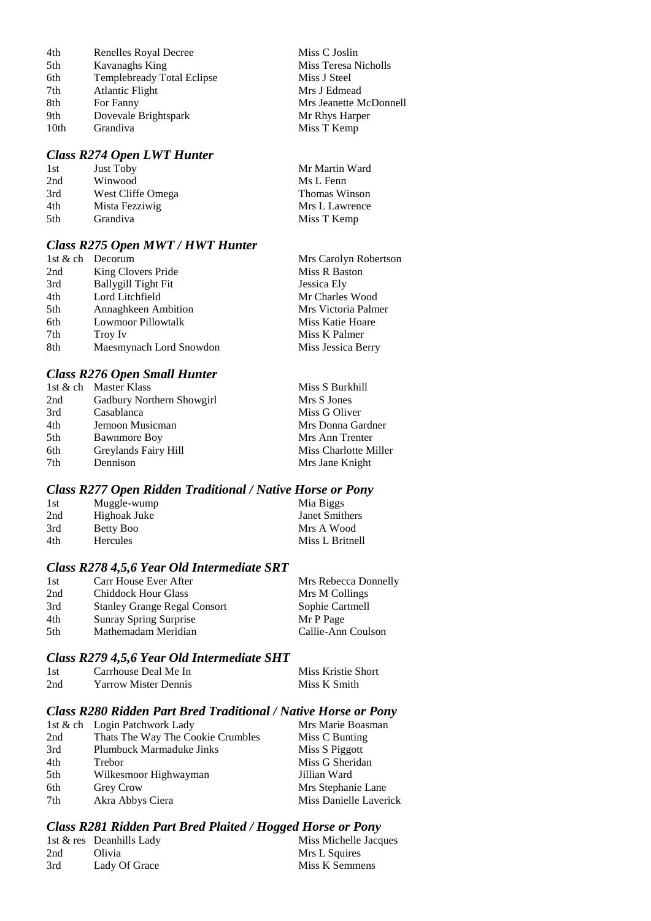| | | |
|---|---|---|
| 4th | Renelles Royal Decree | Miss C Joslin |
| 5th | Kavanaghs King | Miss Teresa Nicholls |
| 6th | Templebready Total Eclipse | Miss J Steel |
| 7th | Atlantic Flight | Mrs J Edmead |
| 8th | For Fanny | Mrs Jeanette McDonnell |
| 9th | Dovevale Brightspark | Mr Rhys Harper |
| 10th | Grandiva | Miss T Kemp |

### *Class R274 Open LWT Hunter*

| | | |
|---|---|---|
| 1st | Just Toby | Mr Martin Ward |
| 2nd | Winwood | Ms L Fenn |
| 3rd | West Cliffe Omega | Thomas Winson |
| 4th | Mista Fezziwig | Mrs L Lawrence |
| 5th | Grandiva | Miss T Kemp |

### *Class R275 Open MWT / HWT Hunter*

| | | |
|---|---|---|
| 1st & ch | Decorum | Mrs Carolyn Robertson |
| 2nd | King Clovers Pride | Miss R Baston |
| 3rd | Ballygill Tight Fit | Jessica Ely |
| 4th | Lord Litchfield | Mr Charles Wood |
| 5th | Annaghkeen Ambition | Mrs Victoria Palmer |
| 6th | Lowmoor Pillowtalk | Miss Katie Hoare |
| 7th | Troy Iv | Miss K Palmer |
| 8th | Maesmynach Lord Snowdon | Miss Jessica Berry |

### *Class R276 Open Small Hunter*

| | | |
|---|---|---|
| 1st & ch | Master Klass | Miss S Burkhill |
| 2nd | Gadbury Northern Showgirl | Mrs S Jones |
| 3rd | Casablanca | Miss G Oliver |
| 4th | Jemoon Musicman | Mrs Donna Gardner |
| 5th | Bawnmore Boy | Mrs Ann Trenter |
| 6th | Greylands Fairy Hill | Miss Charlotte Miller |
| 7th | Dennison | Mrs Jane Knight |

### *Class R277 Open Ridden Traditional / Native Horse or Pony*

| | | |
|---|---|---|
| 1st | Muggle-wump | Mia Biggs |
| 2nd | Highoak Juke | Janet Smithers |
| 3rd | Betty Boo | Mrs A Wood |
| 4th | Hercules | Miss L Britnell |

### *Class R278 4,5,6 Year Old Intermediate SRT*

| | | |
|---|---|---|
| 1st | Carr House Ever After | Mrs Rebecca Donnelly |
| 2nd | Chiddock Hour Glass | Mrs M Collings |
| 3rd | Stanley Grange Regal Consort | Sophie Cartmell |
| 4th | Sunray Spring Surprise | Mr P Page |
| 5th | Mathemadam Meridian | Callie-Ann Coulson |

### *Class R279 4,5,6 Year Old Intermediate SHT*

| | | |
|---|---|---|
| 1st | Carrhouse Deal Me In | Miss Kristie Short |
| 2nd | Yarrow Mister Dennis | Miss K Smith |

### *Class R280 Ridden Part Bred Traditional / Native Horse or Pony*

| | | |
|---|---|---|
| 1st & ch | Login Patchwork Lady | Mrs Marie Boasman |
| 2nd | Thats The Way The Cookie Crumbles | Miss C Bunting |
| 3rd | Plumbuck Marmaduke Jinks | Miss S Piggott |
| 4th | Trebor | Miss G Sheridan |
| 5th | Wilkesmoor Highwayman | Jillian Ward |
| 6th | Grey Crow | Mrs Stephanie Lane |
| 7th | Akra Abbys Ciera | Miss Danielle Laverick |

### *Class R281 Ridden Part Bred Plaited / Hogged Horse or Pony*

| | | |
|---|---|---|
| 1st & res | Deanhills Lady | Miss Michelle Jacques |
| 2nd | Olivia | Mrs L Squires |
| 3rd | Lady Of Grace | Miss K Semmens |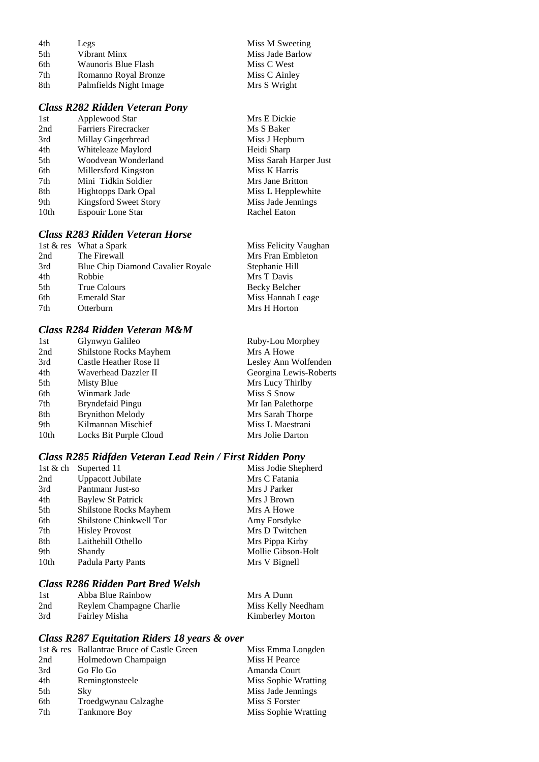| | | |
|---|---|---|
| 4th | Legs | Miss M Sweeting |
| 5th | Vibrant Minx | Miss Jade Barlow |
| 6th | Waunoris Blue Flash | Miss C West |
| 7th | Romanno Royal Bronze | Miss C Ainley |
| 8th | Palmfields Night Image | Mrs S Wright |

### *Class R282 Ridden Veteran Pony*

| | | |
|---|---|---|
| 1st | Applewood Star | Mrs E Dickie |
| 2nd | Farriers Firecracker | Ms S Baker |
| 3rd | Millay Gingerbread | Miss J Hepburn |
| 4th | Whiteleaze Maylord | Heidi Sharp |
| 5th | Woodvean Wonderland | Miss Sarah Harper Just |
| 6th | Millersford Kingston | Miss K Harris |
| 7th | Mini Tidkin Soldier | Mrs Jane Britton |
| 8th | Hightopps Dark Opal | Miss L Hepplewhite |
| 9th | Kingsford Sweet Story | Miss Jade Jennings |
| 10th | Espouir Lone Star | Rachel Eaton |

### *Class R283 Ridden Veteran Horse*

| | | |
|---|---|---|
| 1st & res | What a Spark | Miss Felicity Vaughan |
| 2nd | The Firewall | Mrs Fran Embleton |
| 3rd | Blue Chip Diamond Cavalier Royale | Stephanie Hill |
| 4th | Robbie | Mrs T Davis |
| 5th | True Colours | Becky Belcher |
| 6th | Emerald Star | Miss Hannah Leage |
| 7th | Otterburn | Mrs H Horton |

### *Class R284 Ridden Veteran M&M*

| | | |
|---|---|---|
| 1st | Glynwyn Galileo | Ruby-Lou Morphey |
| 2nd | Shilstone Rocks Mayhem | Mrs A Howe |
| 3rd | Castle Heather Rose II | Lesley Ann Wolfenden |
| 4th | Waverhead Dazzler II | Georgina Lewis-Roberts |
| 5th | Misty Blue | Mrs Lucy Thirlby |
| 6th | Winmark Jade | Miss S Snow |
| 7th | Bryndefaid Pingu | Mr Ian Palethorpe |
| 8th | Brynithon Melody | Mrs Sarah Thorpe |
| 9th | Kilmannan Mischief | Miss L Maestrani |
| 10th | Locks Bit Purple Cloud | Mrs Jolie Darton |

### *Class R285 Ridfden Veteran Lead Rein / First Ridden Pony*

| | | |
|---|---|---|
| 1st & ch | Superted 11 | Miss Jodie Shepherd |
| 2nd | Uppacott Jubilate | Mrs C Fatania |
| 3rd | Pantmanr Just-so | Mrs J Parker |
| 4th | Baylew St Patrick | Mrs J Brown |
| 5th | Shilstone Rocks Mayhem | Mrs A Howe |
| 6th | Shilstone Chinkwell Tor | Amy Forsdyke |
| 7th | Hisley Provost | Mrs D Twitchen |
| 8th | Laithehill Othello | Mrs Pippa Kirby |
| 9th | Shandy | Mollie Gibson-Holt |
| 10th | Padula Party Pants | Mrs V Bignell |

### *Class R286 Ridden Part Bred Welsh*

| | | |
|---|---|---|
| 1st | Abba Blue Rainbow | Mrs A Dunn |
| 2nd | Reylem Champagne Charlie | Miss Kelly Needham |
| 3rd | Fairley Misha | Kimberley Morton |

### *Class R287 Equitation Riders 18 years & over*

| | | |
|---|---|---|
| 1st & res | Ballantrae Bruce of Castle Green | Miss Emma Longden |
| 2nd | Holmedown Champaign | Miss H Pearce |
| 3rd | Go Flo Go | Amanda Court |
| 4th | Remingtonsteele | Miss Sophie Wratting |
| 5th | Sky | Miss Jade Jennings |
| 6th | Troedgwynau Calzaghe | Miss S Forster |
| 7th | Tankmore Boy | Miss Sophie Wratting |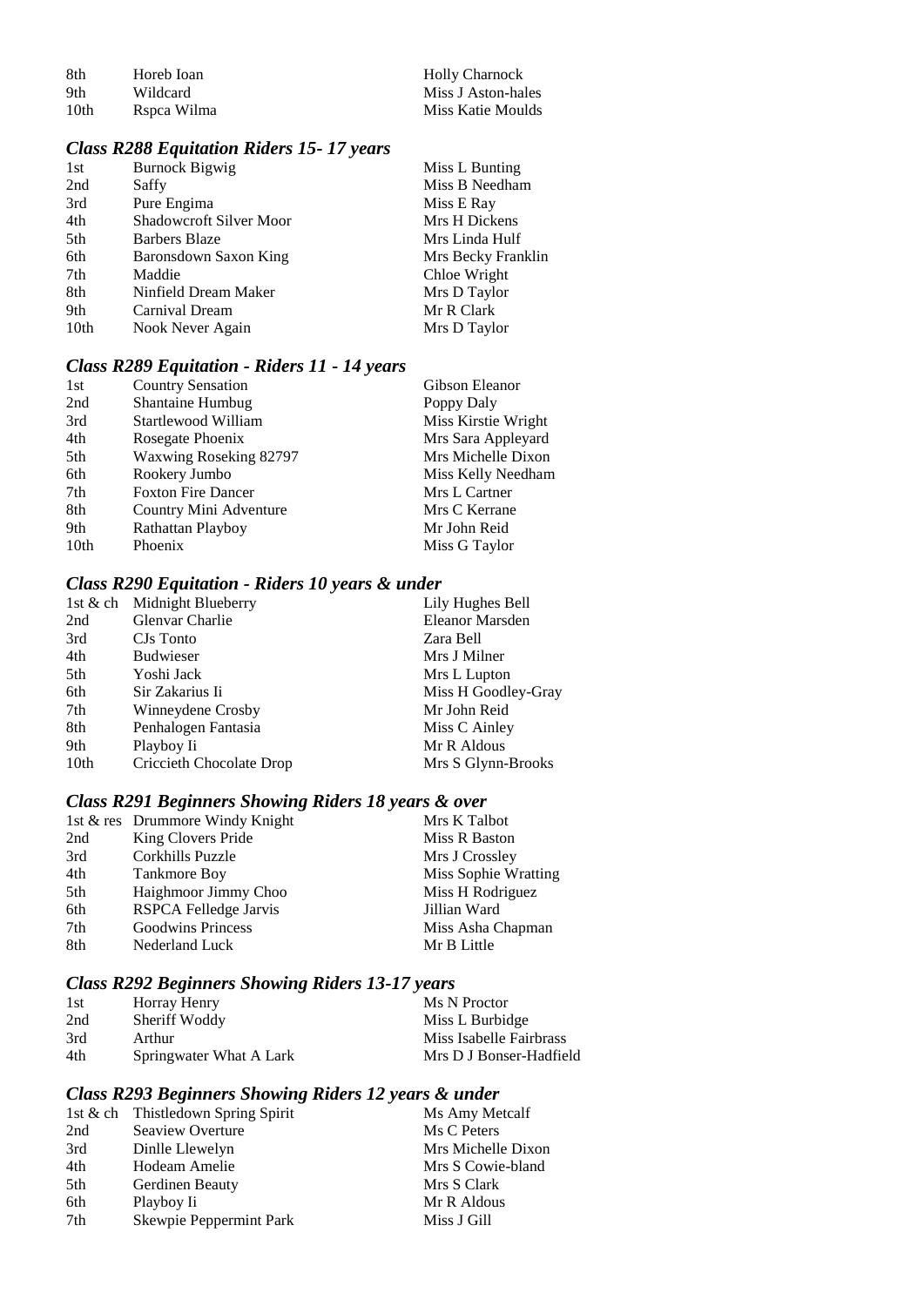| | | |
|---|---|---|
| 8th | Horeb Ioan | Holly Charnock |
| 9th | Wildcard | Miss J Aston-hales |
| 10th | Rspca Wilma | Miss Katie Moulds |

### *Class R288 Equitation Riders 15- 17 years*

| | | |
|---|---|---|
| 1st | Burnock Bigwig | Miss L Bunting |
| 2nd | Saffy | Miss B Needham |
| 3rd | Pure Engima | Miss E Ray |
| 4th | Shadowcroft Silver Moor | Mrs H Dickens |
| 5th | Barbers Blaze | Mrs Linda Hulf |
| 6th | Baronsdown Saxon King | Mrs Becky Franklin |
| 7th | Maddie | Chloe Wright |
| 8th | Ninfield Dream Maker | Mrs D Taylor |
| 9th | Carnival Dream | Mr R Clark |
| 10th | Nook Never Again | Mrs D Taylor |

### *Class R289 Equitation - Riders 11 - 14 years*

| | | |
|---|---|---|
| 1st | Country Sensation | Gibson Eleanor |
| 2nd | Shantaine Humbug | Poppy Daly |
| 3rd | Startlewood William | Miss Kirstie Wright |
| 4th | Rosegate Phoenix | Mrs Sara Appleyard |
| 5th | Waxwing Roseking 82797 | Mrs Michelle Dixon |
| 6th | Rookery Jumbo | Miss Kelly Needham |
| 7th | Foxton Fire Dancer | Mrs L Cartner |
| 8th | Country Mini Adventure | Mrs C Kerrane |
| 9th | Rathattan Playboy | Mr John Reid |
| 10th | Phoenix | Miss G Taylor |

### *Class R290 Equitation - Riders 10 years & under*

| | | |
|---|---|---|
| 1st & ch | Midnight Blueberry | Lily Hughes Bell |
| 2nd | Glenvar Charlie | Eleanor Marsden |
| 3rd | CJs Tonto | Zara Bell |
| 4th | Budwieser | Mrs J Milner |
| 5th | Yoshi Jack | Mrs L Lupton |
| 6th | Sir Zakarius Ii | Miss H Goodley-Gray |
| 7th | Winneydene Crosby | Mr John Reid |
| 8th | Penhalogen Fantasia | Miss C Ainley |
| 9th | Playboy Ii | Mr R Aldous |
| 10th | Criccieth Chocolate Drop | Mrs S Glynn-Brooks |

### *Class R291 Beginners Showing Riders 18 years & over*

| | | |
|---|---|---|
| 1st & res | Drummore Windy Knight | Mrs K Talbot |
| 2nd | King Clovers Pride | Miss R Baston |
| 3rd | Corkhills Puzzle | Mrs J Crossley |
| 4th | Tankmore Boy | Miss Sophie Wratting |
| 5th | Haighmoor Jimmy Choo | Miss H Rodriguez |
| 6th | RSPCA Felledge Jarvis | Jillian Ward |
| 7th | Goodwins Princess | Miss Asha Chapman |
| 8th | Nederland Luck | Mr B Little |

### *Class R292 Beginners Showing Riders 13-17 years*

| | | |
|---|---|---|
| 1st | Horray Henry | Ms N Proctor |
| 2nd | Sheriff Woddy | Miss L Burbidge |
| 3rd | Arthur | Miss Isabelle Fairbrass |
| 4th | Springwater What A Lark | Mrs D J Bonser-Hadfield |

### *Class R293 Beginners Showing Riders 12 years & under*

| | | |
|---|---|---|
| 1st & ch | Thistledown Spring Spirit | Ms Amy Metcalf |
| 2nd | Seaview Overture | Ms C Peters |
| 3rd | Dinlle Llewelyn | Mrs Michelle Dixon |
| 4th | Hodeam Amelie | Mrs S Cowie-bland |
| 5th | Gerdinen Beauty | Mrs S Clark |
| 6th | Playboy Ii | Mr R Aldous |
| 7th | Skewpie Peppermint Park | Miss J Gill |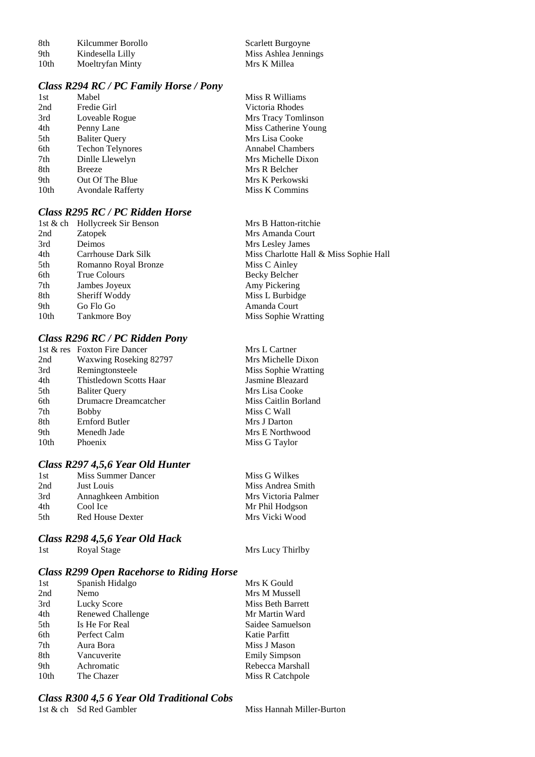| | | |
|---|---|---|
| 8th | Kilcummer Borollo | Scarlett Burgoyne |
| 9th | Kindesella Lilly | Miss Ashlea Jennings |
| 10th | Moeltryfan Minty | Mrs K Millea |

### *Class R294 RC / PC Family Horse / Pony*

| | | |
|---|---|---|
| 1st | Mabel | Miss R Williams |
| 2nd | Fredie Girl | Victoria Rhodes |
| 3rd | Loveable Rogue | Mrs Tracy Tomlinson |
| 4th | Penny Lane | Miss Catherine Young |
| 5th | Baliter Query | Mrs Lisa Cooke |
| 6th | Techon Telynores | Annabel Chambers |
| 7th | Dinlle Llewelyn | Mrs Michelle Dixon |
| 8th | Breeze | Mrs R Belcher |
| 9th | Out Of The Blue | Mrs K Perkowski |
| 10th | Avondale Rafferty | Miss K Commins |

### *Class R295 RC / PC Ridden Horse*

| | | |
|---|---|---|
| 1st & ch | Hollycreek Sir Benson | Mrs B Hatton-ritchie |
| 2nd | Zatopek | Mrs Amanda Court |
| 3rd | Deimos | Mrs Lesley James |
| 4th | Carrhouse Dark Silk | Miss Charlotte Hall & Miss Sophie Hall |
| 5th | Romanno Royal Bronze | Miss C Ainley |
| 6th | True Colours | Becky Belcher |
| 7th | Jambes Joyeux | Amy Pickering |
| 8th | Sheriff Woddy | Miss L Burbidge |
| 9th | Go Flo Go | Amanda Court |
| 10th | Tankmore Boy | Miss Sophie Wratting |

### *Class R296 RC / PC Ridden Pony*

| | | |
|---|---|---|
| 1st & res | Foxton Fire Dancer | Mrs L Cartner |
| 2nd | Waxwing Roseking 82797 | Mrs Michelle Dixon |
| 3rd | Remingtonsteele | Miss Sophie Wratting |
| 4th | Thistledown Scotts Haar | Jasmine Bleazard |
| 5th | Baliter Query | Mrs Lisa Cooke |
| 6th | Drumacre Dreamcatcher | Miss Caitlin Borland |
| 7th | Bobby | Miss C Wall |
| 8th | Ernford Butler | Mrs J Darton |
| 9th | Menedh Jade | Mrs E Northwood |
| 10th | Phoenix | Miss G Taylor |

### *Class R297 4,5,6 Year Old Hunter*

| | | |
|---|---|---|
| 1st | Miss Summer Dancer | Miss G Wilkes |
| 2nd | Just Louis | Miss Andrea Smith |
| 3rd | Annaghkeen Ambition | Mrs Victoria Palmer |
| 4th | Cool Ice | Mr Phil Hodgson |
| 5th | Red House Dexter | Mrs Vicki Wood |

### *Class R298 4,5,6 Year Old Hack*

| | | |
|---|---|---|
| 1st | Royal Stage | Mrs Lucy Thirlby |

### *Class R299 Open Racehorse to Riding Horse*

| | | |
|---|---|---|
| 1st | Spanish Hidalgo | Mrs K Gould |
| 2nd | Nemo | Mrs M Mussell |
| 3rd | Lucky Score | Miss Beth Barrett |
| 4th | Renewed Challenge | Mr Martin Ward |
| 5th | Is He For Real | Saidee Samuelson |
| 6th | Perfect Calm | Katie Parfitt |
| 7th | Aura Bora | Miss J Mason |
| 8th | Vancuverite | Emily Simpson |
| 9th | Achromatic | Rebecca Marshall |
| 10th | The Chazer | Miss R Catchpole |

### *Class R300 4,5 6 Year Old Traditional Cobs*

| | | |
|---|---|---|
| 1st & ch | Sd Red Gambler | Miss Hannah Miller-Burton |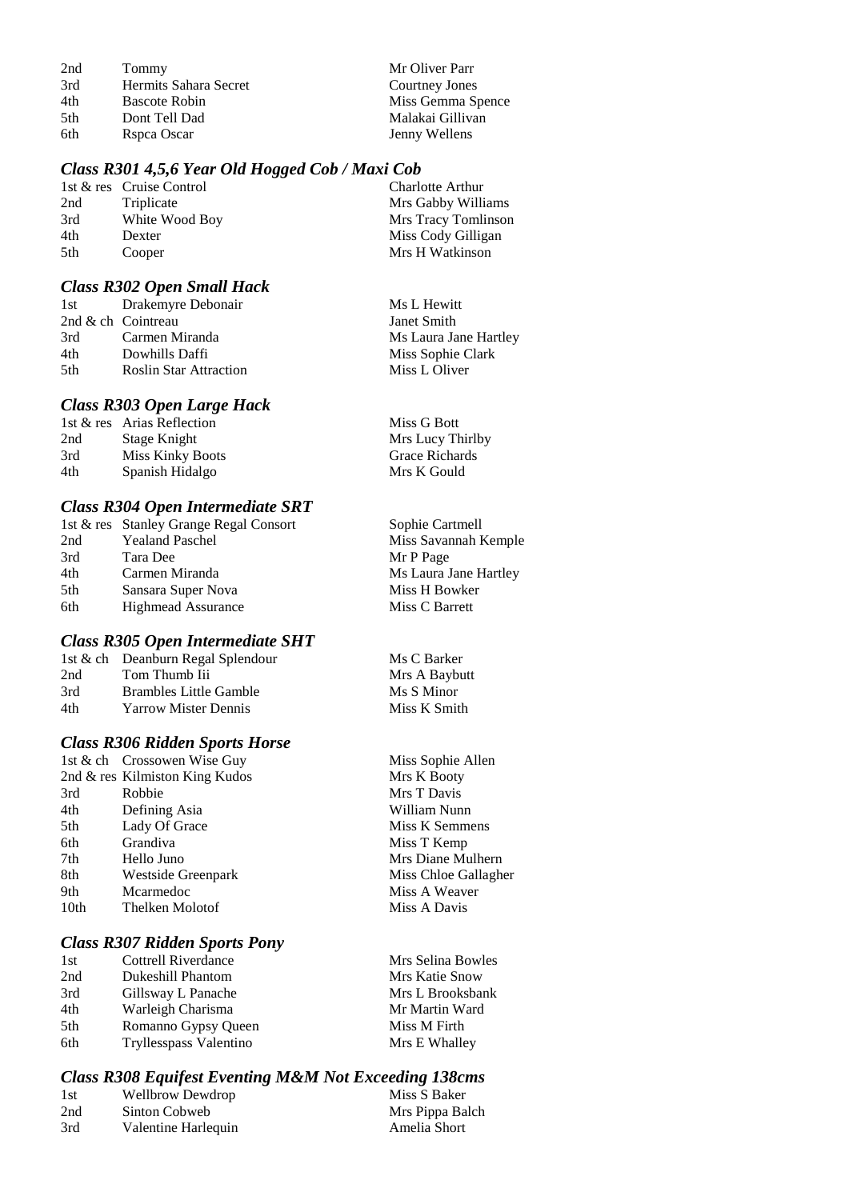| | | |
|---|---|---|
| 2nd | Tommy | Mr Oliver Parr |
| 3rd | Hermits Sahara Secret | Courtney Jones |
| 4th | Bascote Robin | Miss Gemma Spence |
| 5th | Dont Tell Dad | Malakai Gillivan |
| 6th | Rspca Oscar | Jenny Wellens |

### *Class R301 4,5,6 Year Old Hogged Cob / Maxi Cob*

| | | |
|---|---|---|
| 1st & res | Cruise Control | Charlotte Arthur |
| 2nd | Triplicate | Mrs Gabby Williams |
| 3rd | White Wood Boy | Mrs Tracy Tomlinson |
| 4th | Dexter | Miss Cody Gilligan |
| 5th | Cooper | Mrs H Watkinson |

### *Class R302 Open Small Hack*

| | | |
|---|---|---|
| 1st | Drakemyre Debonair | Ms L Hewitt |
| 2nd & ch | Cointreau | Janet Smith |
| 3rd | Carmen Miranda | Ms Laura Jane Hartley |
| 4th | Dowhills Daffi | Miss Sophie Clark |
| 5th | Roslin Star Attraction | Miss L Oliver |

### *Class R303 Open Large Hack*

| | | |
|---|---|---|
| 1st & res | Arias Reflection | Miss G Bott |
| 2nd | Stage Knight | Mrs Lucy Thirlby |
| 3rd | Miss Kinky Boots | Grace Richards |
| 4th | Spanish Hidalgo | Mrs K Gould |

### *Class R304 Open Intermediate SRT*

| | | |
|---|---|---|
| 1st & res | Stanley Grange Regal Consort | Sophie Cartmell |
| 2nd | Yealand Paschel | Miss Savannah Kemple |
| 3rd | Tara Dee | Mr P Page |
| 4th | Carmen Miranda | Ms Laura Jane Hartley |
| 5th | Sansara Super Nova | Miss H Bowker |
| 6th | Highmead Assurance | Miss C Barrett |

### *Class R305 Open Intermediate SHT*

| | | |
|---|---|---|
| 1st & ch | Deanburn Regal Splendour | Ms C Barker |
| 2nd | Tom Thumb Iii | Mrs A Baybutt |
| 3rd | Brambles Little Gamble | Ms S Minor |
| 4th | Yarrow Mister Dennis | Miss K Smith |

### *Class R306 Ridden Sports Horse*

| | | |
|---|---|---|
| 1st & ch | Crossowen Wise Guy | Miss Sophie Allen |
| 2nd & res | Kilmiston King Kudos | Mrs K Booty |
| 3rd | Robbie | Mrs T Davis |
| 4th | Defining Asia | William Nunn |
| 5th | Lady Of Grace | Miss K Semmens |
| 6th | Grandiva | Miss T Kemp |
| 7th | Hello Juno | Mrs Diane Mulhern |
| 8th | Westside Greenpark | Miss Chloe Gallagher |
| 9th | Mcarmedoc | Miss A Weaver |
| 10th | Thelken Molotof | Miss A Davis |

### *Class R307 Ridden Sports Pony*

| | | |
|---|---|---|
| 1st | Cottrell Riverdance | Mrs Selina Bowles |
| 2nd | Dukeshill Phantom | Mrs Katie Snow |
| 3rd | Gillsway L Panache | Mrs L Brooksbank |
| 4th | Warleigh Charisma | Mr Martin Ward |
| 5th | Romanno Gypsy Queen | Miss M Firth |
| 6th | Tryllesspass Valentino | Mrs E Whalley |

### *Class R308 Equifest Eventing M&M Not Exceeding 138cms*

| | | |
|---|---|---|
| 1st | Wellbrow Dewdrop | Miss S Baker |
| 2nd | Sinton Cobweb | Mrs Pippa Balch |
| 3rd | Valentine Harlequin | Amelia Short |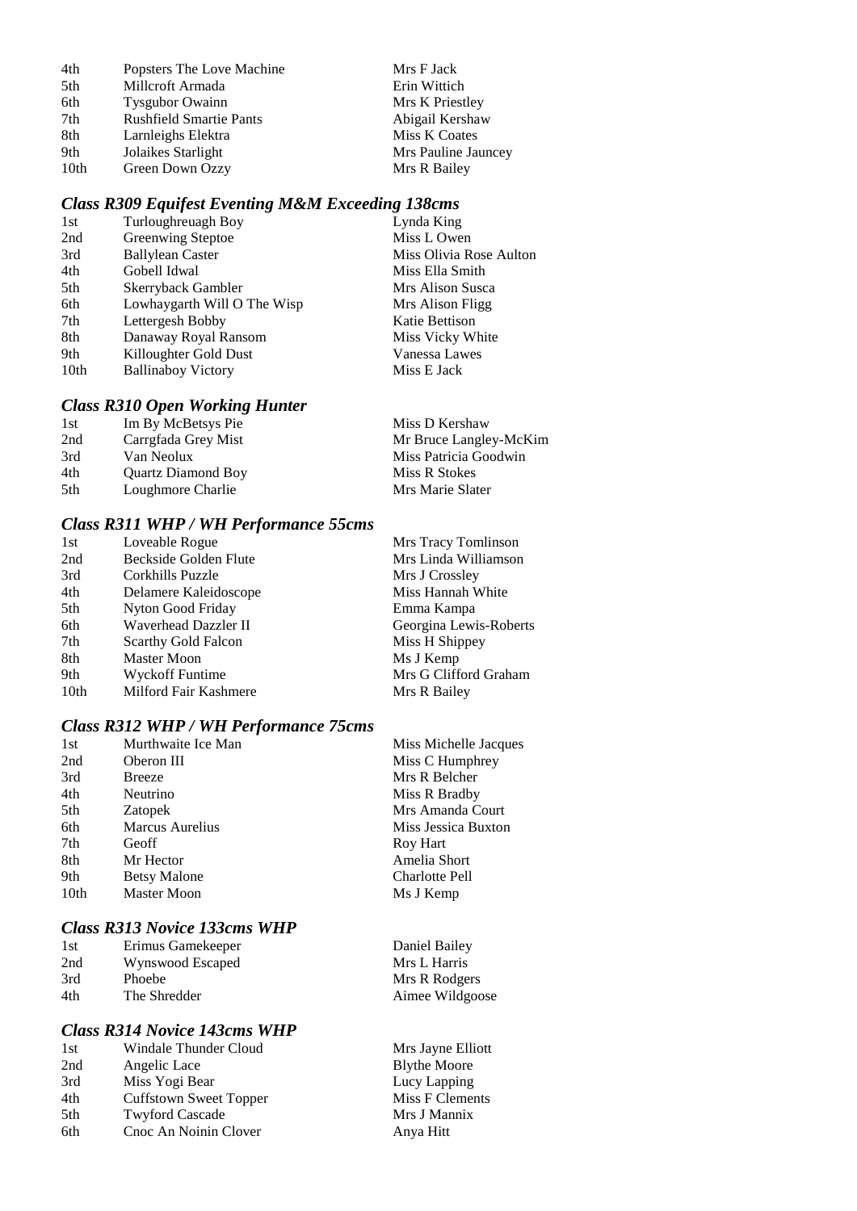| | | |
|---|---|---|
| 4th | Popsters The Love Machine | Mrs F Jack |
| 5th | Millcroft Armada | Erin Wittich |
| 6th | Tysgubor Owainn | Mrs K Priestley |
| 7th | Rushfield Smartie Pants | Abigail Kershaw |
| 8th | Larnleighs Elektra | Miss K Coates |
| 9th | Jolaikes Starlight | Mrs Pauline Jauncey |
| 10th | Green Down Ozzy | Mrs R Bailey |

### *Class R309 Equifest Eventing M&M Exceeding 138cms*

| | | |
|---|---|---|
| 1st | Turloughreuagh Boy | Lynda King |
| 2nd | Greenwing Steptoe | Miss L Owen |
| 3rd | Ballylean Caster | Miss Olivia Rose Aulton |
| 4th | Gobell Idwal | Miss Ella Smith |
| 5th | Skerryback Gambler | Mrs Alison Susca |
| 6th | Lowhaygarth Will O The Wisp | Mrs Alison Fligg |
| 7th | Lettergesh Bobby | Katie Bettison |
| 8th | Danaway Royal Ransom | Miss Vicky White |
| 9th | Killoughter Gold Dust | Vanessa Lawes |
| 10th | Ballinaboy Victory | Miss E Jack |

### *Class R310 Open Working Hunter*

| | | |
|---|---|---|
| 1st | Im By McBetsys Pie | Miss D Kershaw |
| 2nd | Carrgfada Grey Mist | Mr Bruce Langley-McKim |
| 3rd | Van Neolux | Miss Patricia Goodwin |
| 4th | Quartz Diamond Boy | Miss R Stokes |
| 5th | Loughmore Charlie | Mrs Marie Slater |

### *Class R311 WHP / WH Performance 55cms*

| | | |
|---|---|---|
| 1st | Loveable Rogue | Mrs Tracy Tomlinson |
| 2nd | Beckside Golden Flute | Mrs Linda Williamson |
| 3rd | Corkhills Puzzle | Mrs J Crossley |
| 4th | Delamere Kaleidoscope | Miss Hannah White |
| 5th | Nyton Good Friday | Emma Kampa |
| 6th | Waverhead Dazzler II | Georgina Lewis-Roberts |
| 7th | Scarthy Gold Falcon | Miss H Shippey |
| 8th | Master Moon | Ms J Kemp |
| 9th | Wyckoff Funtime | Mrs G Clifford Graham |
| 10th | Milford Fair Kashmere | Mrs R Bailey |

### *Class R312 WHP / WH Performance 75cms*

| | | |
|---|---|---|
| 1st | Murthwaite Ice Man | Miss Michelle Jacques |
| 2nd | Oberon III | Miss C Humphrey |
| 3rd | Breeze | Mrs R Belcher |
| 4th | Neutrino | Miss R Bradby |
| 5th | Zatopek | Mrs Amanda Court |
| 6th | Marcus Aurelius | Miss Jessica Buxton |
| 7th | Geoff | Roy Hart |
| 8th | Mr Hector | Amelia Short |
| 9th | Betsy Malone | Charlotte Pell |
| 10th | Master Moon | Ms J Kemp |

### *Class R313 Novice 133cms WHP*

| | | |
|---|---|---|
| 1st | Erimus Gamekeeper | Daniel Bailey |
| 2nd | Wynswood Escaped | Mrs L Harris |
| 3rd | Phoebe | Mrs R Rodgers |
| 4th | The Shredder | Aimee Wildgoose |

### *Class R314 Novice 143cms WHP*

| | | |
|---|---|---|
| 1st | Windale Thunder Cloud | Mrs Jayne Elliott |
| 2nd | Angelic Lace | Blythe Moore |
| 3rd | Miss Yogi Bear | Lucy Lapping |
| 4th | Cuffstown Sweet Topper | Miss F Clements |
| 5th | Twyford Cascade | Mrs J Mannix |
| 6th | Cnoc An Noinin Clover | Anya Hitt |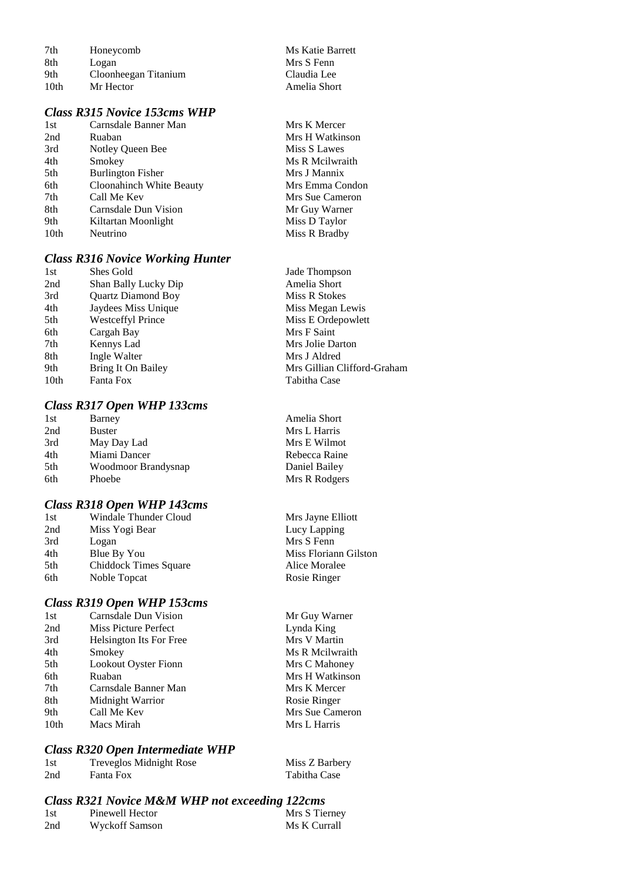| | | |
|---|---|---|
| 7th | Honeycomb | Ms Katie Barrett |
| 8th | Logan | Mrs S Fenn |
| 9th | Cloonheegan Titanium | Claudia Lee |
| 10th | Mr Hector | Amelia Short |

### *Class R315 Novice 153cms WHP*

| | | |
|---|---|---|
| 1st | Carnsdale Banner Man | Mrs K Mercer |
| 2nd | Ruaban | Mrs H Watkinson |
| 3rd | Notley Queen Bee | Miss S Lawes |
| 4th | Smokey | Ms R Mcilwraith |
| 5th | Burlington Fisher | Mrs J Mannix |
| 6th | Cloonahinch White Beauty | Mrs Emma Condon |
| 7th | Call Me Kev | Mrs Sue Cameron |
| 8th | Carnsdale Dun Vision | Mr Guy Warner |
| 9th | Kiltartan Moonlight | Miss D Taylor |
| 10th | Neutrino | Miss R Bradby |

### *Class R316 Novice Working Hunter*

| | | |
|---|---|---|
| 1st | Shes Gold | Jade Thompson |
| 2nd | Shan Bally Lucky Dip | Amelia Short |
| 3rd | Quartz Diamond Boy | Miss R Stokes |
| 4th | Jaydees Miss Unique | Miss Megan Lewis |
| 5th | Westceffyl Prince | Miss E Ordepowlett |
| 6th | Cargah Bay | Mrs F Saint |
| 7th | Kennys Lad | Mrs Jolie Darton |
| 8th | Ingle Walter | Mrs J Aldred |
| 9th | Bring It On Bailey | Mrs Gillian Clifford-Graham |
| 10th | Fanta Fox | Tabitha Case |

### *Class R317 Open WHP 133cms*

| | | |
|---|---|---|
| 1st | Barney | Amelia Short |
| 2nd | Buster | Mrs L Harris |
| 3rd | May Day Lad | Mrs E Wilmot |
| 4th | Miami Dancer | Rebecca Raine |
| 5th | Woodmoor Brandysnap | Daniel Bailey |
| 6th | Phoebe | Mrs R Rodgers |

### *Class R318 Open WHP 143cms*

| | | |
|---|---|---|
| 1st | Windale Thunder Cloud | Mrs Jayne Elliott |
| 2nd | Miss Yogi Bear | Lucy Lapping |
| 3rd | Logan | Mrs S Fenn |
| 4th | Blue By You | Miss Floriann Gilston |
| 5th | Chiddock Times Square | Alice Moralee |
| 6th | Noble Topcat | Rosie Ringer |

### *Class R319 Open WHP 153cms*

| | | |
|---|---|---|
| 1st | Carnsdale Dun Vision | Mr Guy Warner |
| 2nd | Miss Picture Perfect | Lynda King |
| 3rd | Helsington Its For Free | Mrs V Martin |
| 4th | Smokey | Ms R Mcilwraith |
| 5th | Lookout Oyster Fionn | Mrs C Mahoney |
| 6th | Ruaban | Mrs H Watkinson |
| 7th | Carnsdale Banner Man | Mrs K Mercer |
| 8th | Midnight Warrior | Rosie Ringer |
| 9th | Call Me Kev | Mrs Sue Cameron |
| 10th | Macs Mirah | Mrs L Harris |

### *Class R320 Open Intermediate WHP*

| | | |
|---|---|---|
| 1st | Treveglos Midnight Rose | Miss Z Barbery |
| 2nd | Fanta Fox | Tabitha Case |

### *Class R321 Novice M&M WHP not exceeding 122cms*

| | | |
|---|---|---|
| 1st | Pinewell Hector | Mrs S Tierney |
| 2nd | Wyckoff Samson | Ms K Currall |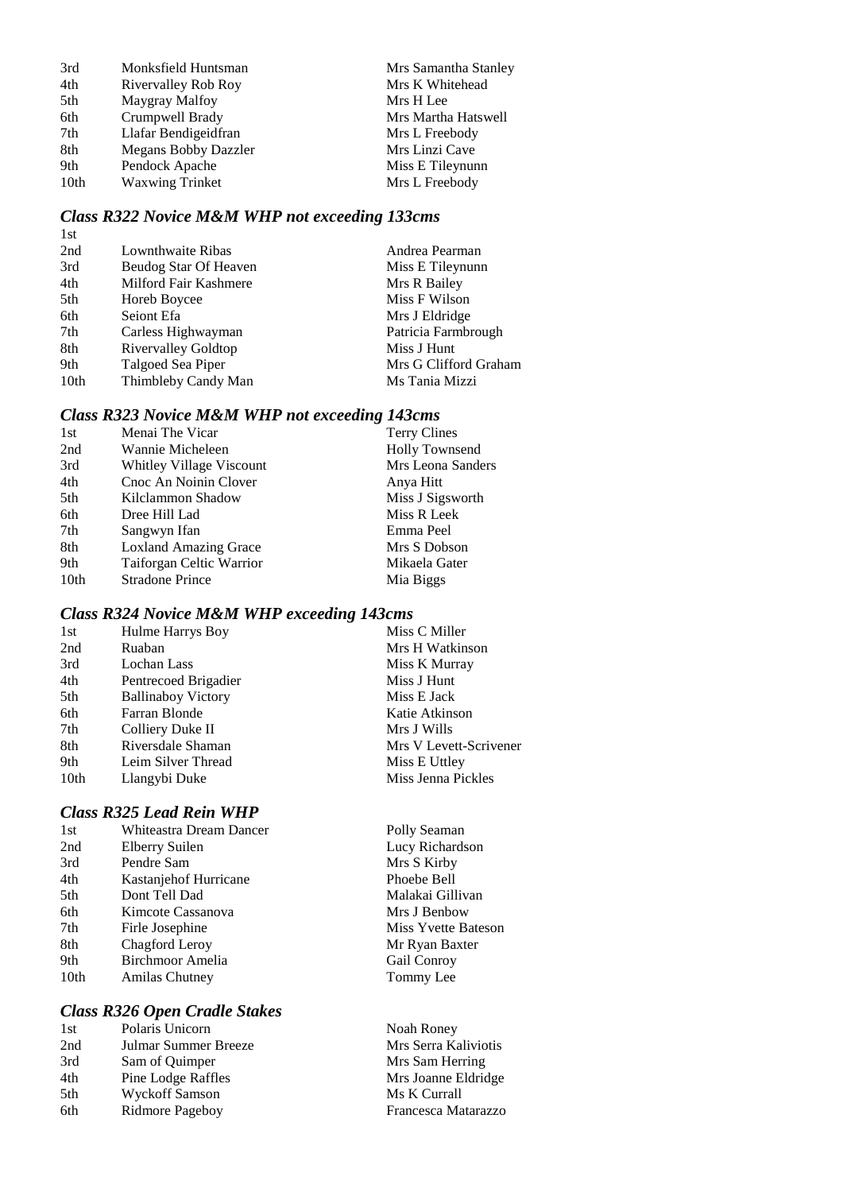| | | |
|---|---|---|
| 3rd | Monksfield Huntsman | Mrs Samantha Stanley |
| 4th | Rivervalley Rob Roy | Mrs K Whitehead |
| 5th | Maygray Malfoy | Mrs H Lee |
| 6th | Crumpwell Brady | Mrs Martha Hatswell |
| 7th | Llafar Bendigeidfran | Mrs L Freebody |
| 8th | Megans Bobby Dazzler | Mrs Linzi Cave |
| 9th | Pendock Apache | Miss E Tileynunn |
| 10th | Waxwing Trinket | Mrs L Freebody |

### *Class R322 Novice M&M WHP not exceeding 133cms*

| | | |
|---|---|---|
| 1st | | |
| 2nd | Lownthwaite Ribas | Andrea Pearman |
| 3rd | Beudog Star Of Heaven | Miss E Tileynunn |
| 4th | Milford Fair Kashmere | Mrs R Bailey |
| 5th | Horeb Boycee | Miss F Wilson |
| 6th | Seiont Efa | Mrs J Eldridge |
| 7th | Carless Highwayman | Patricia Farmbrough |
| 8th | Rivervalley Goldtop | Miss J Hunt |
| 9th | Talgoed Sea Piper | Mrs G Clifford Graham |
| 10th | Thimbleby Candy Man | Ms Tania Mizzi |

### *Class R323 Novice M&M WHP not exceeding 143cms*

| | | |
|---|---|---|
| 1st | Menai The Vicar | Terry Clines |
| 2nd | Wannie Micheleen | Holly Townsend |
| 3rd | Whitley Village Viscount | Mrs Leona Sanders |
| 4th | Cnoc An Noinin Clover | Anya Hitt |
| 5th | Kilclammon Shadow | Miss J Sigsworth |
| 6th | Dree Hill Lad | Miss R Leek |
| 7th | Sangwyn Ifan | Emma Peel |
| 8th | Loxland Amazing Grace | Mrs S Dobson |
| 9th | Taiforgan Celtic Warrior | Mikaela Gater |
| 10th | Stradone Prince | Mia Biggs |

### *Class R324 Novice M&M WHP exceeding 143cms*

| | | |
|---|---|---|
| 1st | Hulme Harrys Boy | Miss C Miller |
| 2nd | Ruaban | Mrs H Watkinson |
| 3rd | Lochan Lass | Miss K Murray |
| 4th | Pentrecoed Brigadier | Miss J Hunt |
| 5th | Ballinaboy Victory | Miss E Jack |
| 6th | Farran Blonde | Katie Atkinson |
| 7th | Colliery Duke II | Mrs J Wills |
| 8th | Riversdale Shaman | Mrs V Levett-Scrivener |
| 9th | Leim Silver Thread | Miss E Uttley |
| 10th | Llangybi Duke | Miss Jenna Pickles |

### *Class R325 Lead Rein WHP*

| | | |
|---|---|---|
| 1st | Whiteastra Dream Dancer | Polly Seaman |
| 2nd | Elberry Suilen | Lucy Richardson |
| 3rd | Pendre Sam | Mrs S Kirby |
| 4th | Kastanjehof Hurricane | Phoebe Bell |
| 5th | Dont Tell Dad | Malakai Gillivan |
| 6th | Kimcote Cassanova | Mrs J Benbow |
| 7th | Firle Josephine | Miss Yvette Bateson |
| 8th | Chagford Leroy | Mr Ryan Baxter |
| 9th | Birchmoor Amelia | Gail Conroy |
| 10th | Amilas Chutney | Tommy Lee |

### *Class R326 Open Cradle Stakes*

| | | |
|---|---|---|
| 1st | Polaris Unicorn | Noah Roney |
| 2nd | Julmar Summer Breeze | Mrs Serra Kaliviotis |
| 3rd | Sam of Quimper | Mrs Sam Herring |
| 4th | Pine Lodge Raffles | Mrs Joanne Eldridge |
| 5th | Wyckoff Samson | Ms K Currall |
| 6th | Ridmore Pageboy | Francesca Matarazzo |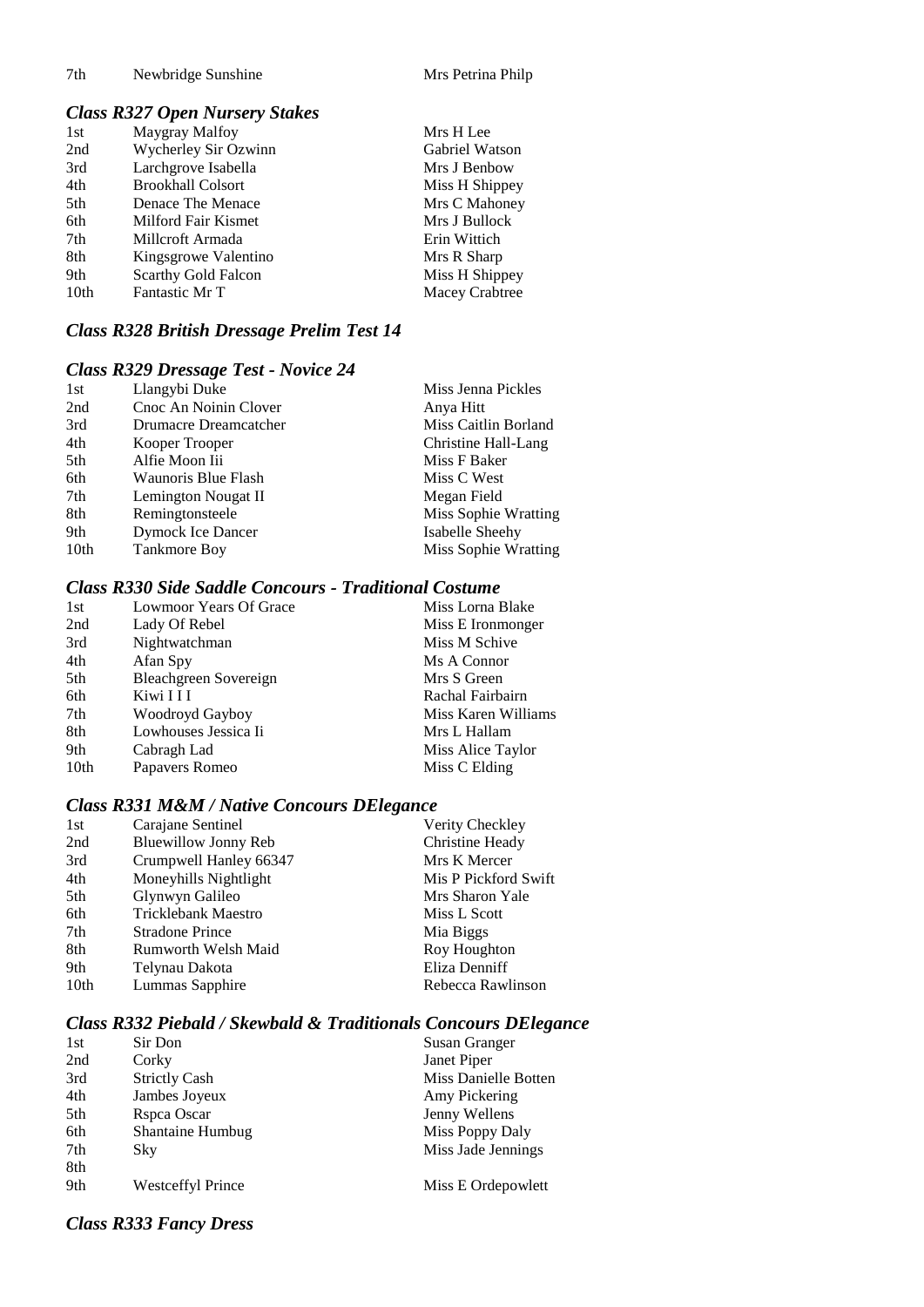| | | |
|---|---|---|
| 7th | Newbridge Sunshine | Mrs Petrina Philp |

### *Class R327 Open Nursery Stakes*

| | | |
|---|---|---|
| 1st | Maygray Malfoy | Mrs H Lee |
| 2nd | Wycherley Sir Ozwinn | Gabriel Watson |
| 3rd | Larchgrove Isabella | Mrs J Benbow |
| 4th | Brookhall Colsort | Miss H Shippey |
| 5th | Denace The Menace | Mrs C Mahoney |
| 6th | Milford Fair Kismet | Mrs J Bullock |
| 7th | Millcroft Armada | Erin Wittich |
| 8th | Kingsgrowe Valentino | Mrs R Sharp |
| 9th | Scarthy Gold Falcon | Miss H Shippey |
| 10th | Fantastic Mr T | Macey Crabtree |

### *Class R328 British Dressage Prelim Test 14*

### *Class R329 Dressage Test - Novice 24*

| | | |
|---|---|---|
| 1st | Llangybi Duke | Miss Jenna Pickles |
| 2nd | Cnoc An Noinin Clover | Anya Hitt |
| 3rd | Drumacre Dreamcatcher | Miss Caitlin Borland |
| 4th | Kooper Trooper | Christine Hall-Lang |
| 5th | Alfie Moon Iii | Miss F Baker |
| 6th | Waunoris Blue Flash | Miss C West |
| 7th | Lemington Nougat II | Megan Field |
| 8th | Remingtonsteele | Miss Sophie Wratting |
| 9th | Dymock Ice Dancer | Isabelle Sheehy |
| 10th | Tankmore Boy | Miss Sophie Wratting |

### *Class R330 Side Saddle Concours - Traditional Costume*

| | | |
|---|---|---|
| 1st | Lowmoor Years Of Grace | Miss Lorna Blake |
| 2nd | Lady Of Rebel | Miss E Ironmonger |
| 3rd | Nightwatchman | Miss M Schive |
| 4th | Afan Spy | Ms A Connor |
| 5th | Bleachgreen Sovereign | Mrs S Green |
| 6th | Kiwi I I I | Rachal Fairbairn |
| 7th | Woodroyd Gayboy | Miss Karen Williams |
| 8th | Lowhouses Jessica Ii | Mrs L Hallam |
| 9th | Cabragh Lad | Miss Alice Taylor |
| 10th | Papavers Romeo | Miss C Elding |

### *Class R331 M&M / Native Concours DElegance*

| | | |
|---|---|---|
| 1st | Carajane Sentinel | Verity Checkley |
| 2nd | Bluewillow Jonny Reb | Christine Heady |
| 3rd | Crumpwell Hanley 66347 | Mrs K Mercer |
| 4th | Moneyhills Nightlight | Mis P Pickford Swift |
| 5th | Glynwyn Galileo | Mrs Sharon Yale |
| 6th | Tricklebank Maestro | Miss L Scott |
| 7th | Stradone Prince | Mia Biggs |
| 8th | Rumworth Welsh Maid | Roy Houghton |
| 9th | Telynau Dakota | Eliza Denniff |
| 10th | Lummas Sapphire | Rebecca Rawlinson |

### *Class R332 Piebald / Skewbald & Traditionals Concours DElegance*

| | | |
|---|---|---|
| 1st | Sir Don | Susan Granger |
| 2nd | Corky | Janet Piper |
| 3rd | Strictly Cash | Miss Danielle Botten |
| 4th | Jambes Joyeux | Amy Pickering |
| 5th | Rspca Oscar | Jenny Wellens |
| 6th | Shantaine Humbug | Miss Poppy Daly |
| 7th | Sky | Miss Jade Jennings |
| 8th | | |
| 9th | Westceffyl Prince | Miss E Ordepowlett |

### *Class R333 Fancy Dress*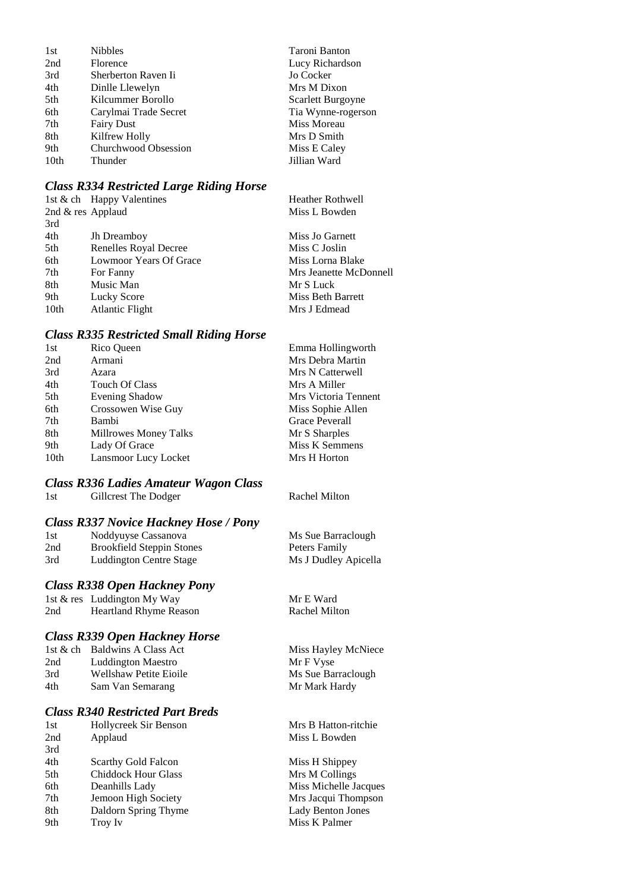| | | |
|---|---|---|
| 1st | Nibbles | Taroni Banton |
| 2nd | Florence | Lucy Richardson |
| 3rd | Sherberton Raven Ii | Jo Cocker |
| 4th | Dinlle Llewelyn | Mrs M Dixon |
| 5th | Kilcummer Borollo | Scarlett Burgoyne |
| 6th | Carylmai Trade Secret | Tia Wynne-rogerson |
| 7th | Fairy Dust | Miss Moreau |
| 8th | Kilfrew Holly | Mrs D Smith |
| 9th | Churchwood Obsession | Miss E Caley |
| 10th | Thunder | Jillian Ward |

### *Class R334 Restricted Large Riding Horse*

| | | |
|---|---|---|
| 1st & ch | Happy Valentines | Heather Rothwell |
| 2nd & res | Applaud | Miss L Bowden |
| 3rd | | |
| 4th | Jh Dreamboy | Miss Jo Garnett |
| 5th | Renelles Royal Decree | Miss C Joslin |
| 6th | Lowmoor Years Of Grace | Miss Lorna Blake |
| 7th | For Fanny | Mrs Jeanette McDonnell |
| 8th | Music Man | Mr S Luck |
| 9th | Lucky Score | Miss Beth Barrett |
| 10th | Atlantic Flight | Mrs J Edmead |

### *Class R335 Restricted Small Riding Horse*

| | | |
|---|---|---|
| 1st | Rico Queen | Emma Hollingworth |
| 2nd | Armani | Mrs Debra Martin |
| 3rd | Azara | Mrs N Catterwell |
| 4th | Touch Of Class | Mrs A Miller |
| 5th | Evening Shadow | Mrs Victoria Tennent |
| 6th | Crossowen Wise Guy | Miss Sophie Allen |
| 7th | Bambi | Grace Peverall |
| 8th | Millrowes Money Talks | Mr S Sharples |
| 9th | Lady Of Grace | Miss K Semmens |
| 10th | Lansmoor Lucy Locket | Mrs H Horton |

### *Class R336 Ladies Amateur Wagon Class*

| | | |
|---|---|---|
| 1st | Gillcrest The Dodger | Rachel Milton |

### *Class R337 Novice Hackney Hose / Pony*

| | | |
|---|---|---|
| 1st | Noddyuyse Cassanova | Ms Sue Barraclough |
| 2nd | Brookfield Steppin Stones | Peters Family |
| 3rd | Luddington Centre Stage | Ms J Dudley Apicella |

### *Class R338 Open Hackney Pony*

| | | |
|---|---|---|
| 1st & res | Luddington My Way | Mr E Ward |
| 2nd | Heartland Rhyme Reason | Rachel Milton |

### *Class R339 Open Hackney Horse*

| | | |
|---|---|---|
| 1st & ch | Baldwins A Class Act | Miss Hayley McNiece |
| 2nd | Luddington Maestro | Mr F Vyse |
| 3rd | Wellshaw Petite Eioile | Ms Sue Barraclough |
| 4th | Sam Van Semarang | Mr Mark Hardy |

### *Class R340 Restricted Part Breds*

| | | |
|---|---|---|
| 1st | Hollycreek Sir Benson | Mrs B Hatton-ritchie |
| 2nd | Applaud | Miss L Bowden |
| 3rd | | |
| 4th | Scarthy Gold Falcon | Miss H Shippey |
| 5th | Chiddock Hour Glass | Mrs M Collings |
| 6th | Deanhills Lady | Miss Michelle Jacques |
| 7th | Jemoon High Society | Mrs Jacqui Thompson |
| 8th | Daldorn Spring Thyme | Lady Benton Jones |
| 9th | Troy Iv | Miss K Palmer |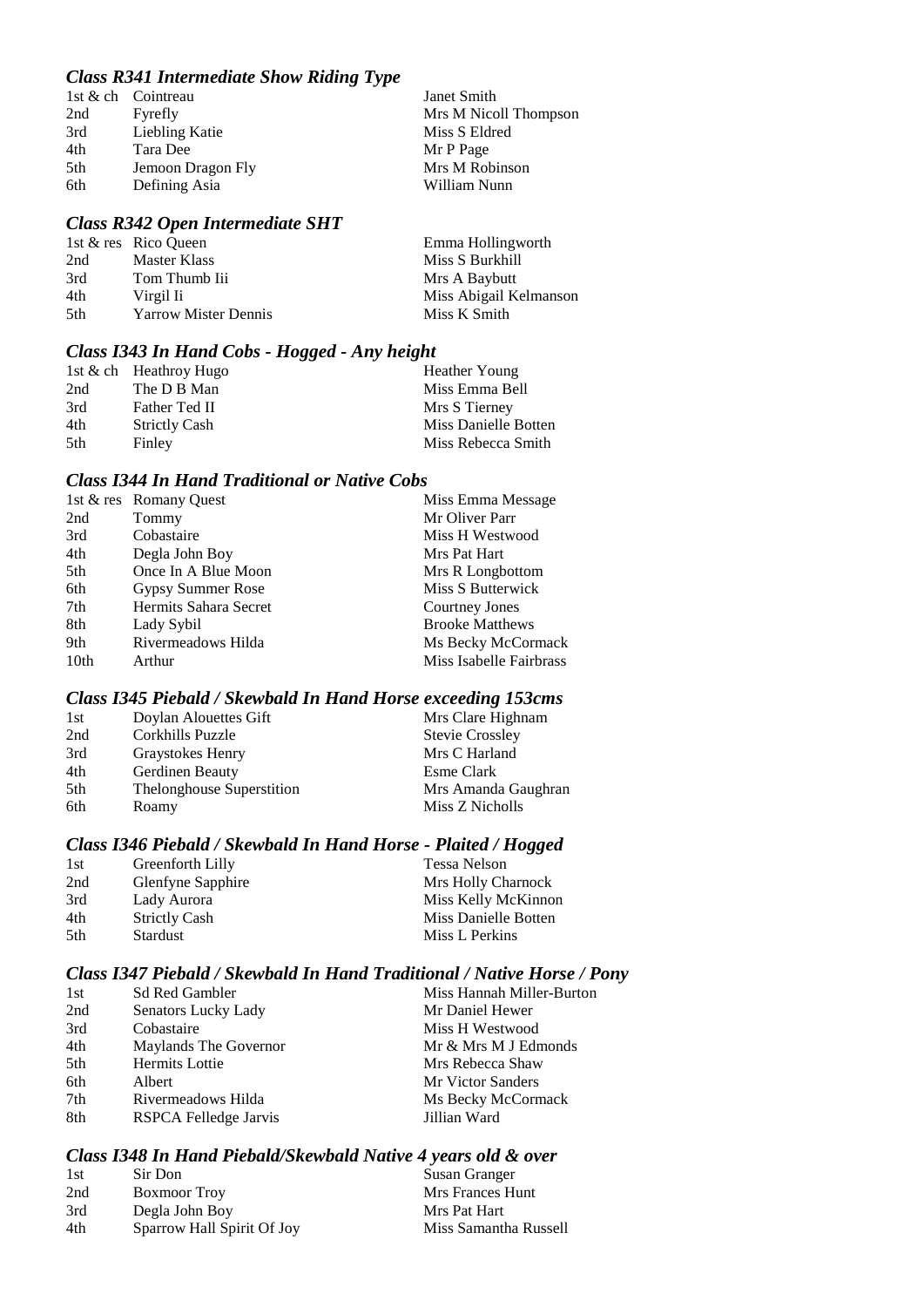### *Class R341 Intermediate Show Riding Type*

| | | |
|---|---|---|
| 1st & ch | Cointreau | Janet Smith |
| 2nd | Fyrefly | Mrs M Nicoll Thompson |
| 3rd | Liebling Katie | Miss S Eldred |
| 4th | Tara Dee | Mr P Page |
| 5th | Jemoon Dragon Fly | Mrs M Robinson |
| 6th | Defining Asia | William Nunn |

### *Class R342 Open Intermediate SHT*

| | | |
|---|---|---|
| 1st & res | Rico Queen | Emma Hollingworth |
| 2nd | Master Klass | Miss S Burkhill |
| 3rd | Tom Thumb Iii | Mrs A Baybutt |
| 4th | Virgil Ii | Miss Abigail Kelmanson |
| 5th | Yarrow Mister Dennis | Miss K Smith |

### *Class I343 In Hand Cobs - Hogged - Any height*

| | | |
|---|---|---|
| 1st & ch | Heathroy Hugo | Heather Young |
| 2nd | The D B Man | Miss Emma Bell |
| 3rd | Father Ted II | Mrs S Tierney |
| 4th | Strictly Cash | Miss Danielle Botten |
| 5th | Finley | Miss Rebecca Smith |

### *Class I344 In Hand Traditional or Native Cobs*

| | | |
|---|---|---|
| 1st & res | Romany Quest | Miss Emma Message |
| 2nd | Tommy | Mr Oliver Parr |
| 3rd | Cobastaire | Miss H Westwood |
| 4th | Degla John Boy | Mrs Pat Hart |
| 5th | Once In A Blue Moon | Mrs R Longbottom |
| 6th | Gypsy Summer Rose | Miss S Butterwick |
| 7th | Hermits Sahara Secret | Courtney Jones |
| 8th | Lady Sybil | Brooke Matthews |
| 9th | Rivermeadows Hilda | Ms Becky McCormack |
| 10th | Arthur | Miss Isabelle Fairbrass |

### *Class I345 Piebald / Skewbald In Hand Horse exceeding 153cms*

| | | |
|---|---|---|
| 1st | Doylan Alouettes Gift | Mrs Clare Highnam |
| 2nd | Corkhills Puzzle | Stevie Crossley |
| 3rd | Graystokes Henry | Mrs C Harland |
| 4th | Gerdinen Beauty | Esme Clark |
| 5th | Thelonghouse Superstition | Mrs Amanda Gaughran |
| 6th | Roamy | Miss Z Nicholls |

### *Class I346 Piebald / Skewbald In Hand Horse - Plaited / Hogged*

| | | |
|---|---|---|
| 1st | Greenforth Lilly | Tessa Nelson |
| 2nd | Glenfyne Sapphire | Mrs Holly Charnock |
| 3rd | Lady Aurora | Miss Kelly McKinnon |
| 4th | Strictly Cash | Miss Danielle Botten |
| 5th | Stardust | Miss L Perkins |

### *Class I347 Piebald / Skewbald In Hand Traditional / Native Horse / Pony*

| | | |
|---|---|---|
| 1st | Sd Red Gambler | Miss Hannah Miller-Burton |
| 2nd | Senators Lucky Lady | Mr Daniel Hewer |
| 3rd | Cobastaire | Miss H Westwood |
| 4th | Maylands The Governor | Mr & Mrs M J Edmonds |
| 5th | Hermits Lottie | Mrs Rebecca Shaw |
| 6th | Albert | Mr Victor Sanders |
| 7th | Rivermeadows Hilda | Ms Becky McCormack |
| 8th | RSPCA Felledge Jarvis | Jillian Ward |

### *Class I348 In Hand Piebald/Skewbald Native 4 years old & over*

| | | |
|---|---|---|
| 1st | Sir Don | Susan Granger |
| 2nd | Boxmoor Troy | Mrs Frances Hunt |
| 3rd | Degla John Boy | Mrs Pat Hart |
| 4th | Sparrow Hall Spirit Of Joy | Miss Samantha Russell |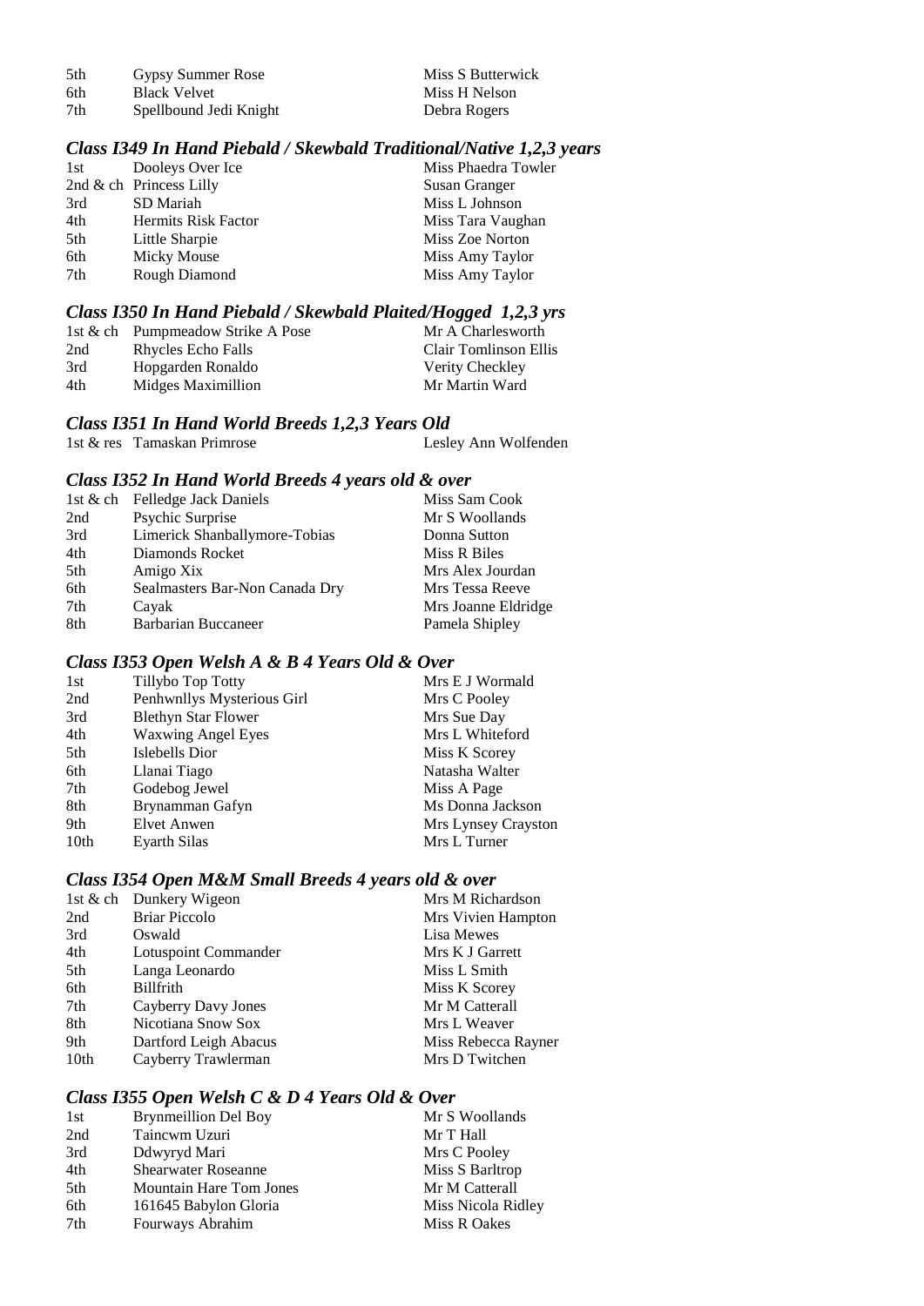| | | |
|---|---|---|
| 5th | Gypsy Summer Rose | Miss S Butterwick |
| 6th | Black Velvet | Miss H Nelson |
| 7th | Spellbound Jedi Knight | Debra Rogers |

### *Class I349 In Hand Piebald / Skewbald Traditional/Native 1,2,3 years*

| | | |
|---|---|---|
| 1st | Dooleys Over Ice | Miss Phaedra Towler |
| 2nd & ch | Princess Lilly | Susan Granger |
| 3rd | SD Mariah | Miss L Johnson |
| 4th | Hermits Risk Factor | Miss Tara Vaughan |
| 5th | Little Sharpie | Miss Zoe Norton |
| 6th | Micky Mouse | Miss Amy Taylor |
| 7th | Rough Diamond | Miss Amy Taylor |

### *Class I350 In Hand Piebald / Skewbald Plaited/Hogged 1,2,3 yrs*

| | | |
|---|---|---|
| 1st & ch | Pumpmeadow Strike A Pose | Mr A Charlesworth |
| 2nd | Rhycles Echo Falls | Clair Tomlinson Ellis |
| 3rd | Hopgarden Ronaldo | Verity Checkley |
| 4th | Midges Maximillion | Mr Martin Ward |

### *Class I351 In Hand World Breeds 1,2,3 Years Old*

| | | |
|---|---|---|
| 1st & res | Tamaskan Primrose | Lesley Ann Wolfenden |

### *Class I352 In Hand World Breeds 4 years old & over*

| | | |
|---|---|---|
| 1st & ch | Felledge Jack Daniels | Miss Sam Cook |
| 2nd | Psychic Surprise | Mr S Woollands |
| 3rd | Limerick Shanballymore-Tobias | Donna Sutton |
| 4th | Diamonds Rocket | Miss R Biles |
| 5th | Amigo Xix | Mrs Alex Jourdan |
| 6th | Sealmasters Bar-Non Canada Dry | Mrs Tessa Reeve |
| 7th | Cayak | Mrs Joanne Eldridge |
| 8th | Barbarian Buccaneer | Pamela Shipley |

### *Class I353 Open Welsh A & B 4 Years Old & Over*

| | | |
|---|---|---|
| 1st | Tillybo Top Totty | Mrs E J Wormald |
| 2nd | Penhwnllys Mysterious Girl | Mrs C Pooley |
| 3rd | Blethyn Star Flower | Mrs Sue Day |
| 4th | Waxwing Angel Eyes | Mrs L Whiteford |
| 5th | Islebells Dior | Miss K Scorey |
| 6th | Llanai Tiago | Natasha Walter |
| 7th | Godebog Jewel | Miss A Page |
| 8th | Brynamman Gafyn | Ms Donna Jackson |
| 9th | Elvet Anwen | Mrs Lynsey Crayston |
| 10th | Eyarth Silas | Mrs L Turner |

### *Class I354 Open M&M Small Breeds 4 years old & over*

| | | |
|---|---|---|
| 1st & ch | Dunkery Wigeon | Mrs M Richardson |
| 2nd | Briar Piccolo | Mrs Vivien Hampton |
| 3rd | Oswald | Lisa Mewes |
| 4th | Lotuspoint Commander | Mrs K J Garrett |
| 5th | Langa Leonardo | Miss L Smith |
| 6th | Billfrith | Miss K Scorey |
| 7th | Cayberry Davy Jones | Mr M Catterall |
| 8th | Nicotiana Snow Sox | Mrs L Weaver |
| 9th | Dartford Leigh Abacus | Miss Rebecca Rayner |
| 10th | Cayberry Trawlerman | Mrs D Twitchen |

### *Class I355 Open Welsh C & D 4 Years Old & Over*

| | | |
|---|---|---|
| 1st | Brynmeillion Del Boy | Mr S Woollands |
| 2nd | Taincwm Uzuri | Mr T Hall |
| 3rd | Ddwyryd Mari | Mrs C Pooley |
| 4th | Shearwater Roseanne | Miss S Barltrop |
| 5th | Mountain Hare Tom Jones | Mr M Catterall |
| 6th | 161645 Babylon Gloria | Miss Nicola Ridley |
| 7th | Fourways Abrahim | Miss R Oakes |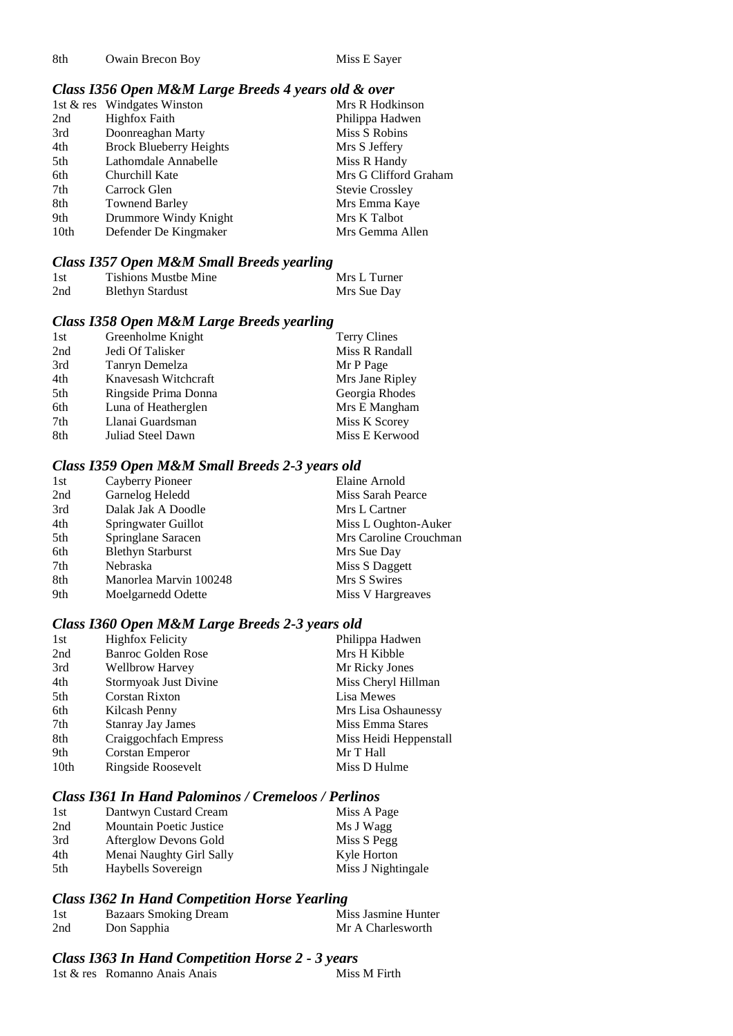| | | |
|---|---|---|
| 8th | Owain Brecon Boy | Miss E Sayer |

### *Class I356 Open M&M Large Breeds 4 years old & over*

| | | |
|---|---|---|
| 1st & res | Windgates Winston | Mrs R Hodkinson |
| 2nd | Highfox Faith | Philippa Hadwen |
| 3rd | Doonreaghan Marty | Miss S Robins |
| 4th | Brock Blueberry Heights | Mrs S Jeffery |
| 5th | Lathomdale Annabelle | Miss R Handy |
| 6th | Churchill Kate | Mrs G Clifford Graham |
| 7th | Carrock Glen | Stevie Crossley |
| 8th | Townend Barley | Mrs Emma Kaye |
| 9th | Drummore Windy Knight | Mrs K Talbot |
| 10th | Defender De Kingmaker | Mrs Gemma Allen |

### *Class I357 Open M&M Small Breeds yearling*

| | | |
|---|---|---|
| 1st | Tishions Mustbe Mine | Mrs L Turner |
| 2nd | Blethyn Stardust | Mrs Sue Day |

### *Class I358 Open M&M Large Breeds yearling*

| | | |
|---|---|---|
| 1st | Greenholme Knight | Terry Clines |
| 2nd | Jedi Of Talisker | Miss R Randall |
| 3rd | Tanryn Demelza | Mr P Page |
| 4th | Knavesash Witchcraft | Mrs Jane Ripley |
| 5th | Ringside Prima Donna | Georgia Rhodes |
| 6th | Luna of Heatherglen | Mrs E Mangham |
| 7th | Llanai Guardsman | Miss K Scorey |
| 8th | Juliad Steel Dawn | Miss E Kerwood |

### *Class I359 Open M&M Small Breeds 2-3 years old*

| | | |
|---|---|---|
| 1st | Cayberry Pioneer | Elaine Arnold |
| 2nd | Garnelog Heledd | Miss Sarah Pearce |
| 3rd | Dalak Jak A Doodle | Mrs L Cartner |
| 4th | Springwater Guillot | Miss L Oughton-Auker |
| 5th | Springlane Saracen | Mrs Caroline Crouchman |
| 6th | Blethyn Starburst | Mrs Sue Day |
| 7th | Nebraska | Miss S Daggett |
| 8th | Manorlea Marvin 100248 | Mrs S Swires |
| 9th | Moelgarnedd Odette | Miss V Hargreaves |

### *Class I360 Open M&M Large Breeds 2-3 years old*

| | | |
|---|---|---|
| 1st | Highfox Felicity | Philippa Hadwen |
| 2nd | Banroc Golden Rose | Mrs H Kibble |
| 3rd | Wellbrow Harvey | Mr Ricky Jones |
| 4th | Stormyoak Just Divine | Miss Cheryl Hillman |
| 5th | Corstan Rixton | Lisa Mewes |
| 6th | Kilcash Penny | Mrs Lisa Oshaunessy |
| 7th | Stanray Jay James | Miss Emma Stares |
| 8th | Craiggochfach Empress | Miss Heidi Heppenstall |
| 9th | Corstan Emperor | Mr T Hall |
| 10th | Ringside Roosevelt | Miss D Hulme |

### *Class I361 In Hand Palominos / Cremeloos / Perlinos*

| | | |
|---|---|---|
| 1st | Dantwyn Custard Cream | Miss A Page |
| 2nd | Mountain Poetic Justice | Ms J Wagg |
| 3rd | Afterglow Devons Gold | Miss S Pegg |
| 4th | Menai Naughty Girl Sally | Kyle Horton |
| 5th | Haybells Sovereign | Miss J Nightingale |

### *Class I362 In Hand Competition Horse Yearling*

| | | |
|---|---|---|
| 1st | Bazaars Smoking Dream | Miss Jasmine Hunter |
| 2nd | Don Sapphia | Mr A Charlesworth |

### *Class I363 In Hand Competition Horse 2 - 3 years*

| | | |
|---|---|---|
| 1st & res | Romanno Anais Anais | Miss M Firth |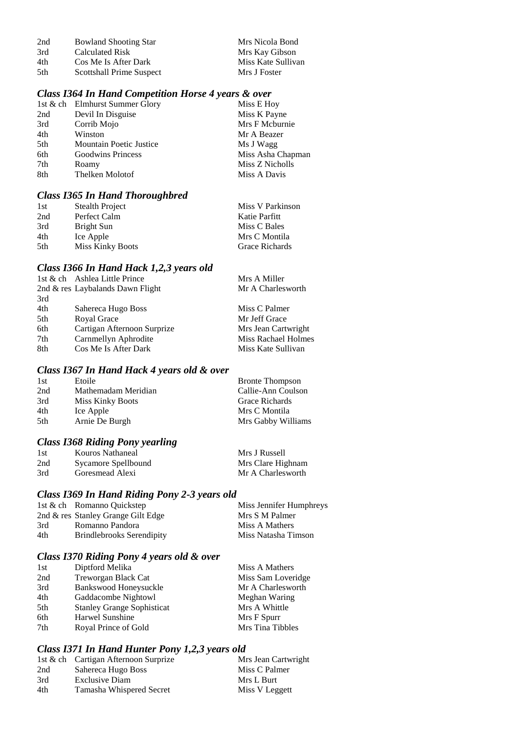| | | |
|---|---|---|
| 2nd | Bowland Shooting Star | Mrs Nicola Bond |
| 3rd | Calculated Risk | Mrs Kay Gibson |
| 4th | Cos Me Is After Dark | Miss Kate Sullivan |
| 5th | Scottshall Prime Suspect | Mrs J Foster |

### *Class I364 In Hand Competition Horse 4 years & over*

| | | |
|---|---|---|
| 1st & ch | Elmhurst Summer Glory | Miss E Hoy |
| 2nd | Devil In Disguise | Miss K Payne |
| 3rd | Corrib Mojo | Mrs F Mcburnie |
| 4th | Winston | Mr A Beazer |
| 5th | Mountain Poetic Justice | Ms J Wagg |
| 6th | Goodwins Princess | Miss Asha Chapman |
| 7th | Roamy | Miss Z Nicholls |
| 8th | Thelken Molotof | Miss A Davis |

### *Class I365 In Hand Thoroughbred*

| | | |
|---|---|---|
| 1st | Stealth Project | Miss V Parkinson |
| 2nd | Perfect Calm | Katie Parfitt |
| 3rd | Bright Sun | Miss C Bales |
| 4th | Ice Apple | Mrs C Montila |
| 5th | Miss Kinky Boots | Grace Richards |

### *Class I366 In Hand Hack 1,2,3 years old*

| | | |
|---|---|---|
| 1st & ch | Ashlea Little Prince | Mrs A Miller |
| 2nd & res | Laybalands Dawn Flight | Mr A Charlesworth |
| 3rd | | |
| 4th | Sahereca Hugo Boss | Miss C Palmer |
| 5th | Royal Grace | Mr Jeff Grace |
| 6th | Cartigan Afternoon Surprize | Mrs Jean Cartwright |
| 7th | Carnmellyn Aphrodite | Miss Rachael Holmes |
| 8th | Cos Me Is After Dark | Miss Kate Sullivan |

### *Class I367 In Hand Hack 4 years old & over*

| | | |
|---|---|---|
| 1st | Etoile | Bronte Thompson |
| 2nd | Mathemadam Meridian | Callie-Ann Coulson |
| 3rd | Miss Kinky Boots | Grace Richards |
| 4th | Ice Apple | Mrs C Montila |
| 5th | Arnie De Burgh | Mrs Gabby Williams |

### *Class I368 Riding Pony yearling*

| | | |
|---|---|---|
| 1st | Kouros Nathaneal | Mrs J Russell |
| 2nd | Sycamore Spellbound | Mrs Clare Highnam |
| 3rd | Goresmead Alexi | Mr A Charlesworth |

### *Class I369 In Hand Riding Pony 2-3 years old*

| | | |
|---|---|---|
| 1st & ch | Romanno Quickstep | Miss Jennifer Humphreys |
| 2nd & res | Stanley Grange Gilt Edge | Mrs S M Palmer |
| 3rd | Romanno Pandora | Miss A Mathers |
| 4th | Brindlebrooks Serendipity | Miss Natasha Timson |

### *Class I370 Riding Pony 4 years old & over*

| | | |
|---|---|---|
| 1st | Diptford Melika | Miss A Mathers |
| 2nd | Treworgan Black Cat | Miss Sam Loveridge |
| 3rd | Bankswood Honeysuckle | Mr A Charlesworth |
| 4th | Gaddacombe Nightowl | Meghan Waring |
| 5th | Stanley Grange Sophisticat | Mrs A Whittle |
| 6th | Harwel Sunshine | Mrs F Spurr |
| 7th | Royal Prince of Gold | Mrs Tina Tibbles |

### *Class I371 In Hand Hunter Pony 1,2,3 years old*

| | | |
|---|---|---|
| 1st & ch | Cartigan Afternoon Surprize | Mrs Jean Cartwright |
| 2nd | Sahereca Hugo Boss | Miss C Palmer |
| 3rd | Exclusive Diam | Mrs L Burt |
| 4th | Tamasha Whispered Secret | Miss V Leggett |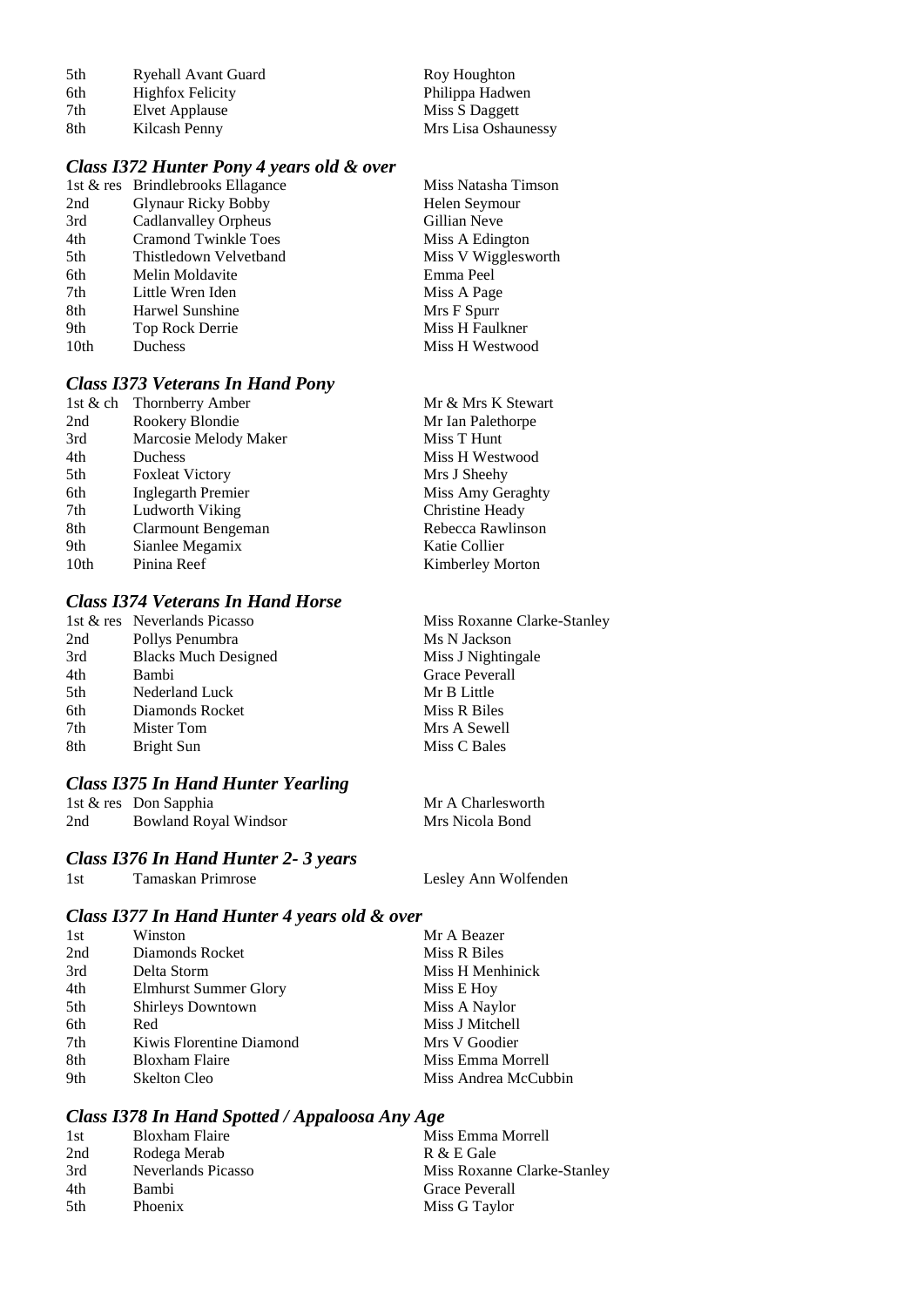| | | |
|---|---|---|
| 5th | Ryehall Avant Guard | Roy Houghton |
| 6th | Highfox Felicity | Philippa Hadwen |
| 7th | Elvet Applause | Miss S Daggett |
| 8th | Kilcash Penny | Mrs Lisa Oshaunessy |

### *Class I372 Hunter Pony 4 years old & over*

| | | |
|---|---|---|
| 1st & res | Brindlebrooks Ellagance | Miss Natasha Timson |
| 2nd | Glynaur Ricky Bobby | Helen Seymour |
| 3rd | Cadlanvalley Orpheus | Gillian Neve |
| 4th | Cramond Twinkle Toes | Miss A Edington |
| 5th | Thistledown Velvetband | Miss V Wigglesworth |
| 6th | Melin Moldavite | Emma Peel |
| 7th | Little Wren Iden | Miss A Page |
| 8th | Harwel Sunshine | Mrs F Spurr |
| 9th | Top Rock Derrie | Miss H Faulkner |
| 10th | Duchess | Miss H Westwood |

### *Class I373 Veterans In Hand Pony*

| | | |
|---|---|---|
| 1st & ch | Thornberry Amber | Mr & Mrs K Stewart |
| 2nd | Rookery Blondie | Mr Ian Palethorpe |
| 3rd | Marcosie Melody Maker | Miss T Hunt |
| 4th | Duchess | Miss H Westwood |
| 5th | Foxleat Victory | Mrs J Sheehy |
| 6th | Inglegarth Premier | Miss Amy Geraghty |
| 7th | Ludworth Viking | Christine Heady |
| 8th | Clarmount Bengeman | Rebecca Rawlinson |
| 9th | Sianlee Megamix | Katie Collier |
| 10th | Pinina Reef | Kimberley Morton |

### *Class I374 Veterans In Hand Horse*

| | | |
|---|---|---|
| 1st & res | Neverlands Picasso | Miss Roxanne Clarke-Stanley |
| 2nd | Pollys Penumbra | Ms N Jackson |
| 3rd | Blacks Much Designed | Miss J Nightingale |
| 4th | Bambi | Grace Peverall |
| 5th | Nederland Luck | Mr B Little |
| 6th | Diamonds Rocket | Miss R Biles |
| 7th | Mister Tom | Mrs A Sewell |
| 8th | Bright Sun | Miss C Bales |

### *Class I375 In Hand Hunter Yearling*

| | | |
|---|---|---|
| 1st & res | Don Sapphia | Mr A Charlesworth |
| 2nd | Bowland Royal Windsor | Mrs Nicola Bond |

### *Class I376 In Hand Hunter 2- 3 years*

| | | |
|---|---|---|
| 1st | Tamaskan Primrose | Lesley Ann Wolfenden |

### *Class I377 In Hand Hunter 4 years old & over*

| | | |
|---|---|---|
| 1st | Winston | Mr A Beazer |
| 2nd | Diamonds Rocket | Miss R Biles |
| 3rd | Delta Storm | Miss H Menhinick |
| 4th | Elmhurst Summer Glory | Miss E Hoy |
| 5th | Shirleys Downtown | Miss A Naylor |
| 6th | Red | Miss J Mitchell |
| 7th | Kiwis Florentine Diamond | Mrs V Goodier |
| 8th | Bloxham Flaire | Miss Emma Morrell |
| 9th | Skelton Cleo | Miss Andrea McCubbin |

### *Class I378 In Hand Spotted / Appaloosa Any Age*

| | | |
|---|---|---|
| 1st | Bloxham Flaire | Miss Emma Morrell |
| 2nd | Rodega Merab | R & E Gale |
| 3rd | Neverlands Picasso | Miss Roxanne Clarke-Stanley |
| 4th | Bambi | Grace Peverall |
| 5th | Phoenix | Miss G Taylor |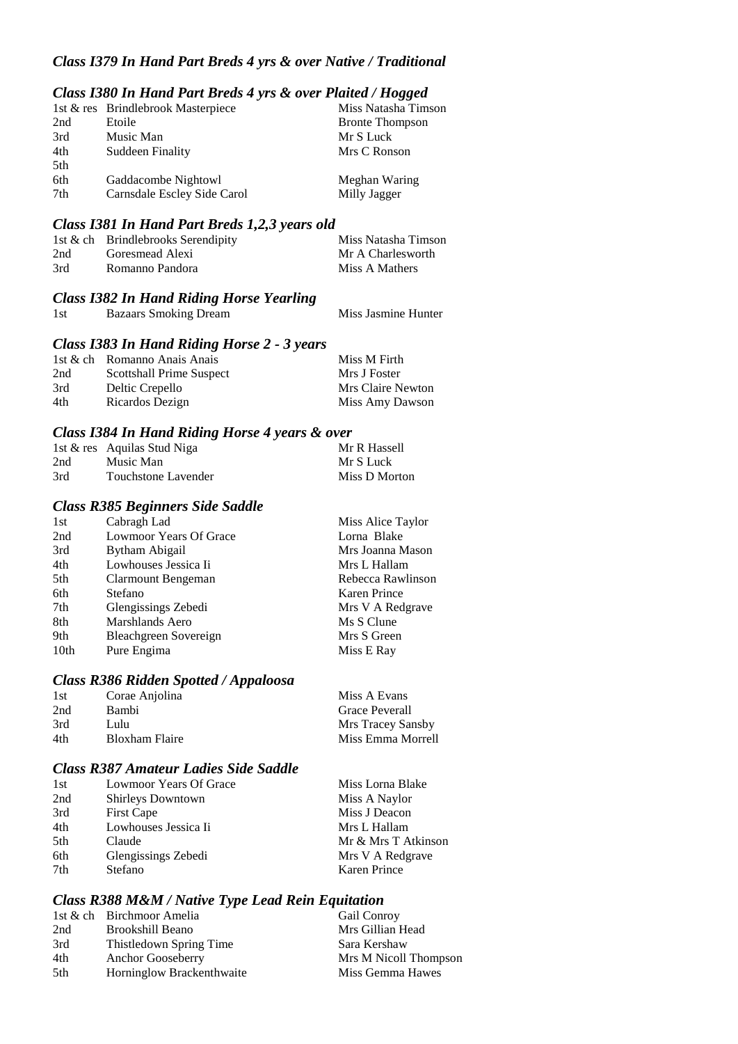### *Class I379 In Hand Part Breds 4 yrs & over Native / Traditional*

### *Class I380 In Hand Part Breds 4 yrs & over Plaited / Hogged*

| | | |
|---|---|---|
| 1st & res | Brindlebrook Masterpiece | Miss Natasha Timson |
| 2nd | Etoile | Bronte Thompson |
| 3rd | Music Man | Mr S Luck |
| 4th | Suddeen Finality | Mrs C Ronson |
| 5th | | |
| 6th | Gaddacombe Nightowl | Meghan Waring |
| 7th | Carnsdale Escley Side Carol | Milly Jagger |

### *Class I381 In Hand Part Breds 1,2,3 years old*

| | | |
|---|---|---|
| 1st & ch | Brindlebrooks Serendipity | Miss Natasha Timson |
| 2nd | Goresmead Alexi | Mr A Charlesworth |
| 3rd | Romanno Pandora | Miss A Mathers |

### *Class I382 In Hand Riding Horse Yearling*

| | | |
|---|---|---|
| 1st | Bazaars Smoking Dream | Miss Jasmine Hunter |

### *Class I383 In Hand Riding Horse 2 - 3 years*

| | | |
|---|---|---|
| 1st & ch | Romanno Anais Anais | Miss M Firth |
| 2nd | Scottshall Prime Suspect | Mrs J Foster |
| 3rd | Deltic Crepello | Mrs Claire Newton |
| 4th | Ricardos Dezign | Miss Amy Dawson |

### *Class I384 In Hand Riding Horse 4 years & over*

| | | |
|---|---|---|
| 1st & res | Aquilas Stud Niga | Mr R Hassell |
| 2nd | Music Man | Mr S Luck |
| 3rd | Touchstone Lavender | Miss D Morton |

### *Class R385 Beginners Side Saddle*

| | | |
|---|---|---|
| 1st | Cabragh Lad | Miss Alice Taylor |
| 2nd | Lowmoor Years Of Grace | Lorna Blake |
| 3rd | Bytham Abigail | Mrs Joanna Mason |
| 4th | Lowhouses Jessica Ii | Mrs L Hallam |
| 5th | Clarmount Bengeman | Rebecca Rawlinson |
| 6th | Stefano | Karen Prince |
| 7th | Glengissings Zebedi | Mrs V A Redgrave |
| 8th | Marshlands Aero | Ms S Clune |
| 9th | Bleachgreen Sovereign | Mrs S Green |
| 10th | Pure Engima | Miss E Ray |

### *Class R386 Ridden Spotted / Appaloosa*

| | | |
|---|---|---|
| 1st | Corae Anjolina | Miss A Evans |
| 2nd | Bambi | Grace Peverall |
| 3rd | Lulu | Mrs Tracey Sansby |
| 4th | Bloxham Flaire | Miss Emma Morrell |

### *Class R387 Amateur Ladies Side Saddle*

| | | |
|---|---|---|
| 1st | Lowmoor Years Of Grace | Miss Lorna Blake |
| 2nd | Shirleys Downtown | Miss A Naylor |
| 3rd | First Cape | Miss J Deacon |
| 4th | Lowhouses Jessica Ii | Mrs L Hallam |
| 5th | Claude | Mr & Mrs T Atkinson |
| 6th | Glengissings Zebedi | Mrs V A Redgrave |
| 7th | Stefano | Karen Prince |

### *Class R388 M&M / Native Type Lead Rein Equitation*

| | | |
|---|---|---|
| 1st & ch | Birchmoor Amelia | Gail Conroy |
| 2nd | Brookshill Beano | Mrs Gillian Head |
| 3rd | Thistledown Spring Time | Sara Kershaw |
| 4th | Anchor Gooseberry | Mrs M Nicoll Thompson |
| 5th | Horninglow Brackenthwaite | Miss Gemma Hawes |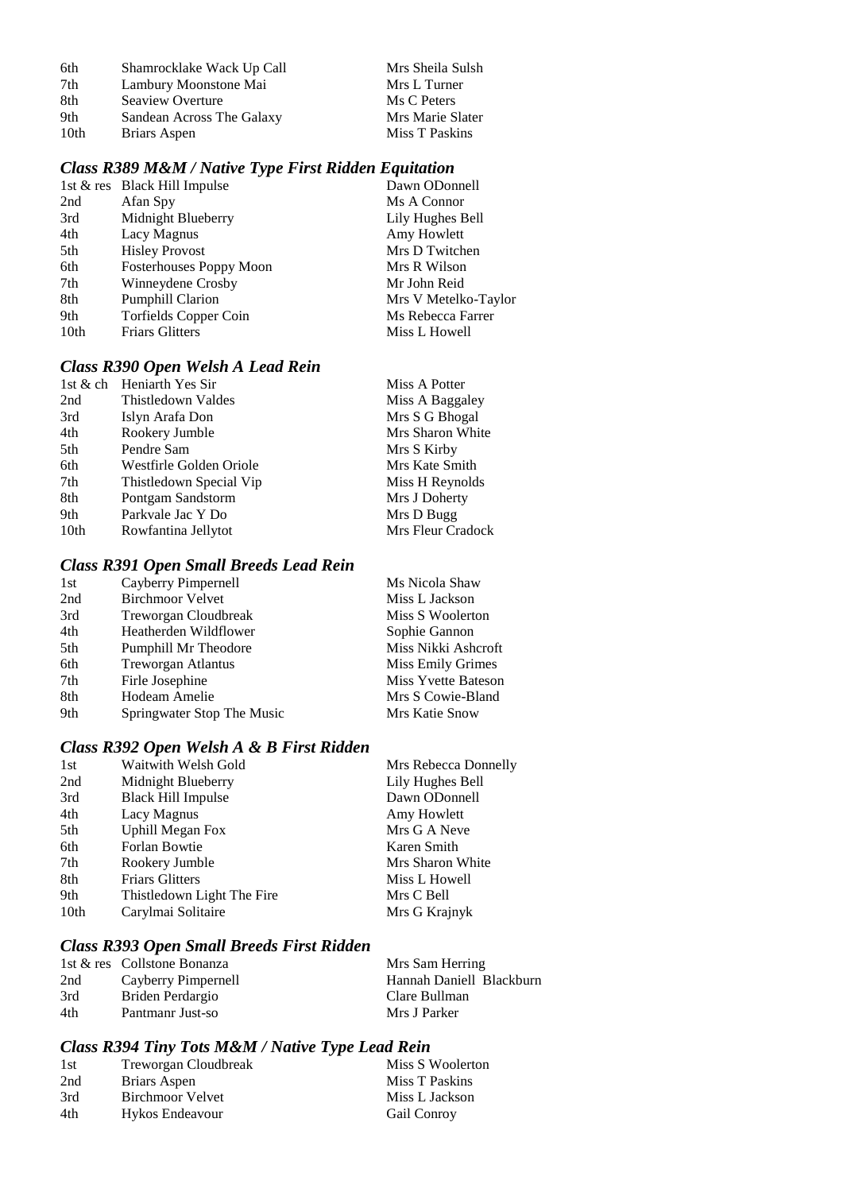| | | |
|---|---|---|
| 6th | Shamrocklake Wack Up Call | Mrs Sheila Sulsh |
| 7th | Lambury Moonstone Mai | Mrs L Turner |
| 8th | Seaview Overture | Ms C Peters |
| 9th | Sandean Across The Galaxy | Mrs Marie Slater |
| 10th | Briars Aspen | Miss T Paskins |

### *Class R389 M&M / Native Type First Ridden Equitation*

| | | |
|---|---|---|
| 1st & res | Black Hill Impulse | Dawn ODonnell |
| 2nd | Afan Spy | Ms A Connor |
| 3rd | Midnight Blueberry | Lily Hughes Bell |
| 4th | Lacy Magnus | Amy Howlett |
| 5th | Hisley Provost | Mrs D Twitchen |
| 6th | Fosterhouses Poppy Moon | Mrs R Wilson |
| 7th | Winneydene Crosby | Mr John Reid |
| 8th | Pumphill Clarion | Mrs V Metelko-Taylor |
| 9th | Torfields Copper Coin | Ms Rebecca Farrer |
| 10th | Friars Glitters | Miss L Howell |

### *Class R390 Open Welsh A Lead Rein*

| | | |
|---|---|---|
| 1st & ch | Heniarth Yes Sir | Miss A Potter |
| 2nd | Thistledown Valdes | Miss A Baggaley |
| 3rd | Islyn Arafa Don | Mrs S G Bhogal |
| 4th | Rookery Jumble | Mrs Sharon White |
| 5th | Pendre Sam | Mrs S Kirby |
| 6th | Westfirle Golden Oriole | Mrs Kate Smith |
| 7th | Thistledown Special Vip | Miss H Reynolds |
| 8th | Pontgam Sandstorm | Mrs J Doherty |
| 9th | Parkvale Jac Y Do | Mrs D Bugg |
| 10th | Rowfantina Jellytot | Mrs Fleur Cradock |

### *Class R391 Open Small Breeds Lead Rein*

| | | |
|---|---|---|
| 1st | Cayberry Pimpernell | Ms Nicola Shaw |
| 2nd | Birchmoor Velvet | Miss L Jackson |
| 3rd | Treworgan Cloudbreak | Miss S Woolerton |
| 4th | Heatherden Wildflower | Sophie Gannon |
| 5th | Pumphill Mr Theodore | Miss Nikki Ashcroft |
| 6th | Treworgan Atlantus | Miss Emily Grimes |
| 7th | Firle Josephine | Miss Yvette Bateson |
| 8th | Hodeam Amelie | Mrs S Cowie-Bland |
| 9th | Springwater Stop The Music | Mrs Katie Snow |

### *Class R392 Open Welsh A & B First Ridden*

| | | |
|---|---|---|
| 1st | Waitwith Welsh Gold | Mrs Rebecca Donnelly |
| 2nd | Midnight Blueberry | Lily Hughes Bell |
| 3rd | Black Hill Impulse | Dawn ODonnell |
| 4th | Lacy Magnus | Amy Howlett |
| 5th | Uphill Megan Fox | Mrs G A Neve |
| 6th | Forlan Bowtie | Karen Smith |
| 7th | Rookery Jumble | Mrs Sharon White |
| 8th | Friars Glitters | Miss L Howell |
| 9th | Thistledown Light The Fire | Mrs C Bell |
| 10th | Carylmai Solitaire | Mrs G Krajnyk |

### *Class R393 Open Small Breeds First Ridden*

| | | |
|---|---|---|
| 1st & res | Collstone Bonanza | Mrs Sam Herring |
| 2nd | Cayberry Pimpernell | Hannah Daniell Blackburn |
| 3rd | Briden Perdargio | Clare Bullman |
| 4th | Pantmanr Just-so | Mrs J Parker |

### *Class R394 Tiny Tots M&M / Native Type Lead Rein*

| | | |
|---|---|---|
| 1st | Treworgan Cloudbreak | Miss S Woolerton |
| 2nd | Briars Aspen | Miss T Paskins |
| 3rd | Birchmoor Velvet | Miss L Jackson |
| 4th | Hykos Endeavour | Gail Conroy |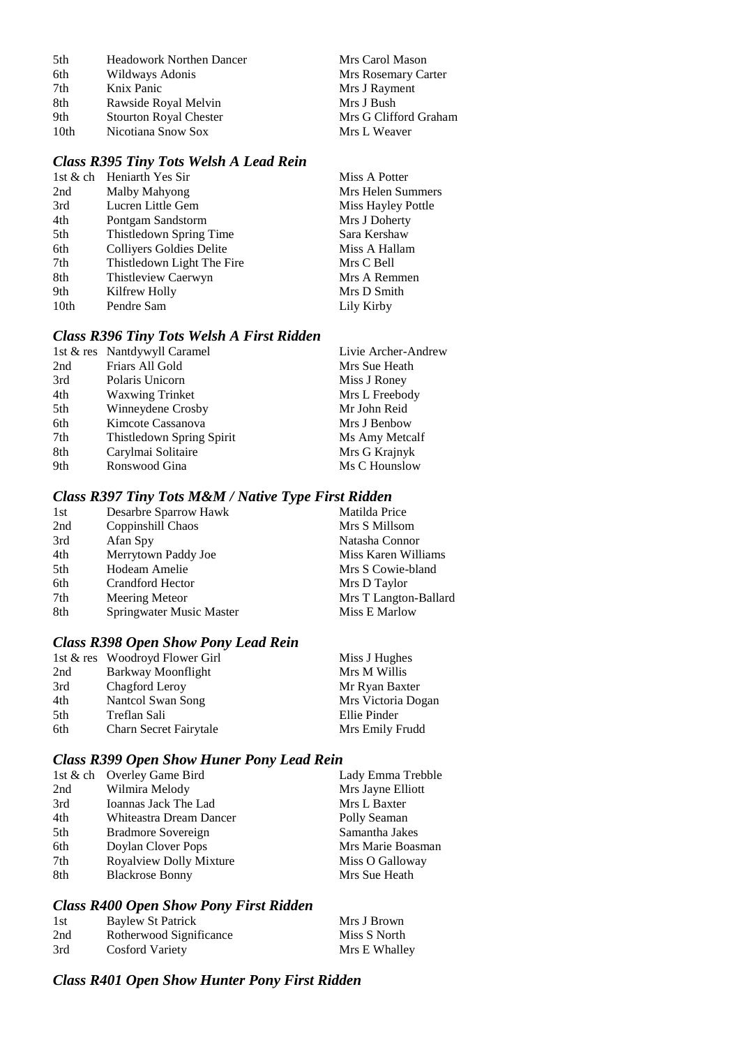| | | |
|---|---|---|
| 5th | Headowork Northen Dancer | Mrs Carol Mason |
| 6th | Wildways Adonis | Mrs Rosemary Carter |
| 7th | Knix Panic | Mrs J Rayment |
| 8th | Rawside Royal Melvin | Mrs J Bush |
| 9th | Stourton Royal Chester | Mrs G Clifford Graham |
| 10th | Nicotiana Snow Sox | Mrs L Weaver |

### *Class R395 Tiny Tots Welsh A Lead Rein*

| | | |
|---|---|---|
| 1st & ch | Heniarth Yes Sir | Miss A Potter |
| 2nd | Malby Mahyong | Mrs Helen Summers |
| 3rd | Lucren Little Gem | Miss Hayley Pottle |
| 4th | Pontgam Sandstorm | Mrs J Doherty |
| 5th | Thistledown Spring Time | Sara Kershaw |
| 6th | Colliyers Goldies Delite | Miss A Hallam |
| 7th | Thistledown Light The Fire | Mrs C Bell |
| 8th | Thistleview Caerwyn | Mrs A Remmen |
| 9th | Kilfrew Holly | Mrs D Smith |
| 10th | Pendre Sam | Lily Kirby |

### *Class R396 Tiny Tots Welsh A First Ridden*

| | | |
|---|---|---|
| 1st & res | Nantdywyll Caramel | Livie Archer-Andrew |
| 2nd | Friars All Gold | Mrs Sue Heath |
| 3rd | Polaris Unicorn | Miss J Roney |
| 4th | Waxwing Trinket | Mrs L Freebody |
| 5th | Winneydene Crosby | Mr John Reid |
| 6th | Kimcote Cassanova | Mrs J Benbow |
| 7th | Thistledown Spring Spirit | Ms Amy Metcalf |
| 8th | Carylmai Solitaire | Mrs G Krajnyk |
| 9th | Ronswood Gina | Ms C Hounslow |

### *Class R397 Tiny Tots M&M / Native Type First Ridden*

| | | |
|---|---|---|
| 1st | Desarbre Sparrow Hawk | Matilda Price |
| 2nd | Coppinshill Chaos | Mrs S Millsom |
| 3rd | Afan Spy | Natasha Connor |
| 4th | Merrytown Paddy Joe | Miss Karen Williams |
| 5th | Hodeam Amelie | Mrs S Cowie-bland |
| 6th | Crandford Hector | Mrs D Taylor |
| 7th | Meering Meteor | Mrs T Langton-Ballard |
| 8th | Springwater Music Master | Miss E Marlow |

### *Class R398 Open Show Pony Lead Rein*

| | | |
|---|---|---|
| 1st & res | Woodroyd Flower Girl | Miss J Hughes |
| 2nd | Barkway Moonflight | Mrs M Willis |
| 3rd | Chagford Leroy | Mr Ryan Baxter |
| 4th | Nantcol Swan Song | Mrs Victoria Dogan |
| 5th | Treflan Sali | Ellie Pinder |
| 6th | Charn Secret Fairytale | Mrs Emily Frudd |

### *Class R399 Open Show Huner Pony Lead Rein*

| | | |
|---|---|---|
| 1st & ch | Overley Game Bird | Lady Emma Trebble |
| 2nd | Wilmira Melody | Mrs Jayne Elliott |
| 3rd | Ioannas Jack The Lad | Mrs L Baxter |
| 4th | Whiteastra Dream Dancer | Polly Seaman |
| 5th | Bradmore Sovereign | Samantha Jakes |
| 6th | Doylan Clover Pops | Mrs Marie Boasman |
| 7th | Royalview Dolly Mixture | Miss O Galloway |
| 8th | Blackrose Bonny | Mrs Sue Heath |

### *Class R400 Open Show Pony First Ridden*

| | | |
|---|---|---|
| 1st | Baylew St Patrick | Mrs J Brown |
| 2nd | Rotherwood Significance | Miss S North |
| 3rd | Cosford Variety | Mrs E Whalley |

### *Class R401 Open Show Hunter Pony First Ridden*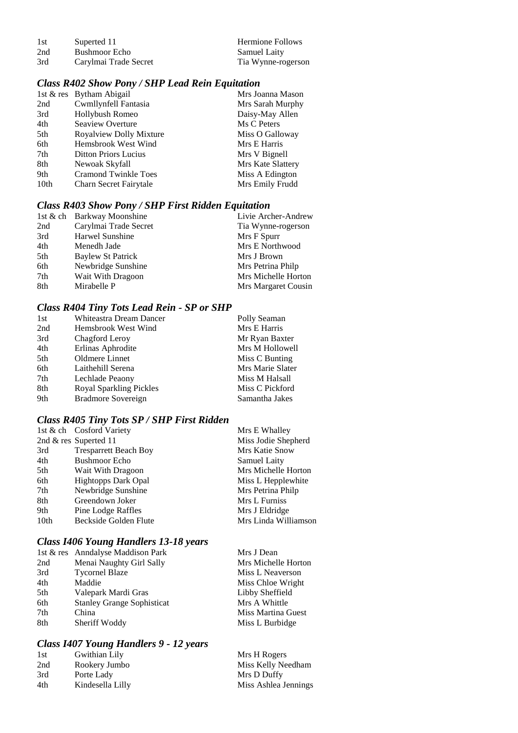| | | |
|---|---|---|
| 1st | Superted 11 | Hermione Follows |
| 2nd | Bushmoor Echo | Samuel Laity |
| 3rd | Carylmai Trade Secret | Tia Wynne-rogerson |

### *Class R402 Show Pony / SHP Lead Rein Equitation*

| | | |
|---|---|---|
| 1st & res | Bytham Abigail | Mrs Joanna Mason |
| 2nd | Cwmllynfell Fantasia | Mrs Sarah Murphy |
| 3rd | Hollybush Romeo | Daisy-May Allen |
| 4th | Seaview Overture | Ms C Peters |
| 5th | Royalview Dolly Mixture | Miss O Galloway |
| 6th | Hemsbrook West Wind | Mrs E Harris |
| 7th | Ditton Priors Lucius | Mrs V Bignell |
| 8th | Newoak Skyfall | Mrs Kate Slattery |
| 9th | Cramond Twinkle Toes | Miss A Edington |
| 10th | Charn Secret Fairytale | Mrs Emily Frudd |

### *Class R403 Show Pony / SHP First Ridden Equitation*

| | | |
|---|---|---|
| 1st & ch | Barkway Moonshine | Livie Archer-Andrew |
| 2nd | Carylmai Trade Secret | Tia Wynne-rogerson |
| 3rd | Harwel Sunshine | Mrs F Spurr |
| 4th | Menedh Jade | Mrs E Northwood |
| 5th | Baylew St Patrick | Mrs J Brown |
| 6th | Newbridge Sunshine | Mrs Petrina Philp |
| 7th | Wait With Dragoon | Mrs Michelle Horton |
| 8th | Mirabelle P | Mrs Margaret Cousin |

### *Class R404 Tiny Tots Lead Rein - SP or SHP*

| | | |
|---|---|---|
| 1st | Whiteastra Dream Dancer | Polly Seaman |
| 2nd | Hemsbrook West Wind | Mrs E Harris |
| 3rd | Chagford Leroy | Mr Ryan Baxter |
| 4th | Erlinas Aphrodite | Mrs M Hollowell |
| 5th | Oldmere Linnet | Miss C Bunting |
| 6th | Laithehill Serena | Mrs Marie Slater |
| 7th | Lechlade Peaony | Miss M Halsall |
| 8th | Royal Sparkling Pickles | Miss C Pickford |
| 9th | Bradmore Sovereign | Samantha Jakes |

### *Class R405 Tiny Tots SP / SHP First Ridden*

| | | |
|---|---|---|
| 1st & ch | Cosford Variety | Mrs E Whalley |
| 2nd & res | Superted 11 | Miss Jodie Shepherd |
| 3rd | Tresparrett Beach Boy | Mrs Katie Snow |
| 4th | Bushmoor Echo | Samuel Laity |
| 5th | Wait With Dragoon | Mrs Michelle Horton |
| 6th | Hightopps Dark Opal | Miss L Hepplewhite |
| 7th | Newbridge Sunshine | Mrs Petrina Philp |
| 8th | Greendown Joker | Mrs L Furniss |
| 9th | Pine Lodge Raffles | Mrs J Eldridge |
| 10th | Beckside Golden Flute | Mrs Linda Williamson |

### *Class I406 Young Handlers 13-18 years*

| | | |
|---|---|---|
| 1st & res | Anndalyse Maddison Park | Mrs J Dean |
| 2nd | Menai Naughty Girl Sally | Mrs Michelle Horton |
| 3rd | Tycornel Blaze | Miss L Neaverson |
| 4th | Maddie | Miss Chloe Wright |
| 5th | Valepark Mardi Gras | Libby Sheffield |
| 6th | Stanley Grange Sophisticat | Mrs A Whittle |
| 7th | China | Miss Martina Guest |
| 8th | Sheriff Woddy | Miss L Burbidge |

### *Class I407 Young Handlers 9 - 12 years*

| | | |
|---|---|---|
| 1st | Gwithian Lily | Mrs H Rogers |
| 2nd | Rookery Jumbo | Miss Kelly Needham |
| 3rd | Porte Lady | Mrs D Duffy |
| 4th | Kindesella Lilly | Miss Ashlea Jennings |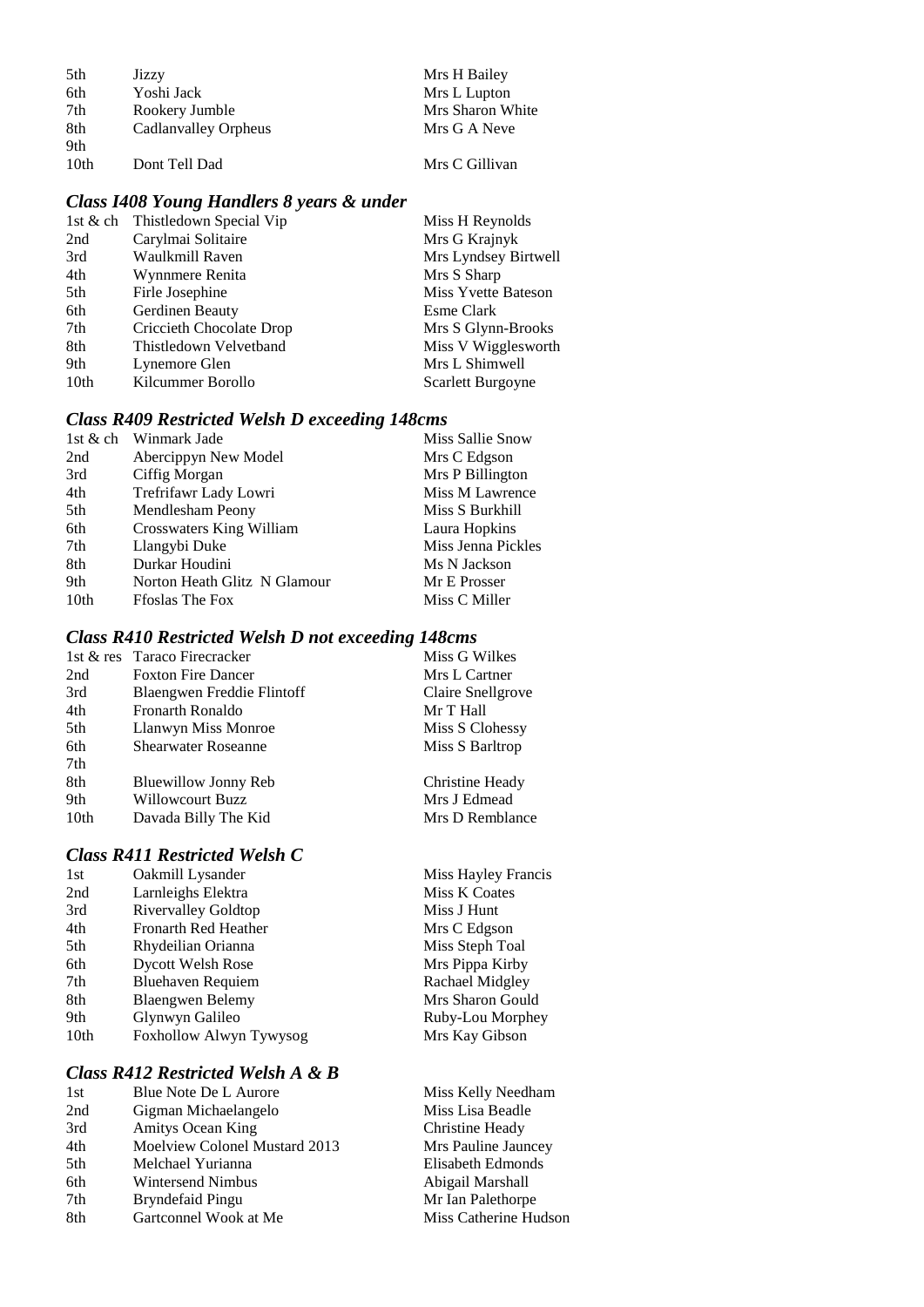| | | |
|---|---|---|
| 5th | Jizzy | Mrs H Bailey |
| 6th | Yoshi Jack | Mrs L Lupton |
| 7th | Rookery Jumble | Mrs Sharon White |
| 8th | Cadlanvalley Orpheus | Mrs G A Neve |
| 9th | | |
| 10th | Dont Tell Dad | Mrs C Gillivan |

### *Class I408 Young Handlers 8 years & under*

| | | |
|---|---|---|
| 1st & ch | Thistledown Special Vip | Miss H Reynolds |
| 2nd | Carylmai Solitaire | Mrs G Krajnyk |
| 3rd | Waulkmill Raven | Mrs Lyndsey Birtwell |
| 4th | Wynnmere Renita | Mrs S Sharp |
| 5th | Firle Josephine | Miss Yvette Bateson |
| 6th | Gerdinen Beauty | Esme Clark |
| 7th | Criccieth Chocolate Drop | Mrs S Glynn-Brooks |
| 8th | Thistledown Velvetband | Miss V Wigglesworth |
| 9th | Lynemore Glen | Mrs L Shimwell |
| 10th | Kilcummer Borollo | Scarlett Burgoyne |

### *Class R409 Restricted Welsh D exceeding 148cms*

| | | |
|---|---|---|
| 1st & ch | Winmark Jade | Miss Sallie Snow |
| 2nd | Abercippyn New Model | Mrs C Edgson |
| 3rd | Ciffig Morgan | Mrs P Billington |
| 4th | Trefrifawr Lady Lowri | Miss M Lawrence |
| 5th | Mendlesham Peony | Miss S Burkhill |
| 6th | Crosswaters King William | Laura Hopkins |
| 7th | Llangybi Duke | Miss Jenna Pickles |
| 8th | Durkar Houdini | Ms N Jackson |
| 9th | Norton Heath Glitz N Glamour | Mr E Prosser |
| 10th | Ffoslas The Fox | Miss C Miller |

### *Class R410 Restricted Welsh D not exceeding 148cms*

| | | |
|---|---|---|
| 1st & res | Taraco Firecracker | Miss G Wilkes |
| 2nd | Foxton Fire Dancer | Mrs L Cartner |
| 3rd | Blaengwen Freddie Flintoff | Claire Snellgrove |
| 4th | Fronarth Ronaldo | Mr T Hall |
| 5th | Llanwyn Miss Monroe | Miss S Clohessy |
| 6th | Shearwater Roseanne | Miss S Barltrop |
| 7th | | |
| 8th | Bluewillow Jonny Reb | Christine Heady |
| 9th | Willowcourt Buzz | Mrs J Edmead |
| 10th | Davada Billy The Kid | Mrs D Remblance |

### *Class R411 Restricted Welsh C*

| | | |
|---|---|---|
| 1st | Oakmill Lysander | Miss Hayley Francis |
| 2nd | Larnleighs Elektra | Miss K Coates |
| 3rd | Rivervalley Goldtop | Miss J Hunt |
| 4th | Fronarth Red Heather | Mrs C Edgson |
| 5th | Rhydeilian Orianna | Miss Steph Toal |
| 6th | Dycott Welsh Rose | Mrs Pippa Kirby |
| 7th | Bluehaven Requiem | Rachael Midgley |
| 8th | Blaengwen Belemy | Mrs Sharon Gould |
| 9th | Glynwyn Galileo | Ruby-Lou Morphey |
| 10th | Foxhollow Alwyn Tywysog | Mrs Kay Gibson |

### *Class R412 Restricted Welsh A & B*

| | | |
|---|---|---|
| 1st | Blue Note De L Aurore | Miss Kelly Needham |
| 2nd | Gigman Michaelangelo | Miss Lisa Beadle |
| 3rd | Amitys Ocean King | Christine Heady |
| 4th | Moelview Colonel Mustard 2013 | Mrs Pauline Jauncey |
| 5th | Melchael Yurianna | Elisabeth Edmonds |
| 6th | Wintersend Nimbus | Abigail Marshall |
| 7th | Bryndefaid Pingu | Mr Ian Palethorpe |
| 8th | Gartconnel Wook at Me | Miss Catherine Hudson |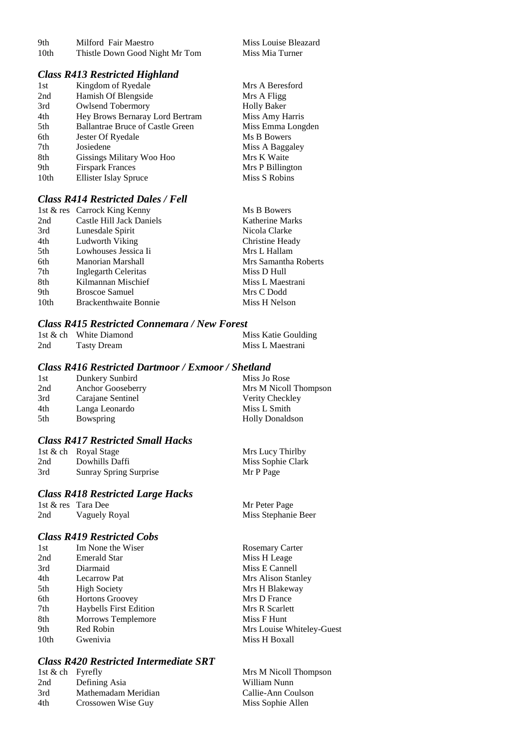| | | |
|---|---|---|
| 9th | Milford Fair Maestro | Miss Louise Bleazard |
| 10th | Thistle Down Good Night Mr Tom | Miss Mia Turner |

### *Class R413 Restricted Highland*

| | | |
|---|---|---|
| 1st | Kingdom of Ryedale | Mrs A Beresford |
| 2nd | Hamish Of Blengside | Mrs A Fligg |
| 3rd | Owlsend Tobermory | Holly Baker |
| 4th | Hey Brows Bernaray Lord Bertram | Miss Amy Harris |
| 5th | Ballantrae Bruce of Castle Green | Miss Emma Longden |
| 6th | Jester Of Ryedale | Ms B Bowers |
| 7th | Josiedene | Miss A Baggaley |
| 8th | Gissings Military Woo Hoo | Mrs K Waite |
| 9th | Firspark Frances | Mrs P Billington |
| 10th | Ellister Islay Spruce | Miss S Robins |

### *Class R414 Restricted Dales / Fell*

| | | |
|---|---|---|
| 1st & res | Carrock King Kenny | Ms B Bowers |
| 2nd | Castle Hill Jack Daniels | Katherine Marks |
| 3rd | Lunesdale Spirit | Nicola Clarke |
| 4th | Ludworth Viking | Christine Heady |
| 5th | Lowhouses Jessica Ii | Mrs L Hallam |
| 6th | Manorian Marshall | Mrs Samantha Roberts |
| 7th | Inglegarth Celeritas | Miss D Hull |
| 8th | Kilmannan Mischief | Miss L Maestrani |
| 9th | Broscoe Samuel | Mrs C Dodd |
| 10th | Brackenthwaite Bonnie | Miss H Nelson |

### *Class R415 Restricted Connemara / New Forest*

| | | |
|---|---|---|
| 1st & ch | White Diamond | Miss Katie Goulding |
| 2nd | Tasty Dream | Miss L Maestrani |

### *Class R416 Restricted Dartmoor / Exmoor / Shetland*

| | | |
|---|---|---|
| 1st | Dunkery Sunbird | Miss Jo Rose |
| 2nd | Anchor Gooseberry | Mrs M Nicoll Thompson |
| 3rd | Carajane Sentinel | Verity Checkley |
| 4th | Langa Leonardo | Miss L Smith |
| 5th | Bowspring | Holly Donaldson |

### *Class R417 Restricted Small Hacks*

| | | |
|---|---|---|
| 1st & ch | Royal Stage | Mrs Lucy Thirlby |
| 2nd | Dowhills Daffi | Miss Sophie Clark |
| 3rd | Sunray Spring Surprise | Mr P Page |

### *Class R418 Restricted Large Hacks*

| | | |
|---|---|---|
| 1st & res | Tara Dee | Mr Peter Page |
| 2nd | Vaguely Royal | Miss Stephanie Beer |

### *Class R419 Restricted Cobs*

| | | |
|---|---|---|
| 1st | Im None the Wiser | Rosemary Carter |
| 2nd | Emerald Star | Miss H Leage |
| 3rd | Diarmaid | Miss E Cannell |
| 4th | Lecarrow Pat | Mrs Alison Stanley |
| 5th | High Society | Mrs H Blakeway |
| 6th | Hortons Groovey | Mrs D France |
| 7th | Haybells First Edition | Mrs R Scarlett |
| 8th | Morrows Templemore | Miss F Hunt |
| 9th | Red Robin | Mrs Louise Whiteley-Guest |
| 10th | Gwenivia | Miss H Boxall |

### *Class R420 Restricted Intermediate SRT*

| | | |
|---|---|---|
| 1st & ch | Fyrefly | Mrs M Nicoll Thompson |
| 2nd | Defining Asia | William Nunn |
| 3rd | Mathemadam Meridian | Callie-Ann Coulson |
| 4th | Crossowen Wise Guy | Miss Sophie Allen |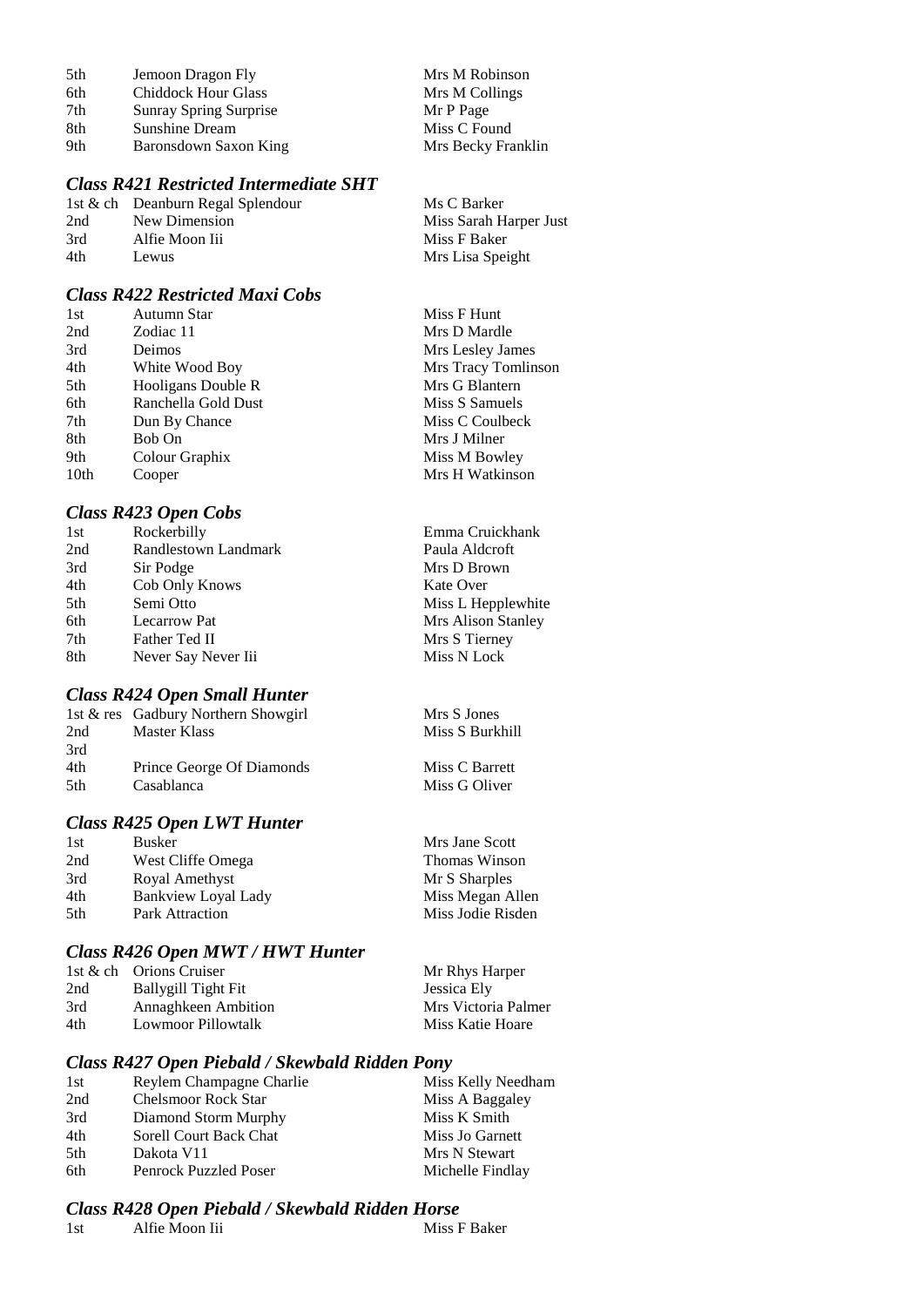| | | |
|---|---|---|
| 5th | Jemoon Dragon Fly | Mrs M Robinson |
| 6th | Chiddock Hour Glass | Mrs M Collings |
| 7th | Sunray Spring Surprise | Mr P Page |
| 8th | Sunshine Dream | Miss C Found |
| 9th | Baronsdown Saxon King | Mrs Becky Franklin |

### *Class R421 Restricted Intermediate SHT*

| | | |
|---|---|---|
| 1st & ch | Deanburn Regal Splendour | Ms C Barker |
| 2nd | New Dimension | Miss Sarah Harper Just |
| 3rd | Alfie Moon Iii | Miss F Baker |
| 4th | Lewus | Mrs Lisa Speight |

### *Class R422 Restricted Maxi Cobs*

| | | |
|---|---|---|
| 1st | Autumn Star | Miss F Hunt |
| 2nd | Zodiac 11 | Mrs D Mardle |
| 3rd | Deimos | Mrs Lesley James |
| 4th | White Wood Boy | Mrs Tracy Tomlinson |
| 5th | Hooligans Double R | Mrs G Blantern |
| 6th | Ranchella Gold Dust | Miss S Samuels |
| 7th | Dun By Chance | Miss C Coulbeck |
| 8th | Bob On | Mrs J Milner |
| 9th | Colour Graphix | Miss M Bowley |
| 10th | Cooper | Mrs H Watkinson |

### *Class R423 Open Cobs*

| | | |
|---|---|---|
| 1st | Rockerbilly | Emma Cruickhank |
| 2nd | Randlestown Landmark | Paula Aldcroft |
| 3rd | Sir Podge | Mrs D Brown |
| 4th | Cob Only Knows | Kate Over |
| 5th | Semi Otto | Miss L Hepplewhite |
| 6th | Lecarrow Pat | Mrs Alison Stanley |
| 7th | Father Ted II | Mrs S Tierney |
| 8th | Never Say Never Iii | Miss N Lock |

### *Class R424 Open Small Hunter*

| | | |
|---|---|---|
| 1st & res | Gadbury Northern Showgirl | Mrs S Jones |
| 2nd | Master Klass | Miss S Burkhill |
| 3rd | | |
| 4th | Prince George Of Diamonds | Miss C Barrett |
| 5th | Casablanca | Miss G Oliver |

### *Class R425 Open LWT Hunter*

| | | |
|---|---|---|
| 1st | Busker | Mrs Jane Scott |
| 2nd | West Cliffe Omega | Thomas Winson |
| 3rd | Royal Amethyst | Mr S Sharples |
| 4th | Bankview Loyal Lady | Miss Megan Allen |
| 5th | Park Attraction | Miss Jodie Risden |

### *Class R426 Open MWT / HWT Hunter*

| | | |
|---|---|---|
| 1st & ch | Orions Cruiser | Mr Rhys Harper |
| 2nd | Ballygill Tight Fit | Jessica Ely |
| 3rd | Annaghkeen Ambition | Mrs Victoria Palmer |
| 4th | Lowmoor Pillowtalk | Miss Katie Hoare |

### *Class R427 Open Piebald / Skewbald Ridden Pony*

| | | |
|---|---|---|
| 1st | Reylem Champagne Charlie | Miss Kelly Needham |
| 2nd | Chelsmoor Rock Star | Miss A Baggaley |
| 3rd | Diamond Storm Murphy | Miss K Smith |
| 4th | Sorell Court Back Chat | Miss Jo Garnett |
| 5th | Dakota V11 | Mrs N Stewart |
| 6th | Penrock Puzzled Poser | Michelle Findlay |

### *Class R428 Open Piebald / Skewbald Ridden Horse*

| | | |
|---|---|---|
| 1st | Alfie Moon Iii | Miss F Baker |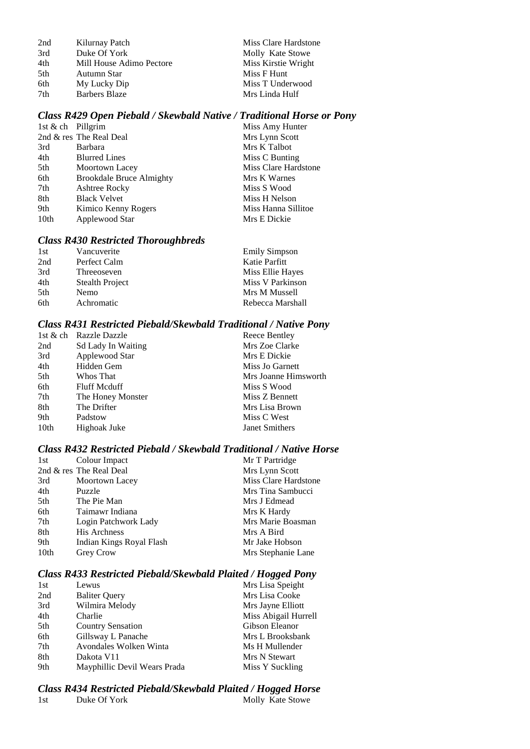| | | |
|---|---|---|
| 2nd | Kilurnay Patch | Miss Clare Hardstone |
| 3rd | Duke Of York | Molly Kate Stowe |
| 4th | Mill House Adimo Pectore | Miss Kirstie Wright |
| 5th | Autumn Star | Miss F Hunt |
| 6th | My Lucky Dip | Miss T Underwood |
| 7th | Barbers Blaze | Mrs Linda Hulf |

### *Class R429 Open Piebald / Skewbald Native / Traditional Horse or Pony*

| | | |
|---|---|---|
| 1st & ch | Pillgrim | Miss Amy Hunter |
| 2nd & res | The Real Deal | Mrs Lynn Scott |
| 3rd | Barbara | Mrs K Talbot |
| 4th | Blurred Lines | Miss C Bunting |
| 5th | Moortown Lacey | Miss Clare Hardstone |
| 6th | Brookdale Bruce Almighty | Mrs K Warnes |
| 7th | Ashtree Rocky | Miss S Wood |
| 8th | Black Velvet | Miss H Nelson |
| 9th | Kimico Kenny Rogers | Miss Hanna Sillitoe |
| 10th | Applewood Star | Mrs E Dickie |

### *Class R430 Restricted Thoroughbreds*

| | | |
|---|---|---|
| 1st | Vancuverite | Emily Simpson |
| 2nd | Perfect Calm | Katie Parfitt |
| 3rd | Threeoseven | Miss Ellie Hayes |
| 4th | Stealth Project | Miss V Parkinson |
| 5th | Nemo | Mrs M Mussell |
| 6th | Achromatic | Rebecca Marshall |

### *Class R431 Restricted Piebald/Skewbald Traditional / Native Pony*

| | | |
|---|---|---|
| 1st & ch | Razzle Dazzle | Reece Bentley |
| 2nd | Sd Lady In Waiting | Mrs Zoe Clarke |
| 3rd | Applewood Star | Mrs E Dickie |
| 4th | Hidden Gem | Miss Jo Garnett |
| 5th | Whos That | Mrs Joanne Himsworth |
| 6th | Fluff Mcduff | Miss S Wood |
| 7th | The Honey Monster | Miss Z Bennett |
| 8th | The Drifter | Mrs Lisa Brown |
| 9th | Padstow | Miss C West |
| 10th | Highoak Juke | Janet Smithers |

### *Class R432 Restricted Piebald / Skewbald Traditional / Native Horse*

| | | |
|---|---|---|
| 1st | Colour Impact | Mr T Partridge |
| 2nd & res | The Real Deal | Mrs Lynn Scott |
| 3rd | Moortown Lacey | Miss Clare Hardstone |
| 4th | Puzzle | Mrs Tina Sambucci |
| 5th | The Pie Man | Mrs J Edmead |
| 6th | Taimawr Indiana | Mrs K Hardy |
| 7th | Login Patchwork Lady | Mrs Marie Boasman |
| 8th | His Archness | Mrs A Bird |
| 9th | Indian Kings Royal Flash | Mr Jake Hobson |
| 10th | Grey Crow | Mrs Stephanie Lane |

### *Class R433 Restricted Piebald/Skewbald Plaited / Hogged Pony*

| | | |
|---|---|---|
| 1st | Lewus | Mrs Lisa Speight |
| 2nd | Baliter Query | Mrs Lisa Cooke |
| 3rd | Wilmira Melody | Mrs Jayne Elliott |
| 4th | Charlie | Miss Abigail Hurrell |
| 5th | Country Sensation | Gibson Eleanor |
| 6th | Gillsway L Panache | Mrs L Brooksbank |
| 7th | Avondales Wolken Winta | Ms H Mullender |
| 8th | Dakota V11 | Mrs N Stewart |
| 9th | Mayphillic Devil Wears Prada | Miss Y Suckling |

### *Class R434 Restricted Piebald/Skewbald Plaited / Hogged Horse*

| | | |
|---|---|---|
| 1st | Duke Of York | Molly Kate Stowe |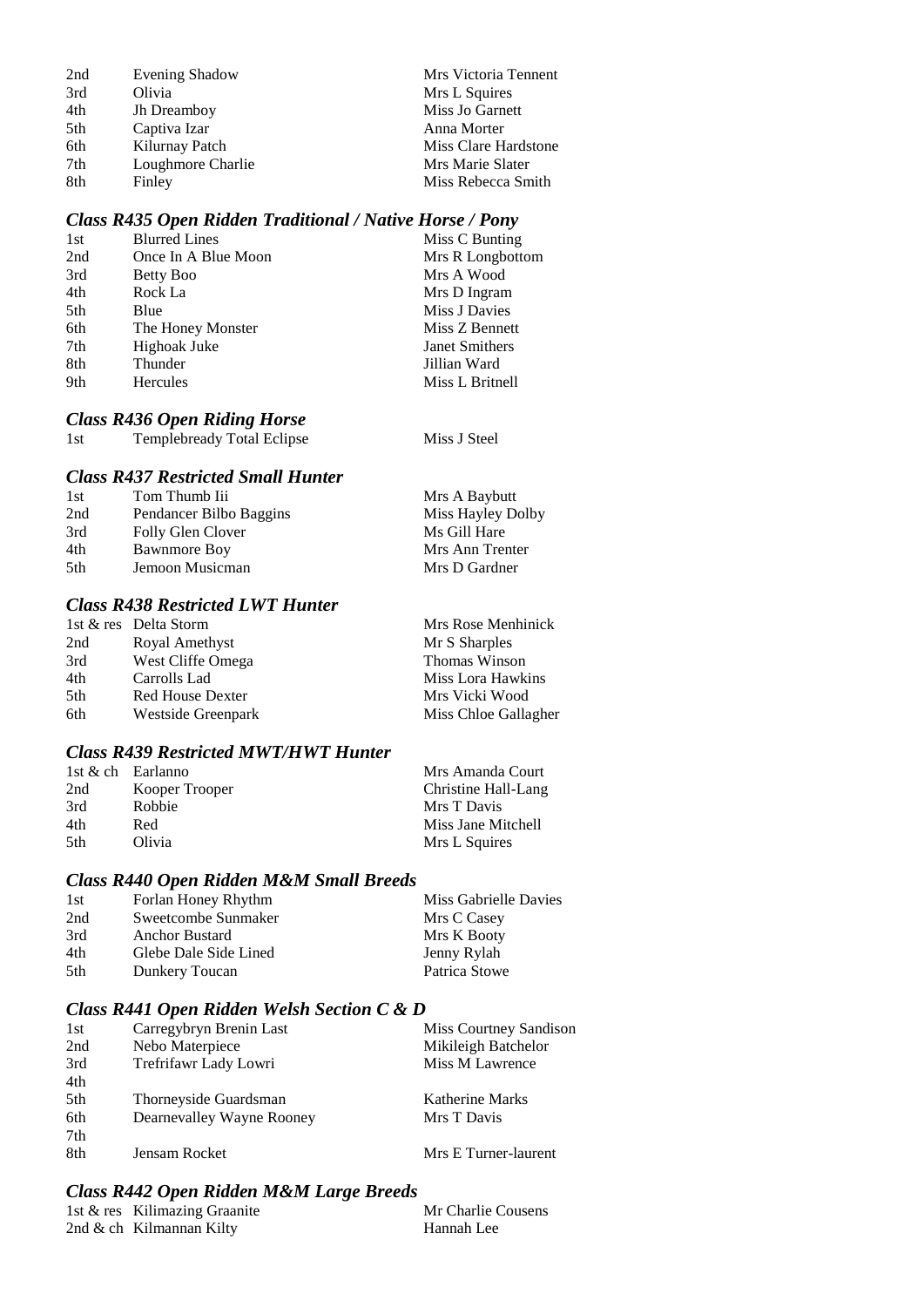| | | |
|---|---|---|
| 2nd | Evening Shadow | Mrs Victoria Tennent |
| 3rd | Olivia | Mrs L Squires |
| 4th | Jh Dreamboy | Miss Jo Garnett |
| 5th | Captiva Izar | Anna Morter |
| 6th | Kilurnay Patch | Miss Clare Hardstone |
| 7th | Loughmore Charlie | Mrs Marie Slater |
| 8th | Finley | Miss Rebecca Smith |

### *Class R435 Open Ridden Traditional / Native Horse / Pony*

| | | |
|---|---|---|
| 1st | Blurred Lines | Miss C Bunting |
| 2nd | Once In A Blue Moon | Mrs R Longbottom |
| 3rd | Betty Boo | Mrs A Wood |
| 4th | Rock La | Mrs D Ingram |
| 5th | Blue | Miss J Davies |
| 6th | The Honey Monster | Miss Z Bennett |
| 7th | Highoak Juke | Janet Smithers |
| 8th | Thunder | Jillian Ward |
| 9th | Hercules | Miss L Britnell |

### *Class R436 Open Riding Horse*

| | | |
|---|---|---|
| 1st | Templebready Total Eclipse | Miss J Steel |

### *Class R437 Restricted Small Hunter*

| | | |
|---|---|---|
| 1st | Tom Thumb Iii | Mrs A Baybutt |
| 2nd | Pendancer Bilbo Baggins | Miss Hayley Dolby |
| 3rd | Folly Glen Clover | Ms Gill Hare |
| 4th | Bawnmore Boy | Mrs Ann Trenter |
| 5th | Jemoon Musicman | Mrs D Gardner |

### *Class R438 Restricted LWT Hunter*

| | | |
|---|---|---|
| 1st & res | Delta Storm | Mrs Rose Menhinick |
| 2nd | Royal Amethyst | Mr S Sharples |
| 3rd | West Cliffe Omega | Thomas Winson |
| 4th | Carrolls Lad | Miss Lora Hawkins |
| 5th | Red House Dexter | Mrs Vicki Wood |
| 6th | Westside Greenpark | Miss Chloe Gallagher |

### *Class R439 Restricted MWT/HWT Hunter*

| | | |
|---|---|---|
| 1st & ch | Earlanno | Mrs Amanda Court |
| 2nd | Kooper Trooper | Christine Hall-Lang |
| 3rd | Robbie | Mrs T Davis |
| 4th | Red | Miss Jane Mitchell |
| 5th | Olivia | Mrs L Squires |

### *Class R440 Open Ridden M&M Small Breeds*

| | | |
|---|---|---|
| 1st | Forlan Honey Rhythm | Miss Gabrielle Davies |
| 2nd | Sweetcombe Sunmaker | Mrs C Casey |
| 3rd | Anchor Bustard | Mrs K Booty |
| 4th | Glebe Dale Side Lined | Jenny Rylah |
| 5th | Dunkery Toucan | Patrica Stowe |

### *Class R441 Open Ridden Welsh Section C & D*

| | | |
|---|---|---|
| 1st | Carregybryn Brenin Last | Miss Courtney Sandison |
| 2nd | Nebo Materpiece | Mikileigh Batchelor |
| 3rd | Trefrifawr Lady Lowri | Miss M Lawrence |
| 4th | | |
| 5th | Thorneyside Guardsman | Katherine Marks |
| 6th | Dearnevalley Wayne Rooney | Mrs T Davis |
| 7th | | |
| 8th | Jensam Rocket | Mrs E Turner-laurent |

### *Class R442 Open Ridden M&M Large Breeds*

| | | |
|---|---|---|
| 1st & res | Kilimazing Graanite | Mr Charlie Cousens |
| 2nd & ch | Kilmannan Kilty | Hannah Lee |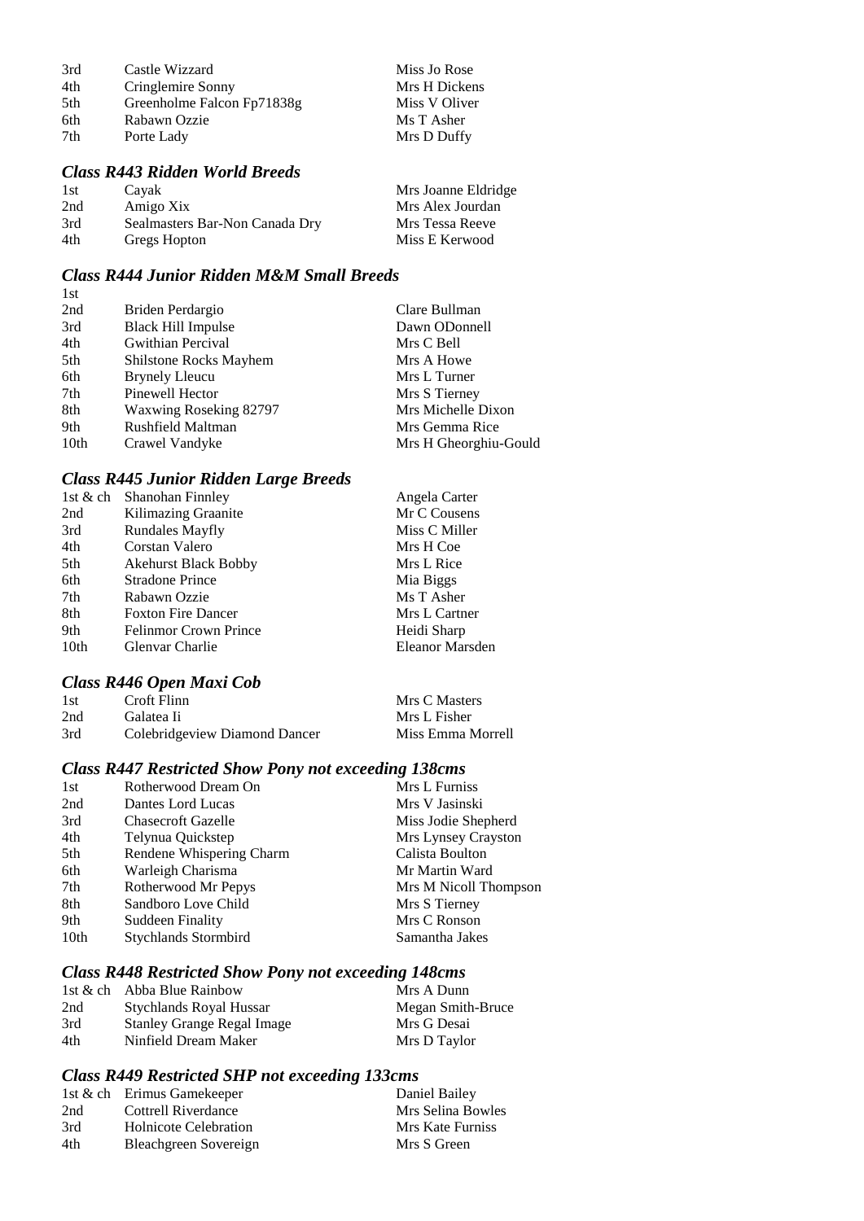| | | |
|---|---|---|
| 3rd | Castle Wizzard | Miss Jo Rose |
| 4th | Cringlemire Sonny | Mrs H Dickens |
| 5th | Greenholme Falcon Fp71838g | Miss V Oliver |
| 6th | Rabawn Ozzie | Ms T Asher |
| 7th | Porte Lady | Mrs D Duffy |

### *Class R443 Ridden World Breeds*

| | | |
|---|---|---|
| 1st | Cayak | Mrs Joanne Eldridge |
| 2nd | Amigo Xix | Mrs Alex Jourdan |
| 3rd | Sealmasters Bar-Non Canada Dry | Mrs Tessa Reeve |
| 4th | Gregs Hopton | Miss E Kerwood |

### *Class R444 Junior Ridden M&M Small Breeds*

| | | |
|---|---|---|
| 1st | | |
| 2nd | Briden Perdargio | Clare Bullman |
| 3rd | Black Hill Impulse | Dawn ODonnell |
| 4th | Gwithian Percival | Mrs C Bell |
| 5th | Shilstone Rocks Mayhem | Mrs A Howe |
| 6th | Brynely Lleucu | Mrs L Turner |
| 7th | Pinewell Hector | Mrs S Tierney |
| 8th | Waxwing Roseking 82797 | Mrs Michelle Dixon |
| 9th | Rushfield Maltman | Mrs Gemma Rice |
| 10th | Crawel Vandyke | Mrs H Gheorghiu-Gould |

### *Class R445 Junior Ridden Large Breeds*

| | | |
|---|---|---|
| 1st & ch | Shanohan Finnley | Angela Carter |
| 2nd | Kilimazing Graanite | Mr C Cousens |
| 3rd | Rundales Mayfly | Miss C Miller |
| 4th | Corstan Valero | Mrs H Coe |
| 5th | Akehurst Black Bobby | Mrs L Rice |
| 6th | Stradone Prince | Mia Biggs |
| 7th | Rabawn Ozzie | Ms T Asher |
| 8th | Foxton Fire Dancer | Mrs L Cartner |
| 9th | Felinmor Crown Prince | Heidi Sharp |
| 10th | Glenvar Charlie | Eleanor Marsden |

### *Class R446 Open Maxi Cob*

| | | |
|---|---|---|
| 1st | Croft Flinn | Mrs C Masters |
| 2nd | Galatea Ii | Mrs L Fisher |
| 3rd | Colebridgeview Diamond Dancer | Miss Emma Morrell |

### *Class R447 Restricted Show Pony not exceeding 138cms*

| | | |
|---|---|---|
| 1st | Rotherwood Dream On | Mrs L Furniss |
| 2nd | Dantes Lord Lucas | Mrs V Jasinski |
| 3rd | Chasecroft Gazelle | Miss Jodie Shepherd |
| 4th | Telynua Quickstep | Mrs Lynsey Crayston |
| 5th | Rendene Whispering Charm | Calista Boulton |
| 6th | Warleigh Charisma | Mr Martin Ward |
| 7th | Rotherwood Mr Pepys | Mrs M Nicoll Thompson |
| 8th | Sandboro Love Child | Mrs S Tierney |
| 9th | Suddeen Finality | Mrs C Ronson |
| 10th | Stychlands Stormbird | Samantha Jakes |

### *Class R448 Restricted Show Pony not exceeding 148cms*

| | | |
|---|---|---|
| 1st & ch | Abba Blue Rainbow | Mrs A Dunn |
| 2nd | Stychlands Royal Hussar | Megan Smith-Bruce |
| 3rd | Stanley Grange Regal Image | Mrs G Desai |
| 4th | Ninfield Dream Maker | Mrs D Taylor |

### *Class R449 Restricted SHP not exceeding 133cms*

| | | |
|---|---|---|
| 1st & ch | Erimus Gamekeeper | Daniel Bailey |
| 2nd | Cottrell Riverdance | Mrs Selina Bowles |
| 3rd | Holnicote Celebration | Mrs Kate Furniss |
| 4th | Bleachgreen Sovereign | Mrs S Green |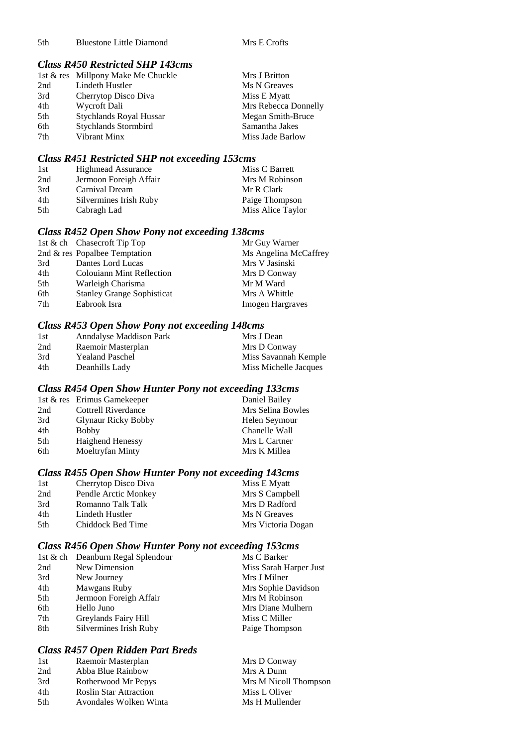| | | |
|---|---|---|
| 5th | Bluestone Little Diamond | Mrs E Crofts |

### *Class R450 Restricted SHP 143cms*

| | | |
|---|---|---|
| 1st & res | Millpony Make Me Chuckle | Mrs J Britton |
| 2nd | Lindeth Hustler | Ms N Greaves |
| 3rd | Cherrytop Disco Diva | Miss E Myatt |
| 4th | Wycroft Dali | Mrs Rebecca Donnelly |
| 5th | Stychlands Royal Hussar | Megan Smith-Bruce |
| 6th | Stychlands Stormbird | Samantha Jakes |
| 7th | Vibrant Minx | Miss Jade Barlow |

### *Class R451 Restricted SHP not exceeding 153cms*

| | | |
|---|---|---|
| 1st | Highmead Assurance | Miss C Barrett |
| 2nd | Jermoon Foreigh Affair | Mrs M Robinson |
| 3rd | Carnival Dream | Mr R Clark |
| 4th | Silvermines Irish Ruby | Paige Thompson |
| 5th | Cabragh Lad | Miss Alice Taylor |

### *Class R452 Open Show Pony not exceeding 138cms*

| | | |
|---|---|---|
| 1st & ch | Chasecroft Tip Top | Mr Guy Warner |
| 2nd & res | Popalbee Temptation | Ms Angelina McCaffrey |
| 3rd | Dantes Lord Lucas | Mrs V Jasinski |
| 4th | Colouiann Mint Reflection | Mrs D Conway |
| 5th | Warleigh Charisma | Mr M Ward |
| 6th | Stanley Grange Sophisticat | Mrs A Whittle |
| 7th | Eabrook Isra | Imogen Hargraves |

### *Class R453 Open Show Pony not exceeding 148cms*

| | | |
|---|---|---|
| 1st | Anndalyse Maddison Park | Mrs J Dean |
| 2nd | Raemoir Masterplan | Mrs D Conway |
| 3rd | Yealand Paschel | Miss Savannah Kemple |
| 4th | Deanhills Lady | Miss Michelle Jacques |

### *Class R454 Open Show Hunter Pony not exceeding 133cms*

| | | |
|---|---|---|
| 1st & res | Erimus Gamekeeper | Daniel Bailey |
| 2nd | Cottrell Riverdance | Mrs Selina Bowles |
| 3rd | Glynaur Ricky Bobby | Helen Seymour |
| 4th | Bobby | Chanelle Wall |
| 5th | Haighend Henessy | Mrs L Cartner |
| 6th | Moeltryfan Minty | Mrs K Millea |

### *Class R455 Open Show Hunter Pony not exceeding 143cms*

| | | |
|---|---|---|
| 1st | Cherrytop Disco Diva | Miss E Myatt |
| 2nd | Pendle Arctic Monkey | Mrs S Campbell |
| 3rd | Romanno Talk Talk | Mrs D Radford |
| 4th | Lindeth Hustler | Ms N Greaves |
| 5th | Chiddock Bed Time | Mrs Victoria Dogan |

### *Class R456 Open Show Hunter Pony not exceeding 153cms*

| | | |
|---|---|---|
| 1st & ch | Deanburn Regal Splendour | Ms C Barker |
| 2nd | New Dimension | Miss Sarah Harper Just |
| 3rd | New Journey | Mrs J Milner |
| 4th | Mawgans Ruby | Mrs Sophie Davidson |
| 5th | Jermoon Foreigh Affair | Mrs M Robinson |
| 6th | Hello Juno | Mrs Diane Mulhern |
| 7th | Greylands Fairy Hill | Miss C Miller |
| 8th | Silvermines Irish Ruby | Paige Thompson |

### *Class R457 Open Ridden Part Breds*

| | | |
|---|---|---|
| 1st | Raemoir Masterplan | Mrs D Conway |
| 2nd | Abba Blue Rainbow | Mrs A Dunn |
| 3rd | Rotherwood Mr Pepys | Mrs M Nicoll Thompson |
| 4th | Roslin Star Attraction | Miss L Oliver |
| 5th | Avondales Wolken Winta | Ms H Mullender |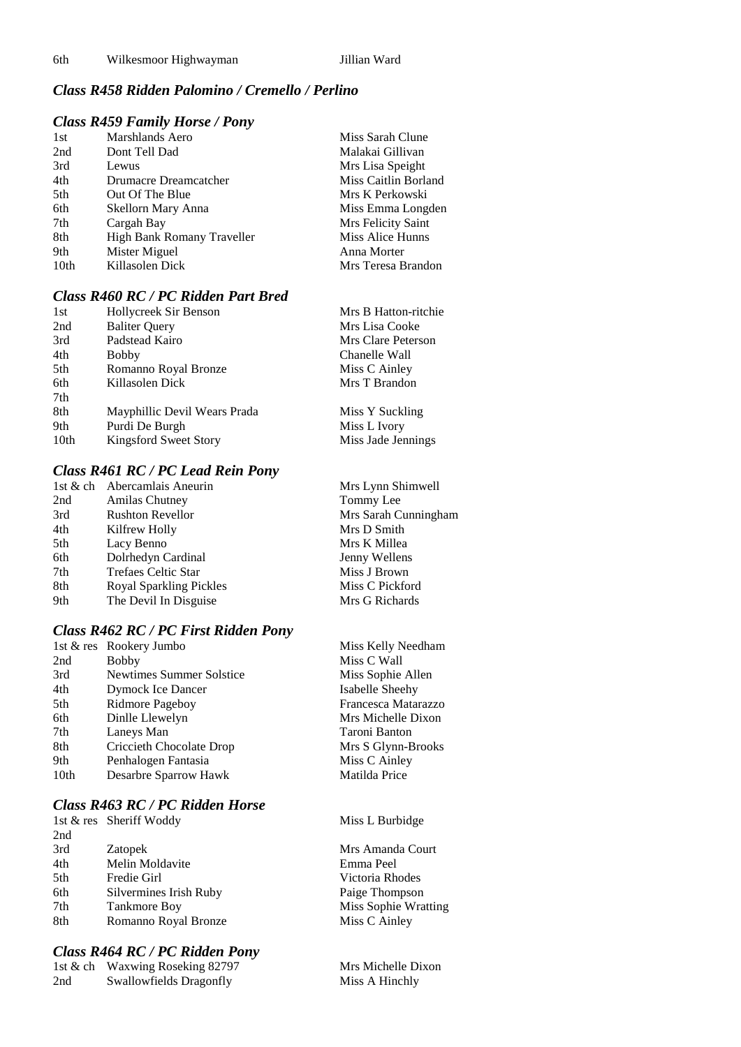| | | |
|---|---|---|
| 6th | Wilkesmoor Highwayman | Jillian Ward |

### *Class R458 Ridden Palomino / Cremello / Perlino*

### *Class R459 Family Horse / Pony*

| | | |
|---|---|---|
| 1st | Marshlands Aero | Miss Sarah Clune |
| 2nd | Dont Tell Dad | Malakai Gillivan |
| 3rd | Lewus | Mrs Lisa Speight |
| 4th | Drumacre Dreamcatcher | Miss Caitlin Borland |
| 5th | Out Of The Blue | Mrs K Perkowski |
| 6th | Skellorn Mary Anna | Miss Emma Longden |
| 7th | Cargah Bay | Mrs Felicity Saint |
| 8th | High Bank Romany Traveller | Miss Alice Hunns |
| 9th | Mister Miguel | Anna Morter |
| 10th | Killasolen Dick | Mrs Teresa Brandon |

### *Class R460 RC / PC Ridden Part Bred*

| | | |
|---|---|---|
| 1st | Hollycreek Sir Benson | Mrs B Hatton-ritchie |
| 2nd | Baliter Query | Mrs Lisa Cooke |
| 3rd | Padstead Kairo | Mrs Clare Peterson |
| 4th | Bobby | Chanelle Wall |
| 5th | Romanno Royal Bronze | Miss C Ainley |
| 6th | Killasolen Dick | Mrs T Brandon |
| 7th | | |
| 8th | Mayphillic Devil Wears Prada | Miss Y Suckling |
| 9th | Purdi De Burgh | Miss L Ivory |
| 10th | Kingsford Sweet Story | Miss Jade Jennings |

### *Class R461 RC / PC Lead Rein Pony*

| | | |
|---|---|---|
| 1st & ch | Abercamlais Aneurin | Mrs Lynn Shimwell |
| 2nd | Amilas Chutney | Tommy Lee |
| 3rd | Rushton Revellor | Mrs Sarah Cunningham |
| 4th | Kilfrew Holly | Mrs D Smith |
| 5th | Lacy Benno | Mrs K Millea |
| 6th | Dolrhedyn Cardinal | Jenny Wellens |
| 7th | Trefaes Celtic Star | Miss J Brown |
| 8th | Royal Sparkling Pickles | Miss C Pickford |
| 9th | The Devil In Disguise | Mrs G Richards |

### *Class R462 RC / PC First Ridden Pony*

| | | |
|---|---|---|
| 1st & res | Rookery Jumbo | Miss Kelly Needham |
| 2nd | Bobby | Miss C Wall |
| 3rd | Newtimes Summer Solstice | Miss Sophie Allen |
| 4th | Dymock Ice Dancer | Isabelle Sheehy |
| 5th | Ridmore Pageboy | Francesca Matarazzo |
| 6th | Dinlle Llewelyn | Mrs Michelle Dixon |
| 7th | Laneys Man | Taroni Banton |
| 8th | Criccieth Chocolate Drop | Mrs S Glynn-Brooks |
| 9th | Penhalogen Fantasia | Miss C Ainley |
| 10th | Desarbre Sparrow Hawk | Matilda Price |

### *Class R463 RC / PC Ridden Horse*

| | | |
|---|---|---|
| 1st & res | Sheriff Woody | Miss L Burbidge |
| 2nd | | |
| 3rd | Zatopek | Mrs Amanda Court |
| 4th | Melin Moldavite | Emma Peel |
| 5th | Fredie Girl | Victoria Rhodes |
| 6th | Silvermines Irish Ruby | Paige Thompson |
| 7th | Tankmore Boy | Miss Sophie Wratting |
| 8th | Romanno Royal Bronze | Miss C Ainley |

### *Class R464 RC / PC Ridden Pony*

| | | |
|---|---|---|
| 1st & ch | Waxwing Roseking 82797 | Mrs Michelle Dixon |
| 2nd | Swallowfields Dragonfly | Miss A Hinchly |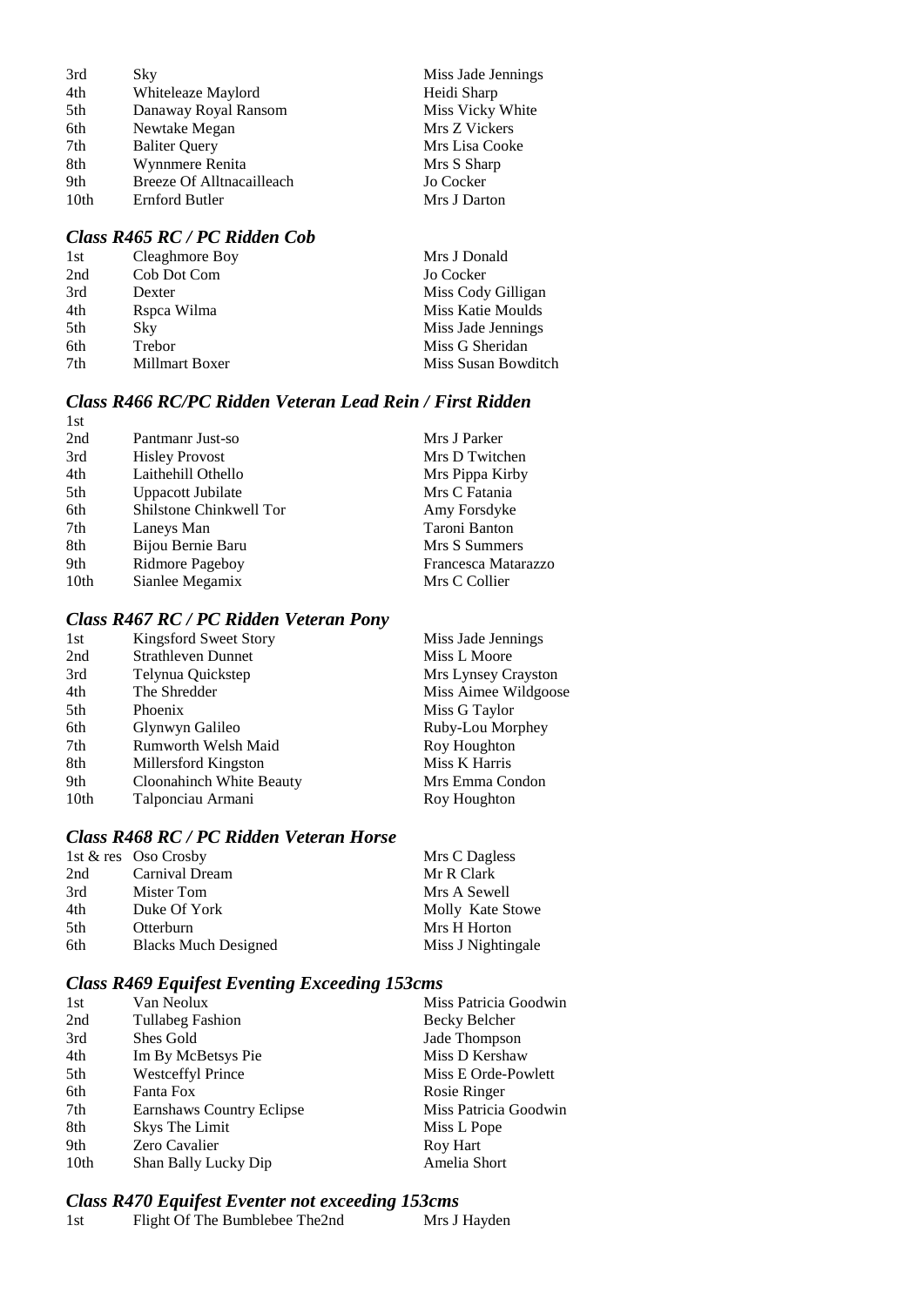| | | |
|---|---|---|
| 3rd | Sky | Miss Jade Jennings |
| 4th | Whiteleaze Maylord | Heidi Sharp |
| 5th | Danaway Royal Ransom | Miss Vicky White |
| 6th | Newtake Megan | Mrs Z Vickers |
| 7th | Baliter Query | Mrs Lisa Cooke |
| 8th | Wynnmere Renita | Mrs S Sharp |
| 9th | Breeze Of Alltnacailleach | Jo Cocker |
| 10th | Ernford Butler | Mrs J Darton |

### *Class R465 RC / PC Ridden Cob*

| | | |
|---|---|---|
| 1st | Cleaghmore Boy | Mrs J Donald |
| 2nd | Cob Dot Com | Jo Cocker |
| 3rd | Dexter | Miss Cody Gilligan |
| 4th | Rspca Wilma | Miss Katie Moulds |
| 5th | Sky | Miss Jade Jennings |
| 6th | Trebor | Miss G Sheridan |
| 7th | Millmart Boxer | Miss Susan Bowditch |

### *Class R466 RC/PC Ridden Veteran Lead Rein / First Ridden*

| | | |
|---|---|---|
| 1st | | |
| 2nd | Pantmanr Just-so | Mrs J Parker |
| 3rd | Hisley Provost | Mrs D Twitchen |
| 4th | Laithehill Othello | Mrs Pippa Kirby |
| 5th | Uppacott Jubilate | Mrs C Fatania |
| 6th | Shilstone Chinkwell Tor | Amy Forsdyke |
| 7th | Laneys Man | Taroni Banton |
| 8th | Bijou Bernie Baru | Mrs S Summers |
| 9th | Ridmore Pageboy | Francesca Matarazzo |
| 10th | Sianlee Megamix | Mrs C Collier |

### *Class R467 RC / PC Ridden Veteran Pony*

| | | |
|---|---|---|
| 1st | Kingsford Sweet Story | Miss Jade Jennings |
| 2nd | Strathleven Dunnet | Miss L Moore |
| 3rd | Telynua Quickstep | Mrs Lynsey Crayston |
| 4th | The Shredder | Miss Aimee Wildgoose |
| 5th | Phoenix | Miss G Taylor |
| 6th | Glynwyn Galileo | Ruby-Lou Morphey |
| 7th | Rumworth Welsh Maid | Roy Houghton |
| 8th | Millersford Kingston | Miss K Harris |
| 9th | Cloonahinch White Beauty | Mrs Emma Condon |
| 10th | Talponciau Armani | Roy Houghton |

### *Class R468 RC / PC Ridden Veteran Horse*

| | | |
|---|---|---|
| 1st & res | Oso Crosby | Mrs C Dagless |
| 2nd | Carnival Dream | Mr R Clark |
| 3rd | Mister Tom | Mrs A Sewell |
| 4th | Duke Of York | Molly Kate Stowe |
| 5th | Otterburn | Mrs H Horton |
| 6th | Blacks Much Designed | Miss J Nightingale |

### *Class R469 Equifest Eventing Exceeding 153cms*

| | | |
|---|---|---|
| 1st | Van Neolux | Miss Patricia Goodwin |
| 2nd | Tullabeg Fashion | Becky Belcher |
| 3rd | Shes Gold | Jade Thompson |
| 4th | Im By McBetsys Pie | Miss D Kershaw |
| 5th | Westceffyl Prince | Miss E Orde-Powlett |
| 6th | Fanta Fox | Rosie Ringer |
| 7th | Earnshaws Country Eclipse | Miss Patricia Goodwin |
| 8th | Skys The Limit | Miss L Pope |
| 9th | Zero Cavalier | Roy Hart |
| 10th | Shan Bally Lucky Dip | Amelia Short |

### *Class R470 Equifest Eventer not exceeding 153cms*

| | | |
|---|---|---|
| 1st | Flight Of The Bumblebee The2nd | Mrs J Hayden |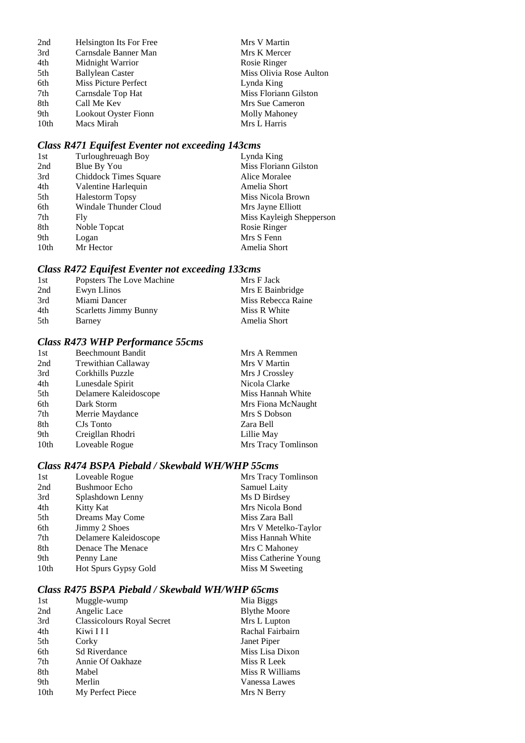| | | |
|---|---|---|
| 2nd | Helsington Its For Free | Mrs V Martin |
| 3rd | Carnsdale Banner Man | Mrs K Mercer |
| 4th | Midnight Warrior | Rosie Ringer |
| 5th | Ballylean Caster | Miss Olivia Rose Aulton |
| 6th | Miss Picture Perfect | Lynda King |
| 7th | Carnsdale Top Hat | Miss Floriann Gilston |
| 8th | Call Me Kev | Mrs Sue Cameron |
| 9th | Lookout Oyster Fionn | Molly Mahoney |
| 10th | Macs Mirah | Mrs L Harris |

### *Class R471 Equifest Eventer not exceeding 143cms*

| | | |
|---|---|---|
| 1st | Turloughreuagh Boy | Lynda King |
| 2nd | Blue By You | Miss Floriann Gilston |
| 3rd | Chiddock Times Square | Alice Moralee |
| 4th | Valentine Harlequin | Amelia Short |
| 5th | Halestorm Topsy | Miss Nicola Brown |
| 6th | Windale Thunder Cloud | Mrs Jayne Elliott |
| 7th | Fly | Miss Kayleigh Shepperson |
| 8th | Noble Topcat | Rosie Ringer |
| 9th | Logan | Mrs S Fenn |
| 10th | Mr Hector | Amelia Short |

### *Class R472 Equifest Eventer not exceeding 133cms*

| | | |
|---|---|---|
| 1st | Popsters The Love Machine | Mrs F Jack |
| 2nd | Ewyn Llinos | Mrs E Bainbridge |
| 3rd | Miami Dancer | Miss Rebecca Raine |
| 4th | Scarletts Jimmy Bunny | Miss R White |
| 5th | Barney | Amelia Short |

### *Class R473 WHP Performance 55cms*

| | | |
|---|---|---|
| 1st | Beechmount Bandit | Mrs A Remmen |
| 2nd | Trewithian Callaway | Mrs V Martin |
| 3rd | Corkhills Puzzle | Mrs J Crossley |
| 4th | Lunesdale Spirit | Nicola Clarke |
| 5th | Delamere Kaleidoscope | Miss Hannah White |
| 6th | Dark Storm | Mrs Fiona McNaught |
| 7th | Merrie Maydance | Mrs S Dobson |
| 8th | CJs Tonto | Zara Bell |
| 9th | Creigllan Rhodri | Lillie May |
| 10th | Loveable Rogue | Mrs Tracy Tomlinson |

### *Class R474 BSPA Piebald / Skewbald WH/WHP 55cms*

| | | |
|---|---|---|
| 1st | Loveable Rogue | Mrs Tracy Tomlinson |
| 2nd | Bushmoor Echo | Samuel Laity |
| 3rd | Splashdown Lenny | Ms D Birdsey |
| 4th | Kitty Kat | Mrs Nicola Bond |
| 5th | Dreams May Come | Miss Zara Ball |
| 6th | Jimmy 2 Shoes | Mrs V Metelko-Taylor |
| 7th | Delamere Kaleidoscope | Miss Hannah White |
| 8th | Denace The Menace | Mrs C Mahoney |
| 9th | Penny Lane | Miss Catherine Young |
| 10th | Hot Spurs Gypsy Gold | Miss M Sweeting |

### *Class R475 BSPA Piebald / Skewbald WH/WHP 65cms*

| | | |
|---|---|---|
| 1st | Muggle-wump | Mia Biggs |
| 2nd | Angelic Lace | Blythe Moore |
| 3rd | Classicolours Royal Secret | Mrs L Lupton |
| 4th | Kiwi I I I | Rachal Fairbairn |
| 5th | Corky | Janet Piper |
| 6th | Sd Riverdance | Miss Lisa Dixon |
| 7th | Annie Of Oakhaze | Miss R Leek |
| 8th | Mabel | Miss R Williams |
| 9th | Merlin | Vanessa Lawes |
| 10th | My Perfect Piece | Mrs N Berry |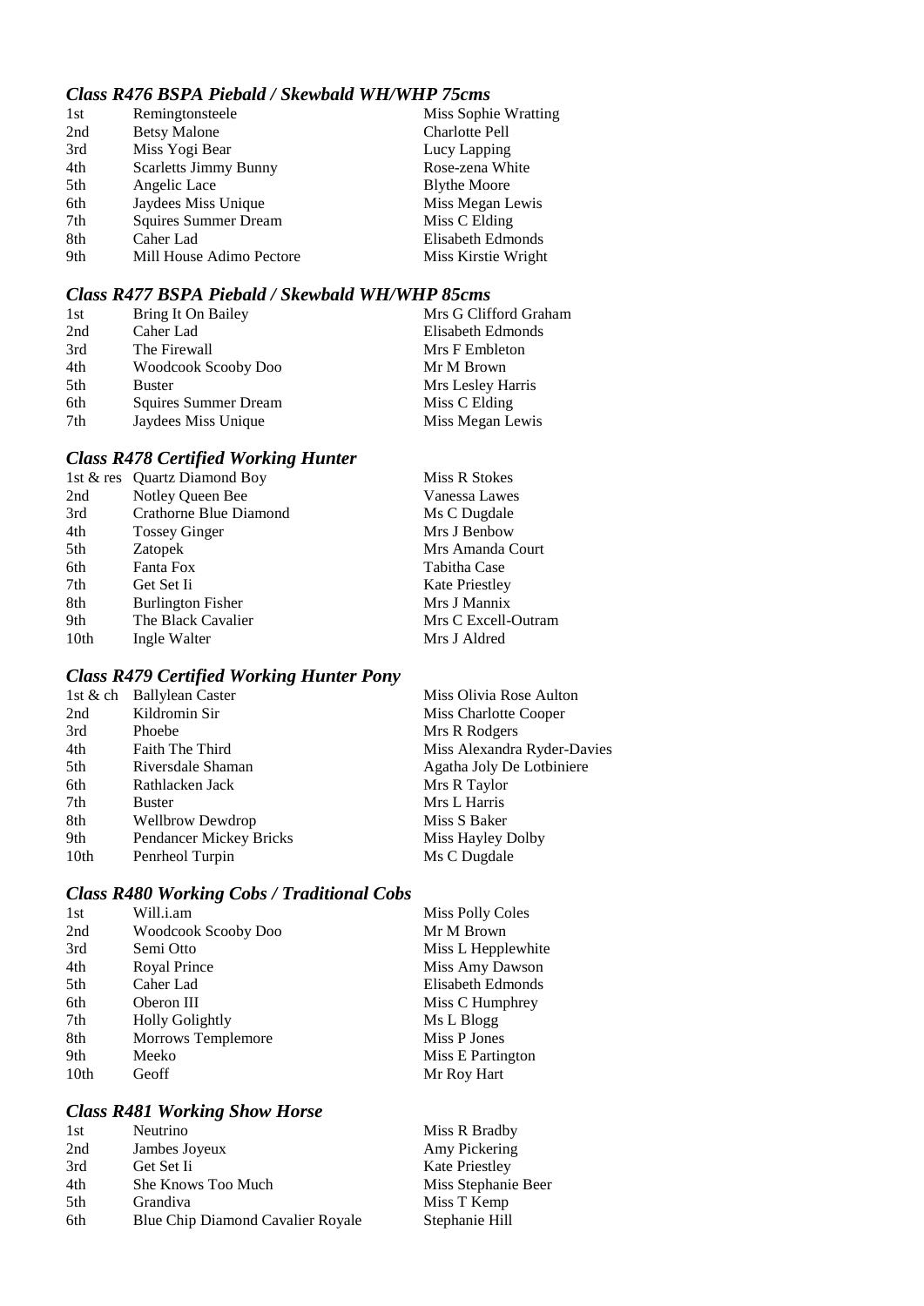### *Class R476 BSPA Piebald / Skewbald WH/WHP 75cms*

| | | |
|---|---|---|
| 1st | Remingtonsteele | Miss Sophie Wratting |
| 2nd | Betsy Malone | Charlotte Pell |
| 3rd | Miss Yogi Bear | Lucy Lapping |
| 4th | Scarletts Jimmy Bunny | Rose-zena White |
| 5th | Angelic Lace | Blythe Moore |
| 6th | Jaydees Miss Unique | Miss Megan Lewis |
| 7th | Squires Summer Dream | Miss C Elding |
| 8th | Caher Lad | Elisabeth Edmonds |
| 9th | Mill House Adimo Pectore | Miss Kirstie Wright |

### *Class R477 BSPA Piebald / Skewbald WH/WHP 85cms*

| | | |
|---|---|---|
| 1st | Bring It On Bailey | Mrs G Clifford Graham |
| 2nd | Caher Lad | Elisabeth Edmonds |
| 3rd | The Firewall | Mrs F Embleton |
| 4th | Woodcook Scooby Doo | Mr M Brown |
| 5th | Buster | Mrs Lesley Harris |
| 6th | Squires Summer Dream | Miss C Elding |
| 7th | Jaydees Miss Unique | Miss Megan Lewis |

### *Class R478 Certified Working Hunter*

| | | |
|---|---|---|
| 1st & res | Quartz Diamond Boy | Miss R Stokes |
| 2nd | Notley Queen Bee | Vanessa Lawes |
| 3rd | Crathorne Blue Diamond | Ms C Dugdale |
| 4th | Tossey Ginger | Mrs J Benbow |
| 5th | Zatopek | Mrs Amanda Court |
| 6th | Fanta Fox | Tabitha Case |
| 7th | Get Set Ii | Kate Priestley |
| 8th | Burlington Fisher | Mrs J Mannix |
| 9th | The Black Cavalier | Mrs C Excell-Outram |
| 10th | Ingle Walter | Mrs J Aldred |

### *Class R479 Certified Working Hunter Pony*

| | | |
|---|---|---|
| 1st & ch | Ballylean Caster | Miss Olivia Rose Aulton |
| 2nd | Kildromin Sir | Miss Charlotte Cooper |
| 3rd | Phoebe | Mrs R Rodgers |
| 4th | Faith The Third | Miss Alexandra Ryder-Davies |
| 5th | Riversdale Shaman | Agatha Joly De Lotbiniere |
| 6th | Rathlacken Jack | Mrs R Taylor |
| 7th | Buster | Mrs L Harris |
| 8th | Wellbrow Dewdrop | Miss S Baker |
| 9th | Pendancer Mickey Bricks | Miss Hayley Dolby |
| 10th | Penrheol Turpin | Ms C Dugdale |

### *Class R480 Working Cobs / Traditional Cobs*

| | | |
|---|---|---|
| 1st | Will.i.am | Miss Polly Coles |
| 2nd | Woodcook Scooby Doo | Mr M Brown |
| 3rd | Semi Otto | Miss L Hepplewhite |
| 4th | Royal Prince | Miss Amy Dawson |
| 5th | Caher Lad | Elisabeth Edmonds |
| 6th | Oberon III | Miss C Humphrey |
| 7th | Holly Golightly | Ms L Blogg |
| 8th | Morrows Templemore | Miss P Jones |
| 9th | Meeko | Miss E Partington |
| 10th | Geoff | Mr Roy Hart |

### *Class R481 Working Show Horse*

| | | |
|---|---|---|
| 1st | Neutrino | Miss R Bradby |
| 2nd | Jambes Joyeux | Amy Pickering |
| 3rd | Get Set Ii | Kate Priestley |
| 4th | She Knows Too Much | Miss Stephanie Beer |
| 5th | Grandiva | Miss T Kemp |
| 6th | Blue Chip Diamond Cavalier Royale | Stephanie Hill |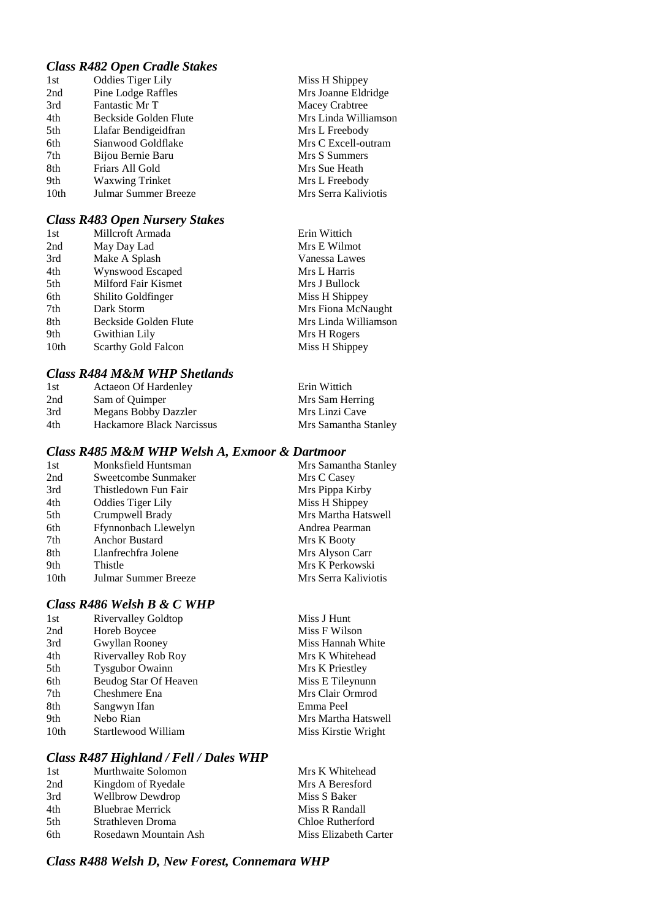### *Class R482 Open Cradle Stakes*

| | | |
|---|---|---|
| 1st | Oddies Tiger Lily | Miss H Shippey |
| 2nd | Pine Lodge Raffles | Mrs Joanne Eldridge |
| 3rd | Fantastic Mr T | Macey Crabtree |
| 4th | Beckside Golden Flute | Mrs Linda Williamson |
| 5th | Llafar Bendigeidfran | Mrs L Freebody |
| 6th | Sianwood Goldflake | Mrs C Excell-outram |
| 7th | Bijou Bernie Baru | Mrs S Summers |
| 8th | Friars All Gold | Mrs Sue Heath |
| 9th | Waxwing Trinket | Mrs L Freebody |
| 10th | Julmar Summer Breeze | Mrs Serra Kaliviotis |

### *Class R483 Open Nursery Stakes*

| | | |
|---|---|---|
| 1st | Millcroft Armada | Erin Wittich |
| 2nd | May Day Lad | Mrs E Wilmot |
| 3rd | Make A Splash | Vanessa Lawes |
| 4th | Wynswood Escaped | Mrs L Harris |
| 5th | Milford Fair Kismet | Mrs J Bullock |
| 6th | Shilito Goldfinger | Miss H Shippey |
| 7th | Dark Storm | Mrs Fiona McNaught |
| 8th | Beckside Golden Flute | Mrs Linda Williamson |
| 9th | Gwithian Lily | Mrs H Rogers |
| 10th | Scarthy Gold Falcon | Miss H Shippey |

### *Class R484 M&M WHP Shetlands*

| | | |
|---|---|---|
| 1st | Actaeon Of Hardenley | Erin Wittich |
| 2nd | Sam of Quimper | Mrs Sam Herring |
| 3rd | Megans Bobby Dazzler | Mrs Linzi Cave |
| 4th | Hackamore Black Narcissus | Mrs Samantha Stanley |

### *Class R485 M&M WHP Welsh A, Exmoor & Dartmoor*

| | | |
|---|---|---|
| 1st | Monksfield Huntsman | Mrs Samantha Stanley |
| 2nd | Sweetcombe Sunmaker | Mrs C Casey |
| 3rd | Thistledown Fun Fair | Mrs Pippa Kirby |
| 4th | Oddies Tiger Lily | Miss H Shippey |
| 5th | Crumpwell Brady | Mrs Martha Hatswell |
| 6th | Ffynnonbach Llewelyn | Andrea Pearman |
| 7th | Anchor Bustard | Mrs K Booty |
| 8th | Llanfrechfra Jolene | Mrs Alyson Carr |
| 9th | Thistle | Mrs K Perkowski |
| 10th | Julmar Summer Breeze | Mrs Serra Kaliviotis |

### *Class R486 Welsh B & C WHP*

| | | |
|---|---|---|
| 1st | Rivervalley Goldtop | Miss J Hunt |
| 2nd | Horeb Boycee | Miss F Wilson |
| 3rd | Gwyllan Rooney | Miss Hannah White |
| 4th | Rivervalley Rob Roy | Mrs K Whitehead |
| 5th | Tysgubor Owainn | Mrs K Priestley |
| 6th | Beudog Star Of Heaven | Miss E Tileynunn |
| 7th | Cheshmere Ena | Mrs Clair Ormrod |
| 8th | Sangwyn Ifan | Emma Peel |
| 9th | Nebo Rian | Mrs Martha Hatswell |
| 10th | Startlewood William | Miss Kirstie Wright |

### *Class R487 Highland / Fell / Dales WHP*

| | | |
|---|---|---|
| 1st | Murthwaite Solomon | Mrs K Whitehead |
| 2nd | Kingdom of Ryedale | Mrs A Beresford |
| 3rd | Wellbrow Dewdrop | Miss S Baker |
| 4th | Bluebrae Merrick | Miss R Randall |
| 5th | Strathleven Droma | Chloe Rutherford |
| 6th | Rosedawn Mountain Ash | Miss Elizabeth Carter |

### *Class R488 Welsh D, New Forest, Connemara WHP*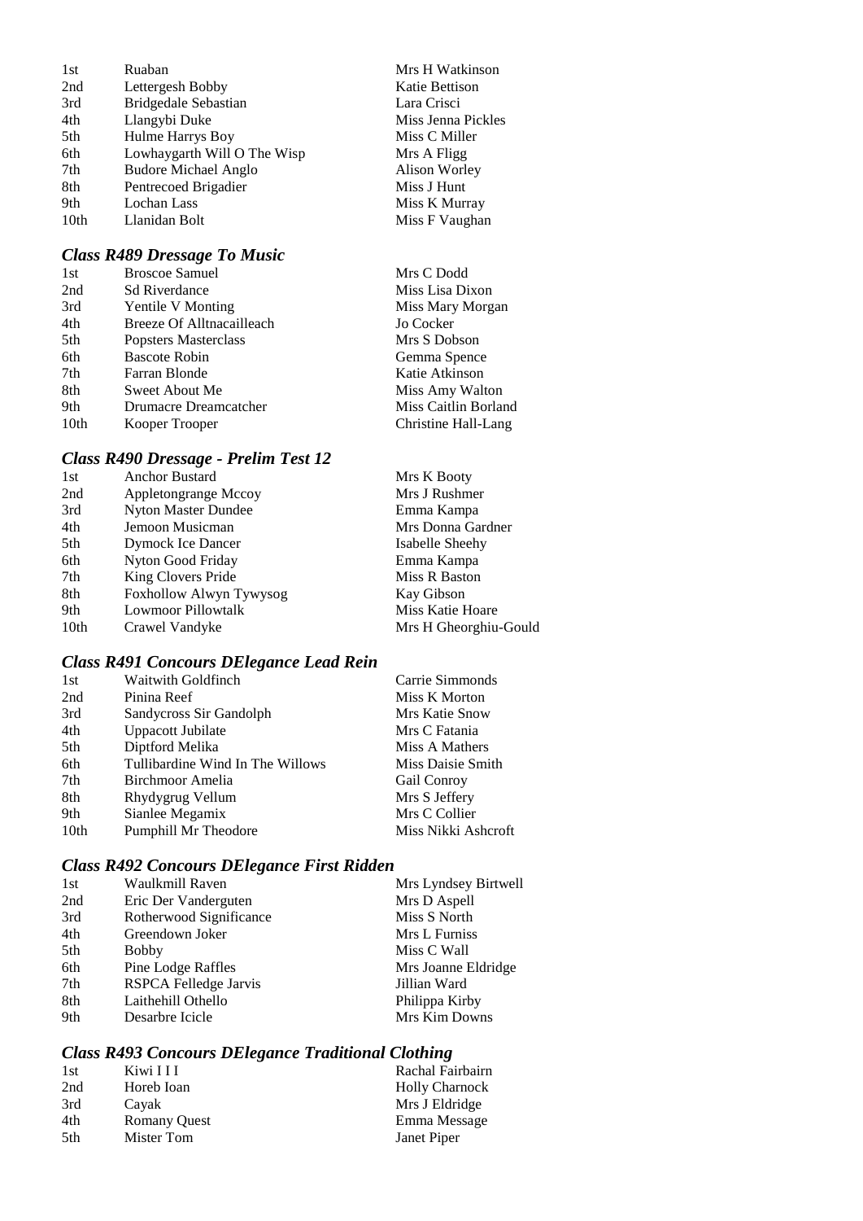| | | |
|---|---|---|
| 1st | Ruaban | Mrs H Watkinson |
| 2nd | Lettergesh Bobby | Katie Bettison |
| 3rd | Bridgedale Sebastian | Lara Crisci |
| 4th | Llangybi Duke | Miss Jenna Pickles |
| 5th | Hulme Harrys Boy | Miss C Miller |
| 6th | Lowhaygarth Will O The Wisp | Mrs A Fligg |
| 7th | Budore Michael Anglo | Alison Worley |
| 8th | Pentrecoed Brigadier | Miss J Hunt |
| 9th | Lochan Lass | Miss K Murray |
| 10th | Llanidan Bolt | Miss F Vaughan |

### *Class R489 Dressage To Music*

| | | |
|---|---|---|
| 1st | Broscoe Samuel | Mrs C Dodd |
| 2nd | Sd Riverdance | Miss Lisa Dixon |
| 3rd | Yentile V Monting | Miss Mary Morgan |
| 4th | Breeze Of Alltnacailleach | Jo Cocker |
| 5th | Popsters Masterclass | Mrs S Dobson |
| 6th | Bascote Robin | Gemma Spence |
| 7th | Farran Blonde | Katie Atkinson |
| 8th | Sweet About Me | Miss Amy Walton |
| 9th | Drumacre Dreamcatcher | Miss Caitlin Borland |
| 10th | Kooper Trooper | Christine Hall-Lang |

### *Class R490 Dressage - Prelim Test 12*

| | | |
|---|---|---|
| 1st | Anchor Bustard | Mrs K Booty |
| 2nd | Appletongrange Mccoy | Mrs J Rushmer |
| 3rd | Nyton Master Dundee | Emma Kampa |
| 4th | Jemoon Musicman | Mrs Donna Gardner |
| 5th | Dymock Ice Dancer | Isabelle Sheehy |
| 6th | Nyton Good Friday | Emma Kampa |
| 7th | King Clovers Pride | Miss R Baston |
| 8th | Foxhollow Alwyn Tywysog | Kay Gibson |
| 9th | Lowmoor Pillowtalk | Miss Katie Hoare |
| 10th | Crawel Vandyke | Mrs H Gheorghiu-Gould |

### *Class R491 Concours DElegance Lead Rein*

| | | |
|---|---|---|
| 1st | Waitwith Goldfinch | Carrie Simmonds |
| 2nd | Pinina Reef | Miss K Morton |
| 3rd | Sandycross Sir Gandolph | Mrs Katie Snow |
| 4th | Uppacott Jubilate | Mrs C Fatania |
| 5th | Diptford Melika | Miss A Mathers |
| 6th | Tullibardine Wind In The Willows | Miss Daisie Smith |
| 7th | Birchmoor Amelia | Gail Conroy |
| 8th | Rhydygrug Vellum | Mrs S Jeffery |
| 9th | Sianlee Megamix | Mrs C Collier |
| 10th | Pumphill Mr Theodore | Miss Nikki Ashcroft |

### *Class R492 Concours DElegance First Ridden*

| | | |
|---|---|---|
| 1st | Waulkmill Raven | Mrs Lyndsey Birtwell |
| 2nd | Eric Der Vanderguten | Mrs D Aspell |
| 3rd | Rotherwood Significance | Miss S North |
| 4th | Greendown Joker | Mrs L Furniss |
| 5th | Bobby | Miss C Wall |
| 6th | Pine Lodge Raffles | Mrs Joanne Eldridge |
| 7th | RSPCA Felledge Jarvis | Jillian Ward |
| 8th | Laithehill Othello | Philippa Kirby |
| 9th | Desarbre Icicle | Mrs Kim Downs |

### *Class R493 Concours DElegance Traditional Clothing*

| | | |
|---|---|---|
| 1st | Kiwi I I I | Rachal Fairbairn |
| 2nd | Horeb Ioan | Holly Charnock |
| 3rd | Cayak | Mrs J Eldridge |
| 4th | Romany Quest | Emma Message |
| 5th | Mister Tom | Janet Piper |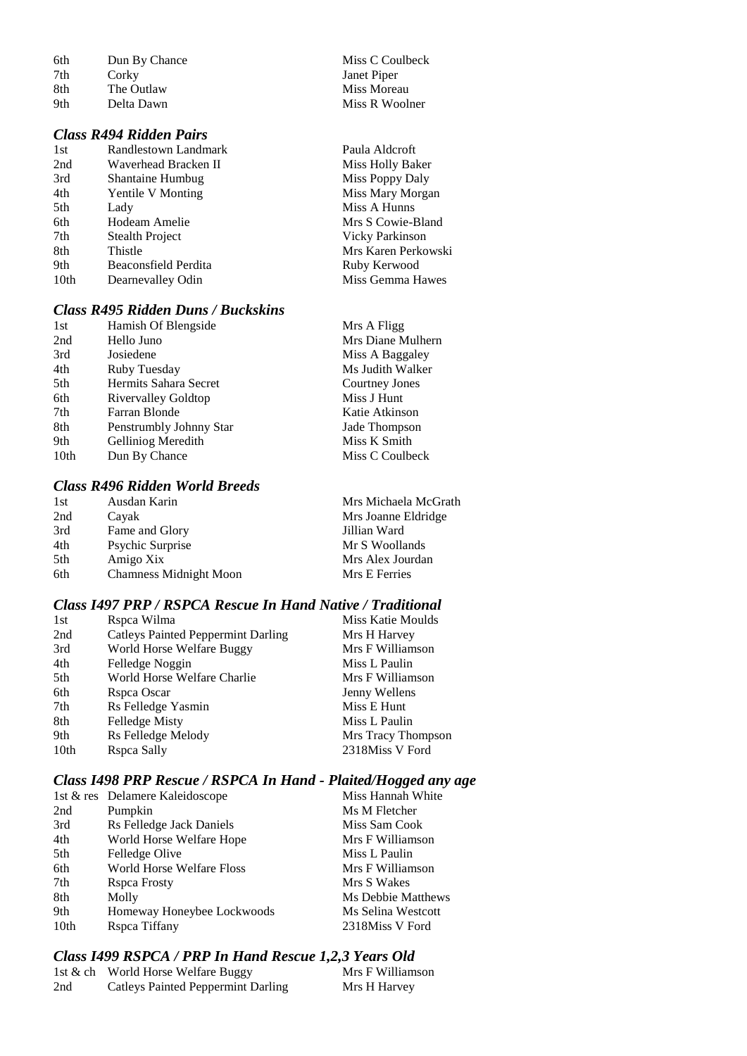| | | |
|---|---|---|
| 6th | Dun By Chance | Miss C Coulbeck |
| 7th | Corky | Janet Piper |
| 8th | The Outlaw | Miss Moreau |
| 9th | Delta Dawn | Miss R Woolner |

### *Class R494 Ridden Pairs*

| | | |
|---|---|---|
| 1st | Randlestown Landmark | Paula Aldcroft |
| 2nd | Waverhead Bracken II | Miss Holly Baker |
| 3rd | Shantaine Humbug | Miss Poppy Daly |
| 4th | Yentile V Monting | Miss Mary Morgan |
| 5th | Lady | Miss A Hunns |
| 6th | Hodeam Amelie | Mrs S Cowie-Bland |
| 7th | Stealth Project | Vicky Parkinson |
| 8th | Thistle | Mrs Karen Perkowski |
| 9th | Beaconsfield Perdita | Ruby Kerwood |
| 10th | Dearnevalley Odin | Miss Gemma Hawes |

### *Class R495 Ridden Duns / Buckskins*

| | | |
|---|---|---|
| 1st | Hamish Of Blengside | Mrs A Fligg |
| 2nd | Hello Juno | Mrs Diane Mulhern |
| 3rd | Josiedene | Miss A Baggaley |
| 4th | Ruby Tuesday | Ms Judith Walker |
| 5th | Hermits Sahara Secret | Courtney Jones |
| 6th | Rivervalley Goldtop | Miss J Hunt |
| 7th | Farran Blonde | Katie Atkinson |
| 8th | Penstrumbly Johnny Star | Jade Thompson |
| 9th | Gelliniog Meredith | Miss K Smith |
| 10th | Dun By Chance | Miss C Coulbeck |

### *Class R496 Ridden World Breeds*

| | | |
|---|---|---|
| 1st | Ausdan Karin | Mrs Michaela McGrath |
| 2nd | Cayak | Mrs Joanne Eldridge |
| 3rd | Fame and Glory | Jillian Ward |
| 4th | Psychic Surprise | Mr S Woollands |
| 5th | Amigo Xix | Mrs Alex Jourdan |
| 6th | Chamness Midnight Moon | Mrs E Ferries |

### *Class I497 PRP / RSPCA Rescue In Hand Native / Traditional*

| | | |
|---|---|---|
| 1st | Rspca Wilma | Miss Katie Moulds |
| 2nd | Catleys Painted Peppermint Darling | Mrs H Harvey |
| 3rd | World Horse Welfare Buggy | Mrs F Williamson |
| 4th | Felledge Noggin | Miss L Paulin |
| 5th | World Horse Welfare Charlie | Mrs F Williamson |
| 6th | Rspca Oscar | Jenny Wellens |
| 7th | Rs Felledge Yasmin | Miss E Hunt |
| 8th | Felledge Misty | Miss L Paulin |
| 9th | Rs Felledge Melody | Mrs Tracy Thompson |
| 10th | Rspca Sally | 2318Miss V Ford |

### *Class I498 PRP Rescue / RSPCA In Hand - Plaited/Hogged any age*

| | | |
|---|---|---|
| 1st & res | Delamere Kaleidoscope | Miss Hannah White |
| 2nd | Pumpkin | Ms M Fletcher |
| 3rd | Rs Felledge Jack Daniels | Miss Sam Cook |
| 4th | World Horse Welfare Hope | Mrs F Williamson |
| 5th | Felledge Olive | Miss L Paulin |
| 6th | World Horse Welfare Floss | Mrs F Williamson |
| 7th | Rspca Frosty | Mrs S Wakes |
| 8th | Molly | Ms Debbie Matthews |
| 9th | Homeway Honeybee Lockwoods | Ms Selina Westcott |
| 10th | Rspca Tiffany | 2318Miss V Ford |

### *Class I499 RSPCA / PRP In Hand Rescue 1,2,3 Years Old*

| | | |
|---|---|---|
| 1st & ch | World Horse Welfare Buggy | Mrs F Williamson |
| 2nd | Catleys Painted Peppermint Darling | Mrs H Harvey |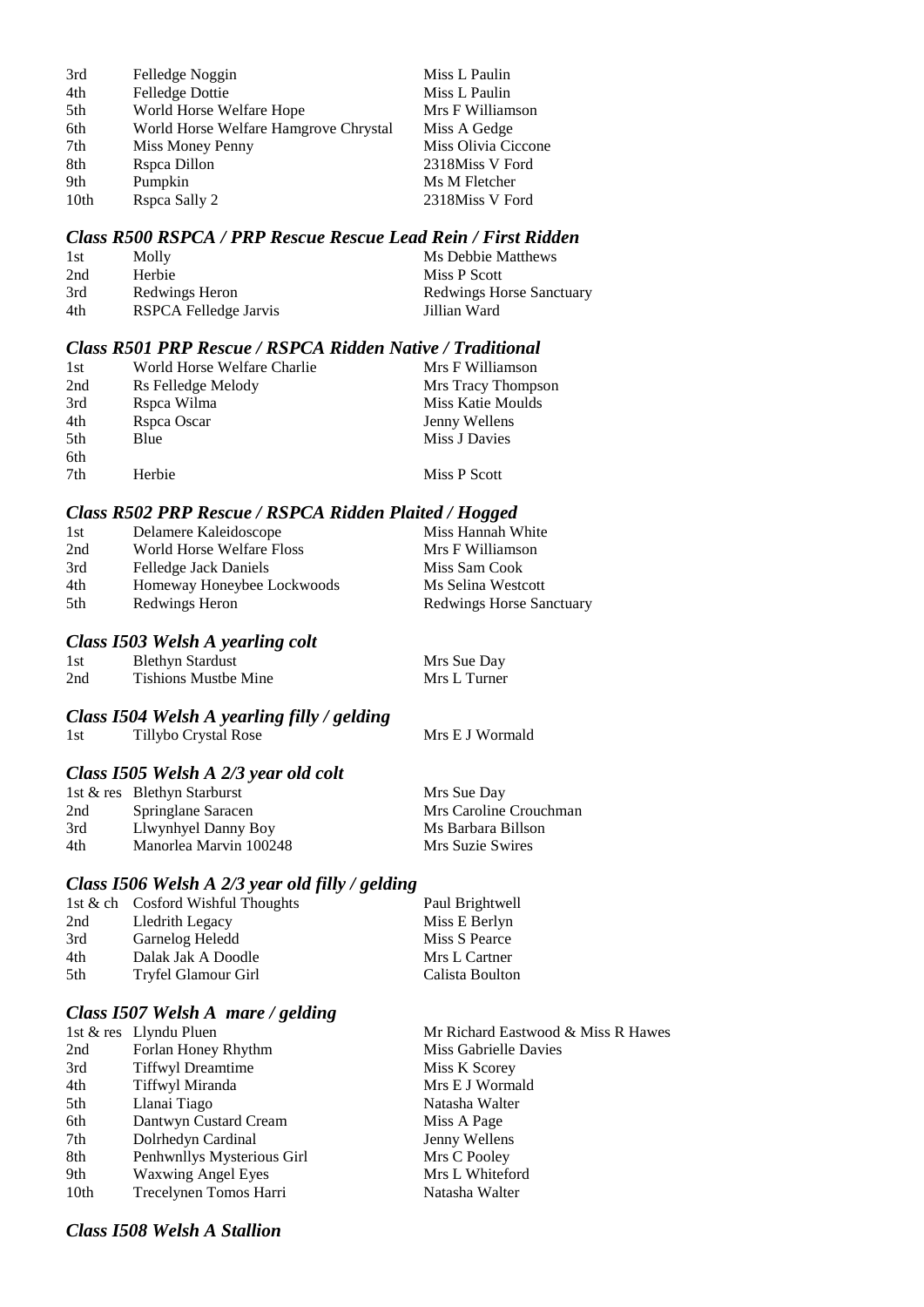| | | |
|---|---|---|
| 3rd | Felledge Noggin | Miss L Paulin |
| 4th | Felledge Dottie | Miss L Paulin |
| 5th | World Horse Welfare Hope | Mrs F Williamson |
| 6th | World Horse Welfare Hamgrove Chrystal | Miss A Gedge |
| 7th | Miss Money Penny | Miss Olivia Ciccone |
| 8th | Rspca Dillon | 2318Miss V Ford |
| 9th | Pumpkin | Ms M Fletcher |
| 10th | Rspca Sally 2 | 2318Miss V Ford |

### *Class R500 RSPCA / PRP Rescue Rescue Lead Rein / First Ridden*

| | | |
|---|---|---|
| 1st | Molly | Ms Debbie Matthews |
| 2nd | Herbie | Miss P Scott |
| 3rd | Redwings Heron | Redwings Horse Sanctuary |
| 4th | RSPCA Felledge Jarvis | Jillian Ward |

### *Class R501 PRP Rescue / RSPCA Ridden Native / Traditional*

| | | |
|---|---|---|
| 1st | World Horse Welfare Charlie | Mrs F Williamson |
| 2nd | Rs Felledge Melody | Mrs Tracy Thompson |
| 3rd | Rspca Wilma | Miss Katie Moulds |
| 4th | Rspca Oscar | Jenny Wellens |
| 5th | Blue | Miss J Davies |
| 6th | | |
| 7th | Herbie | Miss P Scott |

### *Class R502 PRP Rescue / RSPCA Ridden Plaited / Hogged*

| | | |
|---|---|---|
| 1st | Delamere Kaleidoscope | Miss Hannah White |
| 2nd | World Horse Welfare Floss | Mrs F Williamson |
| 3rd | Felledge Jack Daniels | Miss Sam Cook |
| 4th | Homeway Honeybee Lockwoods | Ms Selina Westcott |
| 5th | Redwings Heron | Redwings Horse Sanctuary |

### *Class I503 Welsh A yearling colt*

| | | |
|---|---|---|
| 1st | Blethyn Stardust | Mrs Sue Day |
| 2nd | Tishions Mustbe Mine | Mrs L Turner |

### *Class I504 Welsh A yearling filly / gelding*

| | | |
|---|---|---|
| 1st | Tillybo Crystal Rose | Mrs E J Wormald |

### *Class I505 Welsh A 2/3 year old colt*

| | | |
|---|---|---|
| 1st & res | Blethyn Starburst | Mrs Sue Day |
| 2nd | Springlane Saracen | Mrs Caroline Crouchman |
| 3rd | Llwynhyel Danny Boy | Ms Barbara Billson |
| 4th | Manorlea Marvin 100248 | Mrs Suzie Swires |

### *Class I506 Welsh A 2/3 year old filly / gelding*

| | | |
|---|---|---|
| 1st & ch | Cosford Wishful Thoughts | Paul Brightwell |
| 2nd | Lledrith Legacy | Miss E Berlyn |
| 3rd | Garnelog Heledd | Miss S Pearce |
| 4th | Dalak Jak A Doodle | Mrs L Cartner |
| 5th | Tryfel Glamour Girl | Calista Boulton |

### *Class I507 Welsh A mare / gelding*

| | | |
|---|---|---|
| 1st & res | Llyndu Pluen | Mr Richard Eastwood & Miss R Hawes |
| 2nd | Forlan Honey Rhythm | Miss Gabrielle Davies |
| 3rd | Tiffwyl Dreamtime | Miss K Scorey |
| 4th | Tiffwyl Miranda | Mrs E J Wormald |
| 5th | Llanai Tiago | Natasha Walter |
| 6th | Dantwyn Custard Cream | Miss A Page |
| 7th | Dolrhedyn Cardinal | Jenny Wellens |
| 8th | Penhwnllys Mysterious Girl | Mrs C Pooley |
| 9th | Waxwing Angel Eyes | Mrs L Whiteford |
| 10th | Trecelynen Tomos Harri | Natasha Walter |

### *Class I508 Welsh A Stallion*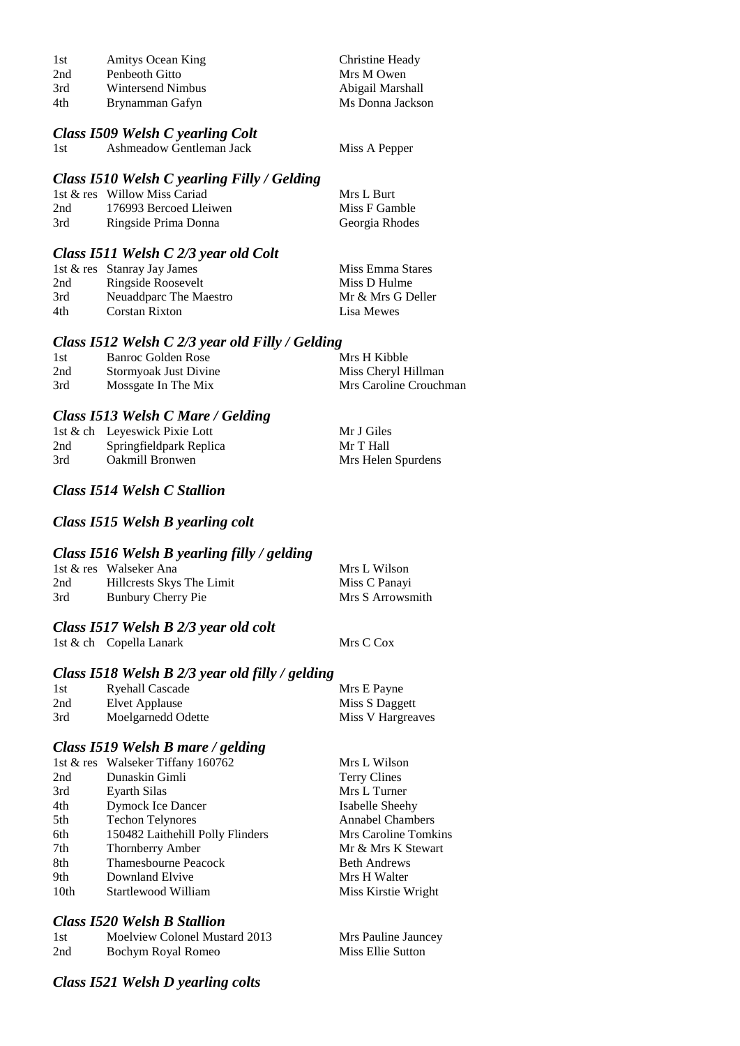| | | |
|---|---|---|
| 1st | Amitys Ocean King | Christine Heady |
| 2nd | Penbeoth Gitto | Mrs M Owen |
| 3rd | Wintersend Nimbus | Abigail Marshall |
| 4th | Brynamman Gafyn | Ms Donna Jackson |

### *Class I509 Welsh C yearling Colt*

| | | |
|---|---|---|
| 1st | Ashmeadow Gentleman Jack | Miss A Pepper |

### *Class I510 Welsh C yearling Filly / Gelding*

| | | |
|---|---|---|
| 1st & res | Willow Miss Cariad | Mrs L Burt |
| 2nd | 176993 Bercoed Lleiwen | Miss F Gamble |
| 3rd | Ringside Prima Donna | Georgia Rhodes |

### *Class I511 Welsh C 2/3 year old Colt*

| | | |
|---|---|---|
| 1st & res | Stanray Jay James | Miss Emma Stares |
| 2nd | Ringside Roosevelt | Miss D Hulme |
| 3rd | Neuaddparc The Maestro | Mr & Mrs G Deller |
| 4th | Corstan Rixton | Lisa Mewes |

### *Class I512 Welsh C 2/3 year old Filly / Gelding*

| | | |
|---|---|---|
| 1st | Banroc Golden Rose | Mrs H Kibble |
| 2nd | Stormyoak Just Divine | Miss Cheryl Hillman |
| 3rd | Mossgate In The Mix | Mrs Caroline Crouchman |

### *Class I513 Welsh C Mare / Gelding*

| | | |
|---|---|---|
| 1st & ch | Leyeswick Pixie Lott | Mr J Giles |
| 2nd | Springfieldpark Replica | Mr T Hall |
| 3rd | Oakmill Bronwen | Mrs Helen Spurdens |

### *Class I514 Welsh C Stallion*

### *Class I515 Welsh B yearling colt*

### *Class I516 Welsh B yearling filly / gelding*

| | | |
|---|---|---|
| 1st & res | Walseker Ana | Mrs L Wilson |
| 2nd | Hillcrests Skys The Limit | Miss C Panayi |
| 3rd | Bunbury Cherry Pie | Mrs S Arrowsmith |

### *Class I517 Welsh B 2/3 year old colt*

| | | |
|---|---|---|
| 1st & ch | Copella Lanark | Mrs C Cox |

### *Class I518 Welsh B 2/3 year old filly / gelding*

| | | |
|---|---|---|
| 1st | Ryehall Cascade | Mrs E Payne |
| 2nd | Elvet Applause | Miss S Daggett |
| 3rd | Moelgarnedd Odette | Miss V Hargreaves |

### *Class I519 Welsh B mare / gelding*

| | | |
|---|---|---|
| 1st & res | Walseker Tiffany 160762 | Mrs L Wilson |
| 2nd | Dunaskin Gimli | Terry Clines |
| 3rd | Eyarth Silas | Mrs L Turner |
| 4th | Dymock Ice Dancer | Isabelle Sheehy |
| 5th | Techon Telynores | Annabel Chambers |
| 6th | 150482 Laithehill Polly Flinders | Mrs Caroline Tomkins |
| 7th | Thornberry Amber | Mr & Mrs K Stewart |
| 8th | Thamesbourne Peacock | Beth Andrews |
| 9th | Downland Elvive | Mrs H Walter |
| 10th | Startlewood William | Miss Kirstie Wright |

### *Class I520 Welsh B Stallion*

| | | |
|---|---|---|
| 1st | Moelview Colonel Mustard 2013 | Mrs Pauline Jauncey |
| 2nd | Bochym Royal Romeo | Miss Ellie Sutton |

### *Class I521 Welsh D yearling colts*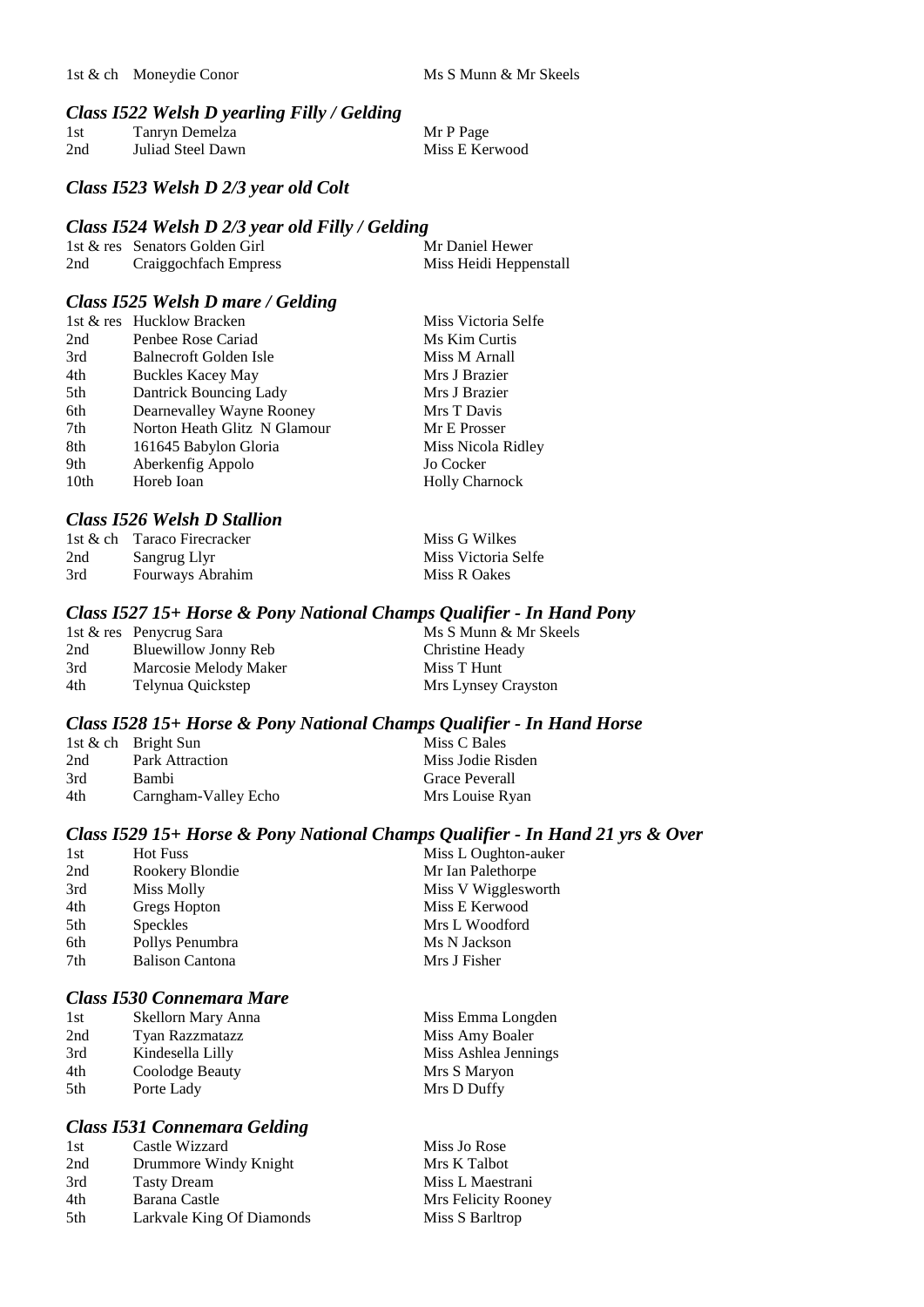| | | |
|---|---|---|
| 1st & ch | Moneydie Conor | Ms S Munn & Mr Skeels |

### *Class I522 Welsh D yearling Filly / Gelding*

| | | |
|---|---|---|
| 1st | Tanryn Demelza | Mr P Page |
| 2nd | Juliad Steel Dawn | Miss E Kerwood |

### *Class I523 Welsh D 2/3 year old Colt*

### *Class I524 Welsh D 2/3 year old Filly / Gelding*

| | | |
|---|---|---|
| 1st & res | Senators Golden Girl | Mr Daniel Hewer |
| 2nd | Craiggochfach Empress | Miss Heidi Heppenstall |

### *Class I525 Welsh D mare / Gelding*

| | | |
|---|---|---|
| 1st & res | Hucklow Bracken | Miss Victoria Selfe |
| 2nd | Penbee Rose Cariad | Ms Kim Curtis |
| 3rd | Balnecroft Golden Isle | Miss M Arnall |
| 4th | Buckles Kacey May | Mrs J Brazier |
| 5th | Dantrick Bouncing Lady | Mrs J Brazier |
| 6th | Dearnevalley Wayne Rooney | Mrs T Davis |
| 7th | Norton Heath Glitz N Glamour | Mr E Prosser |
| 8th | 161645 Babylon Gloria | Miss Nicola Ridley |
| 9th | Aberkenfig Appolo | Jo Cocker |
| 10th | Horeb Ioan | Holly Charnock |

### *Class I526 Welsh D Stallion*

| | | |
|---|---|---|
| 1st & ch | Taraco Firecracker | Miss G Wilkes |
| 2nd | Sangrug Llyr | Miss Victoria Selfe |
| 3rd | Fourways Abrahim | Miss R Oakes |

### *Class I527 15+ Horse & Pony National Champs Qualifier - In Hand Pony*

| | | |
|---|---|---|
| 1st & res | Penycrug Sara | Ms S Munn & Mr Skeels |
| 2nd | Bluewillow Jonny Reb | Christine Heady |
| 3rd | Marcosie Melody Maker | Miss T Hunt |
| 4th | Telynua Quickstep | Mrs Lynsey Crayston |

### *Class I528 15+ Horse & Pony National Champs Qualifier - In Hand Horse*

| | | |
|---|---|---|
| 1st & ch | Bright Sun | Miss C Bales |
| 2nd | Park Attraction | Miss Jodie Risden |
| 3rd | Bambi | Grace Peverall |
| 4th | Carngham-Valley Echo | Mrs Louise Ryan |

### *Class I529 15+ Horse & Pony National Champs Qualifier - In Hand 21 yrs & Over*

| | | |
|---|---|---|
| 1st | Hot Fuss | Miss L Oughton-auker |
| 2nd | Rookery Blondie | Mr Ian Palethorpe |
| 3rd | Miss Molly | Miss V Wigglesworth |
| 4th | Gregs Hopton | Miss E Kerwood |
| 5th | Speckles | Mrs L Woodford |
| 6th | Pollys Penumbra | Ms N Jackson |
| 7th | Balison Cantona | Mrs J Fisher |

### *Class I530 Connemara Mare*

| | | |
|---|---|---|
| 1st | Skellorn Mary Anna | Miss Emma Longden |
| 2nd | Tyan Razzmatazz | Miss Amy Boaler |
| 3rd | Kindesella Lilly | Miss Ashlea Jennings |
| 4th | Coolodge Beauty | Mrs S Maryon |
| 5th | Porte Lady | Mrs D Duffy |

### *Class I531 Connemara Gelding*

| | | |
|---|---|---|
| 1st | Castle Wizzard | Miss Jo Rose |
| 2nd | Drummore Windy Knight | Mrs K Talbot |
| 3rd | Tasty Dream | Miss L Maestrani |
| 4th | Barana Castle | Mrs Felicity Rooney |
| 5th | Larkvale King Of Diamonds | Miss S Barltrop |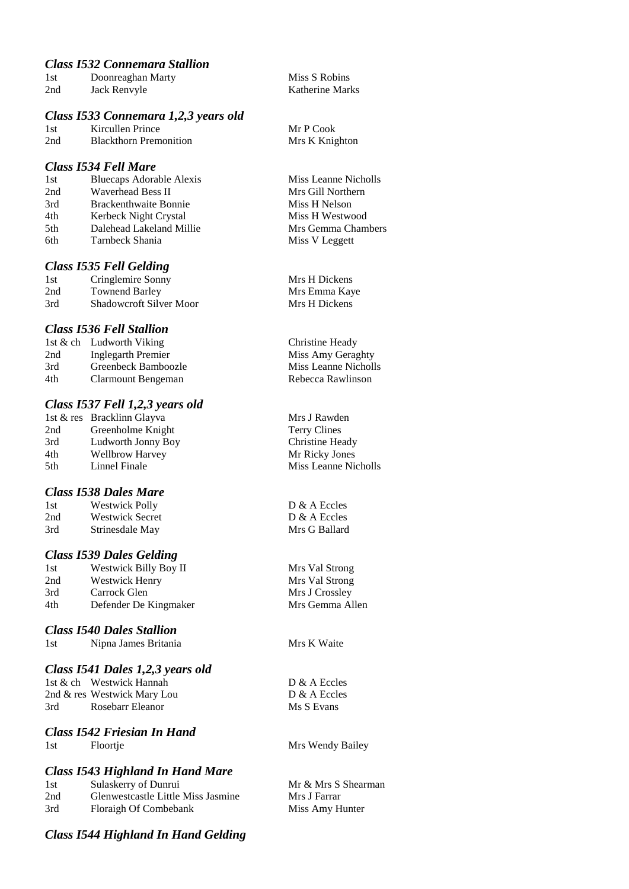### *Class I532 Connemara Stallion*

| | | |
|---|---|---|
| 1st | Doonreaghan Marty | Miss S Robins |
| 2nd | Jack Renvyle | Katherine Marks |

### *Class I533 Connemara 1,2,3 years old*

| | | |
|---|---|---|
| 1st | Kircullen Prince | Mr P Cook |
| 2nd | Blackthorn Premonition | Mrs K Knighton |

### *Class I534 Fell Mare*

| | | |
|---|---|---|
| 1st | Bluecaps Adorable Alexis | Miss Leanne Nicholls |
| 2nd | Waverhead Bess II | Mrs Gill Northern |
| 3rd | Brackenthwaite Bonnie | Miss H Nelson |
| 4th | Kerbeck Night Crystal | Miss H Westwood |
| 5th | Dalehead Lakeland Millie | Mrs Gemma Chambers |
| 6th | Tarnbeck Shania | Miss V Leggett |

### *Class I535 Fell Gelding*

| | | |
|---|---|---|
| 1st | Cringlemire Sonny | Mrs H Dickens |
| 2nd | Townend Barley | Mrs Emma Kaye |
| 3rd | Shadowcroft Silver Moor | Mrs H Dickens |

### *Class I536 Fell Stallion*

| | | |
|---|---|---|
| 1st & ch | Ludworth Viking | Christine Heady |
| 2nd | Inglegarth Premier | Miss Amy Geraghty |
| 3rd | Greenbeck Bamboozle | Miss Leanne Nicholls |
| 4th | Clarmount Bengeman | Rebecca Rawlinson |

### *Class I537 Fell 1,2,3 years old*

| | | |
|---|---|---|
| 1st & res | Bracklinn Glayva | Mrs J Rawden |
| 2nd | Greenholme Knight | Terry Clines |
| 3rd | Ludworth Jonny Boy | Christine Heady |
| 4th | Wellbrow Harvey | Mr Ricky Jones |
| 5th | Linnel Finale | Miss Leanne Nicholls |

### *Class I538 Dales Mare*

| | | |
|---|---|---|
| 1st | Westwick Polly | D & A Eccles |
| 2nd | Westwick Secret | D & A Eccles |
| 3rd | Strinesdale May | Mrs G Ballard |

### *Class I539 Dales Gelding*

| | | |
|---|---|---|
| 1st | Westwick Billy Boy II | Mrs Val Strong |
| 2nd | Westwick Henry | Mrs Val Strong |
| 3rd | Carrock Glen | Mrs J Crossley |
| 4th | Defender De Kingmaker | Mrs Gemma Allen |

### *Class I540 Dales Stallion*

| | | |
|---|---|---|
| 1st | Nipna James Britania | Mrs K Waite |

### *Class I541 Dales 1,2,3 years old*

| | | |
|---|---|---|
| 1st & ch | Westwick Hannah | D & A Eccles |
| 2nd & res | Westwick Mary Lou | D & A Eccles |
| 3rd | Rosebarr Eleanor | Ms S Evans |

### *Class I542 Friesian In Hand*

| | | |
|---|---|---|
| 1st | Floortje | Mrs Wendy Bailey |

### *Class I543 Highland In Hand Mare*

| | | |
|---|---|---|
| 1st | Sulaskerry of Dunrui | Mr & Mrs S Shearman |
| 2nd | Glenwestcastle Little Miss Jasmine | Mrs J Farrar |
| 3rd | Floraigh Of Combebank | Miss Amy Hunter |

### *Class I544 Highland In Hand Gelding*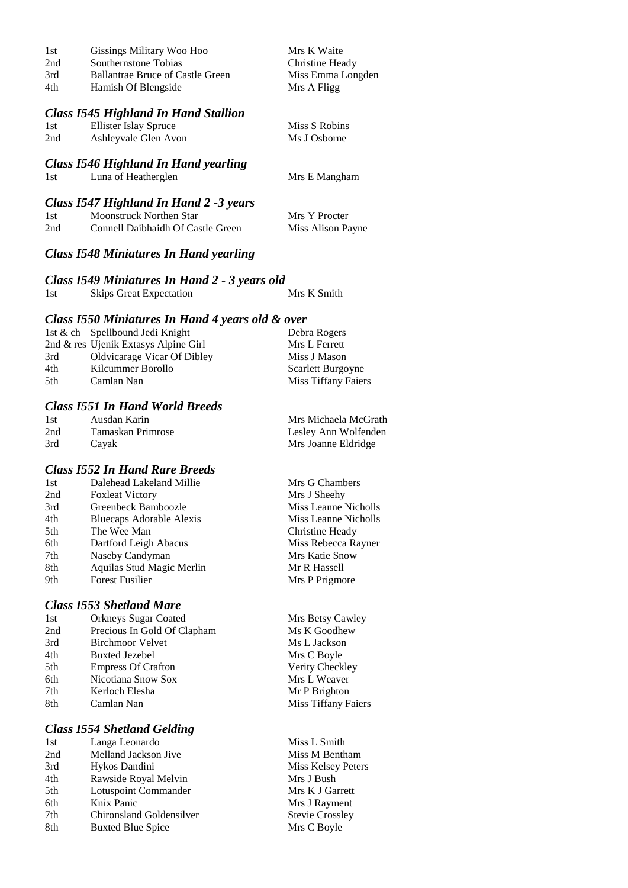| | | |
|---|---|---|
| 1st | Gissings Military Woo Hoo | Mrs K Waite |
| 2nd | Southernstone Tobias | Christine Heady |
| 3rd | Ballantrae Bruce of Castle Green | Miss Emma Longden |
| 4th | Hamish Of Blengside | Mrs A Fligg |

### *Class I545 Highland In Hand Stallion*

| | | |
|---|---|---|
| 1st | Ellister Islay Spruce | Miss S Robins |
| 2nd | Ashleyvale Glen Avon | Ms J Osborne |

### *Class I546 Highland In Hand yearling*

| | | |
|---|---|---|
| 1st | Luna of Heatherglen | Mrs E Mangham |

### *Class I547 Highland In Hand 2 -3 years*

| | | |
|---|---|---|
| 1st | Moonstruck Northen Star | Mrs Y Procter |
| 2nd | Connell Daibhaidh Of Castle Green | Miss Alison Payne |

### *Class I548 Miniatures In Hand yearling*

### *Class I549 Miniatures In Hand 2 - 3 years old*

| | | |
|---|---|---|
| 1st | Skips Great Expectation | Mrs K Smith |

### *Class I550 Miniatures In Hand 4 years old & over*

| | | |
|---|---|---|
| 1st & ch | Spellbound Jedi Knight | Debra Rogers |
| 2nd & res | Ujenik Extasys Alpine Girl | Mrs L Ferrett |
| 3rd | Oldvicarage Vicar Of Dibley | Miss J Mason |
| 4th | Kilcummer Borollo | Scarlett Burgoyne |
| 5th | Camlan Nan | Miss Tiffany Faiers |

### *Class I551 In Hand World Breeds*

| | | |
|---|---|---|
| 1st | Ausdan Karin | Mrs Michaela McGrath |
| 2nd | Tamaskan Primrose | Lesley Ann Wolfenden |
| 3rd | Cayak | Mrs Joanne Eldridge |

### *Class I552 In Hand Rare Breeds*

| | | |
|---|---|---|
| 1st | Dalehead Lakeland Millie | Mrs G Chambers |
| 2nd | Foxleat Victory | Mrs J Sheehy |
| 3rd | Greenbeck Bamboozle | Miss Leanne Nicholls |
| 4th | Bluecaps Adorable Alexis | Miss Leanne Nicholls |
| 5th | The Wee Man | Christine Heady |
| 6th | Dartford Leigh Abacus | Miss Rebecca Rayner |
| 7th | Naseby Candyman | Mrs Katie Snow |
| 8th | Aquilas Stud Magic Merlin | Mr R Hassell |
| 9th | Forest Fusilier | Mrs P Prigmore |

### *Class I553 Shetland Mare*

| | | |
|---|---|---|
| 1st | Orkneys Sugar Coated | Mrs Betsy Cawley |
| 2nd | Precious In Gold Of Clapham | Ms K Goodhew |
| 3rd | Birchmoor Velvet | Ms L Jackson |
| 4th | Buxted Jezebel | Mrs C Boyle |
| 5th | Empress Of Crafton | Verity Checkley |
| 6th | Nicotiana Snow Sox | Mrs L Weaver |
| 7th | Kerloch Elesha | Mr P Brighton |
| 8th | Camlan Nan | Miss Tiffany Faiers |

### *Class I554 Shetland Gelding*

| | | |
|---|---|---|
| 1st | Langa Leonardo | Miss L Smith |
| 2nd | Melland Jackson Jive | Miss M Bentham |
| 3rd | Hykos Dandini | Miss Kelsey Peters |
| 4th | Rawside Royal Melvin | Mrs J Bush |
| 5th | Lotuspoint Commander | Mrs K J Garrett |
| 6th | Knix Panic | Mrs J Rayment |
| 7th | Chironsland Goldensilver | Stevie Crossley |
| 8th | Buxted Blue Spice | Mrs C Boyle |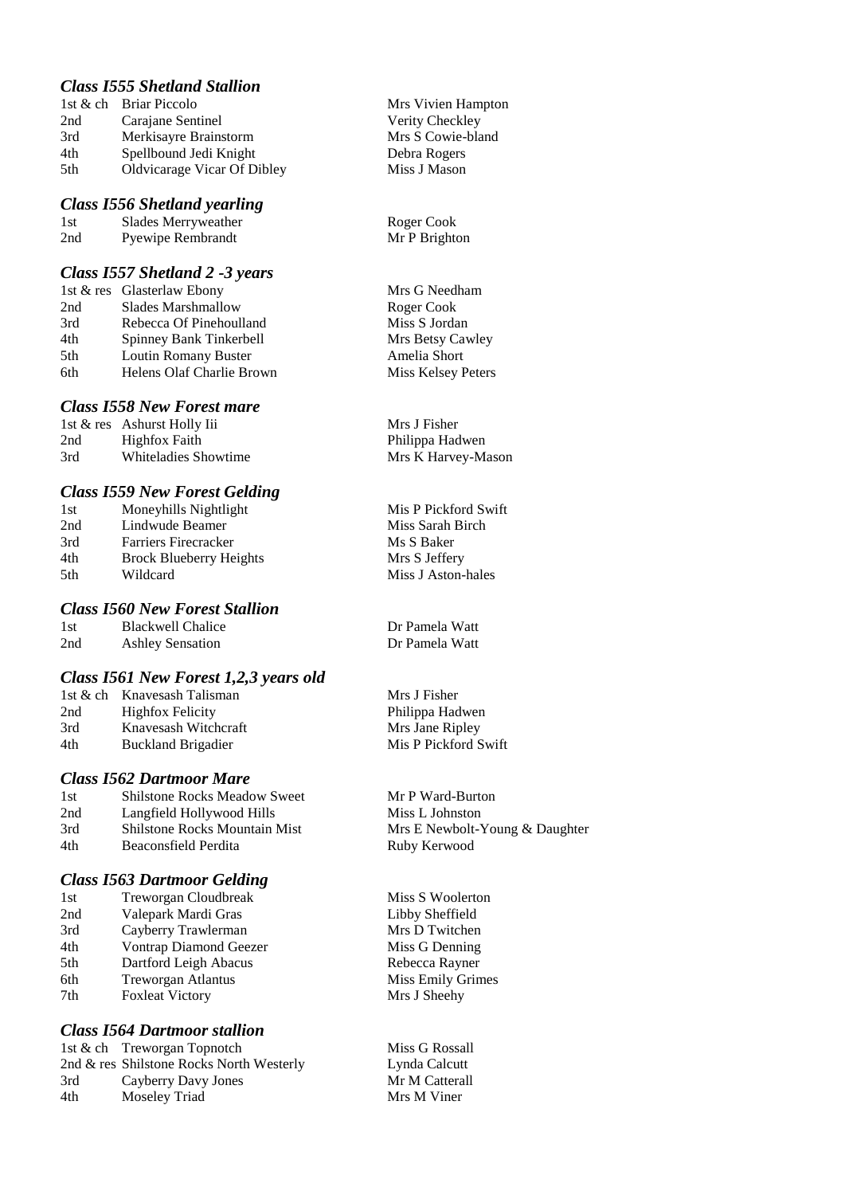### *Class I555 Shetland Stallion*

| | | |
|---|---|---|
| 1st & ch | Briar Piccolo | Mrs Vivien Hampton |
| 2nd | Carajane Sentinel | Verity Checkley |
| 3rd | Merkisayre Brainstorm | Mrs S Cowie-bland |
| 4th | Spellbound Jedi Knight | Debra Rogers |
| 5th | Oldvicarage Vicar Of Dibley | Miss J Mason |

### *Class I556 Shetland yearling*

| | | |
|---|---|---|
| 1st | Slades Merryweather | Roger Cook |
| 2nd | Pyewipe Rembrandt | Mr P Brighton |

### *Class I557 Shetland 2 -3 years*

| | | |
|---|---|---|
| 1st & res | Glasterlaw Ebony | Mrs G Needham |
| 2nd | Slades Marshmallow | Roger Cook |
| 3rd | Rebecca Of Pinehoulland | Miss S Jordan |
| 4th | Spinney Bank Tinkerbell | Mrs Betsy Cawley |
| 5th | Loutin Romany Buster | Amelia Short |
| 6th | Helens Olaf Charlie Brown | Miss Kelsey Peters |

### *Class I558 New Forest mare*

| | | |
|---|---|---|
| 1st & res | Ashurst Holly Iii | Mrs J Fisher |
| 2nd | Highfox Faith | Philippa Hadwen |
| 3rd | Whiteladies Showtime | Mrs K Harvey-Mason |

### *Class I559 New Forest Gelding*

| | | |
|---|---|---|
| 1st | Moneyhills Nightlight | Mis P Pickford Swift |
| 2nd | Lindwude Beamer | Miss Sarah Birch |
| 3rd | Farriers Firecracker | Ms S Baker |
| 4th | Brock Blueberry Heights | Mrs S Jeffery |
| 5th | Wildcard | Miss J Aston-hales |

### *Class I560 New Forest Stallion*

| | | |
|---|---|---|
| 1st | Blackwell Chalice | Dr Pamela Watt |
| 2nd | Ashley Sensation | Dr Pamela Watt |

### *Class I561 New Forest 1,2,3 years old*

| | | |
|---|---|---|
| 1st & ch | Knavesash Talisman | Mrs J Fisher |
| 2nd | Highfox Felicity | Philippa Hadwen |
| 3rd | Knavesash Witchcraft | Mrs Jane Ripley |
| 4th | Buckland Brigadier | Mis P Pickford Swift |

### *Class I562 Dartmoor Mare*

| | | |
|---|---|---|
| 1st | Shilstone Rocks Meadow Sweet | Mr P Ward-Burton |
| 2nd | Langfield Hollywood Hills | Miss L Johnston |
| 3rd | Shilstone Rocks Mountain Mist | Mrs E Newbolt-Young & Daughter |
| 4th | Beaconsfield Perdita | Ruby Kerwood |

### *Class I563 Dartmoor Gelding*

| | | |
|---|---|---|
| 1st | Treworgan Cloudbreak | Miss S Woolerton |
| 2nd | Valepark Mardi Gras | Libby Sheffield |
| 3rd | Cayberry Trawlerman | Mrs D Twitchen |
| 4th | Vontrap Diamond Geezer | Miss G Denning |
| 5th | Dartford Leigh Abacus | Rebecca Rayner |
| 6th | Treworgan Atlantus | Miss Emily Grimes |
| 7th | Foxleat Victory | Mrs J Sheehy |

### *Class I564 Dartmoor stallion*

| | | |
|---|---|---|
| 1st & ch | Treworgan Topnotch | Miss G Rossall |
| 2nd & res | Shilstone Rocks North Westerly | Lynda Calcutt |
| 3rd | Cayberry Davy Jones | Mr M Catterall |
| 4th | Moseley Triad | Mrs M Viner |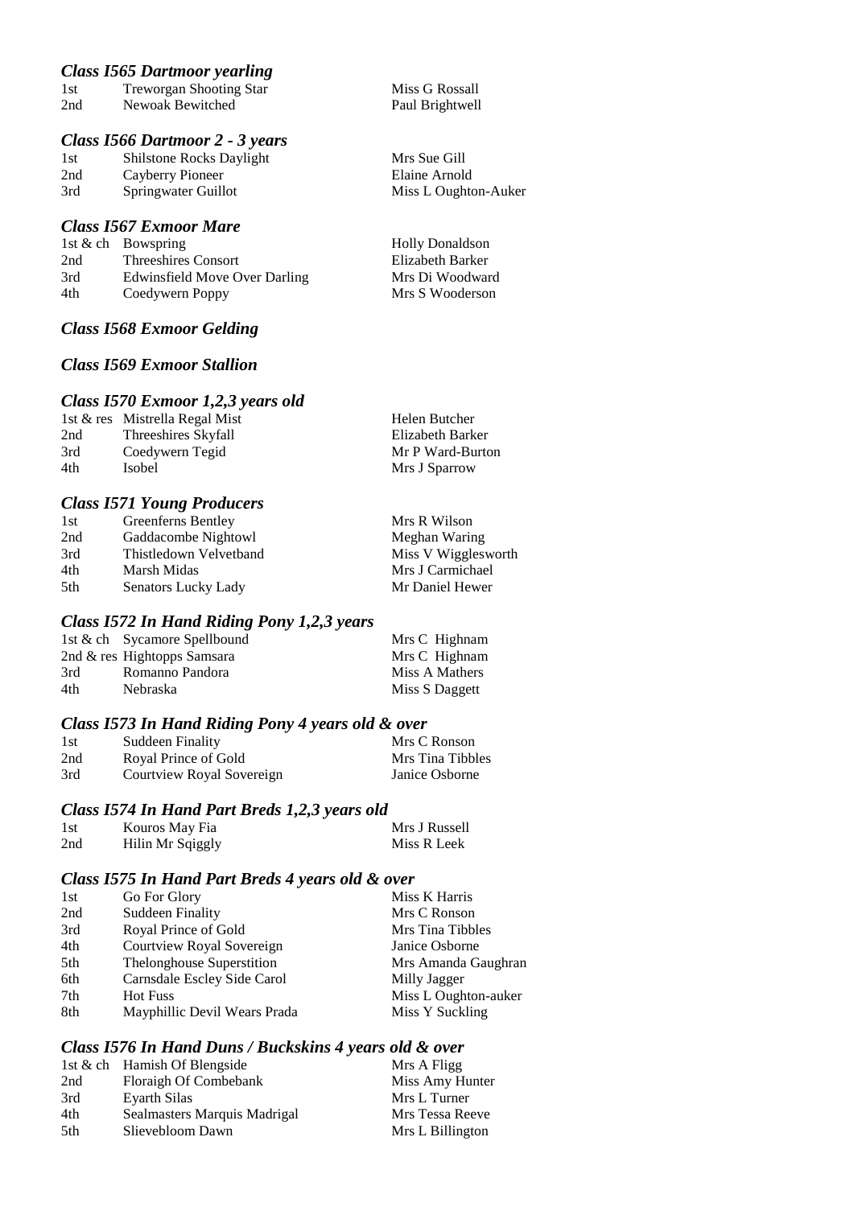### *Class I565 Dartmoor yearling*

| | | |
|---|---|---|
| 1st | Treworgan Shooting Star | Miss G Rossall |
| 2nd | Newoak Bewitched | Paul Brightwell |

### *Class I566 Dartmoor 2 - 3 years*

| | | |
|---|---|---|
| 1st | Shilstone Rocks Daylight | Mrs Sue Gill |
| 2nd | Cayberry Pioneer | Elaine Arnold |
| 3rd | Springwater Guillot | Miss L Oughton-Auker |

### *Class I567 Exmoor Mare*

| | | |
|---|---|---|
| 1st & ch | Bowspring | Holly Donaldson |
| 2nd | Threeshires Consort | Elizabeth Barker |
| 3rd | Edwinsfield Move Over Darling | Mrs Di Woodward |
| 4th | Coedywern Poppy | Mrs S Wooderson |

### *Class I568 Exmoor Gelding*

### *Class I569 Exmoor Stallion*

### *Class I570 Exmoor 1,2,3 years old*

| | | |
|---|---|---|
| 1st & res | Mistrella Regal Mist | Helen Butcher |
| 2nd | Threeshires Skyfall | Elizabeth Barker |
| 3rd | Coedywern Tegid | Mr P Ward-Burton |
| 4th | Isobel | Mrs J Sparrow |

### *Class I571 Young Producers*

| | | |
|---|---|---|
| 1st | Greenferns Bentley | Mrs R Wilson |
| 2nd | Gaddacombe Nightowl | Meghan Waring |
| 3rd | Thistledown Velvetband | Miss V Wigglesworth |
| 4th | Marsh Midas | Mrs J Carmichael |
| 5th | Senators Lucky Lady | Mr Daniel Hewer |

### *Class I572 In Hand Riding Pony 1,2,3 years*

| | | |
|---|---|---|
| 1st & ch | Sycamore Spellbound | Mrs C Highnam |
| 2nd & res | Hightopps Samsara | Mrs C Highnam |
| 3rd | Romanno Pandora | Miss A Mathers |
| 4th | Nebraska | Miss S Daggett |

### *Class I573 In Hand Riding Pony 4 years old & over*

| | | |
|---|---|---|
| 1st | Suddeen Finality | Mrs C Ronson |
| 2nd | Royal Prince of Gold | Mrs Tina Tibbles |
| 3rd | Courtview Royal Sovereign | Janice Osborne |

### *Class I574 In Hand Part Breds 1,2,3 years old*

| | | |
|---|---|---|
| 1st | Kouros May Fia | Mrs J Russell |
| 2nd | Hilin Mr Sqiggly | Miss R Leek |

### *Class I575 In Hand Part Breds 4 years old & over*

| | | |
|---|---|---|
| 1st | Go For Glory | Miss K Harris |
| 2nd | Suddeen Finality | Mrs C Ronson |
| 3rd | Royal Prince of Gold | Mrs Tina Tibbles |
| 4th | Courtview Royal Sovereign | Janice Osborne |
| 5th | Thelonghouse Superstition | Mrs Amanda Gaughran |
| 6th | Carnsdale Escley Side Carol | Milly Jagger |
| 7th | Hot Fuss | Miss L Oughton-auker |
| 8th | Mayphillic Devil Wears Prada | Miss Y Suckling |

### *Class I576 In Hand Duns / Buckskins 4 years old & over*

| | | |
|---|---|---|
| 1st & ch | Hamish Of Blengside | Mrs A Fligg |
| 2nd | Floraigh Of Combebank | Miss Amy Hunter |
| 3rd | Eyarth Silas | Mrs L Turner |
| 4th | Sealmasters Marquis Madrigal | Mrs Tessa Reeve |
| 5th | Slievebloom Dawn | Mrs L Billington |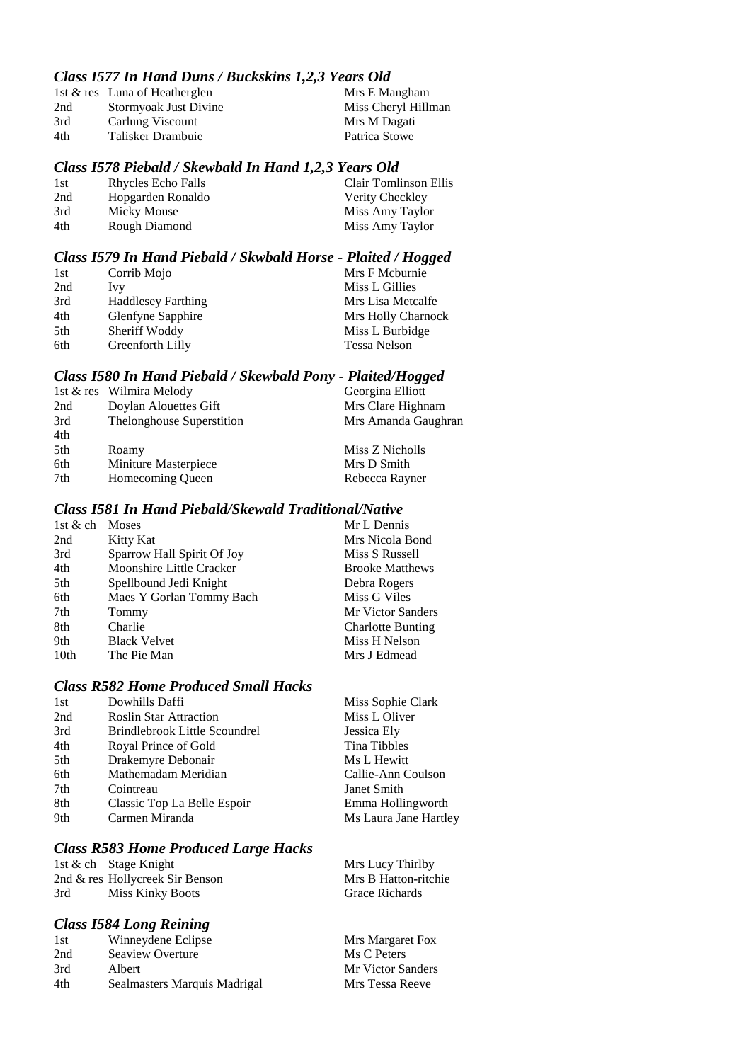### *Class I577 In Hand Duns / Buckskins 1,2,3 Years Old*

| | | |
|---|---|---|
| 1st & res | Luna of Heatherglen | Mrs E Mangham |
| 2nd | Stormyoak Just Divine | Miss Cheryl Hillman |
| 3rd | Carlung Viscount | Mrs M Dagati |
| 4th | Talisker Drambuie | Patrica Stowe |

### *Class I578 Piebald / Skewbald In Hand 1,2,3 Years Old*

| | | |
|---|---|---|
| 1st | Rhycles Echo Falls | Clair Tomlinson Ellis |
| 2nd | Hopgarden Ronaldo | Verity Checkley |
| 3rd | Micky Mouse | Miss Amy Taylor |
| 4th | Rough Diamond | Miss Amy Taylor |

### *Class I579 In Hand Piebald / Skwbald Horse - Plaited / Hogged*

| | | |
|---|---|---|
| 1st | Corrib Mojo | Mrs F Mcburnie |
| 2nd | Ivy | Miss L Gillies |
| 3rd | Haddlesey Farthing | Mrs Lisa Metcalfe |
| 4th | Glenfyne Sapphire | Mrs Holly Charnock |
| 5th | Sheriff Woddy | Miss L Burbidge |
| 6th | Greenforth Lilly | Tessa Nelson |

### *Class I580 In Hand Piebald / Skewbald Pony - Plaited/Hogged*

| | | |
|---|---|---|
| 1st & res | Wilmira Melody | Georgina Elliott |
| 2nd | Doylan Alouettes Gift | Mrs Clare Highnam |
| 3rd | Thelonghouse Superstition | Mrs Amanda Gaughran |
| 4th | | |
| 5th | Roamy | Miss Z Nicholls |
| 6th | Miniture Masterpiece | Mrs D Smith |
| 7th | Homecoming Queen | Rebecca Rayner |

### *Class I581 In Hand Piebald/Skewald Traditional/Native*

| | | |
|---|---|---|
| 1st & ch | Moses | Mr L Dennis |
| 2nd | Kitty Kat | Mrs Nicola Bond |
| 3rd | Sparrow Hall Spirit Of Joy | Miss S Russell |
| 4th | Moonshire Little Cracker | Brooke Matthews |
| 5th | Spellbound Jedi Knight | Debra Rogers |
| 6th | Maes Y Gorlan Tommy Bach | Miss G Viles |
| 7th | Tommy | Mr Victor Sanders |
| 8th | Charlie | Charlotte Bunting |
| 9th | Black Velvet | Miss H Nelson |
| 10th | The Pie Man | Mrs J Edmead |

### *Class R582 Home Produced Small Hacks*

| | | |
|---|---|---|
| 1st | Dowhills Daffi | Miss Sophie Clark |
| 2nd | Roslin Star Attraction | Miss L Oliver |
| 3rd | Brindlebrook Little Scoundrel | Jessica Ely |
| 4th | Royal Prince of Gold | Tina Tibbles |
| 5th | Drakemyre Debonair | Ms L Hewitt |
| 6th | Mathemadam Meridian | Callie-Ann Coulson |
| 7th | Cointreau | Janet Smith |
| 8th | Classic Top La Belle Espoir | Emma Hollingworth |
| 9th | Carmen Miranda | Ms Laura Jane Hartley |

### *Class R583 Home Produced Large Hacks*

| | | |
|---|---|---|
| 1st & ch | Stage Knight | Mrs Lucy Thirlby |
| 2nd & res | Hollycreek Sir Benson | Mrs B Hatton-ritchie |
| 3rd | Miss Kinky Boots | Grace Richards |

### *Class I584 Long Reining*

| | | |
|---|---|---|
| 1st | Winneydene Eclipse | Mrs Margaret Fox |
| 2nd | Seaview Overture | Ms C Peters |
| 3rd | Albert | Mr Victor Sanders |
| 4th | Sealmasters Marquis Madrigal | Mrs Tessa Reeve |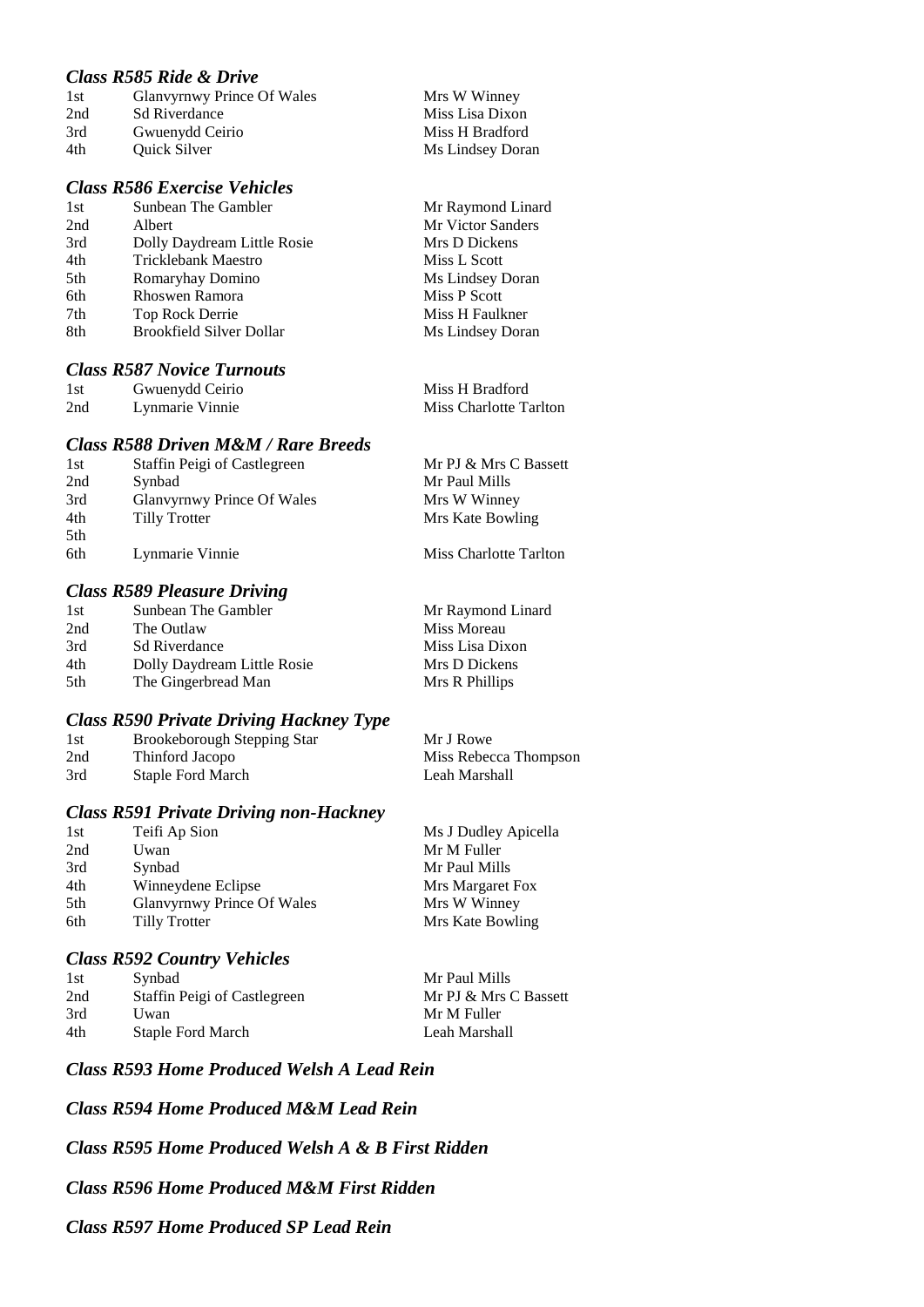### *Class R585 Ride & Drive*

| | | |
|---|---|---|
| 1st | Glanvyrnwy Prince Of Wales | Mrs W Winney |
| 2nd | Sd Riverdance | Miss Lisa Dixon |
| 3rd | Gwuenydd Ceirio | Miss H Bradford |
| 4th | Quick Silver | Ms Lindsey Doran |

### *Class R586 Exercise Vehicles*

| | | |
|---|---|---|
| 1st | Sunbean The Gambler | Mr Raymond Linard |
| 2nd | Albert | Mr Victor Sanders |
| 3rd | Dolly Daydream Little Rosie | Mrs D Dickens |
| 4th | Tricklebank Maestro | Miss L Scott |
| 5th | Romaryhay Domino | Ms Lindsey Doran |
| 6th | Rhoswen Ramora | Miss P Scott |
| 7th | Top Rock Derrie | Miss H Faulkner |
| 8th | Brookfield Silver Dollar | Ms Lindsey Doran |

### *Class R587 Novice Turnouts*

| | | |
|---|---|---|
| 1st | Gwuenydd Ceirio | Miss H Bradford |
| 2nd | Lynmarie Vinnie | Miss Charlotte Tarlton |

### *Class R588 Driven M&M / Rare Breeds*

| | | |
|---|---|---|
| 1st | Staffin Peigi of Castlegreen | Mr PJ & Mrs C Bassett |
| 2nd | Synbad | Mr Paul Mills |
| 3rd | Glanvyrnwy Prince Of Wales | Mrs W Winney |
| 4th | Tilly Trotter | Mrs Kate Bowling |
| 5th | | |
| 6th | Lynmarie Vinnie | Miss Charlotte Tarlton |

### *Class R589 Pleasure Driving*

| | | |
|---|---|---|
| 1st | Sunbean The Gambler | Mr Raymond Linard |
| 2nd | The Outlaw | Miss Moreau |
| 3rd | Sd Riverdance | Miss Lisa Dixon |
| 4th | Dolly Daydream Little Rosie | Mrs D Dickens |
| 5th | The Gingerbread Man | Mrs R Phillips |

### *Class R590 Private Driving Hackney Type*

| | | |
|---|---|---|
| 1st | Brookeborough Stepping Star | Mr J Rowe |
| 2nd | Thinford Jacopo | Miss Rebecca Thompson |
| 3rd | Staple Ford March | Leah Marshall |

### *Class R591 Private Driving non-Hackney*

| | | |
|---|---|---|
| 1st | Teifi Ap Sion | Ms J Dudley Apicella |
| 2nd | Uwan | Mr M Fuller |
| 3rd | Synbad | Mr Paul Mills |
| 4th | Winneydene Eclipse | Mrs Margaret Fox |
| 5th | Glanvyrnwy Prince Of Wales | Mrs W Winney |
| 6th | Tilly Trotter | Mrs Kate Bowling |

### *Class R592 Country Vehicles*

| | | |
|---|---|---|
| 1st | Synbad | Mr Paul Mills |
| 2nd | Staffin Peigi of Castlegreen | Mr PJ & Mrs C Bassett |
| 3rd | Uwan | Mr M Fuller |
| 4th | Staple Ford March | Leah Marshall |

### *Class R593 Home Produced Welsh A Lead Rein*

### *Class R594 Home Produced M&M Lead Rein*

### *Class R595 Home Produced Welsh A & B First Ridden*

### *Class R596 Home Produced M&M First Ridden*

### *Class R597 Home Produced SP Lead Rein*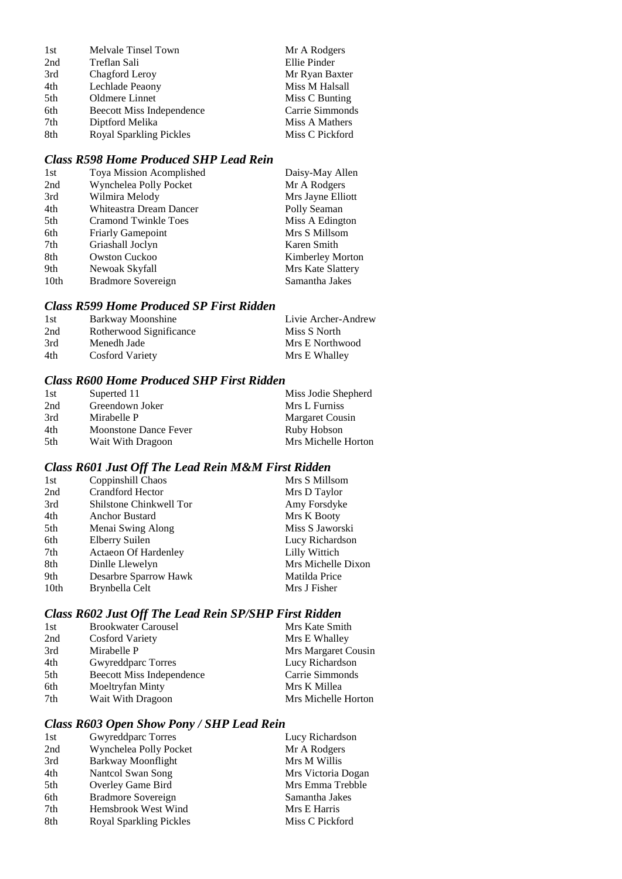| | | |
|---|---|---|
| 1st | Melvale Tinsel Town | Mr A Rodgers |
| 2nd | Treflan Sali | Ellie Pinder |
| 3rd | Chagford Leroy | Mr Ryan Baxter |
| 4th | Lechlade Peaony | Miss M Halsall |
| 5th | Oldmere Linnet | Miss C Bunting |
| 6th | Beecott Miss Independence | Carrie Simmonds |
| 7th | Diptford Melika | Miss A Mathers |
| 8th | Royal Sparkling Pickles | Miss C Pickford |

### *Class R598 Home Produced SHP Lead Rein*

| | | |
|---|---|---|
| 1st | Toya Mission Acomplished | Daisy-May Allen |
| 2nd | Wynchelea Polly Pocket | Mr A Rodgers |
| 3rd | Wilmira Melody | Mrs Jayne Elliott |
| 4th | Whiteastra Dream Dancer | Polly Seaman |
| 5th | Cramond Twinkle Toes | Miss A Edington |
| 6th | Friarly Gamepoint | Mrs S Millsom |
| 7th | Griashall Joclyn | Karen Smith |
| 8th | Owston Cuckoo | Kimberley Morton |
| 9th | Newoak Skyfall | Mrs Kate Slattery |
| 10th | Bradmore Sovereign | Samantha Jakes |

### *Class R599 Home Produced SP First Ridden*

| | | |
|---|---|---|
| 1st | Barkway Moonshine | Livie Archer-Andrew |
| 2nd | Rotherwood Significance | Miss S North |
| 3rd | Menedh Jade | Mrs E Northwood |
| 4th | Cosford Variety | Mrs E Whalley |

### *Class R600 Home Produced SHP First Ridden*

| | | |
|---|---|---|
| 1st | Superted 11 | Miss Jodie Shepherd |
| 2nd | Greendown Joker | Mrs L Furniss |
| 3rd | Mirabelle P | Margaret Cousin |
| 4th | Moonstone Dance Fever | Ruby Hobson |
| 5th | Wait With Dragoon | Mrs Michelle Horton |

### *Class R601 Just Off The Lead Rein M&M First Ridden*

| | | |
|---|---|---|
| 1st | Coppinshill Chaos | Mrs S Millsom |
| 2nd | Crandford Hector | Mrs D Taylor |
| 3rd | Shilstone Chinkwell Tor | Amy Forsdyke |
| 4th | Anchor Bustard | Mrs K Booty |
| 5th | Menai Swing Along | Miss S Jaworski |
| 6th | Elberry Suilen | Lucy Richardson |
| 7th | Actaeon Of Hardenley | Lilly Wittich |
| 8th | Dinlle Llewelyn | Mrs Michelle Dixon |
| 9th | Desarbre Sparrow Hawk | Matilda Price |
| 10th | Brynbella Celt | Mrs J Fisher |

### *Class R602 Just Off The Lead Rein SP/SHP First Ridden*

| | | |
|---|---|---|
| 1st | Brookwater Carousel | Mrs Kate Smith |
| 2nd | Cosford Variety | Mrs E Whalley |
| 3rd | Mirabelle P | Mrs Margaret Cousin |
| 4th | Gwyreddparc Torres | Lucy Richardson |
| 5th | Beecott Miss Independence | Carrie Simmonds |
| 6th | Moeltryfan Minty | Mrs K Millea |
| 7th | Wait With Dragoon | Mrs Michelle Horton |

### *Class R603 Open Show Pony / SHP Lead Rein*

| | | |
|---|---|---|
| 1st | Gwyreddparc Torres | Lucy Richardson |
| 2nd | Wynchelea Polly Pocket | Mr A Rodgers |
| 3rd | Barkway Moonflight | Mrs M Willis |
| 4th | Nantcol Swan Song | Mrs Victoria Dogan |
| 5th | Overley Game Bird | Mrs Emma Trebble |
| 6th | Bradmore Sovereign | Samantha Jakes |
| 7th | Hemsbrook West Wind | Mrs E Harris |
| 8th | Royal Sparkling Pickles | Miss C Pickford |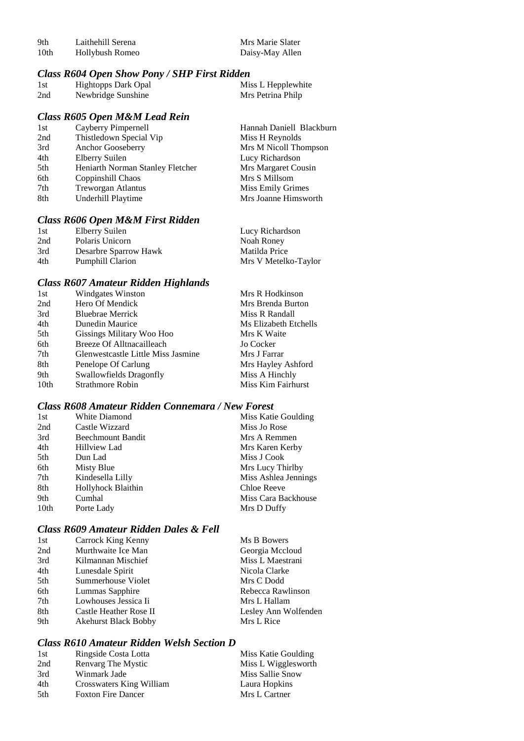| | | |
|---|---|---|
| 9th | Laithehill Serena | Mrs Marie Slater |
| 10th | Hollybush Romeo | Daisy-May Allen |

### *Class R604 Open Show Pony / SHP First Ridden*

| | | |
|---|---|---|
| 1st | Hightopps Dark Opal | Miss L Hepplewhite |
| 2nd | Newbridge Sunshine | Mrs Petrina Philp |

### *Class R605 Open M&M Lead Rein*

| | | |
|---|---|---|
| 1st | Cayberry Pimpernell | Hannah Daniell Blackburn |
| 2nd | Thistledown Special Vip | Miss H Reynolds |
| 3rd | Anchor Gooseberry | Mrs M Nicoll Thompson |
| 4th | Elberry Suilen | Lucy Richardson |
| 5th | Heniarth Norman Stanley Fletcher | Mrs Margaret Cousin |
| 6th | Coppinshill Chaos | Mrs S Millsom |
| 7th | Treworgan Atlantus | Miss Emily Grimes |
| 8th | Underhill Playtime | Mrs Joanne Himsworth |

### *Class R606 Open M&M First Ridden*

| | | |
|---|---|---|
| 1st | Elberry Suilen | Lucy Richardson |
| 2nd | Polaris Unicorn | Noah Roney |
| 3rd | Desarbre Sparrow Hawk | Matilda Price |
| 4th | Pumphill Clarion | Mrs V Metelko-Taylor |

### *Class R607 Amateur Ridden Highlands*

| | | |
|---|---|---|
| 1st | Windgates Winston | Mrs R Hodkinson |
| 2nd | Hero Of Mendick | Mrs Brenda Burton |
| 3rd | Bluebrae Merrick | Miss R Randall |
| 4th | Dunedin Maurice | Ms Elizabeth Etchells |
| 5th | Gissings Military Woo Hoo | Mrs K Waite |
| 6th | Breeze Of Alltnacailleach | Jo Cocker |
| 7th | Glenwestcastle Little Miss Jasmine | Mrs J Farrar |
| 8th | Penelope Of Carlung | Mrs Hayley Ashford |
| 9th | Swallowfields Dragonfly | Miss A Hinchly |
| 10th | Strathmore Robin | Miss Kim Fairhurst |

### *Class R608 Amateur Ridden Connemara / New Forest*

| | | |
|---|---|---|
| 1st | White Diamond | Miss Katie Goulding |
| 2nd | Castle Wizzard | Miss Jo Rose |
| 3rd | Beechmount Bandit | Mrs A Remmen |
| 4th | Hillview Lad | Mrs Karen Kerby |
| 5th | Dun Lad | Miss J Cook |
| 6th | Misty Blue | Mrs Lucy Thirlby |
| 7th | Kindesella Lilly | Miss Ashlea Jennings |
| 8th | Hollyhock Blaithin | Chloe Reeve |
| 9th | Cumhal | Miss Cara Backhouse |
| 10th | Porte Lady | Mrs D Duffy |

### *Class R609 Amateur Ridden Dales & Fell*

| | | |
|---|---|---|
| 1st | Carrock King Kenny | Ms B Bowers |
| 2nd | Murthwaite Ice Man | Georgia Mccloud |
| 3rd | Kilmannan Mischief | Miss L Maestrani |
| 4th | Lunesdale Spirit | Nicola Clarke |
| 5th | Summerhouse Violet | Mrs C Dodd |
| 6th | Lummas Sapphire | Rebecca Rawlinson |
| 7th | Lowhouses Jessica Ii | Mrs L Hallam |
| 8th | Castle Heather Rose II | Lesley Ann Wolfenden |
| 9th | Akehurst Black Bobby | Mrs L Rice |

### *Class R610 Amateur Ridden Welsh Section D*

| | | |
|---|---|---|
| 1st | Ringside Costa Lotta | Miss Katie Goulding |
| 2nd | Renvarg The Mystic | Miss L Wigglesworth |
| 3rd | Winmark Jade | Miss Sallie Snow |
| 4th | Crosswaters King William | Laura Hopkins |
| 5th | Foxton Fire Dancer | Mrs L Cartner |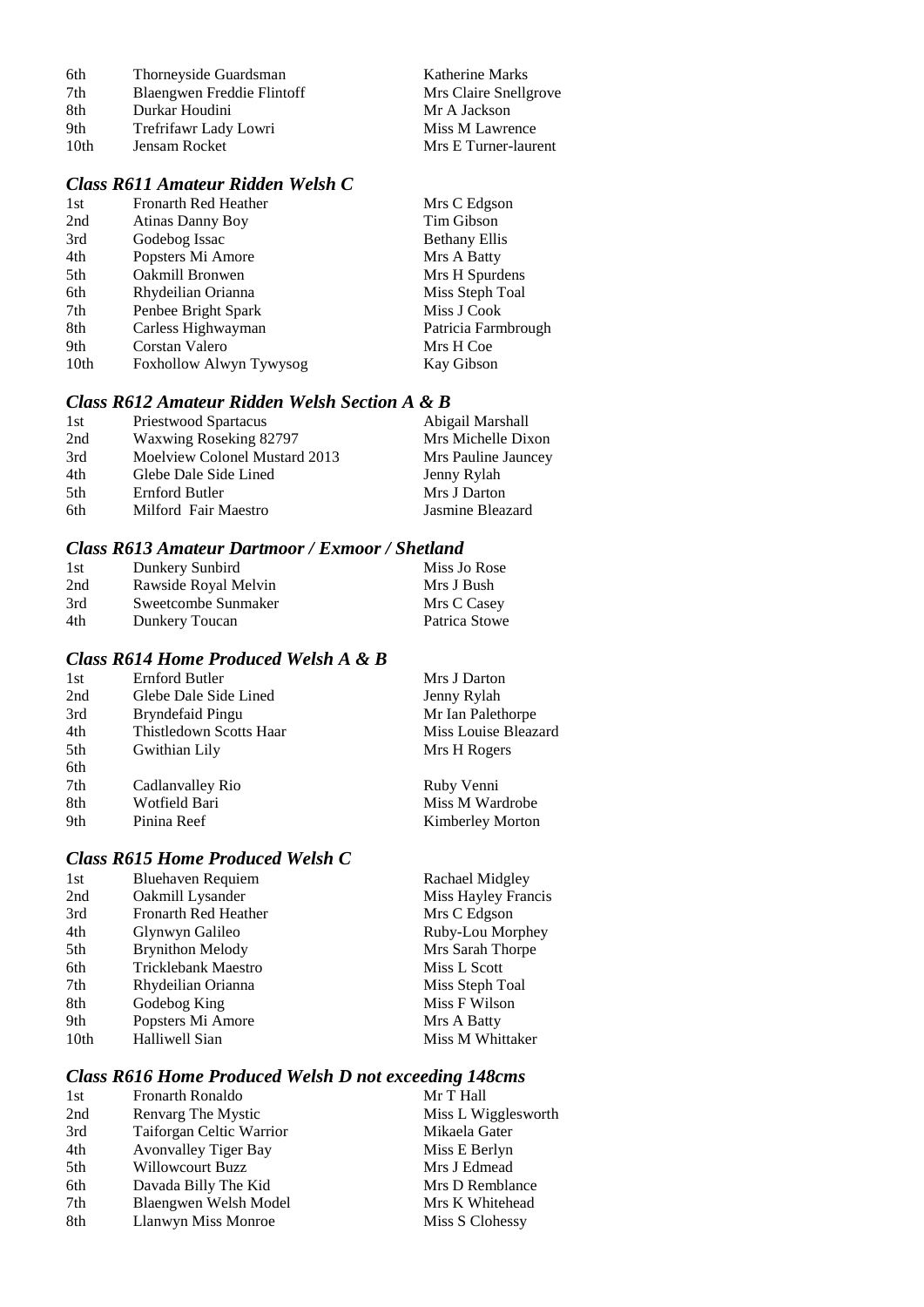| | | |
|---|---|---|
| 6th | Thorneyside Guardsman | Katherine Marks |
| 7th | Blaengwen Freddie Flintoff | Mrs Claire Snellgrove |
| 8th | Durkar Houdini | Mr A Jackson |
| 9th | Trefrifawr Lady Lowri | Miss M Lawrence |
| 10th | Jensam Rocket | Mrs E Turner-laurent |

### *Class R611 Amateur Ridden Welsh C*

| | | |
|---|---|---|
| 1st | Fronarth Red Heather | Mrs C Edgson |
| 2nd | Atinas Danny Boy | Tim Gibson |
| 3rd | Godebog Issac | Bethany Ellis |
| 4th | Popsters Mi Amore | Mrs A Batty |
| 5th | Oakmill Bronwen | Mrs H Spurdens |
| 6th | Rhydeilian Orianna | Miss Steph Toal |
| 7th | Penbee Bright Spark | Miss J Cook |
| 8th | Carless Highwayman | Patricia Farmbrough |
| 9th | Corstan Valero | Mrs H Coe |
| 10th | Foxhollow Alwyn Tywysog | Kay Gibson |

### *Class R612 Amateur Ridden Welsh Section A & B*

| | | |
|---|---|---|
| 1st | Priestwood Spartacus | Abigail Marshall |
| 2nd | Waxwing Roseking 82797 | Mrs Michelle Dixon |
| 3rd | Moelview Colonel Mustard 2013 | Mrs Pauline Jauncey |
| 4th | Glebe Dale Side Lined | Jenny Rylah |
| 5th | Ernford Butler | Mrs J Darton |
| 6th | Milford Fair Maestro | Jasmine Bleazard |

### *Class R613 Amateur Dartmoor / Exmoor / Shetland*

| | | |
|---|---|---|
| 1st | Dunkery Sunbird | Miss Jo Rose |
| 2nd | Rawside Royal Melvin | Mrs J Bush |
| 3rd | Sweetcombe Sunmaker | Mrs C Casey |
| 4th | Dunkery Toucan | Patrica Stowe |

### *Class R614 Home Produced Welsh A & B*

| | | |
|---|---|---|
| 1st | Ernford Butler | Mrs J Darton |
| 2nd | Glebe Dale Side Lined | Jenny Rylah |
| 3rd | Bryndefaid Pingu | Mr Ian Palethorpe |
| 4th | Thistledown Scotts Haar | Miss Louise Bleazard |
| 5th | Gwithian Lily | Mrs H Rogers |
| 6th | | |
| 7th | Cadlanvalley Rio | Ruby Venni |
| 8th | Wotfield Bari | Miss M Wardrobe |
| 9th | Pinina Reef | Kimberley Morton |

### *Class R615 Home Produced Welsh C*

| | | |
|---|---|---|
| 1st | Bluehaven Requiem | Rachael Midgley |
| 2nd | Oakmill Lysander | Miss Hayley Francis |
| 3rd | Fronarth Red Heather | Mrs C Edgson |
| 4th | Glynwyn Galileo | Ruby-Lou Morphey |
| 5th | Brynithon Melody | Mrs Sarah Thorpe |
| 6th | Tricklebank Maestro | Miss L Scott |
| 7th | Rhydeilian Orianna | Miss Steph Toal |
| 8th | Godebog King | Miss F Wilson |
| 9th | Popsters Mi Amore | Mrs A Batty |
| 10th | Halliwell Sian | Miss M Whittaker |

### *Class R616 Home Produced Welsh D not exceeding 148cms*

| | | |
|---|---|---|
| 1st | Fronarth Ronaldo | Mr T Hall |
| 2nd | Renvarg The Mystic | Miss L Wigglesworth |
| 3rd | Taiforgan Celtic Warrior | Mikaela Gater |
| 4th | Avonvalley Tiger Bay | Miss E Berlyn |
| 5th | Willowcourt Buzz | Mrs J Edmead |
| 6th | Davada Billy The Kid | Mrs D Remblance |
| 7th | Blaengwen Welsh Model | Mrs K Whitehead |
| 8th | Llanwyn Miss Monroe | Miss S Clohessy |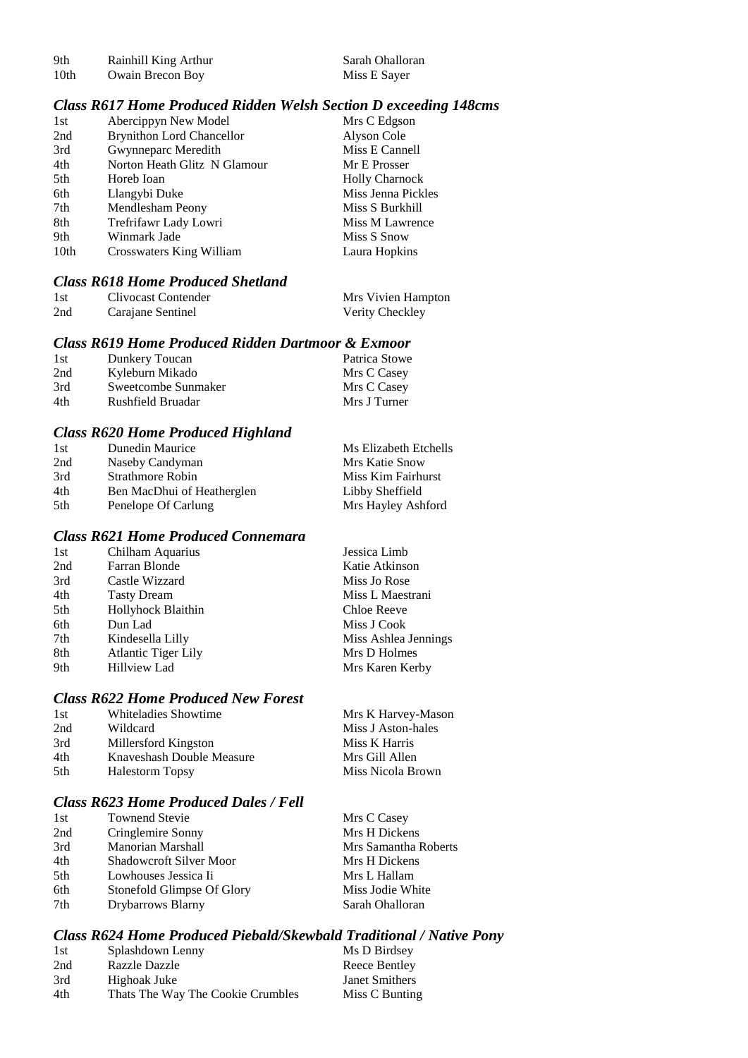| | | |
|---|---|---|
| 9th | Rainhill King Arthur | Sarah Ohalloran |
| 10th | Owain Brecon Boy | Miss E Sayer |

### *Class R617 Home Produced Ridden Welsh Section D exceeding 148cms*

| | | |
|---|---|---|
| 1st | Abercippyn New Model | Mrs C Edgson |
| 2nd | Brynithon Lord Chancellor | Alyson Cole |
| 3rd | Gwynneparc Meredith | Miss E Cannell |
| 4th | Norton Heath Glitz N Glamour | Mr E Prosser |
| 5th | Horeb Ioan | Holly Charnock |
| 6th | Llangybi Duke | Miss Jenna Pickles |
| 7th | Mendlesham Peony | Miss S Burkhill |
| 8th | Trefrifawr Lady Lowri | Miss M Lawrence |
| 9th | Winmark Jade | Miss S Snow |
| 10th | Crosswaters King William | Laura Hopkins |

### *Class R618 Home Produced Shetland*

| | | |
|---|---|---|
| 1st | Clivocast Contender | Mrs Vivien Hampton |
| 2nd | Carajane Sentinel | Verity Checkley |

### *Class R619 Home Produced Ridden Dartmoor & Exmoor*

| | | |
|---|---|---|
| 1st | Dunkery Toucan | Patrica Stowe |
| 2nd | Kyleburn Mikado | Mrs C Casey |
| 3rd | Sweetcombe Sunmaker | Mrs C Casey |
| 4th | Rushfield Bruadar | Mrs J Turner |

### *Class R620 Home Produced Highland*

| | | |
|---|---|---|
| 1st | Dunedin Maurice | Ms Elizabeth Etchells |
| 2nd | Naseby Candyman | Mrs Katie Snow |
| 3rd | Strathmore Robin | Miss Kim Fairhurst |
| 4th | Ben MacDhui of Heatherglen | Libby Sheffield |
| 5th | Penelope Of Carlung | Mrs Hayley Ashford |

### *Class R621 Home Produced Connemara*

| | | |
|---|---|---|
| 1st | Chilham Aquarius | Jessica Limb |
| 2nd | Farran Blonde | Katie Atkinson |
| 3rd | Castle Wizzard | Miss Jo Rose |
| 4th | Tasty Dream | Miss L Maestrani |
| 5th | Hollyhock Blaithin | Chloe Reeve |
| 6th | Dun Lad | Miss J Cook |
| 7th | Kindesella Lilly | Miss Ashlea Jennings |
| 8th | Atlantic Tiger Lily | Mrs D Holmes |
| 9th | Hillview Lad | Mrs Karen Kerby |

### *Class R622 Home Produced New Forest*

| | | |
|---|---|---|
| 1st | Whiteladies Showtime | Mrs K Harvey-Mason |
| 2nd | Wildcard | Miss J Aston-hales |
| 3rd | Millersford Kingston | Miss K Harris |
| 4th | Knaveshash Double Measure | Mrs Gill Allen |
| 5th | Halestorm Topsy | Miss Nicola Brown |

### *Class R623 Home Produced Dales / Fell*

| | | |
|---|---|---|
| 1st | Townend Stevie | Mrs C Casey |
| 2nd | Cringlemire Sonny | Mrs H Dickens |
| 3rd | Manorian Marshall | Mrs Samantha Roberts |
| 4th | Shadowcroft Silver Moor | Mrs H Dickens |
| 5th | Lowhouses Jessica Ii | Mrs L Hallam |
| 6th | Stonefold Glimpse Of Glory | Miss Jodie White |
| 7th | Drybarrows Blarny | Sarah Ohalloran |

### *Class R624 Home Produced Piebald/Skewbald Traditional / Native Pony*

| | | |
|---|---|---|
| 1st | Splashdown Lenny | Ms D Birdsey |
| 2nd | Razzle Dazzle | Reece Bentley |
| 3rd | Highoak Juke | Janet Smithers |
| 4th | Thats The Way The Cookie Crumbles | Miss C Bunting |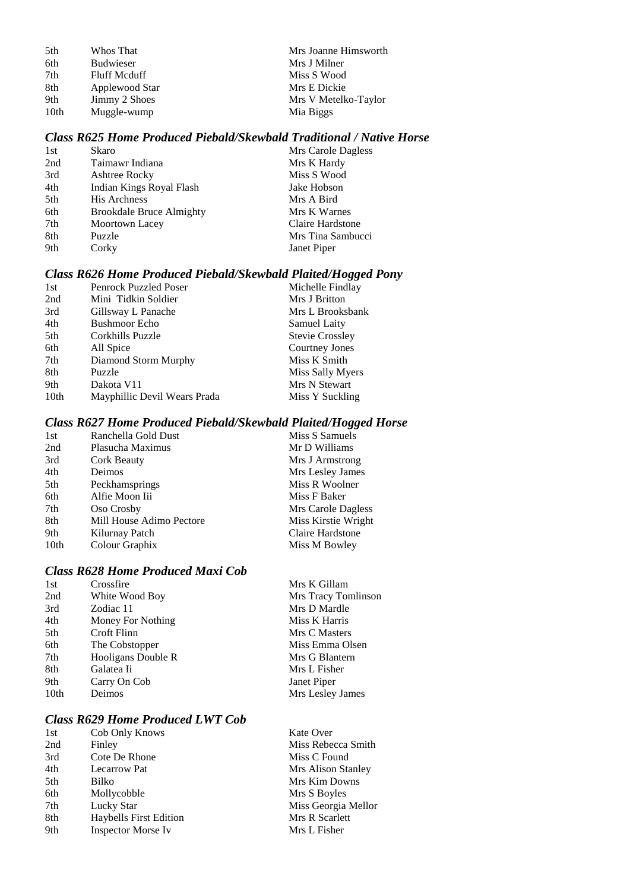| | | |
|---|---|---|
| 5th | Whos That | Mrs Joanne Himsworth |
| 6th | Budwieser | Mrs J Milner |
| 7th | Fluff Mcduff | Miss S Wood |
| 8th | Applewood Star | Mrs E Dickie |
| 9th | Jimmy 2 Shoes | Mrs V Metelko-Taylor |
| 10th | Muggle-wump | Mia Biggs |

### *Class R625 Home Produced Piebald/Skewbald Traditional / Native Horse*

| | | |
|---|---|---|
| 1st | Skaro | Mrs Carole Dagless |
| 2nd | Taimawr Indiana | Mrs K Hardy |
| 3rd | Ashtree Rocky | Miss S Wood |
| 4th | Indian Kings Royal Flash | Jake Hobson |
| 5th | His Archness | Mrs A Bird |
| 6th | Brookdale Bruce Almighty | Mrs K Warnes |
| 7th | Moortown Lacey | Claire Hardstone |
| 8th | Puzzle | Mrs Tina Sambucci |
| 9th | Corky | Janet Piper |

### *Class R626 Home Produced Piebald/Skewbald Plaited/Hogged Pony*

| | | |
|---|---|---|
| 1st | Penrock Puzzled Poser | Michelle Findlay |
| 2nd | Mini Tidkin Soldier | Mrs J Britton |
| 3rd | Gillsway L Panache | Mrs L Brooksbank |
| 4th | Bushmoor Echo | Samuel Laity |
| 5th | Corkhills Puzzle | Stevie Crossley |
| 6th | All Spice | Courtney Jones |
| 7th | Diamond Storm Murphy | Miss K Smith |
| 8th | Puzzle | Miss Sally Myers |
| 9th | Dakota V11 | Mrs N Stewart |
| 10th | Mayphillic Devil Wears Prada | Miss Y Suckling |

### *Class R627 Home Produced Piebald/Skewbald Plaited/Hogged Horse*

| | | |
|---|---|---|
| 1st | Ranchella Gold Dust | Miss S Samuels |
| 2nd | Plasucha Maximus | Mr D Williams |
| 3rd | Cork Beauty | Mrs J Armstrong |
| 4th | Deimos | Mrs Lesley James |
| 5th | Peckhamsprings | Miss R Woolner |
| 6th | Alfie Moon Iii | Miss F Baker |
| 7th | Oso Crosby | Mrs Carole Dagless |
| 8th | Mill House Adimo Pectore | Miss Kirstie Wright |
| 9th | Kilurnay Patch | Claire Hardstone |
| 10th | Colour Graphix | Miss M Bowley |

### *Class R628 Home Produced Maxi Cob*

| | | |
|---|---|---|
| 1st | Crossfire | Mrs K Gillam |
| 2nd | White Wood Boy | Mrs Tracy Tomlinson |
| 3rd | Zodiac 11 | Mrs D Mardle |
| 4th | Money For Nothing | Miss K Harris |
| 5th | Croft Flinn | Mrs C Masters |
| 6th | The Cobstopper | Miss Emma Olsen |
| 7th | Hooligans Double R | Mrs G Blantern |
| 8th | Galatea Ii | Mrs L Fisher |
| 9th | Carry On Cob | Janet Piper |
| 10th | Deimos | Mrs Lesley James |

### *Class R629 Home Produced LWT Cob*

| | | |
|---|---|---|
| 1st | Cob Only Knows | Kate Over |
| 2nd | Finley | Miss Rebecca Smith |
| 3rd | Cote De Rhone | Miss C Found |
| 4th | Lecarrow Pat | Mrs Alison Stanley |
| 5th | Bilko | Mrs Kim Downs |
| 6th | Mollycobble | Mrs S Boyles |
| 7th | Lucky Star | Miss Georgia Mellor |
| 8th | Haybells First Edition | Mrs R Scarlett |
| 9th | Inspector Morse Iv | Mrs L Fisher |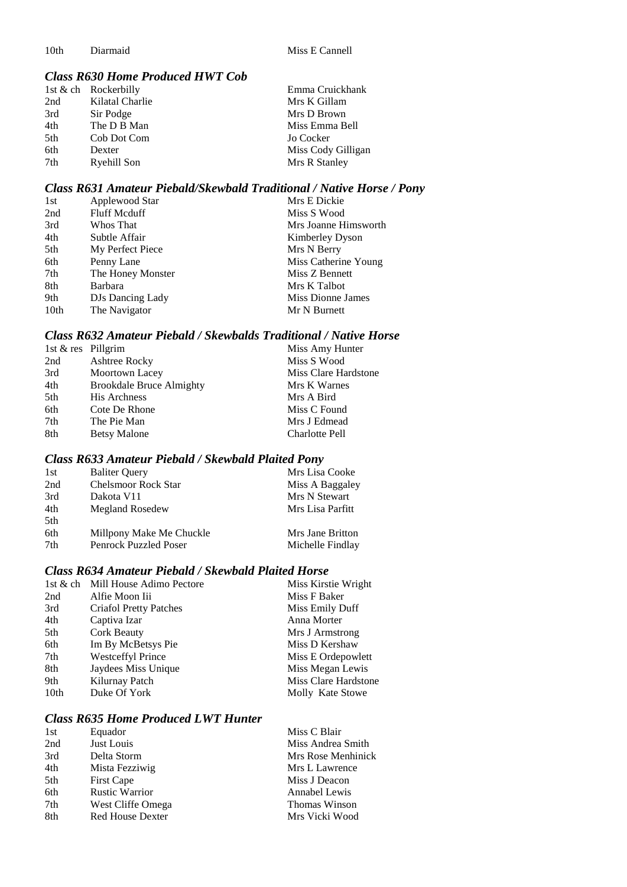| | | |
|---|---|---|
| 10th | Diarmaid | Miss E Cannell |

### *Class R630 Home Produced HWT Cob*

| | | |
|---|---|---|
| 1st & ch | Rockerbilly | Emma Cruickhank |
| 2nd | Kilatal Charlie | Mrs K Gillam |
| 3rd | Sir Podge | Mrs D Brown |
| 4th | The D B Man | Miss Emma Bell |
| 5th | Cob Dot Com | Jo Cocker |
| 6th | Dexter | Miss Cody Gilligan |
| 7th | Ryehill Son | Mrs R Stanley |

### *Class R631 Amateur Piebald/Skewbald Traditional / Native Horse / Pony*

| | | |
|---|---|---|
| 1st | Applewood Star | Mrs E Dickie |
| 2nd | Fluff Mcduff | Miss S Wood |
| 3rd | Whos That | Mrs Joanne Himsworth |
| 4th | Subtle Affair | Kimberley Dyson |
| 5th | My Perfect Piece | Mrs N Berry |
| 6th | Penny Lane | Miss Catherine Young |
| 7th | The Honey Monster | Miss Z Bennett |
| 8th | Barbara | Mrs K Talbot |
| 9th | DJs Dancing Lady | Miss Dionne James |
| 10th | The Navigator | Mr N Burnett |

### *Class R632 Amateur Piebald / Skewbalds Traditional / Native Horse*

| | | |
|---|---|---|
| 1st & res | Pillgrim | Miss Amy Hunter |
| 2nd | Ashtree Rocky | Miss S Wood |
| 3rd | Moortown Lacey | Miss Clare Hardstone |
| 4th | Brookdale Bruce Almighty | Mrs K Warnes |
| 5th | His Archness | Mrs A Bird |
| 6th | Cote De Rhone | Miss C Found |
| 7th | The Pie Man | Mrs J Edmead |
| 8th | Betsy Malone | Charlotte Pell |

### *Class R633 Amateur Piebald / Skewbald Plaited Pony*

| | | |
|---|---|---|
| 1st | Baliter Query | Mrs Lisa Cooke |
| 2nd | Chelsmoor Rock Star | Miss A Baggaley |
| 3rd | Dakota V11 | Mrs N Stewart |
| 4th | Megland Rosedew | Mrs Lisa Parfitt |
| 5th | | |
| 6th | Millpony Make Me Chuckle | Mrs Jane Britton |
| 7th | Penrock Puzzled Poser | Michelle Findlay |

### *Class R634 Amateur Piebald / Skewbald Plaited Horse*

| | | |
|---|---|---|
| 1st & ch | Mill House Adimo Pectore | Miss Kirstie Wright |
| 2nd | Alfie Moon Iii | Miss F Baker |
| 3rd | Criafol Pretty Patches | Miss Emily Duff |
| 4th | Captiva Izar | Anna Morter |
| 5th | Cork Beauty | Mrs J Armstrong |
| 6th | Im By McBetsys Pie | Miss D Kershaw |
| 7th | Westceffyl Prince | Miss E Ordepowlett |
| 8th | Jaydees Miss Unique | Miss Megan Lewis |
| 9th | Kilurnay Patch | Miss Clare Hardstone |
| 10th | Duke Of York | Molly Kate Stowe |

### *Class R635 Home Produced LWT Hunter*

| | | |
|---|---|---|
| 1st | Equador | Miss C Blair |
| 2nd | Just Louis | Miss Andrea Smith |
| 3rd | Delta Storm | Mrs Rose Menhinick |
| 4th | Mista Fezziwig | Mrs L Lawrence |
| 5th | First Cape | Miss J Deacon |
| 6th | Rustic Warrior | Annabel Lewis |
| 7th | West Cliffe Omega | Thomas Winson |
| 8th | Red House Dexter | Mrs Vicki Wood |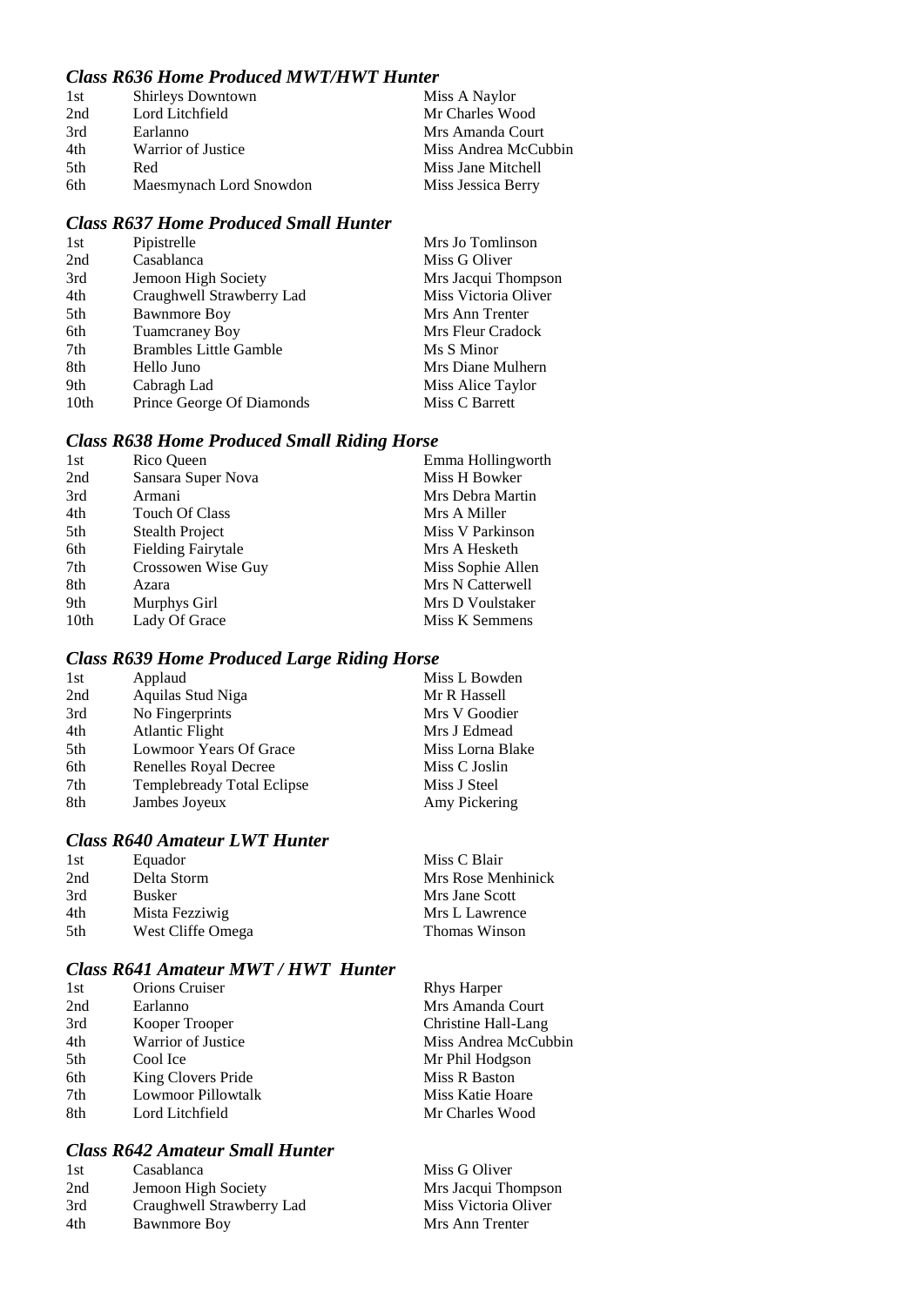### *Class R636 Home Produced MWT/HWT Hunter*

| | | |
|---|---|---|
| 1st | Shirleys Downtown | Miss A Naylor |
| 2nd | Lord Litchfield | Mr Charles Wood |
| 3rd | Earlanno | Mrs Amanda Court |
| 4th | Warrior of Justice | Miss Andrea McCubbin |
| 5th | Red | Miss Jane Mitchell |
| 6th | Maesmynach Lord Snowdon | Miss Jessica Berry |

### *Class R637 Home Produced Small Hunter*

| | | |
|---|---|---|
| 1st | Pipistrelle | Mrs Jo Tomlinson |
| 2nd | Casablanca | Miss G Oliver |
| 3rd | Jemoon High Society | Mrs Jacqui Thompson |
| 4th | Craughwell Strawberry Lad | Miss Victoria Oliver |
| 5th | Bawnmore Boy | Mrs Ann Trenter |
| 6th | Tuamcraney Boy | Mrs Fleur Cradock |
| 7th | Brambles Little Gamble | Ms S Minor |
| 8th | Hello Juno | Mrs Diane Mulhern |
| 9th | Cabragh Lad | Miss Alice Taylor |
| 10th | Prince George Of Diamonds | Miss C Barrett |

### *Class R638 Home Produced Small Riding Horse*

| | | |
|---|---|---|
| 1st | Rico Queen | Emma Hollingworth |
| 2nd | Sansara Super Nova | Miss H Bowker |
| 3rd | Armani | Mrs Debra Martin |
| 4th | Touch Of Class | Mrs A Miller |
| 5th | Stealth Project | Miss V Parkinson |
| 6th | Fielding Fairytale | Mrs A Hesketh |
| 7th | Crossowen Wise Guy | Miss Sophie Allen |
| 8th | Azara | Mrs N Catterwell |
| 9th | Murphys Girl | Mrs D Voulstaker |
| 10th | Lady Of Grace | Miss K Semmens |

### *Class R639 Home Produced Large Riding Horse*

| | | |
|---|---|---|
| 1st | Applaud | Miss L Bowden |
| 2nd | Aquilas Stud Niga | Mr R Hassell |
| 3rd | No Fingerprints | Mrs V Goodier |
| 4th | Atlantic Flight | Mrs J Edmead |
| 5th | Lowmoor Years Of Grace | Miss Lorna Blake |
| 6th | Renelles Royal Decree | Miss C Joslin |
| 7th | Templebready Total Eclipse | Miss J Steel |
| 8th | Jambes Joyeux | Amy Pickering |

### *Class R640 Amateur LWT Hunter*

| | | |
|---|---|---|
| 1st | Equador | Miss C Blair |
| 2nd | Delta Storm | Mrs Rose Menhinick |
| 3rd | Busker | Mrs Jane Scott |
| 4th | Mista Fezziwig | Mrs L Lawrence |
| 5th | West Cliffe Omega | Thomas Winson |

### *Class R641 Amateur MWT / HWT Hunter*

| | | |
|---|---|---|
| 1st | Orions Cruiser | Rhys Harper |
| 2nd | Earlanno | Mrs Amanda Court |
| 3rd | Kooper Trooper | Christine Hall-Lang |
| 4th | Warrior of Justice | Miss Andrea McCubbin |
| 5th | Cool Ice | Mr Phil Hodgson |
| 6th | King Clovers Pride | Miss R Baston |
| 7th | Lowmoor Pillowtalk | Miss Katie Hoare |
| 8th | Lord Litchfield | Mr Charles Wood |

### *Class R642 Amateur Small Hunter*

| | | |
|---|---|---|
| 1st | Casablanca | Miss G Oliver |
| 2nd | Jemoon High Society | Mrs Jacqui Thompson |
| 3rd | Craughwell Strawberry Lad | Miss Victoria Oliver |
| 4th | Bawnmore Boy | Mrs Ann Trenter |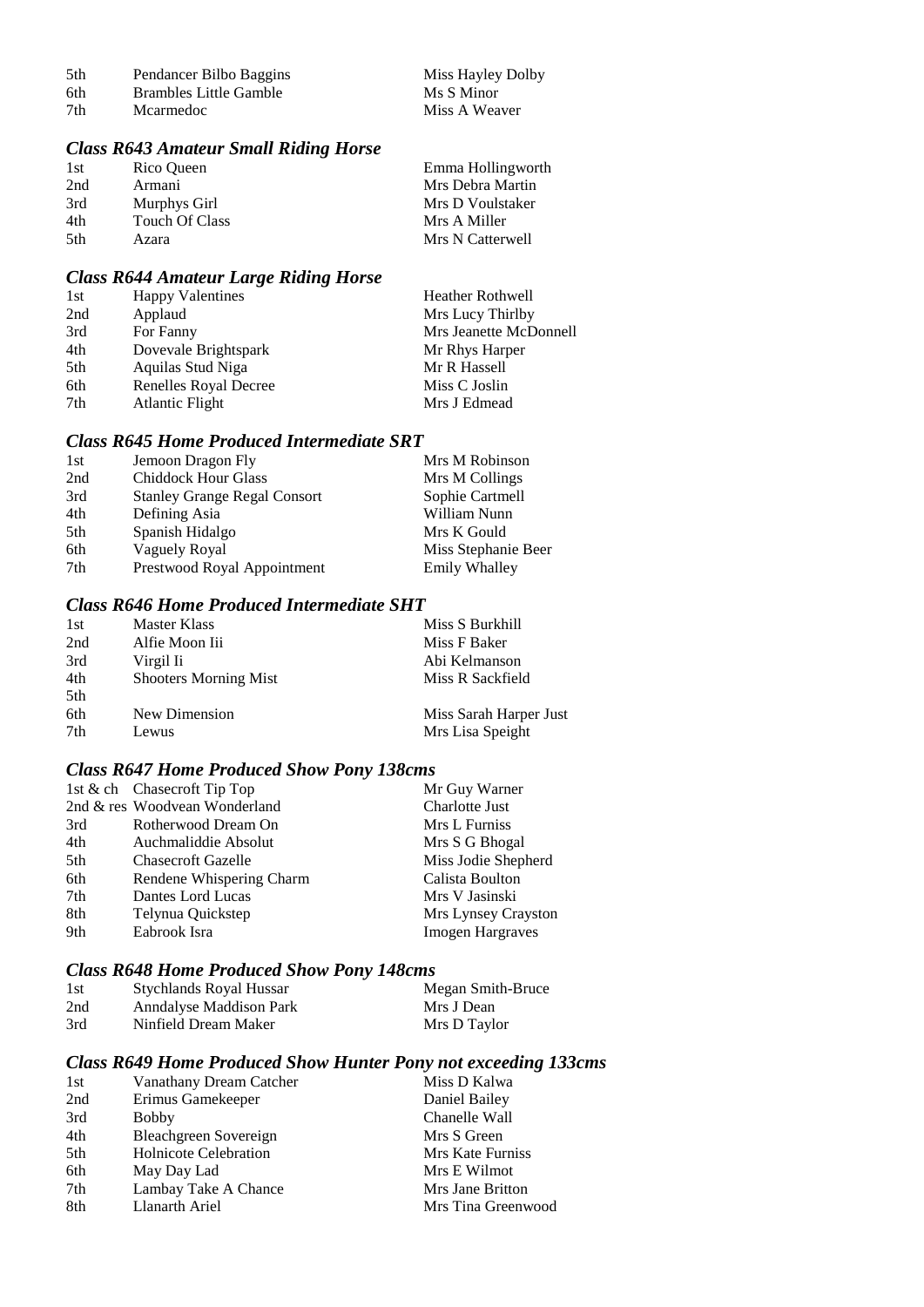| | | |
|---|---|---|
| 5th | Pendancer Bilbo Baggins | Miss Hayley Dolby |
| 6th | Brambles Little Gamble | Ms S Minor |
| 7th | Mcarmedoc | Miss A Weaver |

### *Class R643 Amateur Small Riding Horse*

| | | |
|---|---|---|
| 1st | Rico Queen | Emma Hollingworth |
| 2nd | Armani | Mrs Debra Martin |
| 3rd | Murphys Girl | Mrs D Voulstaker |
| 4th | Touch Of Class | Mrs A Miller |
| 5th | Azara | Mrs N Catterwell |

### *Class R644 Amateur Large Riding Horse*

| | | |
|---|---|---|
| 1st | Happy Valentines | Heather Rothwell |
| 2nd | Applaud | Mrs Lucy Thirlby |
| 3rd | For Fanny | Mrs Jeanette McDonnell |
| 4th | Dovevale Brightspark | Mr Rhys Harper |
| 5th | Aquilas Stud Niga | Mr R Hassell |
| 6th | Renelles Royal Decree | Miss C Joslin |
| 7th | Atlantic Flight | Mrs J Edmead |

### *Class R645 Home Produced Intermediate SRT*

| | | |
|---|---|---|
| 1st | Jemoon Dragon Fly | Mrs M Robinson |
| 2nd | Chiddock Hour Glass | Mrs M Collings |
| 3rd | Stanley Grange Regal Consort | Sophie Cartmell |
| 4th | Defining Asia | William Nunn |
| 5th | Spanish Hidalgo | Mrs K Gould |
| 6th | Vaguely Royal | Miss Stephanie Beer |
| 7th | Prestwood Royal Appointment | Emily Whalley |

### *Class R646 Home Produced Intermediate SHT*

| | | |
|---|---|---|
| 1st | Master Klass | Miss S Burkhill |
| 2nd | Alfie Moon Iii | Miss F Baker |
| 3rd | Virgil Ii | Abi Kelmanson |
| 4th | Shooters Morning Mist | Miss R Sackfield |
| 5th | | |
| 6th | New Dimension | Miss Sarah Harper Just |
| 7th | Lewus | Mrs Lisa Speight |

### *Class R647 Home Produced Show Pony 138cms*

| | | |
|---|---|---|
| 1st & ch | Chasecroft Tip Top | Mr Guy Warner |
| 2nd & res | Woodvean Wonderland | Charlotte Just |
| 3rd | Rotherwood Dream On | Mrs L Furniss |
| 4th | Auchmaliddie Absolut | Mrs S G Bhogal |
| 5th | Chasecroft Gazelle | Miss Jodie Shepherd |
| 6th | Rendene Whispering Charm | Calista Boulton |
| 7th | Dantes Lord Lucas | Mrs V Jasinski |
| 8th | Telynua Quickstep | Mrs Lynsey Crayston |
| 9th | Eabrook Isra | Imogen Hargraves |

### *Class R648 Home Produced Show Pony 148cms*

| | | |
|---|---|---|
| 1st | Stychlands Royal Hussar | Megan Smith-Bruce |
| 2nd | Anndalyse Maddison Park | Mrs J Dean |
| 3rd | Ninfield Dream Maker | Mrs D Taylor |

### *Class R649 Home Produced Show Hunter Pony not exceeding 133cms*

| | | |
|---|---|---|
| 1st | Vanathany Dream Catcher | Miss D Kalwa |
| 2nd | Erimus Gamekeeper | Daniel Bailey |
| 3rd | Bobby | Chanelle Wall |
| 4th | Bleachgreen Sovereign | Mrs S Green |
| 5th | Holnicote Celebration | Mrs Kate Furniss |
| 6th | May Day Lad | Mrs E Wilmot |
| 7th | Lambay Take A Chance | Mrs Jane Britton |
| 8th | Llanarth Ariel | Mrs Tina Greenwood |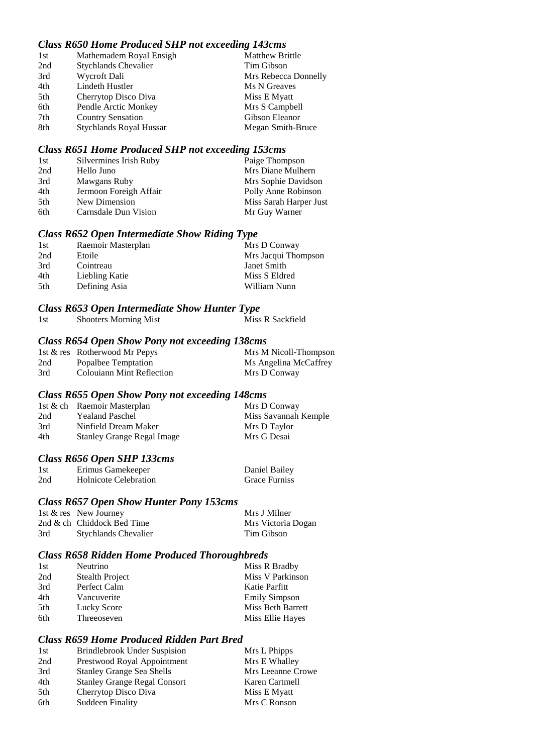### *Class R650 Home Produced SHP not exceeding 143cms*

| | | |
|---|---|---|
| 1st | Mathemadem Royal Ensigh | Matthew Brittle |
| 2nd | Stychlands Chevalier | Tim Gibson |
| 3rd | Wycroft Dali | Mrs Rebecca Donnelly |
| 4th | Lindeth Hustler | Ms N Greaves |
| 5th | Cherrytop Disco Diva | Miss E Myatt |
| 6th | Pendle Arctic Monkey | Mrs S Campbell |
| 7th | Country Sensation | Gibson Eleanor |
| 8th | Stychlands Royal Hussar | Megan Smith-Bruce |

### *Class R651 Home Produced SHP not exceeding 153cms*

| | | |
|---|---|---|
| 1st | Silvermines Irish Ruby | Paige Thompson |
| 2nd | Hello Juno | Mrs Diane Mulhern |
| 3rd | Mawgans Ruby | Mrs Sophie Davidson |
| 4th | Jermoon Foreigh Affair | Polly Anne Robinson |
| 5th | New Dimension | Miss Sarah Harper Just |
| 6th | Carnsdale Dun Vision | Mr Guy Warner |

### *Class R652 Open Intermediate Show Riding Type*

| | | |
|---|---|---|
| 1st | Raemoir Masterplan | Mrs D Conway |
| 2nd | Etoile | Mrs Jacqui Thompson |
| 3rd | Cointreau | Janet Smith |
| 4th | Liebling Katie | Miss S Eldred |
| 5th | Defining Asia | William Nunn |

### *Class R653 Open Intermediate Show Hunter Type*

| | | |
|---|---|---|
| 1st | Shooters Morning Mist | Miss R Sackfield |

### *Class R654 Open Show Pony not exceeding 138cms*

| | | |
|---|---|---|
| 1st & res | Rotherwood Mr Pepys | Mrs M Nicoll-Thompson |
| 2nd | Popalbee Temptation | Ms Angelina McCaffrey |
| 3rd | Colouiann Mint Reflection | Mrs D Conway |

### *Class R655 Open Show Pony not exceeding 148cms*

| | | |
|---|---|---|
| 1st & ch | Raemoir Masterplan | Mrs D Conway |
| 2nd | Yealand Paschel | Miss Savannah Kemple |
| 3rd | Ninfield Dream Maker | Mrs D Taylor |
| 4th | Stanley Grange Regal Image | Mrs G Desai |

### *Class R656 Open SHP 133cms*

| | | |
|---|---|---|
| 1st | Erimus Gamekeeper | Daniel Bailey |
| 2nd | Holnicote Celebration | Grace Furniss |

### *Class R657 Open Show Hunter Pony 153cms*

| | | |
|---|---|---|
| 1st & res | New Journey | Mrs J Milner |
| 2nd & ch | Chiddock Bed Time | Mrs Victoria Dogan |
| 3rd | Stychlands Chevalier | Tim Gibson |

### *Class R658 Ridden Home Produced Thoroughbreds*

| | | |
|---|---|---|
| 1st | Neutrino | Miss R Bradby |
| 2nd | Stealth Project | Miss V Parkinson |
| 3rd | Perfect Calm | Katie Parfitt |
| 4th | Vancuverite | Emily Simpson |
| 5th | Lucky Score | Miss Beth Barrett |
| 6th | Threeoseven | Miss Ellie Hayes |

### *Class R659 Home Produced Ridden Part Bred*

| | | |
|---|---|---|
| 1st | Brindlebrook Under Suspision | Mrs L Phipps |
| 2nd | Prestwood Royal Appointment | Mrs E Whalley |
| 3rd | Stanley Grange Sea Shells | Mrs Leeanne Crowe |
| 4th | Stanley Grange Regal Consort | Karen Cartmell |
| 5th | Cherrytop Disco Diva | Miss E Myatt |
| 6th | Suddeen Finality | Mrs C Ronson |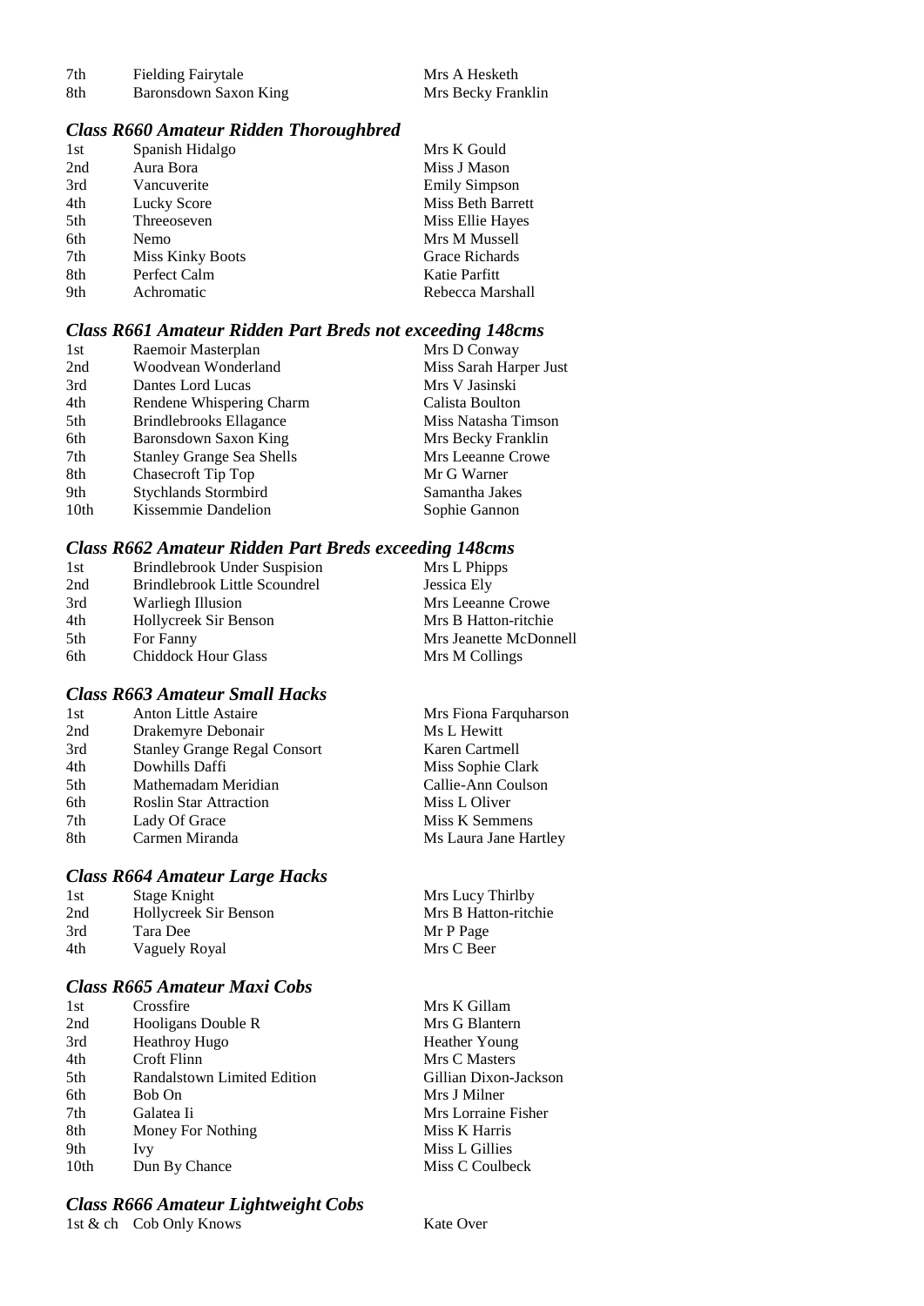| | | |
|---|---|---|
| 7th | Fielding Fairytale | Mrs A Hesketh |
| 8th | Baronsdown Saxon King | Mrs Becky Franklin |

### *Class R660 Amateur Ridden Thoroughbred*

| | | |
|---|---|---|
| 1st | Spanish Hidalgo | Mrs K Gould |
| 2nd | Aura Bora | Miss J Mason |
| 3rd | Vancuverite | Emily Simpson |
| 4th | Lucky Score | Miss Beth Barrett |
| 5th | Threeoseven | Miss Ellie Hayes |
| 6th | Nemo | Mrs M Mussell |
| 7th | Miss Kinky Boots | Grace Richards |
| 8th | Perfect Calm | Katie Parfitt |
| 9th | Achromatic | Rebecca Marshall |

### *Class R661 Amateur Ridden Part Breds not exceeding 148cms*

| | | |
|---|---|---|
| 1st | Raemoir Masterplan | Mrs D Conway |
| 2nd | Woodvean Wonderland | Miss Sarah Harper Just |
| 3rd | Dantes Lord Lucas | Mrs V Jasinski |
| 4th | Rendene Whispering Charm | Calista Boulton |
| 5th | Brindlebrooks Ellagance | Miss Natasha Timson |
| 6th | Baronsdown Saxon King | Mrs Becky Franklin |
| 7th | Stanley Grange Sea Shells | Mrs Leeanne Crowe |
| 8th | Chasecroft Tip Top | Mr G Warner |
| 9th | Stychlands Stormbird | Samantha Jakes |
| 10th | Kissemmie Dandelion | Sophie Gannon |

### *Class R662 Amateur Ridden Part Breds exceeding 148cms*

| | | |
|---|---|---|
| 1st | Brindlebrook Under Suspision | Mrs L Phipps |
| 2nd | Brindlebrook Little Scoundrel | Jessica Ely |
| 3rd | Warliegh Illusion | Mrs Leeanne Crowe |
| 4th | Hollycreek Sir Benson | Mrs B Hatton-ritchie |
| 5th | For Fanny | Mrs Jeanette McDonnell |
| 6th | Chiddock Hour Glass | Mrs M Collings |

### *Class R663 Amateur Small Hacks*

| | | |
|---|---|---|
| 1st | Anton Little Astaire | Mrs Fiona Farquharson |
| 2nd | Drakemyre Debonair | Ms L Hewitt |
| 3rd | Stanley Grange Regal Consort | Karen Cartmell |
| 4th | Dowhills Daffi | Miss Sophie Clark |
| 5th | Mathemadam Meridian | Callie-Ann Coulson |
| 6th | Roslin Star Attraction | Miss L Oliver |
| 7th | Lady Of Grace | Miss K Semmens |
| 8th | Carmen Miranda | Ms Laura Jane Hartley |

### *Class R664 Amateur Large Hacks*

| | | |
|---|---|---|
| 1st | Stage Knight | Mrs Lucy Thirlby |
| 2nd | Hollycreek Sir Benson | Mrs B Hatton-ritchie |
| 3rd | Tara Dee | Mr P Page |
| 4th | Vaguely Royal | Mrs C Beer |

### *Class R665 Amateur Maxi Cobs*

| | | |
|---|---|---|
| 1st | Crossfire | Mrs K Gillam |
| 2nd | Hooligans Double R | Mrs G Blantern |
| 3rd | Heathroy Hugo | Heather Young |
| 4th | Croft Flinn | Mrs C Masters |
| 5th | Randalstown Limited Edition | Gillian Dixon-Jackson |
| 6th | Bob On | Mrs J Milner |
| 7th | Galatea Ii | Mrs Lorraine Fisher |
| 8th | Money For Nothing | Miss K Harris |
| 9th | Ivy | Miss L Gillies |
| 10th | Dun By Chance | Miss C Coulbeck |

### *Class R666 Amateur Lightweight Cobs*

| | | |
|---|---|---|
| 1st & ch | Cob Only Knows | Kate Over |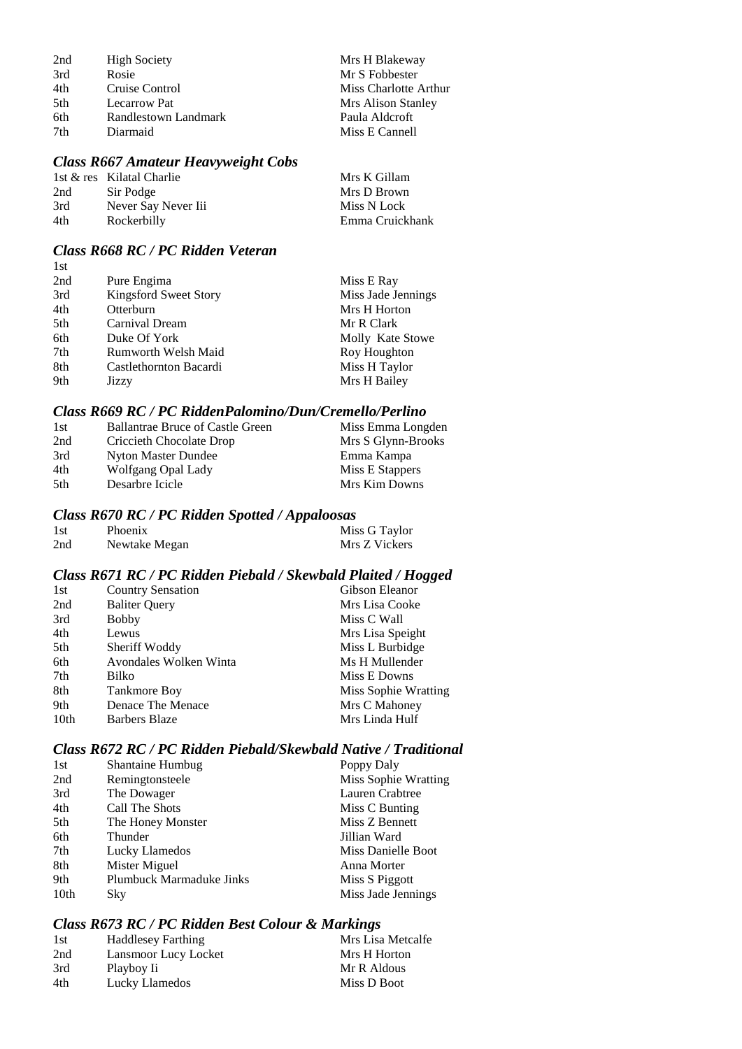| | | |
|---|---|---|
| 2nd | High Society | Mrs H Blakeway |
| 3rd | Rosie | Mr S Fobbester |
| 4th | Cruise Control | Miss Charlotte Arthur |
| 5th | Lecarrow Pat | Mrs Alison Stanley |
| 6th | Randlestown Landmark | Paula Aldcroft |
| 7th | Diarmaid | Miss E Cannell |

### *Class R667 Amateur Heavyweight Cobs*

| | | |
|---|---|---|
| 1st & res | Kilatal Charlie | Mrs K Gillam |
| 2nd | Sir Podge | Mrs D Brown |
| 3rd | Never Say Never Iii | Miss N Lock |
| 4th | Rockerbilly | Emma Cruickhank |

### *Class R668 RC / PC Ridden Veteran*

| | | |
|---|---|---|
| 1st | | |
| 2nd | Pure Engima | Miss E Ray |
| 3rd | Kingsford Sweet Story | Miss Jade Jennings |
| 4th | Otterburn | Mrs H Horton |
| 5th | Carnival Dream | Mr R Clark |
| 6th | Duke Of York | Molly Kate Stowe |
| 7th | Rumworth Welsh Maid | Roy Houghton |
| 8th | Castlethornton Bacardi | Miss H Taylor |
| 9th | Jizzy | Mrs H Bailey |

### *Class R669 RC / PC RiddenPalomino/Dun/Cremello/Perlino*

| | | |
|---|---|---|
| 1st | Ballantrae Bruce of Castle Green | Miss Emma Longden |
| 2nd | Criccieth Chocolate Drop | Mrs S Glynn-Brooks |
| 3rd | Nyton Master Dundee | Emma Kampa |
| 4th | Wolfgang Opal Lady | Miss E Stappers |
| 5th | Desarbre Icicle | Mrs Kim Downs |

### *Class R670 RC / PC Ridden Spotted / Appaloosas*

| | | |
|---|---|---|
| 1st | Phoenix | Miss G Taylor |
| 2nd | Newtake Megan | Mrs Z Vickers |

### *Class R671 RC / PC Ridden Piebald / Skewbald Plaited / Hogged*

| | | |
|---|---|---|
| 1st | Country Sensation | Gibson Eleanor |
| 2nd | Baliter Query | Mrs Lisa Cooke |
| 3rd | Bobby | Miss C Wall |
| 4th | Lewus | Mrs Lisa Speight |
| 5th | Sheriff Woddy | Miss L Burbidge |
| 6th | Avondales Wolken Winta | Ms H Mullender |
| 7th | Bilko | Miss E Downs |
| 8th | Tankmore Boy | Miss Sophie Wratting |
| 9th | Denace The Menace | Mrs C Mahoney |
| 10th | Barbers Blaze | Mrs Linda Hulf |

### *Class R672 RC / PC Ridden Piebald/Skewbald Native / Traditional*

| | | |
|---|---|---|
| 1st | Shantaine Humbug | Poppy Daly |
| 2nd | Remingtonsteele | Miss Sophie Wratting |
| 3rd | The Dowager | Lauren Crabtree |
| 4th | Call The Shots | Miss C Bunting |
| 5th | The Honey Monster | Miss Z Bennett |
| 6th | Thunder | Jillian Ward |
| 7th | Lucky Llamedos | Miss Danielle Boot |
| 8th | Mister Miguel | Anna Morter |
| 9th | Plumbuck Marmaduke Jinks | Miss S Piggott |
| 10th | Sky | Miss Jade Jennings |

### *Class R673 RC / PC Ridden Best Colour & Markings*

| | | |
|---|---|---|
| 1st | Haddlesey Farthing | Mrs Lisa Metcalfe |
| 2nd | Lansmoor Lucy Locket | Mrs H Horton |
| 3rd | Playboy Ii | Mr R Aldous |
| 4th | Lucky Llamedos | Miss D Boot |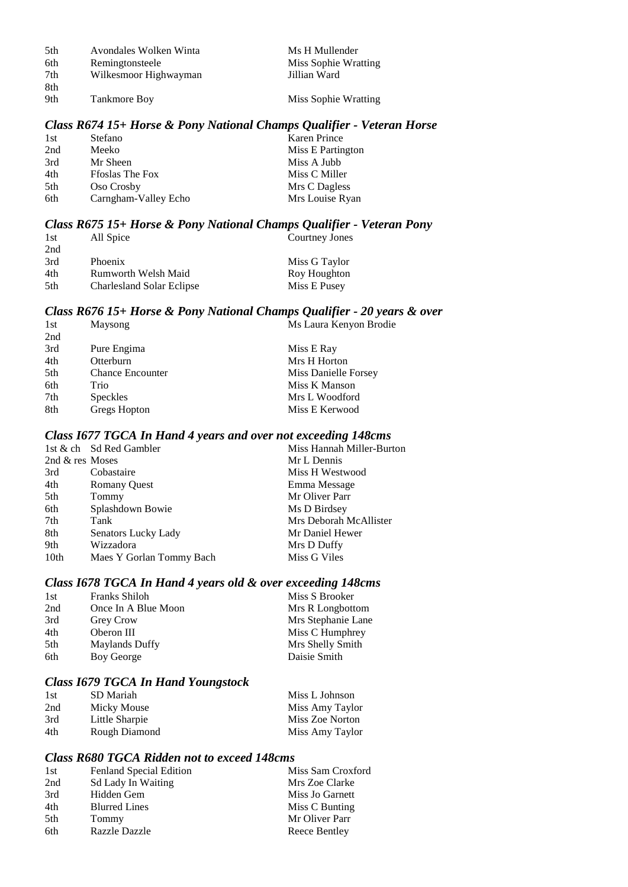| | | |
|---|---|---|
| 5th | Avondales Wolken Winta | Ms H Mullender |
| 6th | Remingtonsteele | Miss Sophie Wratting |
| 7th | Wilkesmoor Highwayman | Jillian Ward |
| 8th | | |
| 9th | Tankmore Boy | Miss Sophie Wratting |

### *Class R674 15+ Horse & Pony National Champs Qualifier - Veteran Horse*

| | | |
|---|---|---|
| 1st | Stefano | Karen Prince |
| 2nd | Meeko | Miss E Partington |
| 3rd | Mr Sheen | Miss A Jubb |
| 4th | Ffoslas The Fox | Miss C Miller |
| 5th | Oso Crosby | Mrs C Dagless |
| 6th | Carngham-Valley Echo | Mrs Louise Ryan |

### *Class R675 15+ Horse & Pony National Champs Qualifier - Veteran Pony*

| | | |
|---|---|---|
| 1st | All Spice | Courtney Jones |
| 2nd | | |
| 3rd | Phoenix | Miss G Taylor |
| 4th | Rumworth Welsh Maid | Roy Houghton |
| 5th | Charlesland Solar Eclipse | Miss E Pusey |

### *Class R676 15+ Horse & Pony National Champs Qualifier - 20 years & over*

| | | |
|---|---|---|
| 1st | Maysong | Ms Laura Kenyon Brodie |
| 2nd | | |
| 3rd | Pure Engima | Miss E Ray |
| 4th | Otterburn | Mrs H Horton |
| 5th | Chance Encounter | Miss Danielle Forsey |
| 6th | Trio | Miss K Manson |
| 7th | Speckles | Mrs L Woodford |
| 8th | Gregs Hopton | Miss E Kerwood |

### *Class I677 TGCA In Hand 4 years and over not exceeding 148cms*

| | | |
|---|---|---|
| 1st & ch | Sd Red Gambler | Miss Hannah Miller-Burton |
| 2nd & res | Moses | Mr L Dennis |
| 3rd | Cobastaire | Miss H Westwood |
| 4th | Romany Quest | Emma Message |
| 5th | Tommy | Mr Oliver Parr |
| 6th | Splashdown Bowie | Ms D Birdsey |
| 7th | Tank | Mrs Deborah McAllister |
| 8th | Senators Lucky Lady | Mr Daniel Hewer |
| 9th | Wizzadora | Mrs D Duffy |
| 10th | Maes Y Gorlan Tommy Bach | Miss G Viles |

### *Class I678 TGCA In Hand 4 years old & over exceeding 148cms*

| | | |
|---|---|---|
| 1st | Franks Shiloh | Miss S Brooker |
| 2nd | Once In A Blue Moon | Mrs R Longbottom |
| 3rd | Grey Crow | Mrs Stephanie Lane |
| 4th | Oberon III | Miss C Humphrey |
| 5th | Maylands Duffy | Mrs Shelly Smith |
| 6th | Boy George | Daisie Smith |

### *Class I679 TGCA In Hand Youngstock*

| | | |
|---|---|---|
| 1st | SD Mariah | Miss L Johnson |
| 2nd | Micky Mouse | Miss Amy Taylor |
| 3rd | Little Sharpie | Miss Zoe Norton |
| 4th | Rough Diamond | Miss Amy Taylor |

### *Class R680 TGCA Ridden not to exceed 148cms*

| | | |
|---|---|---|
| 1st | Fenland Special Edition | Miss Sam Croxford |
| 2nd | Sd Lady In Waiting | Mrs Zoe Clarke |
| 3rd | Hidden Gem | Miss Jo Garnett |
| 4th | Blurred Lines | Miss C Bunting |
| 5th | Tommy | Mr Oliver Parr |
| 6th | Razzle Dazzle | Reece Bentley |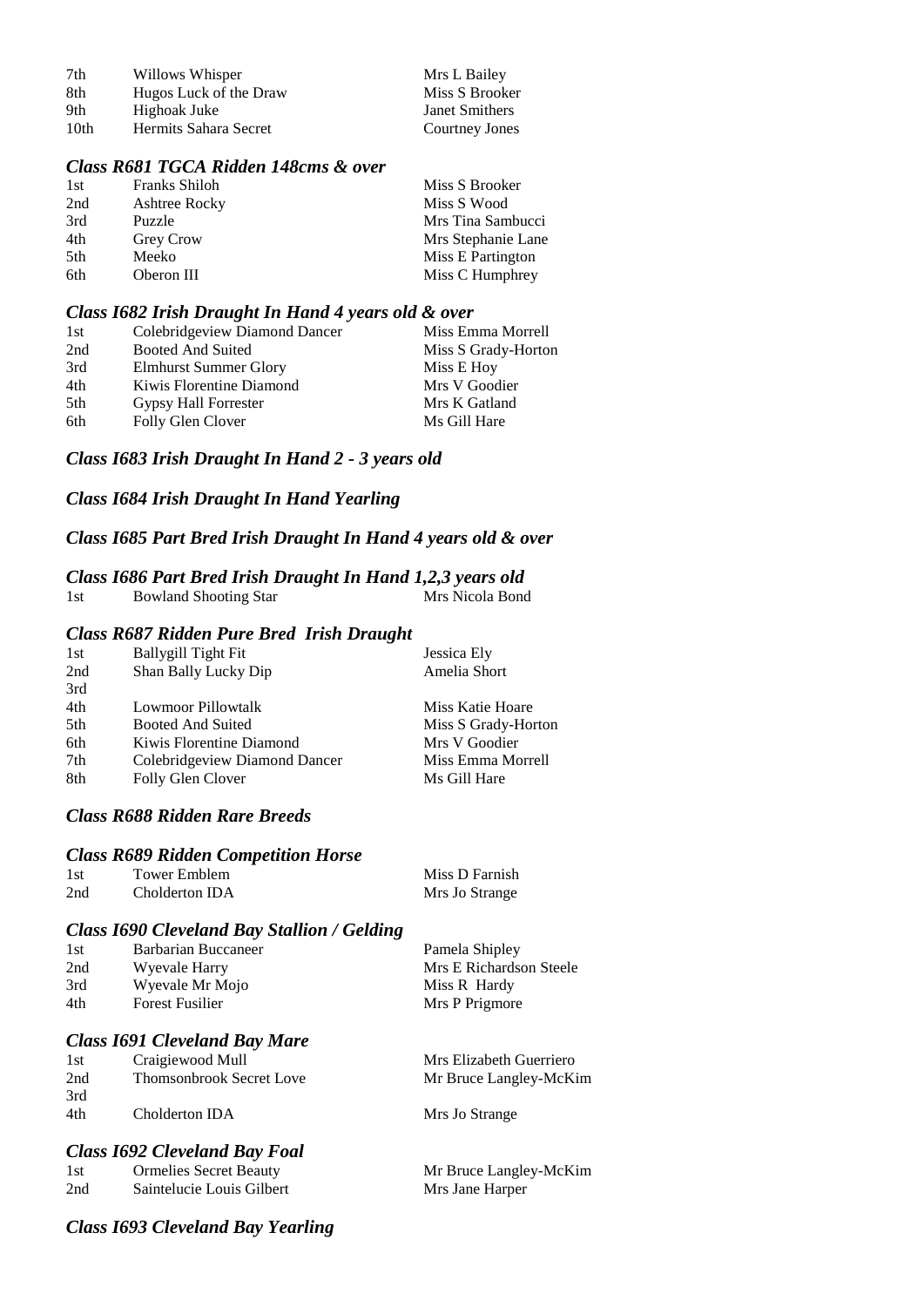| | | |
|---|---|---|
| 7th | Willows Whisper | Mrs L Bailey |
| 8th | Hugos Luck of the Draw | Miss S Brooker |
| 9th | Highoak Juke | Janet Smithers |
| 10th | Hermits Sahara Secret | Courtney Jones |

### *Class R681 TGCA Ridden 148cms & over*

| | | |
|---|---|---|
| 1st | Franks Shiloh | Miss S Brooker |
| 2nd | Ashtree Rocky | Miss S Wood |
| 3rd | Puzzle | Mrs Tina Sambucci |
| 4th | Grey Crow | Mrs Stephanie Lane |
| 5th | Meeko | Miss E Partington |
| 6th | Oberon III | Miss C Humphrey |

### *Class I682 Irish Draught In Hand 4 years old & over*

| | | |
|---|---|---|
| 1st | Colebridgeview Diamond Dancer | Miss Emma Morrell |
| 2nd | Booted And Suited | Miss S Grady-Horton |
| 3rd | Elmhurst Summer Glory | Miss E Hoy |
| 4th | Kiwis Florentine Diamond | Mrs V Goodier |
| 5th | Gypsy Hall Forrester | Mrs K Gatland |
| 6th | Folly Glen Clover | Ms Gill Hare |

### *Class I683 Irish Draught In Hand 2 - 3 years old*

### *Class I684 Irish Draught In Hand Yearling*

### *Class I685 Part Bred Irish Draught In Hand 4 years old & over*

### *Class I686 Part Bred Irish Draught In Hand 1,2,3 years old*

| | | |
|---|---|---|
| 1st | Bowland Shooting Star | Mrs Nicola Bond |

### *Class R687 Ridden Pure Bred Irish Draught*

| | | |
|---|---|---|
| 1st | Ballygill Tight Fit | Jessica Ely |
| 2nd | Shan Bally Lucky Dip | Amelia Short |
| 3rd | | |
| 4th | Lowmoor Pillowtalk | Miss Katie Hoare |
| 5th | Booted And Suited | Miss S Grady-Horton |
| 6th | Kiwis Florentine Diamond | Mrs V Goodier |
| 7th | Colebridgeview Diamond Dancer | Miss Emma Morrell |
| 8th | Folly Glen Clover | Ms Gill Hare |

### *Class R688 Ridden Rare Breeds*

### *Class R689 Ridden Competition Horse*

| | | |
|---|---|---|
| 1st | Tower Emblem | Miss D Farnish |
| 2nd | Cholderton IDA | Mrs Jo Strange |

### *Class I690 Cleveland Bay Stallion / Gelding*

| | | |
|---|---|---|
| 1st | Barbarian Buccaneer | Pamela Shipley |
| 2nd | Wyevale Harry | Mrs E Richardson Steele |
| 3rd | Wyevale Mr Mojo | Miss R Hardy |
| 4th | Forest Fusilier | Mrs P Prigmore |

### *Class I691 Cleveland Bay Mare*

| | | |
|---|---|---|
| 1st | Craigiewood Mull | Mrs Elizabeth Guerriero |
| 2nd | Thomsonbrook Secret Love | Mr Bruce Langley-McKim |
| 3rd | | |
| 4th | Cholderton IDA | Mrs Jo Strange |

### *Class I692 Cleveland Bay Foal*

| | | |
|---|---|---|
| 1st | Ormelies Secret Beauty | Mr Bruce Langley-McKim |
| 2nd | Saintelucie Louis Gilbert | Mrs Jane Harper |

### *Class I693 Cleveland Bay Yearling*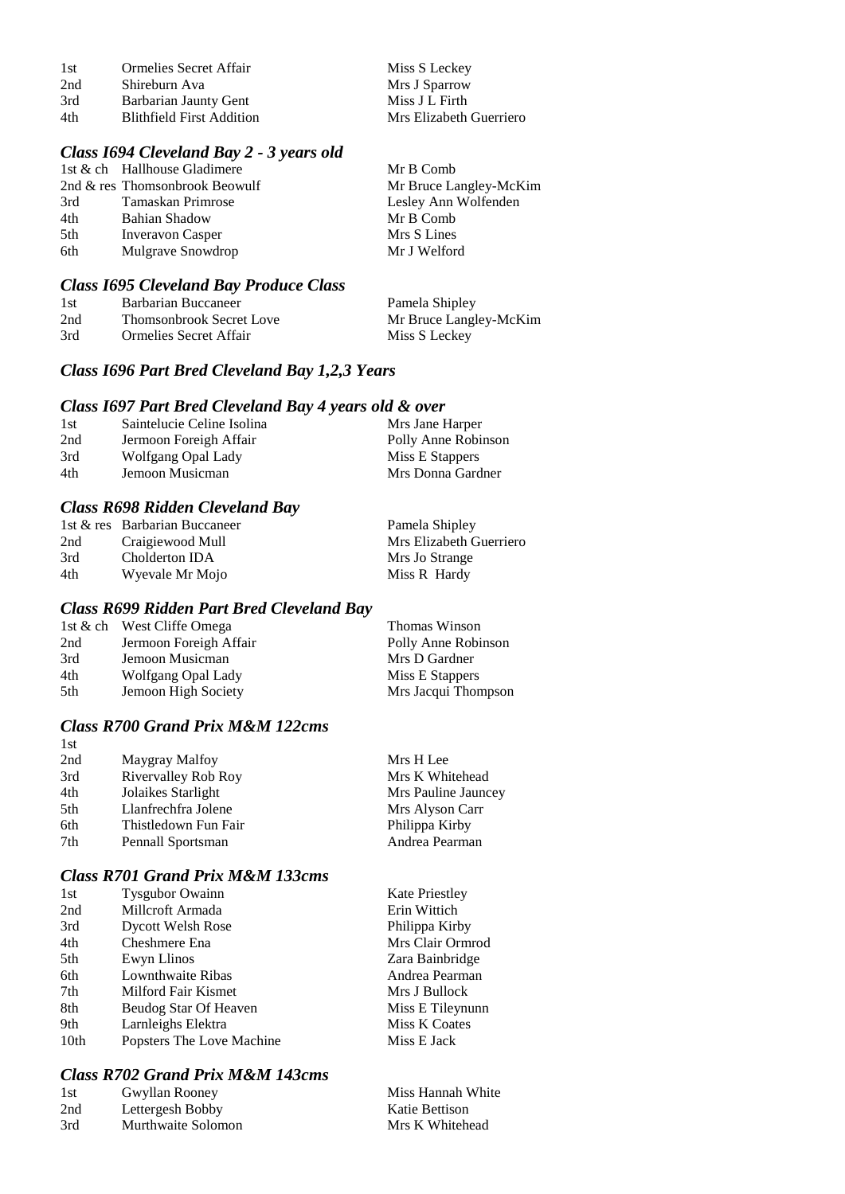| | | |
|---|---|---|
| 1st | Ormelies Secret Affair | Miss S Leckey |
| 2nd | Shireburn Ava | Mrs J Sparrow |
| 3rd | Barbarian Jaunty Gent | Miss J L Firth |
| 4th | Blithfield First Addition | Mrs Elizabeth Guerriero |

### *Class I694 Cleveland Bay 2 - 3 years old*

| | | |
|---|---|---|
| 1st & ch | Hallhouse Gladimere | Mr B Comb |
| 2nd & res | Thomsonbrook Beowulf | Mr Bruce Langley-McKim |
| 3rd | Tamaskan Primrose | Lesley Ann Wolfenden |
| 4th | Bahian Shadow | Mr B Comb |
| 5th | Inveravon Casper | Mrs S Lines |
| 6th | Mulgrave Snowdrop | Mr J Welford |

### *Class I695 Cleveland Bay Produce Class*

| | | |
|---|---|---|
| 1st | Barbarian Buccaneer | Pamela Shipley |
| 2nd | Thomsonbrook Secret Love | Mr Bruce Langley-McKim |
| 3rd | Ormelies Secret Affair | Miss S Leckey |

### *Class I696 Part Bred Cleveland Bay 1,2,3 Years*

### *Class I697 Part Bred Cleveland Bay 4 years old & over*

| | | |
|---|---|---|
| 1st | Saintelucie Celine Isolina | Mrs Jane Harper |
| 2nd | Jermoon Foreigh Affair | Polly Anne Robinson |
| 3rd | Wolfgang Opal Lady | Miss E Stappers |
| 4th | Jemoon Musicman | Mrs Donna Gardner |

### *Class R698 Ridden Cleveland Bay*

| | | |
|---|---|---|
| 1st & res | Barbarian Buccaneer | Pamela Shipley |
| 2nd | Craigiewood Mull | Mrs Elizabeth Guerriero |
| 3rd | Cholderton IDA | Mrs Jo Strange |
| 4th | Wyevale Mr Mojo | Miss R Hardy |

### *Class R699 Ridden Part Bred Cleveland Bay*

| | | |
|---|---|---|
| 1st & ch | West Cliffe Omega | Thomas Winson |
| 2nd | Jermoon Foreigh Affair | Polly Anne Robinson |
| 3rd | Jemoon Musicman | Mrs D Gardner |
| 4th | Wolfgang Opal Lady | Miss E Stappers |
| 5th | Jemoon High Society | Mrs Jacqui Thompson |

### *Class R700 Grand Prix M&M 122cms*

| | | |
|---|---|---|
| 1st | | |
| 2nd | Maygray Malfoy | Mrs H Lee |
| 3rd | Rivervalley Rob Roy | Mrs K Whitehead |
| 4th | Jolaikes Starlight | Mrs Pauline Jauncey |
| 5th | Llanfrechfra Jolene | Mrs Alyson Carr |
| 6th | Thistledown Fun Fair | Philippa Kirby |
| 7th | Pennall Sportsman | Andrea Pearman |

### *Class R701 Grand Prix M&M 133cms*

| | | |
|---|---|---|
| 1st | Tysgubor Owainn | Kate Priestley |
| 2nd | Millcroft Armada | Erin Wittich |
| 3rd | Dycott Welsh Rose | Philippa Kirby |
| 4th | Cheshmere Ena | Mrs Clair Ormrod |
| 5th | Ewyn Llinos | Zara Bainbridge |
| 6th | Lownthwaite Ribas | Andrea Pearman |
| 7th | Milford Fair Kismet | Mrs J Bullock |
| 8th | Beudog Star Of Heaven | Miss E Tileynunn |
| 9th | Larnleighs Elektra | Miss K Coates |
| 10th | Popsters The Love Machine | Miss E Jack |

### *Class R702 Grand Prix M&M 143cms*

| | | |
|---|---|---|
| 1st | Gwyllan Rooney | Miss Hannah White |
| 2nd | Lettergesh Bobby | Katie Bettison |
| 3rd | Murthwaite Solomon | Mrs K Whitehead |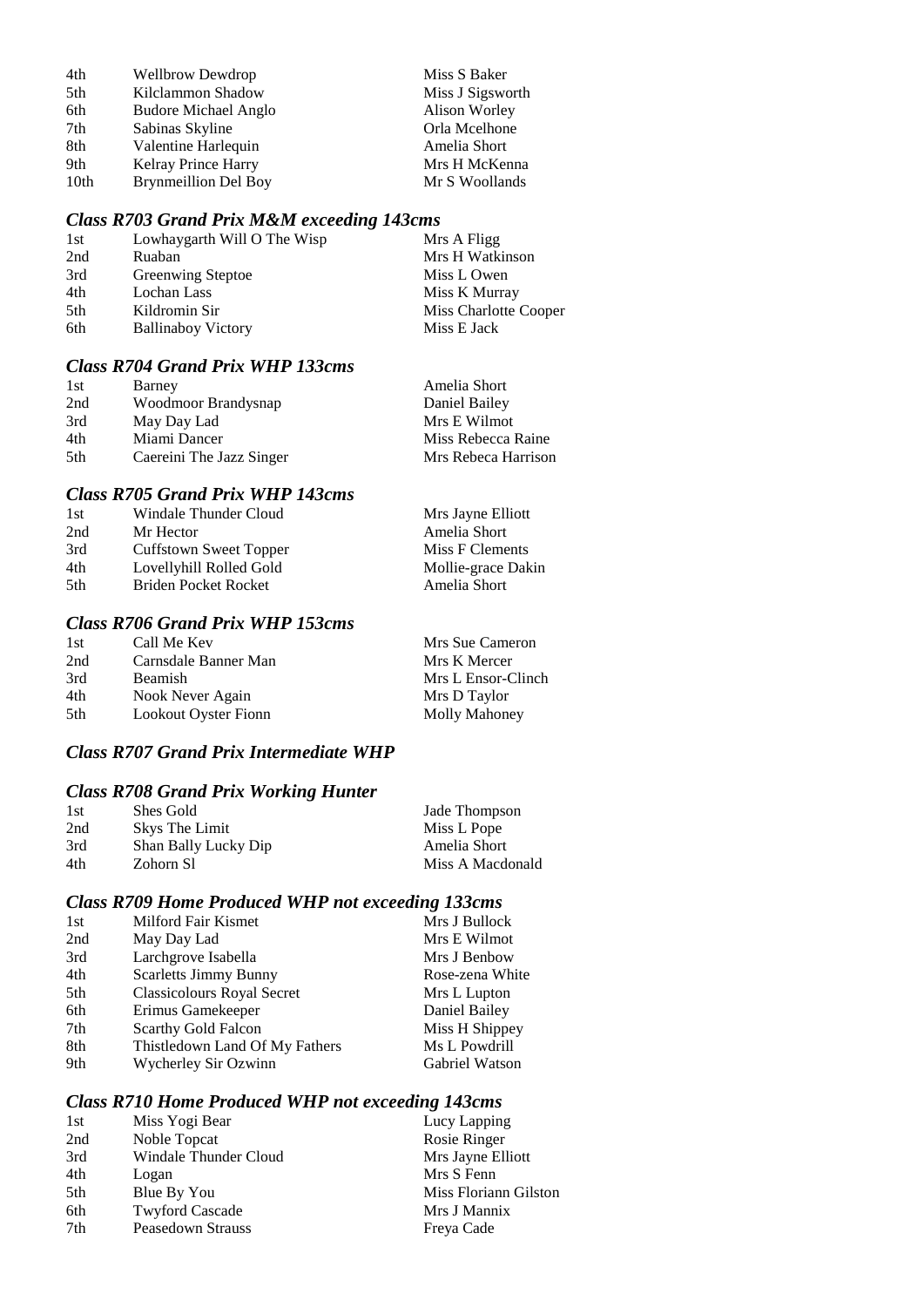| | | |
|---|---|---|
| 4th | Wellbrow Dewdrop | Miss S Baker |
| 5th | Kilclammon Shadow | Miss J Sigsworth |
| 6th | Budore Michael Anglo | Alison Worley |
| 7th | Sabinas Skyline | Orla Mcelhone |
| 8th | Valentine Harlequin | Amelia Short |
| 9th | Kelray Prince Harry | Mrs H McKenna |
| 10th | Brynmeillion Del Boy | Mr S Woollands |

### *Class R703 Grand Prix M&M exceeding 143cms*

| | | |
|---|---|---|
| 1st | Lowhaygarth Will O The Wisp | Mrs A Fligg |
| 2nd | Ruaban | Mrs H Watkinson |
| 3rd | Greenwing Steptoe | Miss L Owen |
| 4th | Lochan Lass | Miss K Murray |
| 5th | Kildromin Sir | Miss Charlotte Cooper |
| 6th | Ballinaboy Victory | Miss E Jack |

### *Class R704 Grand Prix WHP 133cms*

| | | |
|---|---|---|
| 1st | Barney | Amelia Short |
| 2nd | Woodmoor Brandysnap | Daniel Bailey |
| 3rd | May Day Lad | Mrs E Wilmot |
| 4th | Miami Dancer | Miss Rebecca Raine |
| 5th | Caereini The Jazz Singer | Mrs Rebeca Harrison |

### *Class R705 Grand Prix WHP 143cms*

| | | |
|---|---|---|
| 1st | Windale Thunder Cloud | Mrs Jayne Elliott |
| 2nd | Mr Hector | Amelia Short |
| 3rd | Cuffstown Sweet Topper | Miss F Clements |
| 4th | Lovellyhill Rolled Gold | Mollie-grace Dakin |
| 5th | Briden Pocket Rocket | Amelia Short |

### *Class R706 Grand Prix WHP 153cms*

| | | |
|---|---|---|
| 1st | Call Me Kev | Mrs Sue Cameron |
| 2nd | Carnsdale Banner Man | Mrs K Mercer |
| 3rd | Beamish | Mrs L Ensor-Clinch |
| 4th | Nook Never Again | Mrs D Taylor |
| 5th | Lookout Oyster Fionn | Molly Mahoney |

### *Class R707 Grand Prix Intermediate WHP*

### *Class R708 Grand Prix Working Hunter*

| | | |
|---|---|---|
| 1st | Shes Gold | Jade Thompson |
| 2nd | Skys The Limit | Miss L Pope |
| 3rd | Shan Bally Lucky Dip | Amelia Short |
| 4th | Zohorn Sl | Miss A Macdonald |

### *Class R709 Home Produced WHP not exceeding 133cms*

| | | |
|---|---|---|
| 1st | Milford Fair Kismet | Mrs J Bullock |
| 2nd | May Day Lad | Mrs E Wilmot |
| 3rd | Larchgrove Isabella | Mrs J Benbow |
| 4th | Scarletts Jimmy Bunny | Rose-zena White |
| 5th | Classicolours Royal Secret | Mrs L Lupton |
| 6th | Erimus Gamekeeper | Daniel Bailey |
| 7th | Scarthy Gold Falcon | Miss H Shippey |
| 8th | Thistledown Land Of My Fathers | Ms L Powdrill |
| 9th | Wycherley Sir Ozwinn | Gabriel Watson |

### *Class R710 Home Produced WHP not exceeding 143cms*

| | | |
|---|---|---|
| 1st | Miss Yogi Bear | Lucy Lapping |
| 2nd | Noble Topcat | Rosie Ringer |
| 3rd | Windale Thunder Cloud | Mrs Jayne Elliott |
| 4th | Logan | Mrs S Fenn |
| 5th | Blue By You | Miss Floriann Gilston |
| 6th | Twyford Cascade | Mrs J Mannix |
| 7th | Peasedown Strauss | Freya Cade |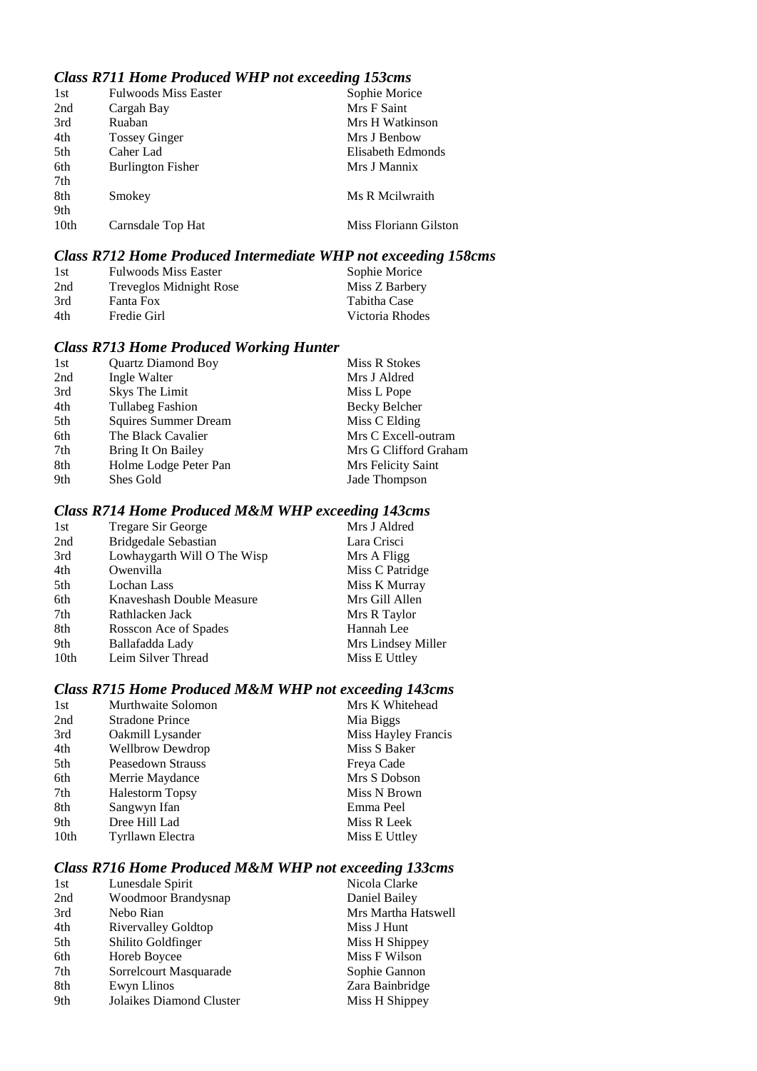### *Class R711 Home Produced WHP not exceeding 153cms*

| | | |
|---|---|---|
| 1st | Fulwoods Miss Easter | Sophie Morice |
| 2nd | Cargah Bay | Mrs F Saint |
| 3rd | Ruaban | Mrs H Watkinson |
| 4th | Tossey Ginger | Mrs J Benbow |
| 5th | Caher Lad | Elisabeth Edmonds |
| 6th | Burlington Fisher | Mrs J Mannix |
| 7th | | |
| 8th | Smokey | Ms R Mcilwraith |
| 9th | | |
| 10th | Carnsdale Top Hat | Miss Floriann Gilston |

### *Class R712 Home Produced Intermediate WHP not exceeding 158cms*

| | | |
|---|---|---|
| 1st | Fulwoods Miss Easter | Sophie Morice |
| 2nd | Treveglos Midnight Rose | Miss Z Barbery |
| 3rd | Fanta Fox | Tabitha Case |
| 4th | Fredie Girl | Victoria Rhodes |

### *Class R713 Home Produced Working Hunter*

| | | |
|---|---|---|
| 1st | Quartz Diamond Boy | Miss R Stokes |
| 2nd | Ingle Walter | Mrs J Aldred |
| 3rd | Skys The Limit | Miss L Pope |
| 4th | Tullabeg Fashion | Becky Belcher |
| 5th | Squires Summer Dream | Miss C Elding |
| 6th | The Black Cavalier | Mrs C Excell-outram |
| 7th | Bring It On Bailey | Mrs G Clifford Graham |
| 8th | Holme Lodge Peter Pan | Mrs Felicity Saint |
| 9th | Shes Gold | Jade Thompson |

### *Class R714 Home Produced M&M WHP exceeding 143cms*

| | | |
|---|---|---|
| 1st | Tregare Sir George | Mrs J Aldred |
| 2nd | Bridgedale Sebastian | Lara Crisci |
| 3rd | Lowhaygarth Will O The Wisp | Mrs A Fligg |
| 4th | Owenvilla | Miss C Patridge |
| 5th | Lochan Lass | Miss K Murray |
| 6th | Knaveshash Double Measure | Mrs Gill Allen |
| 7th | Rathlacken Jack | Mrs R Taylor |
| 8th | Rosscon Ace of Spades | Hannah Lee |
| 9th | Ballafadda Lady | Mrs Lindsey Miller |
| 10th | Leim Silver Thread | Miss E Uttley |

### *Class R715 Home Produced M&M WHP not exceeding 143cms*

| | | |
|---|---|---|
| 1st | Murthwaite Solomon | Mrs K Whitehead |
| 2nd | Stradone Prince | Mia Biggs |
| 3rd | Oakmill Lysander | Miss Hayley Francis |
| 4th | Wellbrow Dewdrop | Miss S Baker |
| 5th | Peasedown Strauss | Freya Cade |
| 6th | Merrie Maydance | Mrs S Dobson |
| 7th | Halestorm Topsy | Miss N Brown |
| 8th | Sangwyn Ifan | Emma Peel |
| 9th | Dree Hill Lad | Miss R Leek |
| 10th | Tyrllawn Electra | Miss E Uttley |

### *Class R716 Home Produced M&M WHP not exceeding 133cms*

| | | |
|---|---|---|
| 1st | Lunesdale Spirit | Nicola Clarke |
| 2nd | Woodmoor Brandysnap | Daniel Bailey |
| 3rd | Nebo Rian | Mrs Martha Hatswell |
| 4th | Rivervalley Goldtop | Miss J Hunt |
| 5th | Shilito Goldfinger | Miss H Shippey |
| 6th | Horeb Boycee | Miss F Wilson |
| 7th | Sorrelcourt Masquarade | Sophie Gannon |
| 8th | Ewyn Llinos | Zara Bainbridge |
| 9th | Jolaikes Diamond Cluster | Miss H Shippey |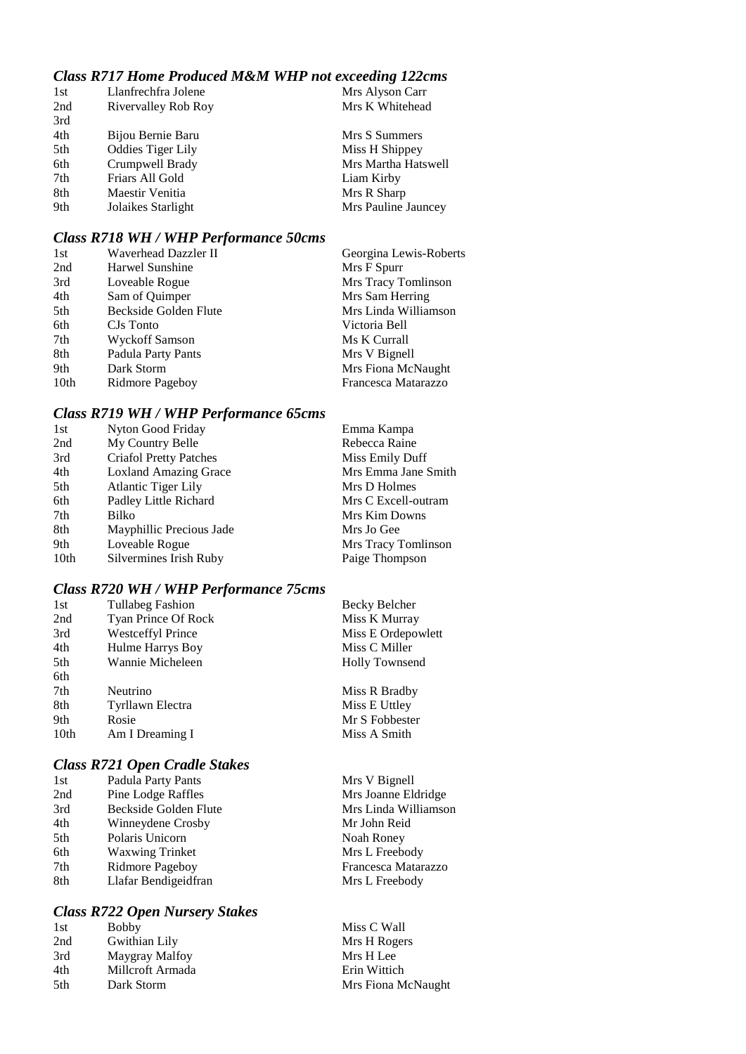### *Class R717 Home Produced M&M WHP not exceeding 122cms*

| | | |
|---|---|---|
| 1st | Llanfrechfra Jolene | Mrs Alyson Carr |
| 2nd | Rivervalley Rob Roy | Mrs K Whitehead |
| 3rd | | |
| 4th | Bijou Bernie Baru | Mrs S Summers |
| 5th | Oddies Tiger Lily | Miss H Shippey |
| 6th | Crumpwell Brady | Mrs Martha Hatswell |
| 7th | Friars All Gold | Liam Kirby |
| 8th | Maestir Venitia | Mrs R Sharp |
| 9th | Jolaikes Starlight | Mrs Pauline Jauncey |

### *Class R718 WH / WHP Performance 50cms*

| | | |
|---|---|---|
| 1st | Waverhead Dazzler II | Georgina Lewis-Roberts |
| 2nd | Harwel Sunshine | Mrs F Spurr |
| 3rd | Loveable Rogue | Mrs Tracy Tomlinson |
| 4th | Sam of Quimper | Mrs Sam Herring |
| 5th | Beckside Golden Flute | Mrs Linda Williamson |
| 6th | CJs Tonto | Victoria Bell |
| 7th | Wyckoff Samson | Ms K Currall |
| 8th | Padula Party Pants | Mrs V Bignell |
| 9th | Dark Storm | Mrs Fiona McNaught |
| 10th | Ridmore Pageboy | Francesca Matarazzo |

### *Class R719 WH / WHP Performance 65cms*

| | | |
|---|---|---|
| 1st | Nyton Good Friday | Emma Kampa |
| 2nd | My Country Belle | Rebecca Raine |
| 3rd | Criafol Pretty Patches | Miss Emily Duff |
| 4th | Loxland Amazing Grace | Mrs Emma Jane Smith |
| 5th | Atlantic Tiger Lily | Mrs D Holmes |
| 6th | Padley Little Richard | Mrs C Excell-outram |
| 7th | Bilko | Mrs Kim Downs |
| 8th | Mayphillic Precious Jade | Mrs Jo Gee |
| 9th | Loveable Rogue | Mrs Tracy Tomlinson |
| 10th | Silvermines Irish Ruby | Paige Thompson |

### *Class R720 WH / WHP Performance 75cms*

| | | |
|---|---|---|
| 1st | Tullabeg Fashion | Becky Belcher |
| 2nd | Tyan Prince Of Rock | Miss K Murray |
| 3rd | Westceffyl Prince | Miss E Ordepowlett |
| 4th | Hulme Harrys Boy | Miss C Miller |
| 5th | Wannie Micheleen | Holly Townsend |
| 6th | | |
| 7th | Neutrino | Miss R Bradby |
| 8th | Tyrllawn Electra | Miss E Uttley |
| 9th | Rosie | Mr S Fobbester |
| 10th | Am I Dreaming I | Miss A Smith |

### *Class R721 Open Cradle Stakes*

| | | |
|---|---|---|
| 1st | Padula Party Pants | Mrs V Bignell |
| 2nd | Pine Lodge Raffles | Mrs Joanne Eldridge |
| 3rd | Beckside Golden Flute | Mrs Linda Williamson |
| 4th | Winneydene Crosby | Mr John Reid |
| 5th | Polaris Unicorn | Noah Roney |
| 6th | Waxwing Trinket | Mrs L Freebody |
| 7th | Ridmore Pageboy | Francesca Matarazzo |
| 8th | Llafar Bendigeidfran | Mrs L Freebody |

### *Class R722 Open Nursery Stakes*

| | | |
|---|---|---|
| 1st | Bobby | Miss C Wall |
| 2nd | Gwithian Lily | Mrs H Rogers |
| 3rd | Maygray Malfoy | Mrs H Lee |
| 4th | Millcroft Armada | Erin Wittich |
| 5th | Dark Storm | Mrs Fiona McNaught |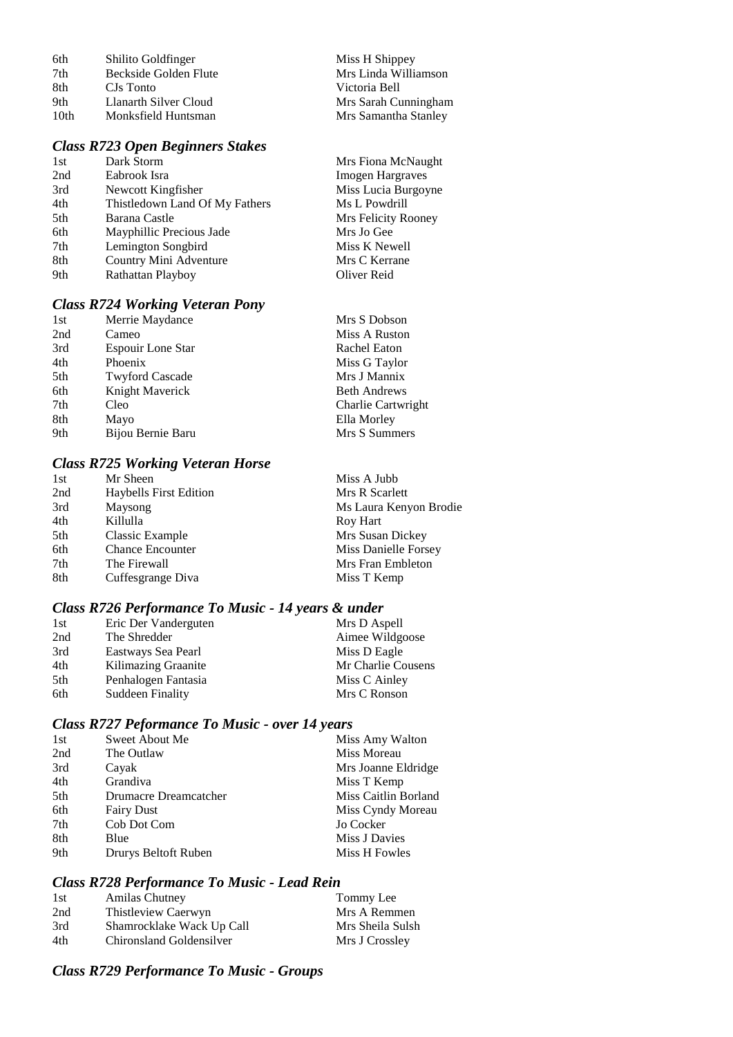| | | |
|---|---|---|
| 6th | Shilito Goldfinger | Miss H Shippey |
| 7th | Beckside Golden Flute | Mrs Linda Williamson |
| 8th | CJs Tonto | Victoria Bell |
| 9th | Llanarth Silver Cloud | Mrs Sarah Cunningham |
| 10th | Monksfield Huntsman | Mrs Samantha Stanley |

### *Class R723 Open Beginners Stakes*

| | | |
|---|---|---|
| 1st | Dark Storm | Mrs Fiona McNaught |
| 2nd | Eabrook Isra | Imogen Hargraves |
| 3rd | Newcott Kingfisher | Miss Lucia Burgoyne |
| 4th | Thistledown Land Of My Fathers | Ms L Powdrill |
| 5th | Barana Castle | Mrs Felicity Rooney |
| 6th | Mayphillic Precious Jade | Mrs Jo Gee |
| 7th | Lemington Songbird | Miss K Newell |
| 8th | Country Mini Adventure | Mrs C Kerrane |
| 9th | Rathattan Playboy | Oliver Reid |

### *Class R724 Working Veteran Pony*

| | | |
|---|---|---|
| 1st | Merrie Maydance | Mrs S Dobson |
| 2nd | Cameo | Miss A Ruston |
| 3rd | Espouir Lone Star | Rachel Eaton |
| 4th | Phoenix | Miss G Taylor |
| 5th | Twyford Cascade | Mrs J Mannix |
| 6th | Knight Maverick | Beth Andrews |
| 7th | Cleo | Charlie Cartwright |
| 8th | Mayo | Ella Morley |
| 9th | Bijou Bernie Baru | Mrs S Summers |

### *Class R725 Working Veteran Horse*

| | | |
|---|---|---|
| 1st | Mr Sheen | Miss A Jubb |
| 2nd | Haybells First Edition | Mrs R Scarlett |
| 3rd | Maysong | Ms Laura Kenyon Brodie |
| 4th | Killulla | Roy Hart |
| 5th | Classic Example | Mrs Susan Dickey |
| 6th | Chance Encounter | Miss Danielle Forsey |
| 7th | The Firewall | Mrs Fran Embleton |
| 8th | Cuffesgrange Diva | Miss T Kemp |

### *Class R726 Performance To Music - 14 years & under*

| | | |
|---|---|---|
| 1st | Eric Der Vanderguten | Mrs D Aspell |
| 2nd | The Shredder | Aimee Wildgoose |
| 3rd | Eastways Sea Pearl | Miss D Eagle |
| 4th | Kilimazing Graanite | Mr Charlie Cousens |
| 5th | Penhalogen Fantasia | Miss C Ainley |
| 6th | Suddeen Finality | Mrs C Ronson |

### *Class R727 Peformance To Music - over 14 years*

| | | |
|---|---|---|
| 1st | Sweet About Me | Miss Amy Walton |
| 2nd | The Outlaw | Miss Moreau |
| 3rd | Cayak | Mrs Joanne Eldridge |
| 4th | Grandiva | Miss T Kemp |
| 5th | Drumacre Dreamcatcher | Miss Caitlin Borland |
| 6th | Fairy Dust | Miss Cyndy Moreau |
| 7th | Cob Dot Com | Jo Cocker |
| 8th | Blue | Miss J Davies |
| 9th | Drurys Beltoft Ruben | Miss H Fowles |

### *Class R728 Performance To Music - Lead Rein*

| | | |
|---|---|---|
| 1st | Amilas Chutney | Tommy Lee |
| 2nd | Thistleview Caerwyn | Mrs A Remmen |
| 3rd | Shamrocklake Wack Up Call | Mrs Sheila Sulsh |
| 4th | Chironsland Goldensilver | Mrs J Crossley |

### *Class R729 Performance To Music - Groups*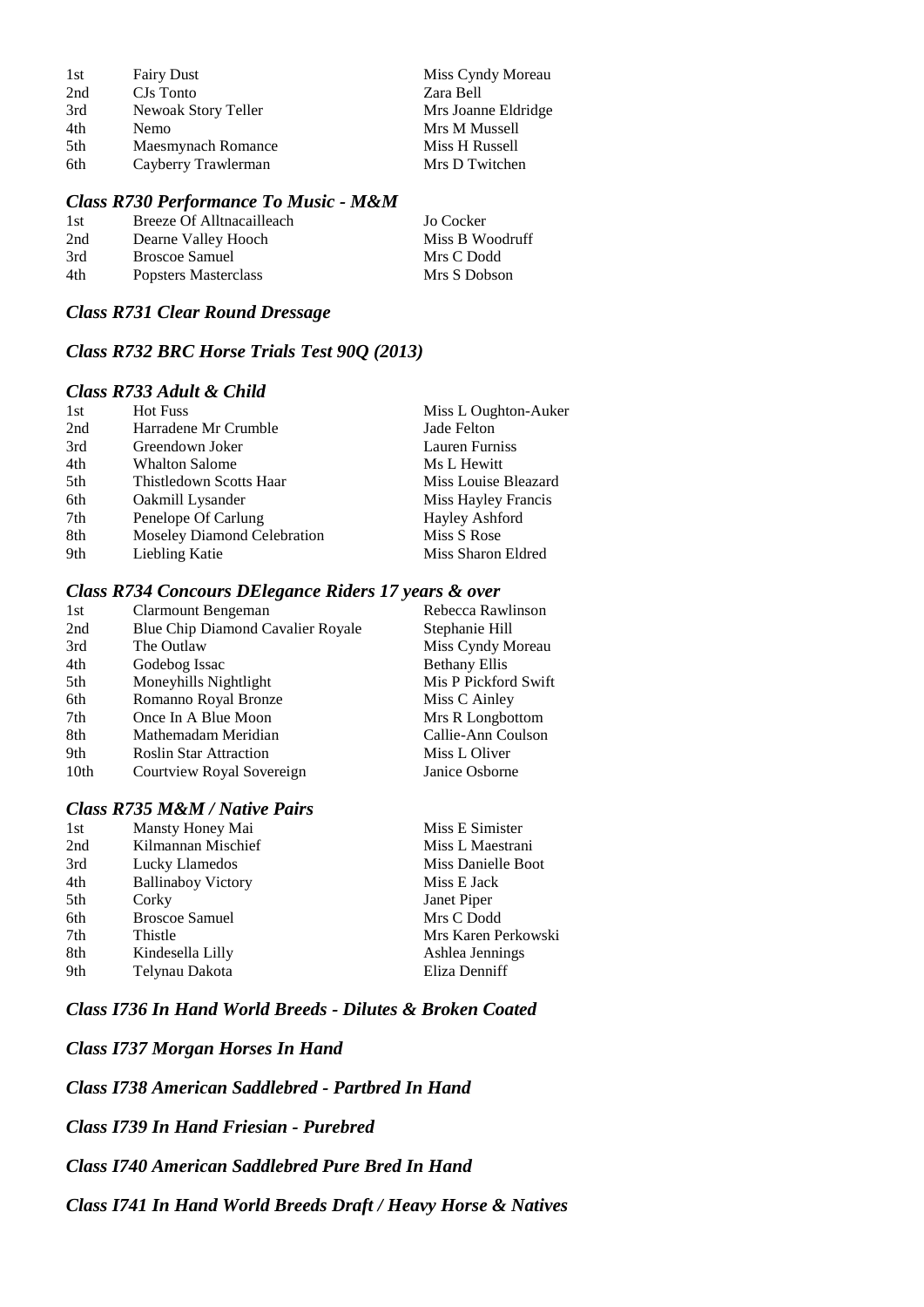| | | |
|---|---|---|
| 1st | Fairy Dust | Miss Cyndy Moreau |
| 2nd | CJs Tonto | Zara Bell |
| 3rd | Newoak Story Teller | Mrs Joanne Eldridge |
| 4th | Nemo | Mrs M Mussell |
| 5th | Maesmynach Romance | Miss H Russell |
| 6th | Cayberry Trawlerman | Mrs D Twitchen |

### *Class R730 Performance To Music - M&M*

| | | |
|---|---|---|
| 1st | Breeze Of Alltnacailleach | Jo Cocker |
| 2nd | Dearne Valley Hooch | Miss B Woodruff |
| 3rd | Broscoe Samuel | Mrs C Dodd |
| 4th | Popsters Masterclass | Mrs S Dobson |

### *Class R731 Clear Round Dressage*

### *Class R732 BRC Horse Trials Test 90Q (2013)*

### *Class R733 Adult & Child*

| | | |
|---|---|---|
| 1st | Hot Fuss | Miss L Oughton-Auker |
| 2nd | Harradene Mr Crumble | Jade Felton |
| 3rd | Greendown Joker | Lauren Furniss |
| 4th | Whalton Salome | Ms L Hewitt |
| 5th | Thistledown Scotts Haar | Miss Louise Bleazard |
| 6th | Oakmill Lysander | Miss Hayley Francis |
| 7th | Penelope Of Carlung | Hayley Ashford |
| 8th | Moseley Diamond Celebration | Miss S Rose |
| 9th | Liebling Katie | Miss Sharon Eldred |

### *Class R734 Concours DElegance Riders 17 years & over*

| | | |
|---|---|---|
| 1st | Clarmount Bengeman | Rebecca Rawlinson |
| 2nd | Blue Chip Diamond Cavalier Royale | Stephanie Hill |
| 3rd | The Outlaw | Miss Cyndy Moreau |
| 4th | Godebog Issac | Bethany Ellis |
| 5th | Moneyhills Nightlight | Mis P Pickford Swift |
| 6th | Romanno Royal Bronze | Miss C Ainley |
| 7th | Once In A Blue Moon | Mrs R Longbottom |
| 8th | Mathemadam Meridian | Callie-Ann Coulson |
| 9th | Roslin Star Attraction | Miss L Oliver |
| 10th | Courtview Royal Sovereign | Janice Osborne |

### *Class R735 M&M / Native Pairs*

| | | |
|---|---|---|
| 1st | Mansty Honey Mai | Miss E Simister |
| 2nd | Kilmannan Mischief | Miss L Maestrani |
| 3rd | Lucky Llamedos | Miss Danielle Boot |
| 4th | Ballinaboy Victory | Miss E Jack |
| 5th | Corky | Janet Piper |
| 6th | Broscoe Samuel | Mrs C Dodd |
| 7th | Thistle | Mrs Karen Perkowski |
| 8th | Kindesella Lilly | Ashlea Jennings |
| 9th | Telynau Dakota | Eliza Denniff |

### *Class I736 In Hand World Breeds - Dilutes & Broken Coated*

### *Class I737 Morgan Horses In Hand*

### *Class I738 American Saddlebred - Partbred In Hand*

### *Class I739 In Hand Friesian - Purebred*

### *Class I740 American Saddlebred Pure Bred In Hand*

### *Class I741 In Hand World Breeds Draft / Heavy Horse & Natives*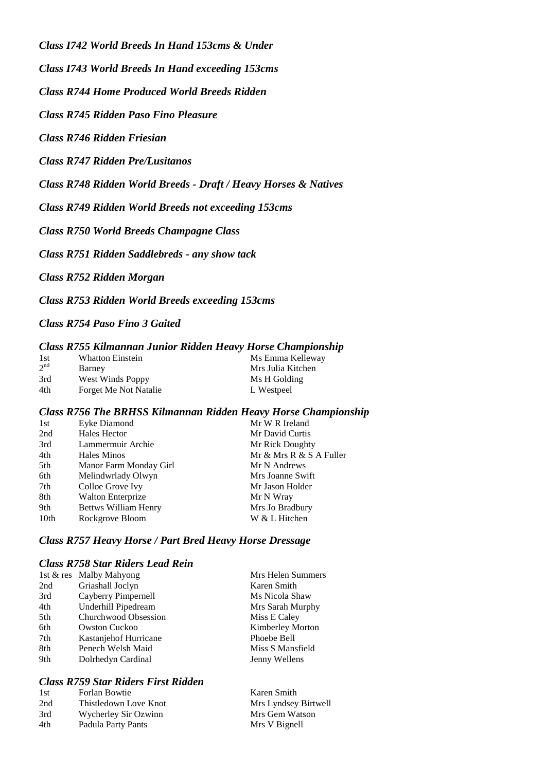### *Class I742 World Breeds In Hand 153cms & Under*

### *Class I743 World Breeds In Hand exceeding 153cms*

### *Class R744 Home Produced World Breeds Ridden*

### *Class R745 Ridden Paso Fino Pleasure*

### *Class R746 Ridden Friesian*

### *Class R747 Ridden Pre/Lusitanos*

### *Class R748 Ridden World Breeds - Draft / Heavy Horses & Natives*

### *Class R749 Ridden World Breeds not exceeding 153cms*

### *Class R750 World Breeds Champagne Class*

### *Class R751 Ridden Saddlebreds - any show tack*

### *Class R752 Ridden Morgan*

### *Class R753 Ridden World Breeds exceeding 153cms*

### *Class R754 Paso Fino 3 Gaited*

### *Class R755 Kilmannan Junior Ridden Heavy Horse Championship*

| | | |
|---|---|---|
| 1st | Whatton Einstein | Ms Emma Kelleway |
| 2nd | Barney | Mrs Julia Kitchen |
| 3rd | West Winds Poppy | Ms H Golding |
| 4th | Forget Me Not Natalie | L Westpeel |

### *Class R756 The BRHSS Kilmannan Ridden Heavy Horse Championship*

| | | |
|---|---|---|
| 1st | Eyke Diamond | Mr W R Ireland |
| 2nd | Hales Hector | Mr David Curtis |
| 3rd | Lammermuir Archie | Mr Rick Doughty |
| 4th | Hales Minos | Mr & Mrs R & S A Fuller |
| 5th | Manor Farm Monday Girl | Mr N Andrews |
| 6th | Melindwrlady Olwyn | Mrs Joanne Swift |
| 7th | Colloe Grove Ivy | Mr Jason Holder |
| 8th | Walton Enterprize | Mr N Wray |
| 9th | Bettws William Henry | Mrs Jo Bradbury |
| 10th | Rockgrove Bloom | W & L Hitchen |

### *Class R757 Heavy Horse / Part Bred Heavy Horse Dressage*

### *Class R758 Star Riders Lead Rein*

| | | |
|---|---|---|
| 1st & res | Malby Mahyong | Mrs Helen Summers |
| 2nd | Griashall Joclyn | Karen Smith |
| 3rd | Cayberry Pimpernell | Ms Nicola Shaw |
| 4th | Underhill Pipedream | Mrs Sarah Murphy |
| 5th | Churchwood Obsession | Miss E Caley |
| 6th | Owston Cuckoo | Kimberley Morton |
| 7th | Kastanjehof Hurricane | Phoebe Bell |
| 8th | Penech Welsh Maid | Miss S Mansfield |
| 9th | Dolrhedyn Cardinal | Jenny Wellens |

### *Class R759 Star Riders First Ridden*

| | | |
|---|---|---|
| 1st | Forlan Bowtie | Karen Smith |
| 2nd | Thistledown Love Knot | Mrs Lyndsey Birtwell |
| 3rd | Wycherley Sir Ozwinn | Mrs Gem Watson |
| 4th | Padula Party Pants | Mrs V Bignell |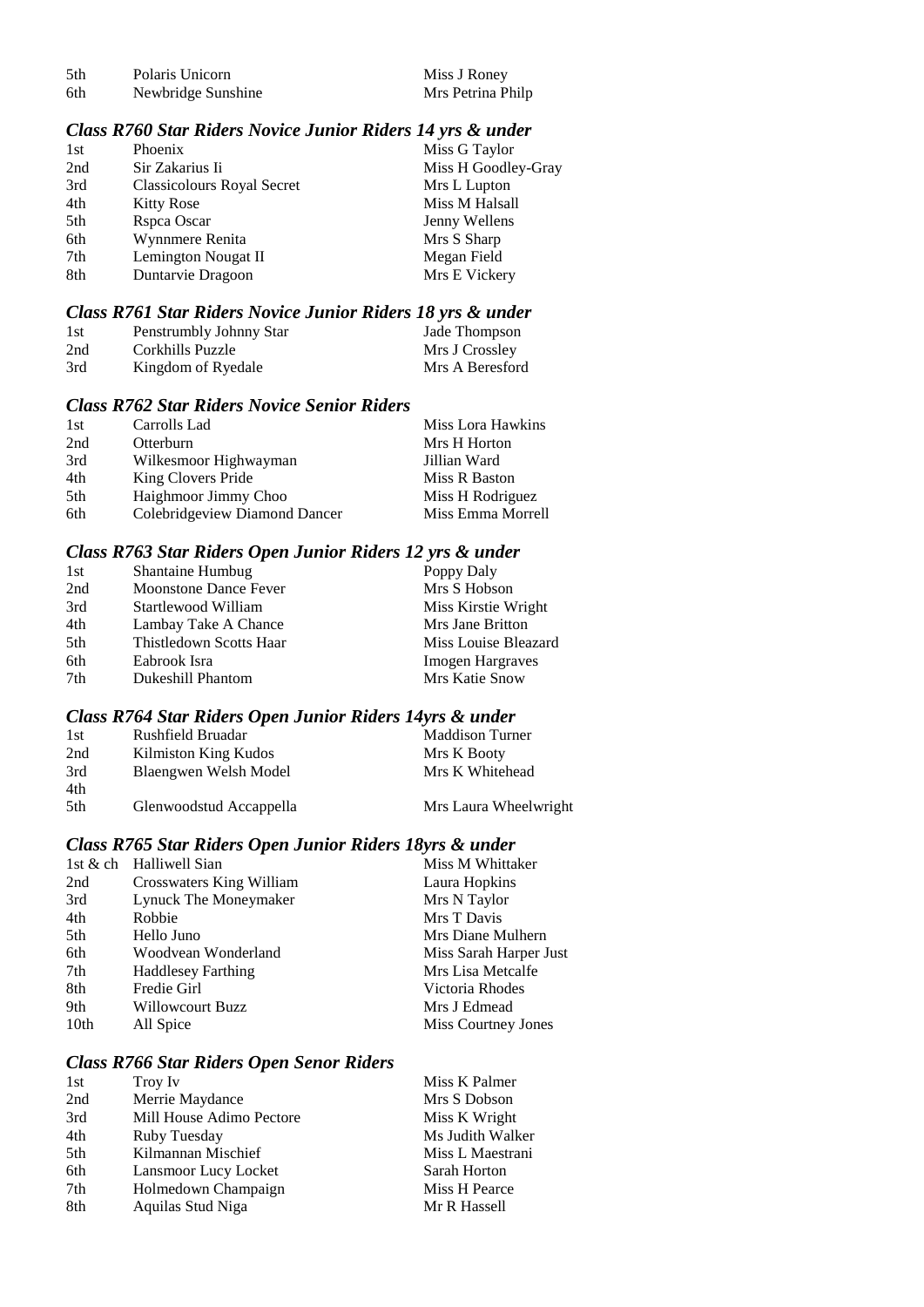| | | |
|---|---|---|
| 5th | Polaris Unicorn | Miss J Roney |
| 6th | Newbridge Sunshine | Mrs Petrina Philp |

### *Class R760 Star Riders Novice Junior Riders 14 yrs & under*

| | | |
|---|---|---|
| 1st | Phoenix | Miss G Taylor |
| 2nd | Sir Zakarius Ii | Miss H Goodley-Gray |
| 3rd | Classicolours Royal Secret | Mrs L Lupton |
| 4th | Kitty Rose | Miss M Halsall |
| 5th | Rspca Oscar | Jenny Wellens |
| 6th | Wynnmere Renita | Mrs S Sharp |
| 7th | Lemington Nougat II | Megan Field |
| 8th | Duntarvie Dragoon | Mrs E Vickery |

### *Class R761 Star Riders Novice Junior Riders 18 yrs & under*

| | | |
|---|---|---|
| 1st | Penstrumbly Johnny Star | Jade Thompson |
| 2nd | Corkhills Puzzle | Mrs J Crossley |
| 3rd | Kingdom of Ryedale | Mrs A Beresford |

### *Class R762 Star Riders Novice Senior Riders*

| | | |
|---|---|---|
| 1st | Carrolls Lad | Miss Lora Hawkins |
| 2nd | Otterburn | Mrs H Horton |
| 3rd | Wilkesmoor Highwayman | Jillian Ward |
| 4th | King Clovers Pride | Miss R Baston |
| 5th | Haighmoor Jimmy Choo | Miss H Rodriguez |
| 6th | Colebridgeview Diamond Dancer | Miss Emma Morrell |

### *Class R763 Star Riders Open Junior Riders 12 yrs & under*

| | | |
|---|---|---|
| 1st | Shantaine Humbug | Poppy Daly |
| 2nd | Moonstone Dance Fever | Mrs S Hobson |
| 3rd | Startlewood William | Miss Kirstie Wright |
| 4th | Lambay Take A Chance | Mrs Jane Britton |
| 5th | Thistledown Scotts Haar | Miss Louise Bleazard |
| 6th | Eabrook Isra | Imogen Hargraves |
| 7th | Dukeshill Phantom | Mrs Katie Snow |

### *Class R764 Star Riders Open Junior Riders 14yrs & under*

| | | |
|---|---|---|
| 1st | Rushfield Bruadar | Maddison Turner |
| 2nd | Kilmiston King Kudos | Mrs K Booty |
| 3rd | Blaengwen Welsh Model | Mrs K Whitehead |
| 4th | | |
| 5th | Glenwoodstud Accappella | Mrs Laura Wheelwright |

### *Class R765 Star Riders Open Junior Riders 18yrs & under*

| | | |
|---|---|---|
| 1st & ch | Halliwell Sian | Miss M Whittaker |
| 2nd | Crosswaters King William | Laura Hopkins |
| 3rd | Lynuck The Moneymaker | Mrs N Taylor |
| 4th | Robbie | Mrs T Davis |
| 5th | Hello Juno | Mrs Diane Mulhern |
| 6th | Woodvean Wonderland | Miss Sarah Harper Just |
| 7th | Haddlesey Farthing | Mrs Lisa Metcalfe |
| 8th | Fredie Girl | Victoria Rhodes |
| 9th | Willowcourt Buzz | Mrs J Edmead |
| 10th | All Spice | Miss Courtney Jones |

### *Class R766 Star Riders Open Senor Riders*

| | | |
|---|---|---|
| 1st | Troy Iv | Miss K Palmer |
| 2nd | Merrie Maydance | Mrs S Dobson |
| 3rd | Mill House Adimo Pectore | Miss K Wright |
| 4th | Ruby Tuesday | Ms Judith Walker |
| 5th | Kilmannan Mischief | Miss L Maestrani |
| 6th | Lansmoor Lucy Locket | Sarah Horton |
| 7th | Holmedown Champaign | Miss H Pearce |
| 8th | Aquilas Stud Niga | Mr R Hassell |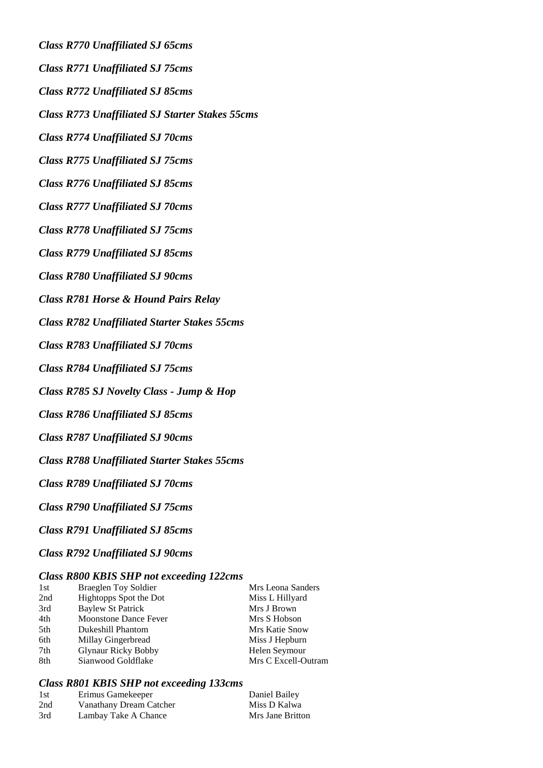***Class R770 Unaffiliated SJ 65cms***

***Class R771 Unaffiliated SJ 75cms***

***Class R772 Unaffiliated SJ 85cms***

***Class R773 Unaffiliated SJ Starter Stakes 55cms***

***Class R774 Unaffiliated SJ 70cms***

***Class R775 Unaffiliated SJ 75cms***

***Class R776 Unaffiliated SJ 85cms***

***Class R777 Unaffiliated SJ 70cms***

***Class R778 Unaffiliated SJ 75cms***

***Class R779 Unaffiliated SJ 85cms***

***Class R780 Unaffiliated SJ 90cms***

***Class R781 Horse & Hound Pairs Relay***

***Class R782 Unaffiliated Starter Stakes 55cms***

***Class R783 Unaffiliated SJ 70cms***

***Class R784 Unaffiliated SJ 75cms***

***Class R785 SJ Novelty Class - Jump & Hop***

***Class R786 Unaffiliated SJ 85cms***

***Class R787 Unaffiliated SJ 90cms***

***Class R788 Unaffiliated Starter Stakes 55cms***

***Class R789 Unaffiliated SJ 70cms***

***Class R790 Unaffiliated SJ 75cms***

***Class R791 Unaffiliated SJ 85cms***

***Class R792 Unaffiliated SJ 90cms***

***Class R800 KBIS SHP not exceeding 122cms***

| | | |
|---|---|---|
| 1st | Braeglen Toy Soldier | Mrs Leona Sanders |
| 2nd | Hightopps Spot the Dot | Miss L Hillyard |
| 3rd | Baylew St Patrick | Mrs J Brown |
| 4th | Moonstone Dance Fever | Mrs S Hobson |
| 5th | Dukeshill Phantom | Mrs Katie Snow |
| 6th | Millay Gingerbread | Miss J Hepburn |
| 7th | Glynaur Ricky Bobby | Helen Seymour |
| 8th | Sianwood Goldflake | Mrs C Excell-Outram |

***Class R801 KBIS SHP not exceeding 133cms***

| | | |
|---|---|---|
| 1st | Erimus Gamekeeper | Daniel Bailey |
| 2nd | Vanathany Dream Catcher | Miss D Kalwa |
| 3rd | Lambay Take A Chance | Mrs Jane Britton |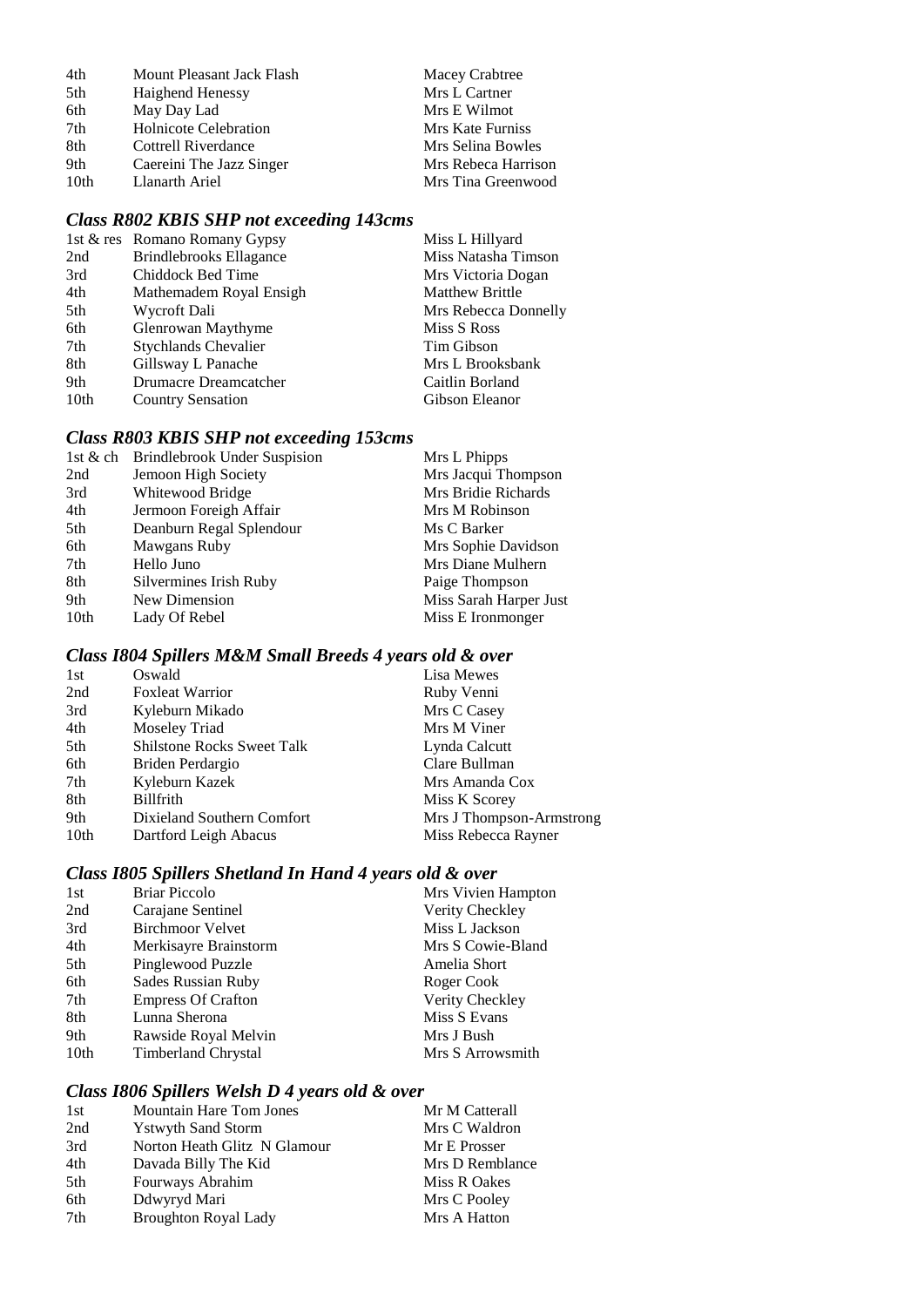| | | |
|---|---|---|
| 4th | Mount Pleasant Jack Flash | Macey Crabtree |
| 5th | Haighend Henessy | Mrs L Cartner |
| 6th | May Day Lad | Mrs E Wilmot |
| 7th | Holnicote Celebration | Mrs Kate Furniss |
| 8th | Cottrell Riverdance | Mrs Selina Bowles |
| 9th | Caereini The Jazz Singer | Mrs Rebeca Harrison |
| 10th | Llanarth Ariel | Mrs Tina Greenwood |

### *Class R802 KBIS SHP not exceeding 143cms*

| | | |
|---|---|---|
| 1st & res | Romano Romany Gypsy | Miss L Hillyard |
| 2nd | Brindlebrooks Ellagance | Miss Natasha Timson |
| 3rd | Chiddock Bed Time | Mrs Victoria Dogan |
| 4th | Mathemadem Royal Ensigh | Matthew Brittle |
| 5th | Wycroft Dali | Mrs Rebecca Donnelly |
| 6th | Glenrowan Maythyme | Miss S Ross |
| 7th | Stychlands Chevalier | Tim Gibson |
| 8th | Gillsway L Panache | Mrs L Brooksbank |
| 9th | Drumacre Dreamcatcher | Caitlin Borland |
| 10th | Country Sensation | Gibson Eleanor |

### *Class R803 KBIS SHP not exceeding 153cms*

| | | |
|---|---|---|
| 1st & ch | Brindlebrook Under Suspision | Mrs L Phipps |
| 2nd | Jemoon High Society | Mrs Jacqui Thompson |
| 3rd | Whitewood Bridge | Mrs Bridie Richards |
| 4th | Jermoon Foreigh Affair | Mrs M Robinson |
| 5th | Deanburn Regal Splendour | Ms C Barker |
| 6th | Mawgans Ruby | Mrs Sophie Davidson |
| 7th | Hello Juno | Mrs Diane Mulhern |
| 8th | Silvermines Irish Ruby | Paige Thompson |
| 9th | New Dimension | Miss Sarah Harper Just |
| 10th | Lady Of Rebel | Miss E Ironmonger |

### *Class I804 Spillers M&M Small Breeds 4 years old & over*

| | | |
|---|---|---|
| 1st | Oswald | Lisa Mewes |
| 2nd | Foxleat Warrior | Ruby Venni |
| 3rd | Kyleburn Mikado | Mrs C Casey |
| 4th | Moseley Triad | Mrs M Viner |
| 5th | Shilstone Rocks Sweet Talk | Lynda Calcutt |
| 6th | Briden Perdargio | Clare Bullman |
| 7th | Kyleburn Kazek | Mrs Amanda Cox |
| 8th | Billfrith | Miss K Scorey |
| 9th | Dixieland Southern Comfort | Mrs J Thompson-Armstrong |
| 10th | Dartford Leigh Abacus | Miss Rebecca Rayner |

### *Class I805 Spillers Shetland In Hand 4 years old & over*

| | | |
|---|---|---|
| 1st | Briar Piccolo | Mrs Vivien Hampton |
| 2nd | Carajane Sentinel | Verity Checkley |
| 3rd | Birchmoor Velvet | Miss L Jackson |
| 4th | Merkisayre Brainstorm | Mrs S Cowie-Bland |
| 5th | Pinglewood Puzzle | Amelia Short |
| 6th | Sades Russian Ruby | Roger Cook |
| 7th | Empress Of Crafton | Verity Checkley |
| 8th | Lunna Sherona | Miss S Evans |
| 9th | Rawside Royal Melvin | Mrs J Bush |
| 10th | Timberland Chrystal | Mrs S Arrowsmith |

### *Class I806 Spillers Welsh D 4 years old & over*

| | | |
|---|---|---|
| 1st | Mountain Hare Tom Jones | Mr M Catterall |
| 2nd | Ystwyth Sand Storm | Mrs C Waldron |
| 3rd | Norton Heath Glitz N Glamour | Mr E Prosser |
| 4th | Davada Billy The Kid | Mrs D Remblance |
| 5th | Fourways Abrahim | Miss R Oakes |
| 6th | Ddwyryd Mari | Mrs C Pooley |
| 7th | Broughton Royal Lady | Mrs A Hatton |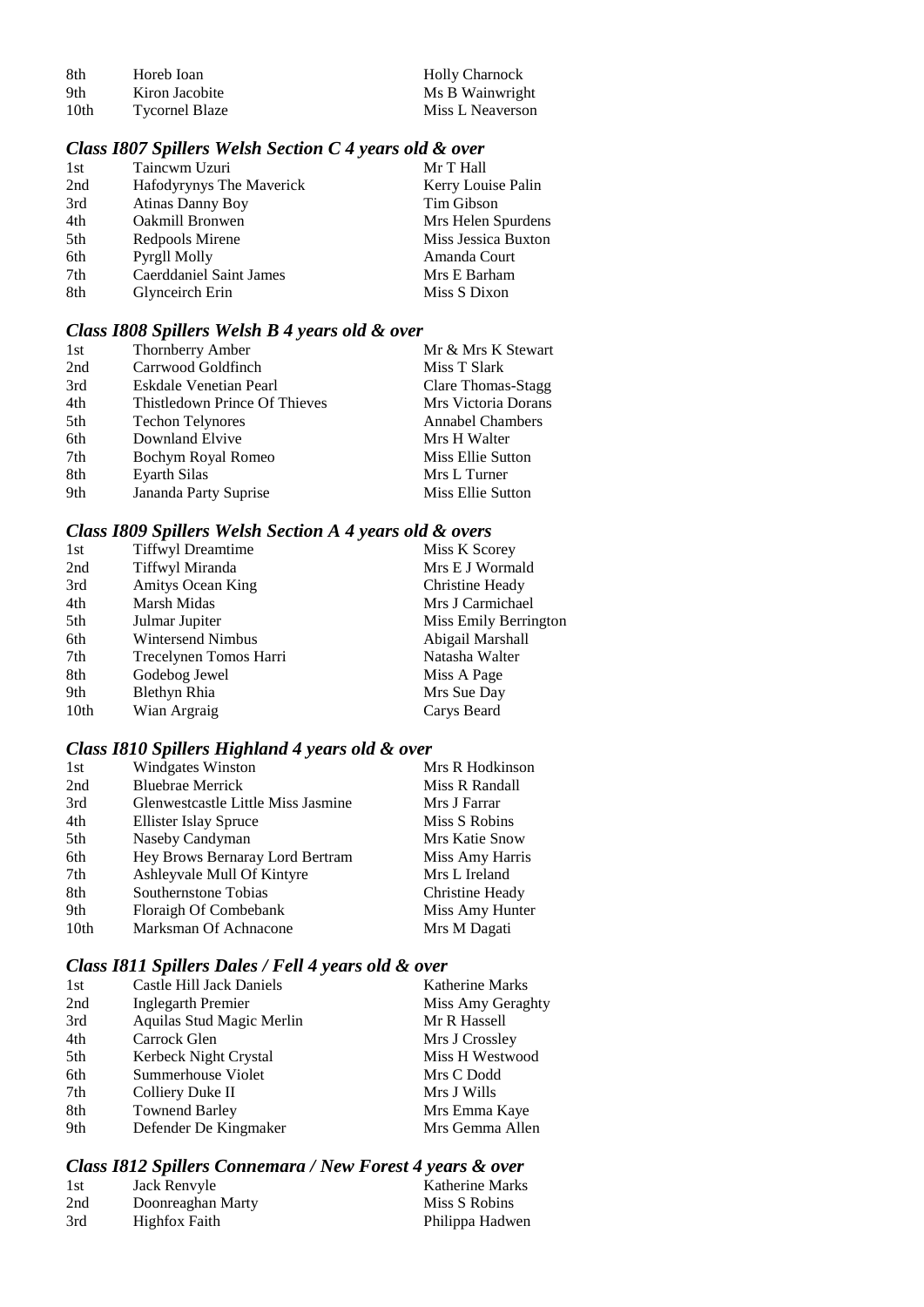| | | |
|---|---|---|
| 8th | Horeb Ioan | Holly Charnock |
| 9th | Kiron Jacobite | Ms B Wainwright |
| 10th | Tycornel Blaze | Miss L Neaverson |

### *Class I807 Spillers Welsh Section C 4 years old & over*

| | | |
|---|---|---|
| 1st | Taincwm Uzuri | Mr T Hall |
| 2nd | Hafodyrynys The Maverick | Kerry Louise Palin |
| 3rd | Atinas Danny Boy | Tim Gibson |
| 4th | Oakmill Bronwen | Mrs Helen Spurdens |
| 5th | Redpools Mirene | Miss Jessica Buxton |
| 6th | Pyrgll Molly | Amanda Court |
| 7th | Caerddaniel Saint James | Mrs E Barham |
| 8th | Glynceirch Erin | Miss S Dixon |

### *Class I808 Spillers Welsh B 4 years old & over*

| | | |
|---|---|---|
| 1st | Thornberry Amber | Mr & Mrs K Stewart |
| 2nd | Carrwood Goldfinch | Miss T Slark |
| 3rd | Eskdale Venetian Pearl | Clare Thomas-Stagg |
| 4th | Thistledown Prince Of Thieves | Mrs Victoria Dorans |
| 5th | Techon Telynores | Annabel Chambers |
| 6th | Downland Elvive | Mrs H Walter |
| 7th | Bochym Royal Romeo | Miss Ellie Sutton |
| 8th | Eyarth Silas | Mrs L Turner |
| 9th | Jananda Party Suprise | Miss Ellie Sutton |

### *Class I809 Spillers Welsh Section A 4 years old & overs*

| | | |
|---|---|---|
| 1st | Tiffwyl Dreamtime | Miss K Scorey |
| 2nd | Tiffwyl Miranda | Mrs E J Wormald |
| 3rd | Amitys Ocean King | Christine Heady |
| 4th | Marsh Midas | Mrs J Carmichael |
| 5th | Julmar Jupiter | Miss Emily Berrington |
| 6th | Wintersend Nimbus | Abigail Marshall |
| 7th | Trecelynen Tomos Harri | Natasha Walter |
| 8th | Godebog Jewel | Miss A Page |
| 9th | Blethyn Rhia | Mrs Sue Day |
| 10th | Wian Argraig | Carys Beard |

### *Class I810 Spillers Highland 4 years old & over*

| | | |
|---|---|---|
| 1st | Windgates Winston | Mrs R Hodkinson |
| 2nd | Bluebrae Merrick | Miss R Randall |
| 3rd | Glenwestcastle Little Miss Jasmine | Mrs J Farrar |
| 4th | Ellister Islay Spruce | Miss S Robins |
| 5th | Naseby Candyman | Mrs Katie Snow |
| 6th | Hey Brows Bernaray Lord Bertram | Miss Amy Harris |
| 7th | Ashleyvale Mull Of Kintyre | Mrs L Ireland |
| 8th | Southernstone Tobias | Christine Heady |
| 9th | Floraigh Of Combebank | Miss Amy Hunter |
| 10th | Marksman Of Achnacone | Mrs M Dagati |

### *Class I811 Spillers Dales / Fell 4 years old & over*

| | | |
|---|---|---|
| 1st | Castle Hill Jack Daniels | Katherine Marks |
| 2nd | Inglegarth Premier | Miss Amy Geraghty |
| 3rd | Aquilas Stud Magic Merlin | Mr R Hassell |
| 4th | Carrock Glen | Mrs J Crossley |
| 5th | Kerbeck Night Crystal | Miss H Westwood |
| 6th | Summerhouse Violet | Mrs C Dodd |
| 7th | Colliery Duke II | Mrs J Wills |
| 8th | Townend Barley | Mrs Emma Kaye |
| 9th | Defender De Kingmaker | Mrs Gemma Allen |

### *Class I812 Spillers Connemara / New Forest 4 years & over*

| | | |
|---|---|---|
| 1st | Jack Renvyle | Katherine Marks |
| 2nd | Doonreaghan Marty | Miss S Robins |
| 3rd | Highfox Faith | Philippa Hadwen |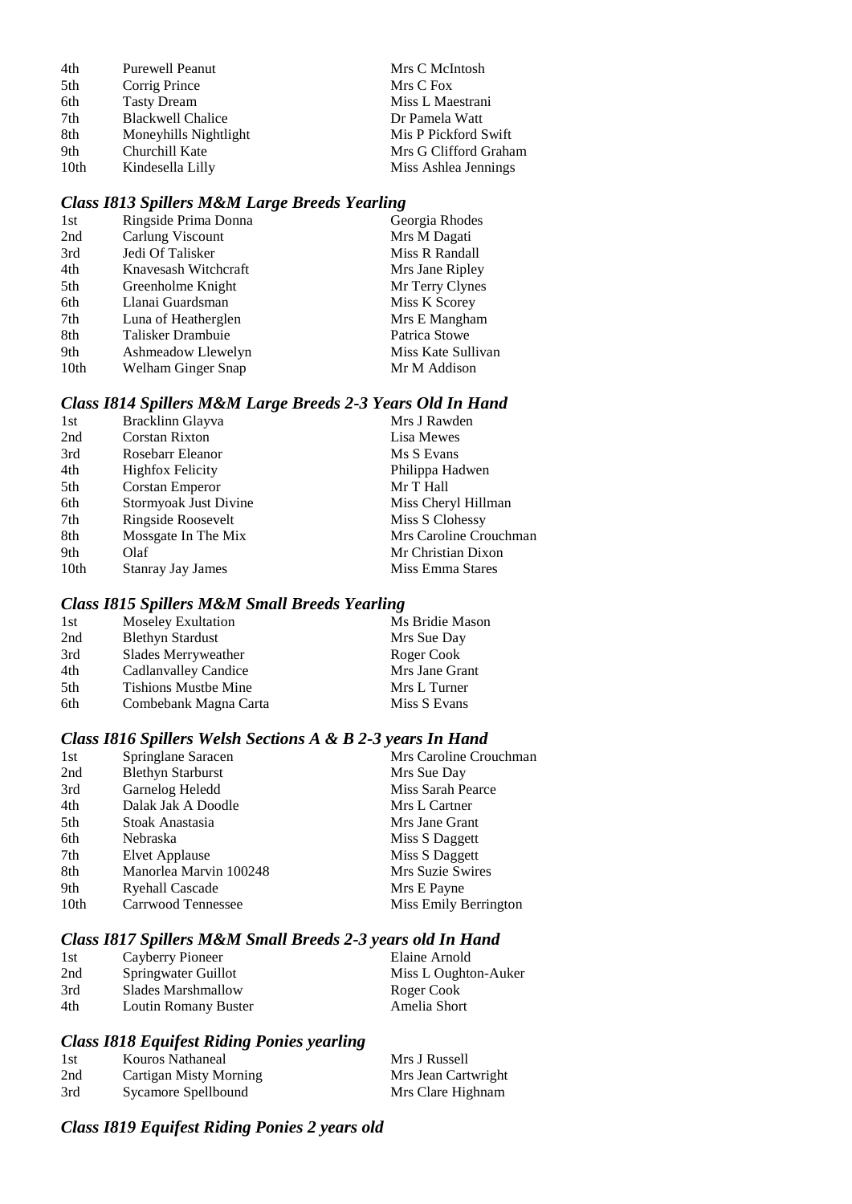| | | |
|---|---|---|
| 4th | Purewell Peanut | Mrs C McIntosh |
| 5th | Corrig Prince | Mrs C Fox |
| 6th | Tasty Dream | Miss L Maestrani |
| 7th | Blackwell Chalice | Dr Pamela Watt |
| 8th | Moneyhills Nightlight | Mis P Pickford Swift |
| 9th | Churchill Kate | Mrs G Clifford Graham |
| 10th | Kindesella Lilly | Miss Ashlea Jennings |

### *Class I813 Spillers M&M Large Breeds Yearling*

| | | |
|---|---|---|
| 1st | Ringside Prima Donna | Georgia Rhodes |
| 2nd | Carlung Viscount | Mrs M Dagati |
| 3rd | Jedi Of Talisker | Miss R Randall |
| 4th | Knavesash Witchcraft | Mrs Jane Ripley |
| 5th | Greenholme Knight | Mr Terry Clynes |
| 6th | Llanai Guardsman | Miss K Scorey |
| 7th | Luna of Heatherglen | Mrs E Mangham |
| 8th | Talisker Drambuie | Patrica Stowe |
| 9th | Ashmeadow Llewelyn | Miss Kate Sullivan |
| 10th | Welham Ginger Snap | Mr M Addison |

### *Class I814 Spillers M&M Large Breeds 2-3 Years Old In Hand*

| | | |
|---|---|---|
| 1st | Bracklinn Glayva | Mrs J Rawden |
| 2nd | Corstan Rixton | Lisa Mewes |
| 3rd | Rosebarr Eleanor | Ms S Evans |
| 4th | Highfox Felicity | Philippa Hadwen |
| 5th | Corstan Emperor | Mr T Hall |
| 6th | Stormyoak Just Divine | Miss Cheryl Hillman |
| 7th | Ringside Roosevelt | Miss S Clohessy |
| 8th | Mossgate In The Mix | Mrs Caroline Crouchman |
| 9th | Olaf | Mr Christian Dixon |
| 10th | Stanray Jay James | Miss Emma Stares |

### *Class I815 Spillers M&M Small Breeds Yearling*

| | | |
|---|---|---|
| 1st | Moseley Exultation | Ms Bridie Mason |
| 2nd | Blethyn Stardust | Mrs Sue Day |
| 3rd | Slades Merryweather | Roger Cook |
| 4th | Cadlanvalley Candice | Mrs Jane Grant |
| 5th | Tishions Mustbe Mine | Mrs L Turner |
| 6th | Combebank Magna Carta | Miss S Evans |

### *Class I816 Spillers Welsh Sections A & B 2-3 years In Hand*

| | | |
|---|---|---|
| 1st | Springlane Saracen | Mrs Caroline Crouchman |
| 2nd | Blethyn Starburst | Mrs Sue Day |
| 3rd | Garnelog Heledd | Miss Sarah Pearce |
| 4th | Dalak Jak A Doodle | Mrs L Cartner |
| 5th | Stoak Anastasia | Mrs Jane Grant |
| 6th | Nebraska | Miss S Daggett |
| 7th | Elvet Applause | Miss S Daggett |
| 8th | Manorlea Marvin 100248 | Mrs Suzie Swires |
| 9th | Ryehall Cascade | Mrs E Payne |
| 10th | Carrwood Tennessee | Miss Emily Berrington |

### *Class I817 Spillers M&M Small Breeds 2-3 years old In Hand*

| | | |
|---|---|---|
| 1st | Cayberry Pioneer | Elaine Arnold |
| 2nd | Springwater Guillot | Miss L Oughton-Auker |
| 3rd | Slades Marshmallow | Roger Cook |
| 4th | Loutin Romany Buster | Amelia Short |

### *Class I818 Equifest Riding Ponies yearling*

| | | |
|---|---|---|
| 1st | Kouros Nathaneal | Mrs J Russell |
| 2nd | Cartigan Misty Morning | Mrs Jean Cartwright |
| 3rd | Sycamore Spellbound | Mrs Clare Highnam |

### *Class I819 Equifest Riding Ponies 2 years old*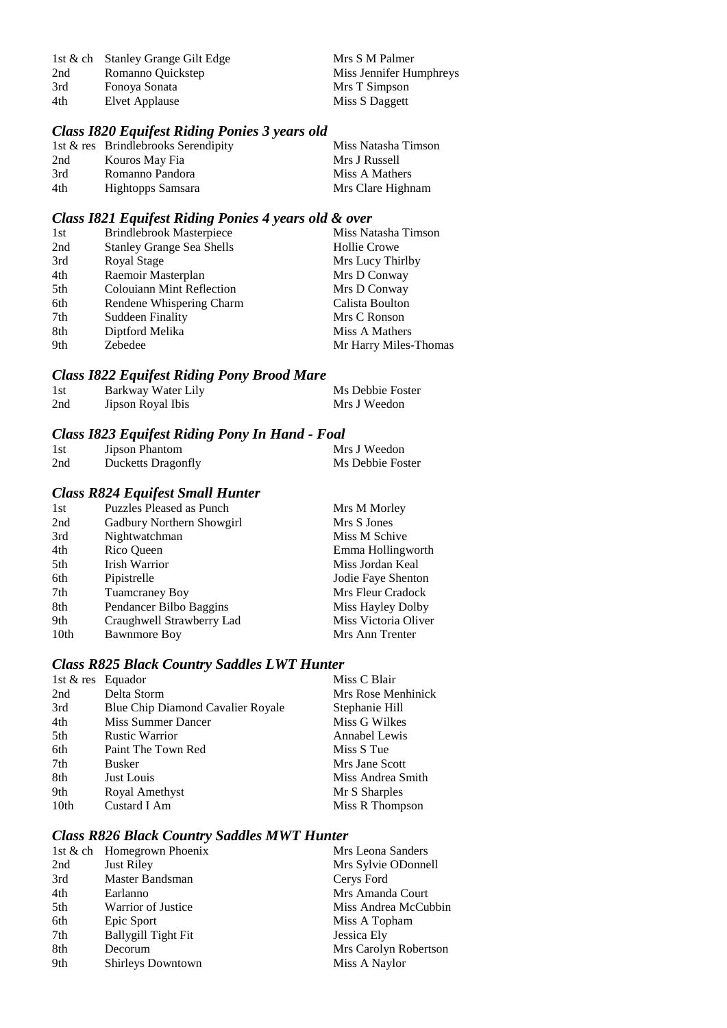| | | |
|---|---|---|
| 1st & ch | Stanley Grange Gilt Edge | Mrs S M Palmer |
| 2nd | Romanno Quickstep | Miss Jennifer Humphreys |
| 3rd | Fonoya Sonata | Mrs T Simpson |
| 4th | Elvet Applause | Miss S Daggett |

### *Class I820 Equifest Riding Ponies 3 years old*

| | | |
|---|---|---|
| 1st & res | Brindlebrooks Serendipity | Miss Natasha Timson |
| 2nd | Kouros May Fia | Mrs J Russell |
| 3rd | Romanno Pandora | Miss A Mathers |
| 4th | Hightopps Samsara | Mrs Clare Highnam |

### *Class I821 Equifest Riding Ponies 4 years old & over*

| | | |
|---|---|---|
| 1st | Brindlebrook Masterpiece | Miss Natasha Timson |
| 2nd | Stanley Grange Sea Shells | Hollie Crowe |
| 3rd | Royal Stage | Mrs Lucy Thirlby |
| 4th | Raemoir Masterplan | Mrs D Conway |
| 5th | Colouiann Mint Reflection | Mrs D Conway |
| 6th | Rendene Whispering Charm | Calista Boulton |
| 7th | Suddeen Finality | Mrs C Ronson |
| 8th | Diptford Melika | Miss A Mathers |
| 9th | Zebedee | Mr Harry Miles-Thomas |

### *Class I822 Equifest Riding Pony Brood Mare*

| | | |
|---|---|---|
| 1st | Barkway Water Lily | Ms Debbie Foster |
| 2nd | Jipson Royal Ibis | Mrs J Weedon |

### *Class I823 Equifest Riding Pony In Hand - Foal*

| | | |
|---|---|---|
| 1st | Jipson Phantom | Mrs J Weedon |
| 2nd | Ducketts Dragonfly | Ms Debbie Foster |

### *Class R824 Equifest Small Hunter*

| | | |
|---|---|---|
| 1st | Puzzles Pleased as Punch | Mrs M Morley |
| 2nd | Gadbury Northern Showgirl | Mrs S Jones |
| 3rd | Nightwatchman | Miss M Schive |
| 4th | Rico Queen | Emma Hollingworth |
| 5th | Irish Warrior | Miss Jordan Keal |
| 6th | Pipistrelle | Jodie Faye Shenton |
| 7th | Tuamcraney Boy | Mrs Fleur Cradock |
| 8th | Pendancer Bilbo Baggins | Miss Hayley Dolby |
| 9th | Craughwell Strawberry Lad | Miss Victoria Oliver |
| 10th | Bawnmore Boy | Mrs Ann Trenter |

### *Class R825 Black Country Saddles LWT Hunter*

| | | |
|---|---|---|
| 1st & res | Equador | Miss C Blair |
| 2nd | Delta Storm | Mrs Rose Menhinick |
| 3rd | Blue Chip Diamond Cavalier Royale | Stephanie Hill |
| 4th | Miss Summer Dancer | Miss G Wilkes |
| 5th | Rustic Warrior | Annabel Lewis |
| 6th | Paint The Town Red | Miss S Tue |
| 7th | Busker | Mrs Jane Scott |
| 8th | Just Louis | Miss Andrea Smith |
| 9th | Royal Amethyst | Mr S Sharples |
| 10th | Custard I Am | Miss R Thompson |

### *Class R826 Black Country Saddles MWT Hunter*

| | | |
|---|---|---|
| 1st & ch | Homegrown Phoenix | Mrs Leona Sanders |
| 2nd | Just Riley | Mrs Sylvie ODonnell |
| 3rd | Master Bandsman | Cerys Ford |
| 4th | Earlanno | Mrs Amanda Court |
| 5th | Warrior of Justice | Miss Andrea McCubbin |
| 6th | Epic Sport | Miss A Topham |
| 7th | Ballygill Tight Fit | Jessica Ely |
| 8th | Decorum | Mrs Carolyn Robertson |
| 9th | Shirleys Downtown | Miss A Naylor |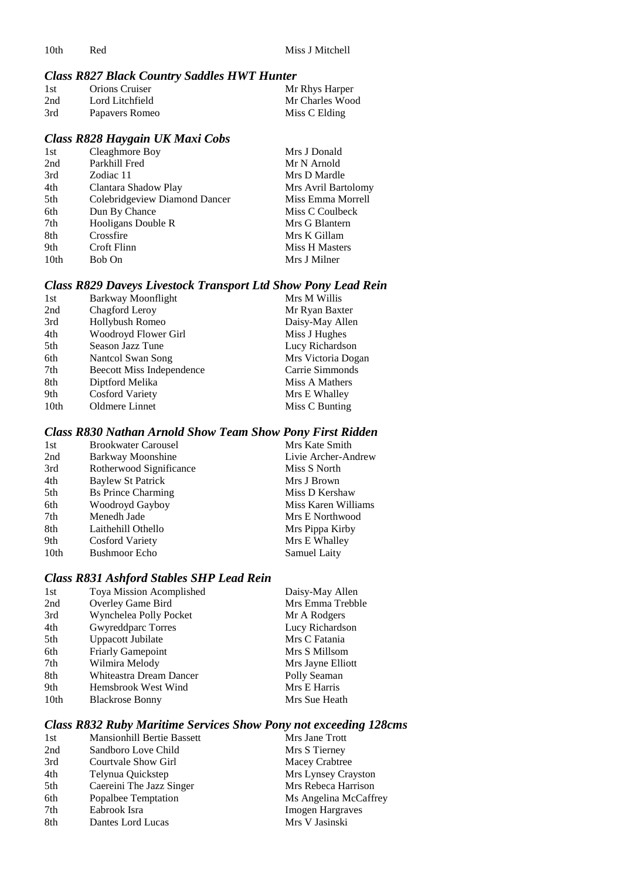| | | |
|---|---|---|
| 10th | Red | Miss J Mitchell |

### *Class R827 Black Country Saddles HWT Hunter*

| | | |
|---|---|---|
| 1st | Orions Cruiser | Mr Rhys Harper |
| 2nd | Lord Litchfield | Mr Charles Wood |
| 3rd | Papavers Romeo | Miss C Elding |

### *Class R828 Haygain UK Maxi Cobs*

| | | |
|---|---|---|
| 1st | Cleaghmore Boy | Mrs J Donald |
| 2nd | Parkhill Fred | Mr N Arnold |
| 3rd | Zodiac 11 | Mrs D Mardle |
| 4th | Clantara Shadow Play | Mrs Avril Bartolomy |
| 5th | Colebridgeview Diamond Dancer | Miss Emma Morrell |
| 6th | Dun By Chance | Miss C Coulbeck |
| 7th | Hooligans Double R | Mrs G Blantern |
| 8th | Crossfire | Mrs K Gillam |
| 9th | Croft Flinn | Miss H Masters |
| 10th | Bob On | Mrs J Milner |

### *Class R829 Daveys Livestock Transport Ltd Show Pony Lead Rein*

| | | |
|---|---|---|
| 1st | Barkway Moonflight | Mrs M Willis |
| 2nd | Chagford Leroy | Mr Ryan Baxter |
| 3rd | Hollybush Romeo | Daisy-May Allen |
| 4th | Woodroyd Flower Girl | Miss J Hughes |
| 5th | Season Jazz Tune | Lucy Richardson |
| 6th | Nantcol Swan Song | Mrs Victoria Dogan |
| 7th | Beecott Miss Independence | Carrie Simmonds |
| 8th | Diptford Melika | Miss A Mathers |
| 9th | Cosford Variety | Mrs E Whalley |
| 10th | Oldmere Linnet | Miss C Bunting |

### *Class R830 Nathan Arnold Show Team Show Pony First Ridden*

| | | |
|---|---|---|
| 1st | Brookwater Carousel | Mrs Kate Smith |
| 2nd | Barkway Moonshine | Livie Archer-Andrew |
| 3rd | Rotherwood Significance | Miss S North |
| 4th | Baylew St Patrick | Mrs J Brown |
| 5th | Bs Prince Charming | Miss D Kershaw |
| 6th | Woodroyd Gayboy | Miss Karen Williams |
| 7th | Menedh Jade | Mrs E Northwood |
| 8th | Laithehill Othello | Mrs Pippa Kirby |
| 9th | Cosford Variety | Mrs E Whalley |
| 10th | Bushmoor Echo | Samuel Laity |

### *Class R831 Ashford Stables SHP Lead Rein*

| | | |
|---|---|---|
| 1st | Toya Mission Acomplished | Daisy-May Allen |
| 2nd | Overley Game Bird | Mrs Emma Trebble |
| 3rd | Wynchelea Polly Pocket | Mr A Rodgers |
| 4th | Gwyreddparc Torres | Lucy Richardson |
| 5th | Uppacott Jubilate | Mrs C Fatania |
| 6th | Friarly Gamepoint | Mrs S Millsom |
| 7th | Wilmira Melody | Mrs Jayne Elliott |
| 8th | Whiteastra Dream Dancer | Polly Seaman |
| 9th | Hemsbrook West Wind | Mrs E Harris |
| 10th | Blackrose Bonny | Mrs Sue Heath |

### *Class R832 Ruby Maritime Services Show Pony not exceeding 128cms*

| | | |
|---|---|---|
| 1st | Mansionhill Bertie Bassett | Mrs Jane Trott |
| 2nd | Sandboro Love Child | Mrs S Tierney |
| 3rd | Courtvale Show Girl | Macey Crabtree |
| 4th | Telynua Quickstep | Mrs Lynsey Crayston |
| 5th | Caereini The Jazz Singer | Mrs Rebeca Harrison |
| 6th | Popalbee Temptation | Ms Angelina McCaffrey |
| 7th | Eabrook Isra | Imogen Hargraves |
| 8th | Dantes Lord Lucas | Mrs V Jasinski |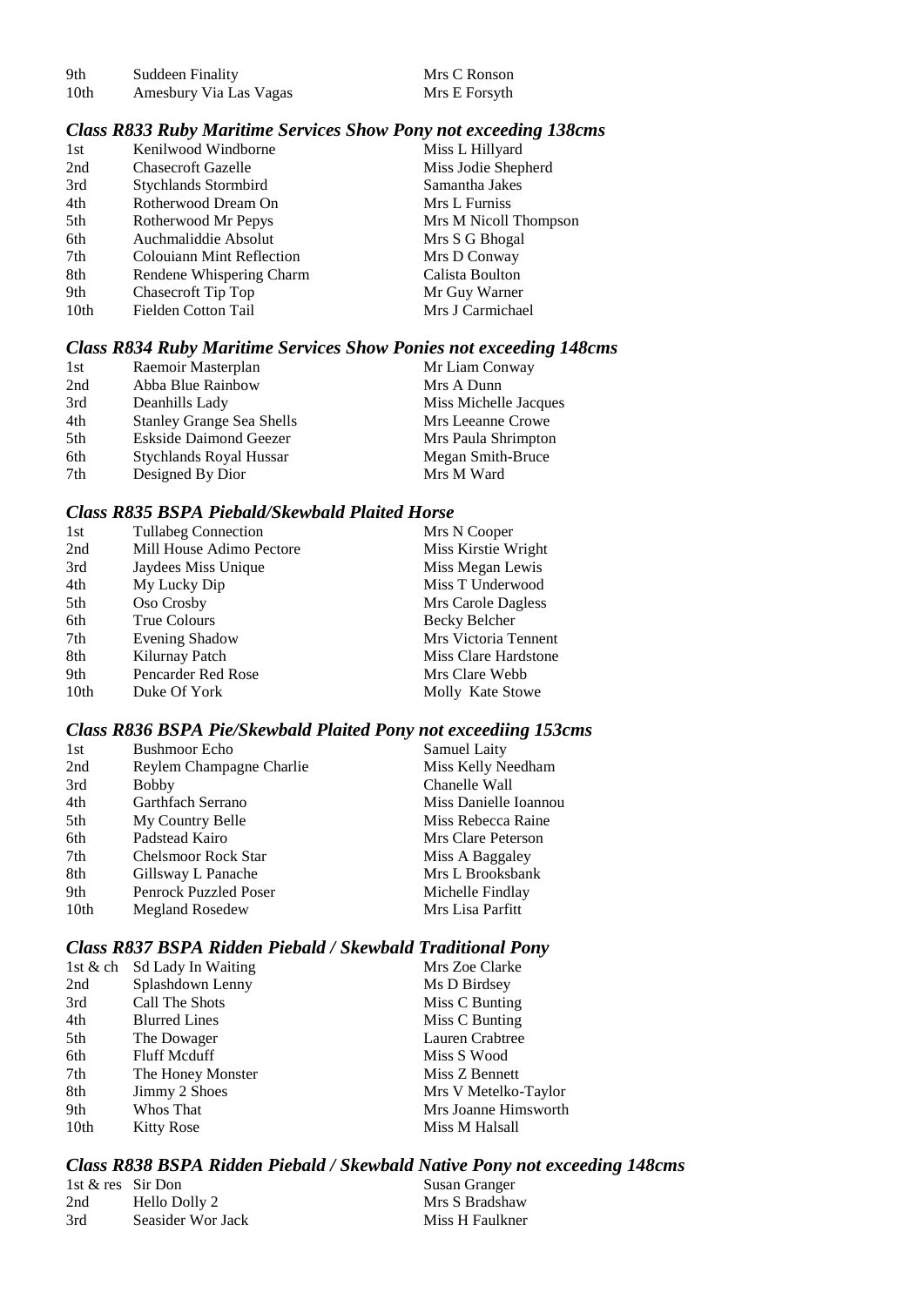| | | |
|---|---|---|
| 9th | Suddeen Finality | Mrs C Ronson |
| 10th | Amesbury Via Las Vagas | Mrs E Forsyth |

### *Class R833 Ruby Maritime Services Show Pony not exceeding 138cms*

| | | |
|---|---|---|
| 1st | Kenilwood Windborne | Miss L Hillyard |
| 2nd | Chasecroft Gazelle | Miss Jodie Shepherd |
| 3rd | Stychlands Stormbird | Samantha Jakes |
| 4th | Rotherwood Dream On | Mrs L Furniss |
| 5th | Rotherwood Mr Pepys | Mrs M Nicoll Thompson |
| 6th | Auchmaliddie Absolut | Mrs S G Bhogal |
| 7th | Colouiann Mint Reflection | Mrs D Conway |
| 8th | Rendene Whispering Charm | Calista Boulton |
| 9th | Chasecroft Tip Top | Mr Guy Warner |
| 10th | Fielden Cotton Tail | Mrs J Carmichael |

### *Class R834 Ruby Maritime Services Show Ponies not exceeding 148cms*

| | | |
|---|---|---|
| 1st | Raemoir Masterplan | Mr Liam Conway |
| 2nd | Abba Blue Rainbow | Mrs A Dunn |
| 3rd | Deanhills Lady | Miss Michelle Jacques |
| 4th | Stanley Grange Sea Shells | Mrs Leeanne Crowe |
| 5th | Eskside Daimond Geezer | Mrs Paula Shrimpton |
| 6th | Stychlands Royal Hussar | Megan Smith-Bruce |
| 7th | Designed By Dior | Mrs M Ward |

### *Class R835 BSPA Piebald/Skewbald Plaited Horse*

| | | |
|---|---|---|
| 1st | Tullabeg Connection | Mrs N Cooper |
| 2nd | Mill House Adimo Pectore | Miss Kirstie Wright |
| 3rd | Jaydees Miss Unique | Miss Megan Lewis |
| 4th | My Lucky Dip | Miss T Underwood |
| 5th | Oso Crosby | Mrs Carole Dagless |
| 6th | True Colours | Becky Belcher |
| 7th | Evening Shadow | Mrs Victoria Tennent |
| 8th | Kilurnay Patch | Miss Clare Hardstone |
| 9th | Pencarder Red Rose | Mrs Clare Webb |
| 10th | Duke Of York | Molly Kate Stowe |

### *Class R836 BSPA Pie/Skewbald Plaited Pony not exceediing 153cms*

| | | |
|---|---|---|
| 1st | Bushmoor Echo | Samuel Laity |
| 2nd | Reylem Champagne Charlie | Miss Kelly Needham |
| 3rd | Bobby | Chanelle Wall |
| 4th | Garthfach Serrano | Miss Danielle Ioannou |
| 5th | My Country Belle | Miss Rebecca Raine |
| 6th | Padstead Kairo | Mrs Clare Peterson |
| 7th | Chelsmoor Rock Star | Miss A Baggaley |
| 8th | Gillsway L Panache | Mrs L Brooksbank |
| 9th | Penrock Puzzled Poser | Michelle Findlay |
| 10th | Megland Rosedew | Mrs Lisa Parfitt |

### *Class R837 BSPA Ridden Piebald / Skewbald Traditional Pony*

| | | |
|---|---|---|
| 1st & ch | Sd Lady In Waiting | Mrs Zoe Clarke |
| 2nd | Splashdown Lenny | Ms D Birdsey |
| 3rd | Call The Shots | Miss C Bunting |
| 4th | Blurred Lines | Miss C Bunting |
| 5th | The Dowager | Lauren Crabtree |
| 6th | Fluff Mcduff | Miss S Wood |
| 7th | The Honey Monster | Miss Z Bennett |
| 8th | Jimmy 2 Shoes | Mrs V Metelko-Taylor |
| 9th | Whos That | Mrs Joanne Himsworth |
| 10th | Kitty Rose | Miss M Halsall |

### *Class R838 BSPA Ridden Piebald / Skewbald Native Pony not exceeding 148cms*

| | | |
|---|---|---|
| 1st & res | Sir Don | Susan Granger |
| 2nd | Hello Dolly 2 | Mrs S Bradshaw |
| 3rd | Seasider Wor Jack | Miss H Faulkner |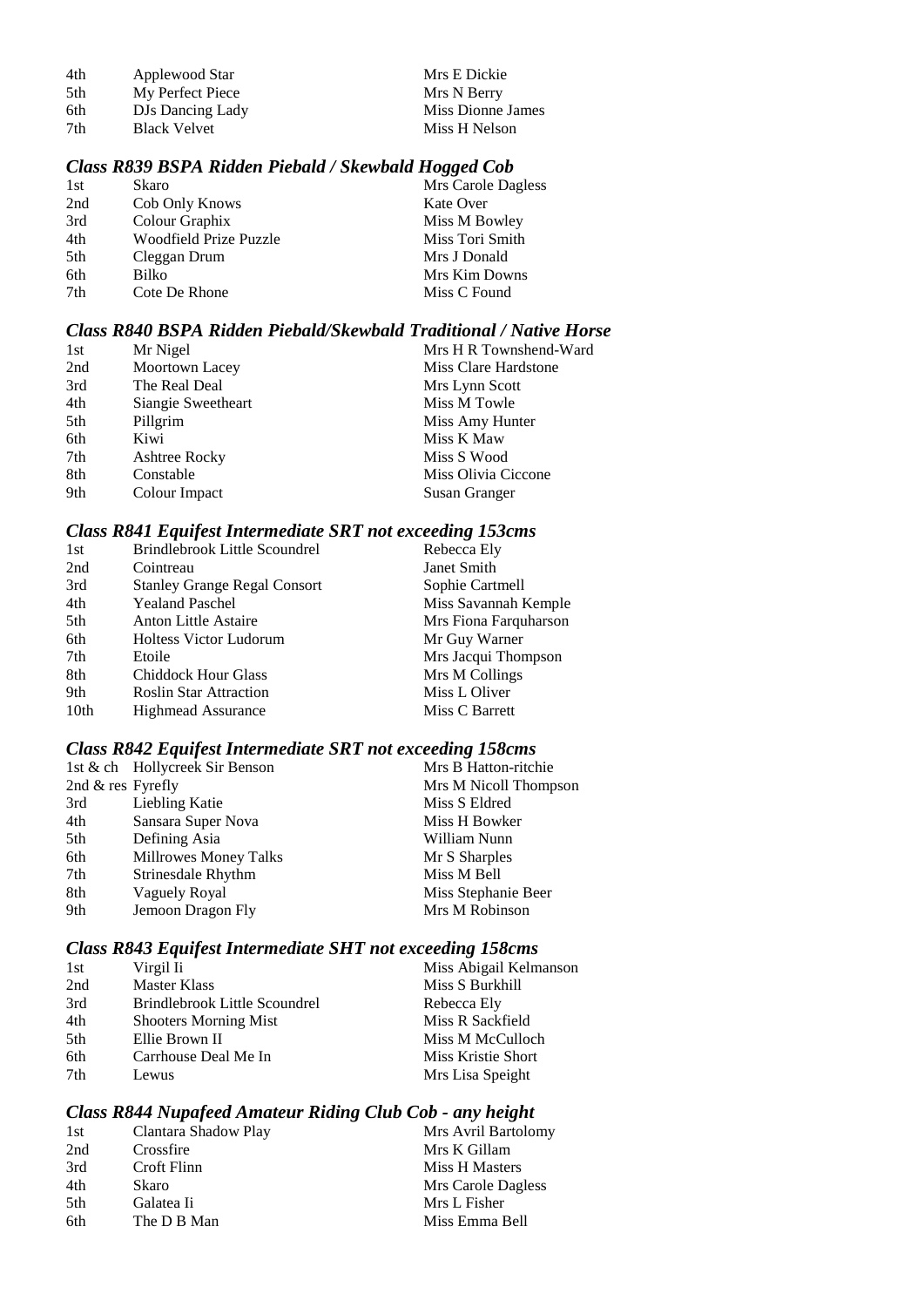| | | |
|---|---|---|
| 4th | Applewood Star | Mrs E Dickie |
| 5th | My Perfect Piece | Mrs N Berry |
| 6th | DJs Dancing Lady | Miss Dionne James |
| 7th | Black Velvet | Miss H Nelson |

### *Class R839 BSPA Ridden Piebald / Skewbald Hogged Cob*

| | | |
|---|---|---|
| 1st | Skaro | Mrs Carole Dagless |
| 2nd | Cob Only Knows | Kate Over |
| 3rd | Colour Graphix | Miss M Bowley |
| 4th | Woodfield Prize Puzzle | Miss Tori Smith |
| 5th | Cleggan Drum | Mrs J Donald |
| 6th | Bilko | Mrs Kim Downs |
| 7th | Cote De Rhone | Miss C Found |

### *Class R840 BSPA Ridden Piebald/Skewbald Traditional / Native Horse*

| | | |
|---|---|---|
| 1st | Mr Nigel | Mrs H R Townshend-Ward |
| 2nd | Moortown Lacey | Miss Clare Hardstone |
| 3rd | The Real Deal | Mrs Lynn Scott |
| 4th | Siangie Sweetheart | Miss M Towle |
| 5th | Pillgrim | Miss Amy Hunter |
| 6th | Kiwi | Miss K Maw |
| 7th | Ashtree Rocky | Miss S Wood |
| 8th | Constable | Miss Olivia Ciccone |
| 9th | Colour Impact | Susan Granger |

### *Class R841 Equifest Intermediate SRT not exceeding 153cms*

| | | |
|---|---|---|
| 1st | Brindlebrook Little Scoundrel | Rebecca Ely |
| 2nd | Cointreau | Janet Smith |
| 3rd | Stanley Grange Regal Consort | Sophie Cartmell |
| 4th | Yealand Paschel | Miss Savannah Kemple |
| 5th | Anton Little Astaire | Mrs Fiona Farquharson |
| 6th | Holtess Victor Ludorum | Mr Guy Warner |
| 7th | Etoile | Mrs Jacqui Thompson |
| 8th | Chiddock Hour Glass | Mrs M Collings |
| 9th | Roslin Star Attraction | Miss L Oliver |
| 10th | Highmead Assurance | Miss C Barrett |

### *Class R842 Equifest Intermediate SRT not exceeding 158cms*

| | | |
|---|---|---|
| 1st & ch | Hollycreek Sir Benson | Mrs B Hatton-ritchie |
| 2nd & res | Fyrefly | Mrs M Nicoll Thompson |
| 3rd | Liebling Katie | Miss S Eldred |
| 4th | Sansara Super Nova | Miss H Bowker |
| 5th | Defining Asia | William Nunn |
| 6th | Millrowes Money Talks | Mr S Sharples |
| 7th | Strinesdale Rhythm | Miss M Bell |
| 8th | Vaguely Royal | Miss Stephanie Beer |
| 9th | Jemoon Dragon Fly | Mrs M Robinson |

### *Class R843 Equifest Intermediate SHT not exceeding 158cms*

| | | |
|---|---|---|
| 1st | Virgil Ii | Miss Abigail Kelmanson |
| 2nd | Master Klass | Miss S Burkhill |
| 3rd | Brindlebrook Little Scoundrel | Rebecca Ely |
| 4th | Shooters Morning Mist | Miss R Sackfield |
| 5th | Ellie Brown II | Miss M McCulloch |
| 6th | Carrhouse Deal Me In | Miss Kristie Short |
| 7th | Lewus | Mrs Lisa Speight |

### *Class R844 Nupafeed Amateur Riding Club Cob - any height*

| | | |
|---|---|---|
| 1st | Clantara Shadow Play | Mrs Avril Bartolomy |
| 2nd | Crossfire | Mrs K Gillam |
| 3rd | Croft Flinn | Miss H Masters |
| 4th | Skaro | Mrs Carole Dagless |
| 5th | Galatea Ii | Mrs L Fisher |
| 6th | The D B Man | Miss Emma Bell |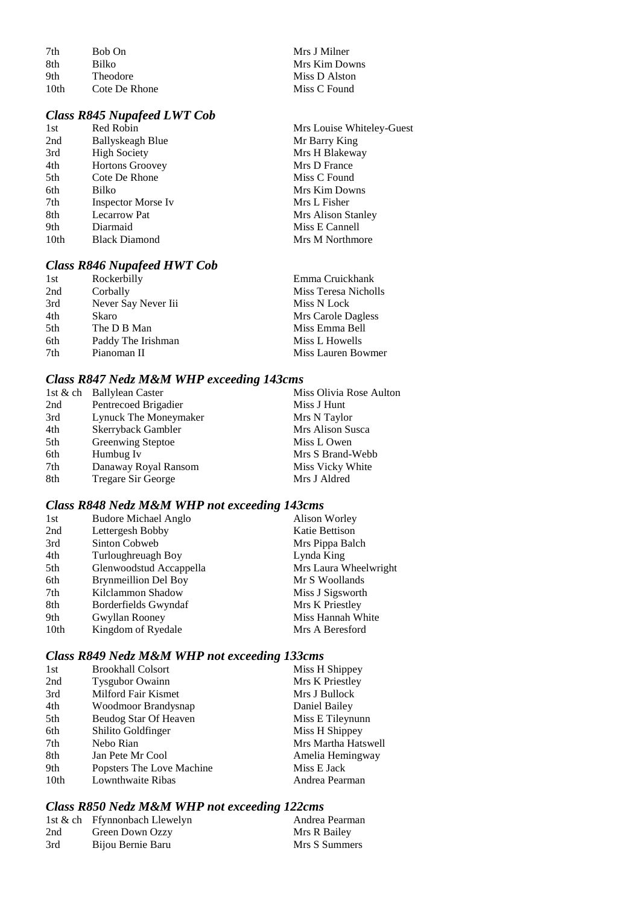| | | |
|---|---|---|
| 7th | Bob On | Mrs J Milner |
| 8th | Bilko | Mrs Kim Downs |
| 9th | Theodore | Miss D Alston |
| 10th | Cote De Rhone | Miss C Found |

### *Class R845 Nupafeed LWT Cob*

| | | |
|---|---|---|
| 1st | Red Robin | Mrs Louise Whiteley-Guest |
| 2nd | Ballyskeagh Blue | Mr Barry King |
| 3rd | High Society | Mrs H Blakeway |
| 4th | Hortons Groovey | Mrs D France |
| 5th | Cote De Rhone | Miss C Found |
| 6th | Bilko | Mrs Kim Downs |
| 7th | Inspector Morse Iv | Mrs L Fisher |
| 8th | Lecarrow Pat | Mrs Alison Stanley |
| 9th | Diarmaid | Miss E Cannell |
| 10th | Black Diamond | Mrs M Northmore |

### *Class R846 Nupafeed HWT Cob*

| | | |
|---|---|---|
| 1st | Rockerbilly | Emma Cruickhank |
| 2nd | Corbally | Miss Teresa Nicholls |
| 3rd | Never Say Never Iii | Miss N Lock |
| 4th | Skaro | Mrs Carole Dagless |
| 5th | The D B Man | Miss Emma Bell |
| 6th | Paddy The Irishman | Miss L Howells |
| 7th | Pianoman II | Miss Lauren Bowmer |

### *Class R847 Nedz M&M WHP exceeding 143cms*

| | | |
|---|---|---|
| 1st & ch | Ballylean Caster | Miss Olivia Rose Aulton |
| 2nd | Pentrecoed Brigadier | Miss J Hunt |
| 3rd | Lynuck The Moneymaker | Mrs N Taylor |
| 4th | Skerryback Gambler | Mrs Alison Susca |
| 5th | Greenwing Steptoe | Miss L Owen |
| 6th | Humbug Iv | Mrs S Brand-Webb |
| 7th | Danaway Royal Ransom | Miss Vicky White |
| 8th | Tregare Sir George | Mrs J Aldred |

### *Class R848 Nedz M&M WHP not exceeding 143cms*

| | | |
|---|---|---|
| 1st | Budore Michael Anglo | Alison Worley |
| 2nd | Lettergesh Bobby | Katie Bettison |
| 3rd | Sinton Cobweb | Mrs Pippa Balch |
| 4th | Turloughreuagh Boy | Lynda King |
| 5th | Glenwoodstud Accappella | Mrs Laura Wheelwright |
| 6th | Brynmeillion Del Boy | Mr S Woollands |
| 7th | Kilclammon Shadow | Miss J Sigsworth |
| 8th | Borderfields Gwyndaf | Mrs K Priestley |
| 9th | Gwyllan Rooney | Miss Hannah White |
| 10th | Kingdom of Ryedale | Mrs A Beresford |

### *Class R849 Nedz M&M WHP not exceeding 133cms*

| | | |
|---|---|---|
| 1st | Brookhall Colsort | Miss H Shippey |
| 2nd | Tysgubor Owainn | Mrs K Priestley |
| 3rd | Milford Fair Kismet | Mrs J Bullock |
| 4th | Woodmoor Brandysnap | Daniel Bailey |
| 5th | Beudog Star Of Heaven | Miss E Tileynunn |
| 6th | Shilito Goldfinger | Miss H Shippey |
| 7th | Nebo Rian | Mrs Martha Hatswell |
| 8th | Jan Pete Mr Cool | Amelia Hemingway |
| 9th | Popsters The Love Machine | Miss E Jack |
| 10th | Lownthwaite Ribas | Andrea Pearman |

### *Class R850 Nedz M&M WHP not exceeding 122cms*

| | | |
|---|---|---|
| 1st & ch | Ffynnonbach Llewelyn | Andrea Pearman |
| 2nd | Green Down Ozzy | Mrs R Bailey |
| 3rd | Bijou Bernie Baru | Mrs S Summers |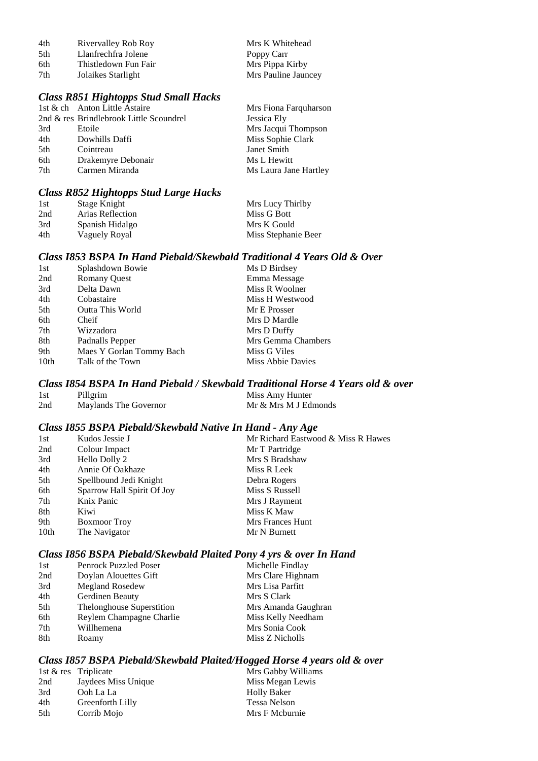| | | |
|---|---|---|
| 4th | Rivervalley Rob Roy | Mrs K Whitehead |
| 5th | Llanfrechfra Jolene | Poppy Carr |
| 6th | Thistledown Fun Fair | Mrs Pippa Kirby |
| 7th | Jolaikes Starlight | Mrs Pauline Jauncey |

### *Class R851 Hightopps Stud Small Hacks*

| | | |
|---|---|---|
| 1st & ch | Anton Little Astaire | Mrs Fiona Farquharson |
| 2nd & res | Brindlebrook Little Scoundrel | Jessica Ely |
| 3rd | Etoile | Mrs Jacqui Thompson |
| 4th | Dowhills Daffi | Miss Sophie Clark |
| 5th | Cointreau | Janet Smith |
| 6th | Drakemyre Debonair | Ms L Hewitt |
| 7th | Carmen Miranda | Ms Laura Jane Hartley |

### *Class R852 Hightopps Stud Large Hacks*

| | | |
|---|---|---|
| 1st | Stage Knight | Mrs Lucy Thirlby |
| 2nd | Arias Reflection | Miss G Bott |
| 3rd | Spanish Hidalgo | Mrs K Gould |
| 4th | Vaguely Royal | Miss Stephanie Beer |

### *Class I853 BSPA In Hand Piebald/Skewbald Traditional 4 Years Old & Over*

| | | |
|---|---|---|
| 1st | Splashdown Bowie | Ms D Birdsey |
| 2nd | Romany Quest | Emma Message |
| 3rd | Delta Dawn | Miss R Woolner |
| 4th | Cobastaire | Miss H Westwood |
| 5th | Outta This World | Mr E Prosser |
| 6th | Cheif | Mrs D Mardle |
| 7th | Wizzadora | Mrs D Duffy |
| 8th | Padnalls Pepper | Mrs Gemma Chambers |
| 9th | Maes Y Gorlan Tommy Bach | Miss G Viles |
| 10th | Talk of the Town | Miss Abbie Davies |

### *Class I854 BSPA In Hand Piebald / Skewbald Traditional Horse 4 Years old & over*

| | | |
|---|---|---|
| 1st | Pillgrim | Miss Amy Hunter |
| 2nd | Maylands The Governor | Mr & Mrs M J Edmonds |

### *Class I855 BSPA Piebald/Skewbald Native In Hand - Any Age*

| | | |
|---|---|---|
| 1st | Kudos Jessie J | Mr Richard Eastwood & Miss R Hawes |
| 2nd | Colour Impact | Mr T Partridge |
| 3rd | Hello Dolly 2 | Mrs S Bradshaw |
| 4th | Annie Of Oakhaze | Miss R Leek |
| 5th | Spellbound Jedi Knight | Debra Rogers |
| 6th | Sparrow Hall Spirit Of Joy | Miss S Russell |
| 7th | Knix Panic | Mrs J Rayment |
| 8th | Kiwi | Miss K Maw |
| 9th | Boxmoor Troy | Mrs Frances Hunt |
| 10th | The Navigator | Mr N Burnett |

### *Class I856 BSPA Piebald/Skewbald Plaited Pony 4 yrs & over In Hand*

| | | |
|---|---|---|
| 1st | Penrock Puzzled Poser | Michelle Findlay |
| 2nd | Doylan Alouettes Gift | Mrs Clare Highnam |
| 3rd | Megland Rosedew | Mrs Lisa Parfitt |
| 4th | Gerdinen Beauty | Mrs S Clark |
| 5th | Thelonghouse Superstition | Mrs Amanda Gaughran |
| 6th | Reylem Champagne Charlie | Miss Kelly Needham |
| 7th | Willhemena | Mrs Sonia Cook |
| 8th | Roamy | Miss Z Nicholls |

### *Class I857 BSPA Piebald/Skewbald Plaited/Hogged Horse 4 years old & over*

| | | |
|---|---|---|
| 1st & res | Triplicate | Mrs Gabby Williams |
| 2nd | Jaydees Miss Unique | Miss Megan Lewis |
| 3rd | Ooh La La | Holly Baker |
| 4th | Greenforth Lilly | Tessa Nelson |
| 5th | Corrib Mojo | Mrs F Mcburnie |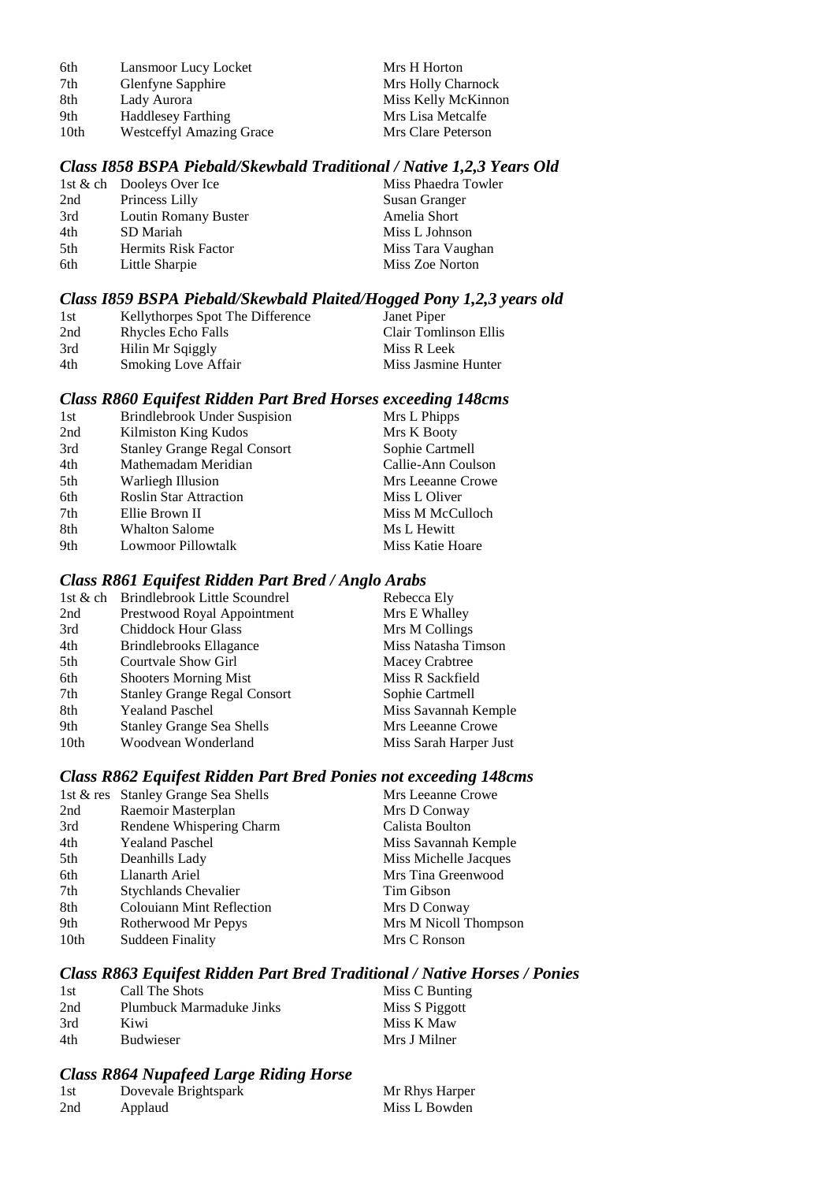| | | |
|---|---|---|
| 6th | Lansmoor Lucy Locket | Mrs H Horton |
| 7th | Glenfyne Sapphire | Mrs Holly Charnock |
| 8th | Lady Aurora | Miss Kelly McKinnon |
| 9th | Haddlesey Farthing | Mrs Lisa Metcalfe |
| 10th | Westceffyl Amazing Grace | Mrs Clare Peterson |

### *Class I858 BSPA Piebald/Skewbald Traditional / Native 1,2,3 Years Old*

| | | |
|---|---|---|
| 1st & ch | Dooleys Over Ice | Miss Phaedra Towler |
| 2nd | Princess Lilly | Susan Granger |
| 3rd | Loutin Romany Buster | Amelia Short |
| 4th | SD Mariah | Miss L Johnson |
| 5th | Hermits Risk Factor | Miss Tara Vaughan |
| 6th | Little Sharpie | Miss Zoe Norton |

### *Class I859 BSPA Piebald/Skewbald Plaited/Hogged Pony 1,2,3 years old*

| | | |
|---|---|---|
| 1st | Kellythorpes Spot The Difference | Janet Piper |
| 2nd | Rhycles Echo Falls | Clair Tomlinson Ellis |
| 3rd | Hilin Mr Sqiggly | Miss R Leek |
| 4th | Smoking Love Affair | Miss Jasmine Hunter |

### *Class R860 Equifest Ridden Part Bred Horses exceeding 148cms*

| | | |
|---|---|---|
| 1st | Brindlebrook Under Suspision | Mrs L Phipps |
| 2nd | Kilmiston King Kudos | Mrs K Booty |
| 3rd | Stanley Grange Regal Consort | Sophie Cartmell |
| 4th | Mathemadam Meridian | Callie-Ann Coulson |
| 5th | Warliegh Illusion | Mrs Leeanne Crowe |
| 6th | Roslin Star Attraction | Miss L Oliver |
| 7th | Ellie Brown II | Miss M McCulloch |
| 8th | Whalton Salome | Ms L Hewitt |
| 9th | Lowmoor Pillowtalk | Miss Katie Hoare |

### *Class R861 Equifest Ridden Part Bred / Anglo Arabs*

| | | |
|---|---|---|
| 1st & ch | Brindlebrook Little Scoundrel | Rebecca Ely |
| 2nd | Prestwood Royal Appointment | Mrs E Whalley |
| 3rd | Chiddock Hour Glass | Mrs M Collings |
| 4th | Brindlebrooks Ellagance | Miss Natasha Timson |
| 5th | Courtvale Show Girl | Macey Crabtree |
| 6th | Shooters Morning Mist | Miss R Sackfield |
| 7th | Stanley Grange Regal Consort | Sophie Cartmell |
| 8th | Yealand Paschel | Miss Savannah Kemple |
| 9th | Stanley Grange Sea Shells | Mrs Leeanne Crowe |
| 10th | Woodvean Wonderland | Miss Sarah Harper Just |

### *Class R862 Equifest Ridden Part Bred Ponies not exceeding 148cms*

| | | |
|---|---|---|
| 1st & res | Stanley Grange Sea Shells | Mrs Leeanne Crowe |
| 2nd | Raemoir Masterplan | Mrs D Conway |
| 3rd | Rendene Whispering Charm | Calista Boulton |
| 4th | Yealand Paschel | Miss Savannah Kemple |
| 5th | Deanhills Lady | Miss Michelle Jacques |
| 6th | Llanarth Ariel | Mrs Tina Greenwood |
| 7th | Stychlands Chevalier | Tim Gibson |
| 8th | Colouiann Mint Reflection | Mrs D Conway |
| 9th | Rotherwood Mr Pepys | Mrs M Nicoll Thompson |
| 10th | Suddeen Finality | Mrs C Ronson |

### *Class R863 Equifest Ridden Part Bred Traditional / Native Horses / Ponies*

| | | |
|---|---|---|
| 1st | Call The Shots | Miss C Bunting |
| 2nd | Plumbuck Marmaduke Jinks | Miss S Piggott |
| 3rd | Kiwi | Miss K Maw |
| 4th | Budwieser | Mrs J Milner |

### *Class R864 Nupafeed Large Riding Horse*

| | | |
|---|---|---|
| 1st | Dovevale Brightspark | Mr Rhys Harper |
| 2nd | Applaud | Miss L Bowden |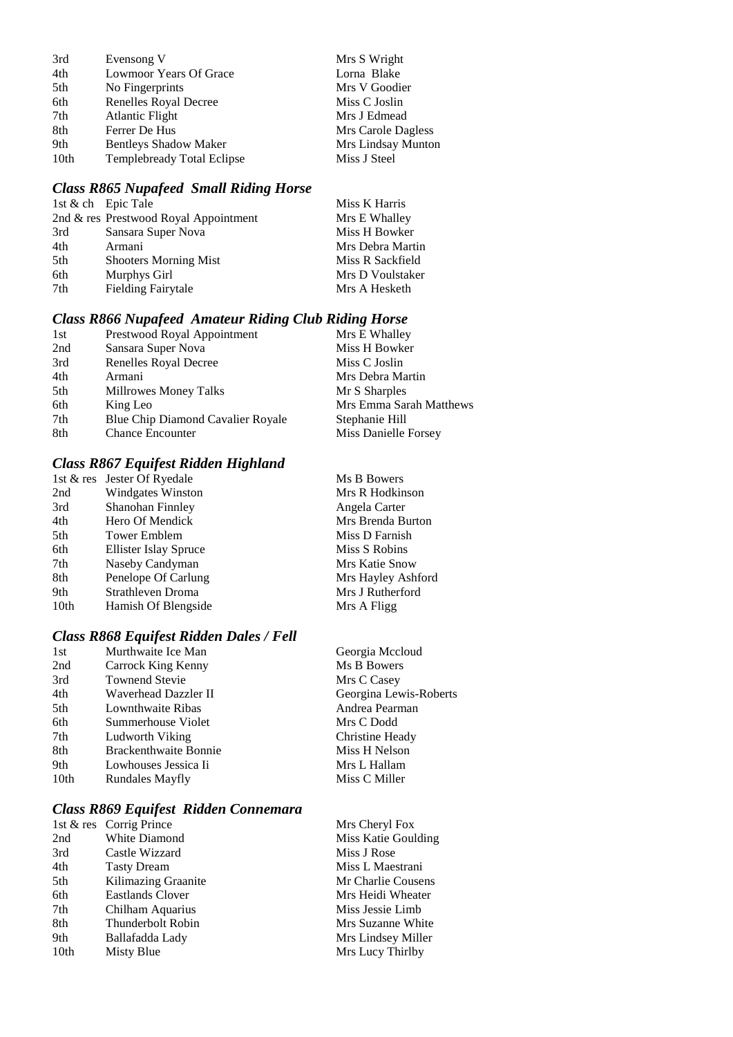| | | |
|---|---|---|
| 3rd | Evensong V | Mrs S Wright |
| 4th | Lowmoor Years Of Grace | Lorna Blake |
| 5th | No Fingerprints | Mrs V Goodier |
| 6th | Renelles Royal Decree | Miss C Joslin |
| 7th | Atlantic Flight | Mrs J Edmead |
| 8th | Ferrer De Hus | Mrs Carole Dagless |
| 9th | Bentleys Shadow Maker | Mrs Lindsay Munton |
| 10th | Templebready Total Eclipse | Miss J Steel |

### *Class R865 Nupafeed Small Riding Horse*

| | | |
|---|---|---|
| 1st & ch | Epic Tale | Miss K Harris |
| 2nd & res | Prestwood Royal Appointment | Mrs E Whalley |
| 3rd | Sansara Super Nova | Miss H Bowker |
| 4th | Armani | Mrs Debra Martin |
| 5th | Shooters Morning Mist | Miss R Sackfield |
| 6th | Murphys Girl | Mrs D Voulstaker |
| 7th | Fielding Fairytale | Mrs A Hesketh |

### *Class R866 Nupafeed Amateur Riding Club Riding Horse*

| | | |
|---|---|---|
| 1st | Prestwood Royal Appointment | Mrs E Whalley |
| 2nd | Sansara Super Nova | Miss H Bowker |
| 3rd | Renelles Royal Decree | Miss C Joslin |
| 4th | Armani | Mrs Debra Martin |
| 5th | Millrowes Money Talks | Mr S Sharples |
| 6th | King Leo | Mrs Emma Sarah Matthews |
| 7th | Blue Chip Diamond Cavalier Royale | Stephanie Hill |
| 8th | Chance Encounter | Miss Danielle Forsey |

### *Class R867 Equifest Ridden Highland*

| | | |
|---|---|---|
| 1st & res | Jester Of Ryedale | Ms B Bowers |
| 2nd | Windgates Winston | Mrs R Hodkinson |
| 3rd | Shanohan Finnley | Angela Carter |
| 4th | Hero Of Mendick | Mrs Brenda Burton |
| 5th | Tower Emblem | Miss D Farnish |
| 6th | Ellister Islay Spruce | Miss S Robins |
| 7th | Naseby Candyman | Mrs Katie Snow |
| 8th | Penelope Of Carlung | Mrs Hayley Ashford |
| 9th | Strathleven Droma | Mrs J Rutherford |
| 10th | Hamish Of Blengside | Mrs A Fligg |

### *Class R868 Equifest Ridden Dales / Fell*

| | | |
|---|---|---|
| 1st | Murthwaite Ice Man | Georgia Mccloud |
| 2nd | Carrock King Kenny | Ms B Bowers |
| 3rd | Townend Stevie | Mrs C Casey |
| 4th | Waverhead Dazzler II | Georgina Lewis-Roberts |
| 5th | Lownthwaite Ribas | Andrea Pearman |
| 6th | Summerhouse Violet | Mrs C Dodd |
| 7th | Ludworth Viking | Christine Heady |
| 8th | Brackenthwaite Bonnie | Miss H Nelson |
| 9th | Lowhouses Jessica Ii | Mrs L Hallam |
| 10th | Rundales Mayfly | Miss C Miller |

### *Class R869 Equifest Ridden Connemara*

| | | |
|---|---|---|
| 1st & res | Corrig Prince | Mrs Cheryl Fox |
| 2nd | White Diamond | Miss Katie Goulding |
| 3rd | Castle Wizzard | Miss J Rose |
| 4th | Tasty Dream | Miss L Maestrani |
| 5th | Kilimazing Graanite | Mr Charlie Cousens |
| 6th | Eastlands Clover | Mrs Heidi Wheater |
| 7th | Chilham Aquarius | Miss Jessie Limb |
| 8th | Thunderbolt Robin | Mrs Suzanne White |
| 9th | Ballafadda Lady | Mrs Lindsey Miller |
| 10th | Misty Blue | Mrs Lucy Thirlby |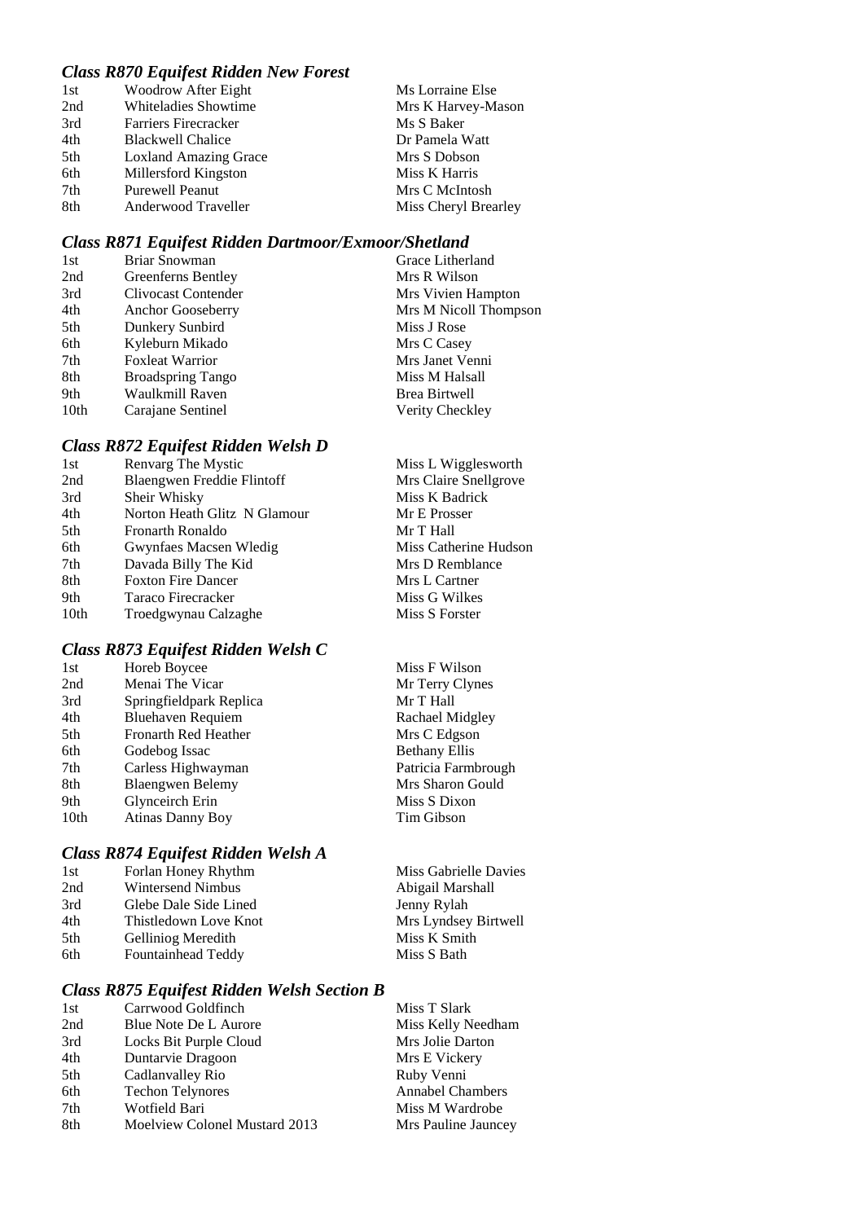### *Class R870 Equifest Ridden New Forest*

| | | |
|---|---|---|
| 1st | Woodrow After Eight | Ms Lorraine Else |
| 2nd | Whiteladies Showtime | Mrs K Harvey-Mason |
| 3rd | Farriers Firecracker | Ms S Baker |
| 4th | Blackwell Chalice | Dr Pamela Watt |
| 5th | Loxland Amazing Grace | Mrs S Dobson |
| 6th | Millersford Kingston | Miss K Harris |
| 7th | Purewell Peanut | Mrs C McIntosh |
| 8th | Anderwood Traveller | Miss Cheryl Brearley |

### *Class R871 Equifest Ridden Dartmoor/Exmoor/Shetland*

| | | |
|---|---|---|
| 1st | Briar Snowman | Grace Litherland |
| 2nd | Greenferns Bentley | Mrs R Wilson |
| 3rd | Clivocast Contender | Mrs Vivien Hampton |
| 4th | Anchor Gooseberry | Mrs M Nicoll Thompson |
| 5th | Dunkery Sunbird | Miss J Rose |
| 6th | Kyleburn Mikado | Mrs C Casey |
| 7th | Foxleat Warrior | Mrs Janet Venni |
| 8th | Broadspring Tango | Miss M Halsall |
| 9th | Waulkmill Raven | Brea Birtwell |
| 10th | Carajane Sentinel | Verity Checkley |

### *Class R872 Equifest Ridden Welsh D*

| | | |
|---|---|---|
| 1st | Renvarg The Mystic | Miss L Wigglesworth |
| 2nd | Blaengwen Freddie Flintoff | Mrs Claire Snellgrove |
| 3rd | Sheir Whisky | Miss K Badrick |
| 4th | Norton Heath Glitz N Glamour | Mr E Prosser |
| 5th | Fronarth Ronaldo | Mr T Hall |
| 6th | Gwynfaes Macsen Wledig | Miss Catherine Hudson |
| 7th | Davada Billy The Kid | Mrs D Remblance |
| 8th | Foxton Fire Dancer | Mrs L Cartner |
| 9th | Taraco Firecracker | Miss G Wilkes |
| 10th | Troedgwynau Calzaghe | Miss S Forster |

### *Class R873 Equifest Ridden Welsh C*

| | | |
|---|---|---|
| 1st | Horeb Boycee | Miss F Wilson |
| 2nd | Menai The Vicar | Mr Terry Clynes |
| 3rd | Springfieldpark Replica | Mr T Hall |
| 4th | Bluehaven Requiem | Rachael Midgley |
| 5th | Fronarth Red Heather | Mrs C Edgson |
| 6th | Godebog Issac | Bethany Ellis |
| 7th | Carless Highwayman | Patricia Farmbrough |
| 8th | Blaengwen Belemy | Mrs Sharon Gould |
| 9th | Glynceirch Erin | Miss S Dixon |
| 10th | Atinas Danny Boy | Tim Gibson |

### *Class R874 Equifest Ridden Welsh A*

| | | |
|---|---|---|
| 1st | Forlan Honey Rhythm | Miss Gabrielle Davies |
| 2nd | Wintersend Nimbus | Abigail Marshall |
| 3rd | Glebe Dale Side Lined | Jenny Rylah |
| 4th | Thistledown Love Knot | Mrs Lyndsey Birtwell |
| 5th | Gelliniog Meredith | Miss K Smith |
| 6th | Fountainhead Teddy | Miss S Bath |

### *Class R875 Equifest Ridden Welsh Section B*

| | | |
|---|---|---|
| 1st | Carrwood Goldfinch | Miss T Slark |
| 2nd | Blue Note De L Aurore | Miss Kelly Needham |
| 3rd | Locks Bit Purple Cloud | Mrs Jolie Darton |
| 4th | Duntarvie Dragoon | Mrs E Vickery |
| 5th | Cadlanvalley Rio | Ruby Venni |
| 6th | Techon Telynores | Annabel Chambers |
| 7th | Wotfield Bari | Miss M Wardrobe |
| 8th | Moelview Colonel Mustard 2013 | Mrs Pauline Jauncey |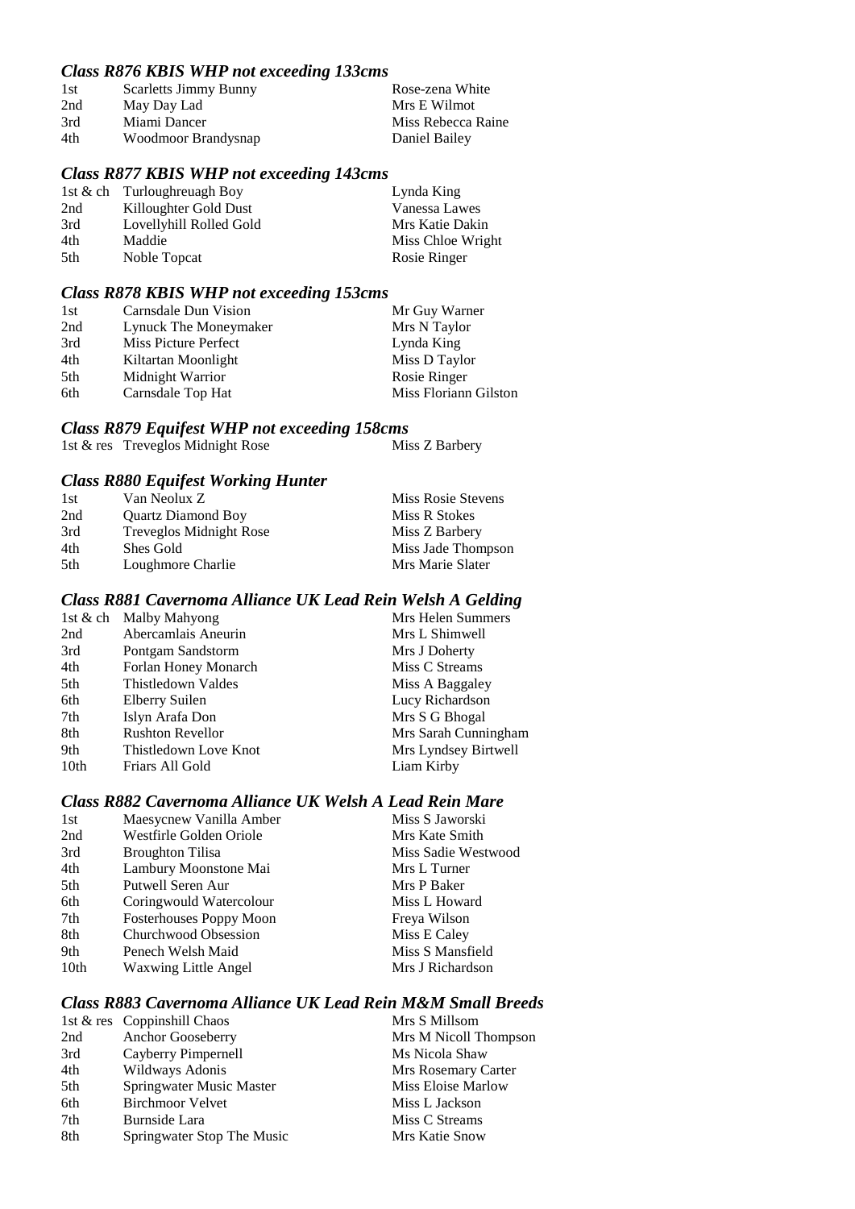### *Class R876 KBIS WHP not exceeding 133cms*

| | | |
|---|---|---|
| 1st | Scarletts Jimmy Bunny | Rose-zena White |
| 2nd | May Day Lad | Mrs E Wilmot |
| 3rd | Miami Dancer | Miss Rebecca Raine |
| 4th | Woodmoor Brandysnap | Daniel Bailey |

### *Class R877 KBIS WHP not exceeding 143cms*

| | | |
|---|---|---|
| 1st & ch | Turloughreuagh Boy | Lynda King |
| 2nd | Killoughter Gold Dust | Vanessa Lawes |
| 3rd | Lovellyhill Rolled Gold | Mrs Katie Dakin |
| 4th | Maddie | Miss Chloe Wright |
| 5th | Noble Topcat | Rosie Ringer |

### *Class R878 KBIS WHP not exceeding 153cms*

| | | |
|---|---|---|
| 1st | Carnsdale Dun Vision | Mr Guy Warner |
| 2nd | Lynuck The Moneymaker | Mrs N Taylor |
| 3rd | Miss Picture Perfect | Lynda King |
| 4th | Kiltartan Moonlight | Miss D Taylor |
| 5th | Midnight Warrior | Rosie Ringer |
| 6th | Carnsdale Top Hat | Miss Floriann Gilston |

### *Class R879 Equifest WHP not exceeding 158cms*

| | | |
|---|---|---|
| 1st & res | Treveglos Midnight Rose | Miss Z Barbery |

### *Class R880 Equifest Working Hunter*

| | | |
|---|---|---|
| 1st | Van Neolux Z | Miss Rosie Stevens |
| 2nd | Quartz Diamond Boy | Miss R Stokes |
| 3rd | Treveglos Midnight Rose | Miss Z Barbery |
| 4th | Shes Gold | Miss Jade Thompson |
| 5th | Loughmore Charlie | Mrs Marie Slater |

### *Class R881 Cavernoma Alliance UK Lead Rein Welsh A Gelding*

| | | |
|---|---|---|
| 1st & ch | Malby Mahyong | Mrs Helen Summers |
| 2nd | Abercamlais Aneurin | Mrs L Shimwell |
| 3rd | Pontgam Sandstorm | Mrs J Doherty |
| 4th | Forlan Honey Monarch | Miss C Streams |
| 5th | Thistledown Valdes | Miss A Baggaley |
| 6th | Elberry Suilen | Lucy Richardson |
| 7th | Islyn Arafa Don | Mrs S G Bhogal |
| 8th | Rushton Revellor | Mrs Sarah Cunningham |
| 9th | Thistledown Love Knot | Mrs Lyndsey Birtwell |
| 10th | Friars All Gold | Liam Kirby |

### *Class R882 Cavernoma Alliance UK Welsh A Lead Rein Mare*

| | | |
|---|---|---|
| 1st | Maesycnew Vanilla Amber | Miss S Jaworski |
| 2nd | Westfirle Golden Oriole | Mrs Kate Smith |
| 3rd | Broughton Tilisa | Miss Sadie Westwood |
| 4th | Lambury Moonstone Mai | Mrs L Turner |
| 5th | Putwell Seren Aur | Mrs P Baker |
| 6th | Coringwould Watercolour | Miss L Howard |
| 7th | Fosterhouses Poppy Moon | Freya Wilson |
| 8th | Churchwood Obsession | Miss E Caley |
| 9th | Penech Welsh Maid | Miss S Mansfield |
| 10th | Waxwing Little Angel | Mrs J Richardson |

### *Class R883 Cavernoma Alliance UK Lead Rein M&M Small Breeds*

| | | |
|---|---|---|
| 1st & res | Coppinshill Chaos | Mrs S Millsom |
| 2nd | Anchor Gooseberry | Mrs M Nicoll Thompson |
| 3rd | Cayberry Pimpernell | Ms Nicola Shaw |
| 4th | Wildways Adonis | Mrs Rosemary Carter |
| 5th | Springwater Music Master | Miss Eloise Marlow |
| 6th | Birchmoor Velvet | Miss L Jackson |
| 7th | Burnside Lara | Miss C Streams |
| 8th | Springwater Stop The Music | Mrs Katie Snow |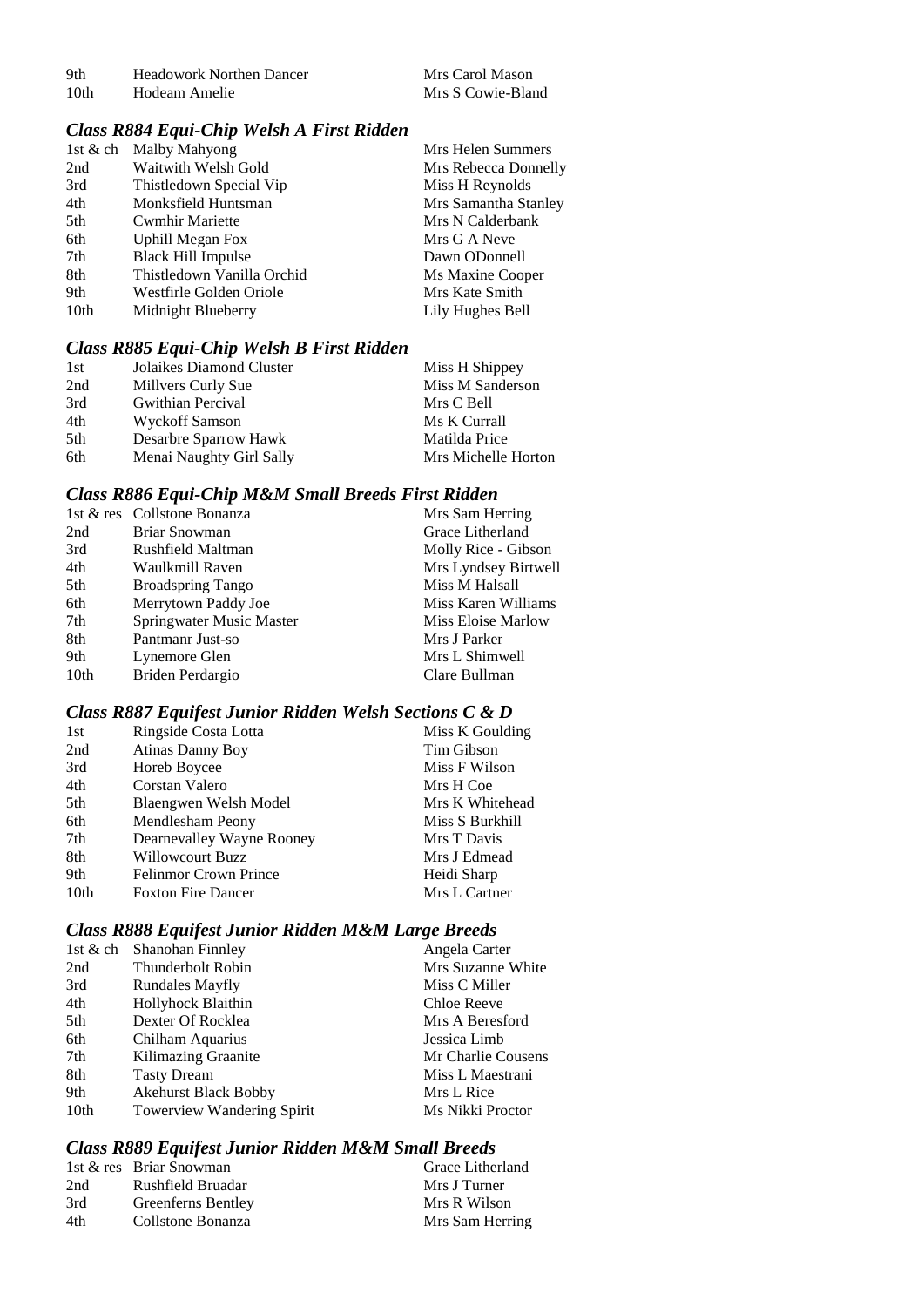| | | |
|---|---|---|
| 9th | Headowork Northen Dancer | Mrs Carol Mason |
| 10th | Hodeam Amelie | Mrs S Cowie-Bland |

### *Class R884 Equi-Chip Welsh A First Ridden*

| | | |
|---|---|---|
| 1st & ch | Malby Mahyong | Mrs Helen Summers |
| 2nd | Waitwith Welsh Gold | Mrs Rebecca Donnelly |
| 3rd | Thistledown Special Vip | Miss H Reynolds |
| 4th | Monksfield Huntsman | Mrs Samantha Stanley |
| 5th | Cwmhir Mariette | Mrs N Calderbank |
| 6th | Uphill Megan Fox | Mrs G A Neve |
| 7th | Black Hill Impulse | Dawn ODonnell |
| 8th | Thistledown Vanilla Orchid | Ms Maxine Cooper |
| 9th | Westfirle Golden Oriole | Mrs Kate Smith |
| 10th | Midnight Blueberry | Lily Hughes Bell |

### *Class R885 Equi-Chip Welsh B First Ridden*

| | | |
|---|---|---|
| 1st | Jolaikes Diamond Cluster | Miss H Shippey |
| 2nd | Millvers Curly Sue | Miss M Sanderson |
| 3rd | Gwithian Percival | Mrs C Bell |
| 4th | Wyckoff Samson | Ms K Currall |
| 5th | Desarbre Sparrow Hawk | Matilda Price |
| 6th | Menai Naughty Girl Sally | Mrs Michelle Horton |

### *Class R886 Equi-Chip M&M Small Breeds First Ridden*

| | | |
|---|---|---|
| 1st & res | Collstone Bonanza | Mrs Sam Herring |
| 2nd | Briar Snowman | Grace Litherland |
| 3rd | Rushfield Maltman | Molly Rice - Gibson |
| 4th | Waulkmill Raven | Mrs Lyndsey Birtwell |
| 5th | Broadspring Tango | Miss M Halsall |
| 6th | Merrytown Paddy Joe | Miss Karen Williams |
| 7th | Springwater Music Master | Miss Eloise Marlow |
| 8th | Pantmanr Just-so | Mrs J Parker |
| 9th | Lynemore Glen | Mrs L Shimwell |
| 10th | Briden Perdargio | Clare Bullman |

### *Class R887 Equifest Junior Ridden Welsh Sections C & D*

| | | |
|---|---|---|
| 1st | Ringside Costa Lotta | Miss K Goulding |
| 2nd | Atinas Danny Boy | Tim Gibson |
| 3rd | Horeb Boycee | Miss F Wilson |
| 4th | Corstan Valero | Mrs H Coe |
| 5th | Blaengwen Welsh Model | Mrs K Whitehead |
| 6th | Mendlesham Peony | Miss S Burkhill |
| 7th | Dearnevalley Wayne Rooney | Mrs T Davis |
| 8th | Willowcourt Buzz | Mrs J Edmead |
| 9th | Felinmor Crown Prince | Heidi Sharp |
| 10th | Foxton Fire Dancer | Mrs L Cartner |

### *Class R888 Equifest Junior Ridden M&M Large Breeds*

| | | |
|---|---|---|
| 1st & ch | Shanohan Finnley | Angela Carter |
| 2nd | Thunderbolt Robin | Mrs Suzanne White |
| 3rd | Rundales Mayfly | Miss C Miller |
| 4th | Hollyhock Blaithin | Chloe Reeve |
| 5th | Dexter Of Rocklea | Mrs A Beresford |
| 6th | Chilham Aquarius | Jessica Limb |
| 7th | Kilimazing Graanite | Mr Charlie Cousens |
| 8th | Tasty Dream | Miss L Maestrani |
| 9th | Akehurst Black Bobby | Mrs L Rice |
| 10th | Towerview Wandering Spirit | Ms Nikki Proctor |

### *Class R889 Equifest Junior Ridden M&M Small Breeds*

| | | |
|---|---|---|
| 1st & res | Briar Snowman | Grace Litherland |
| 2nd | Rushfield Bruadar | Mrs J Turner |
| 3rd | Greenferns Bentley | Mrs R Wilson |
| 4th | Collstone Bonanza | Mrs Sam Herring |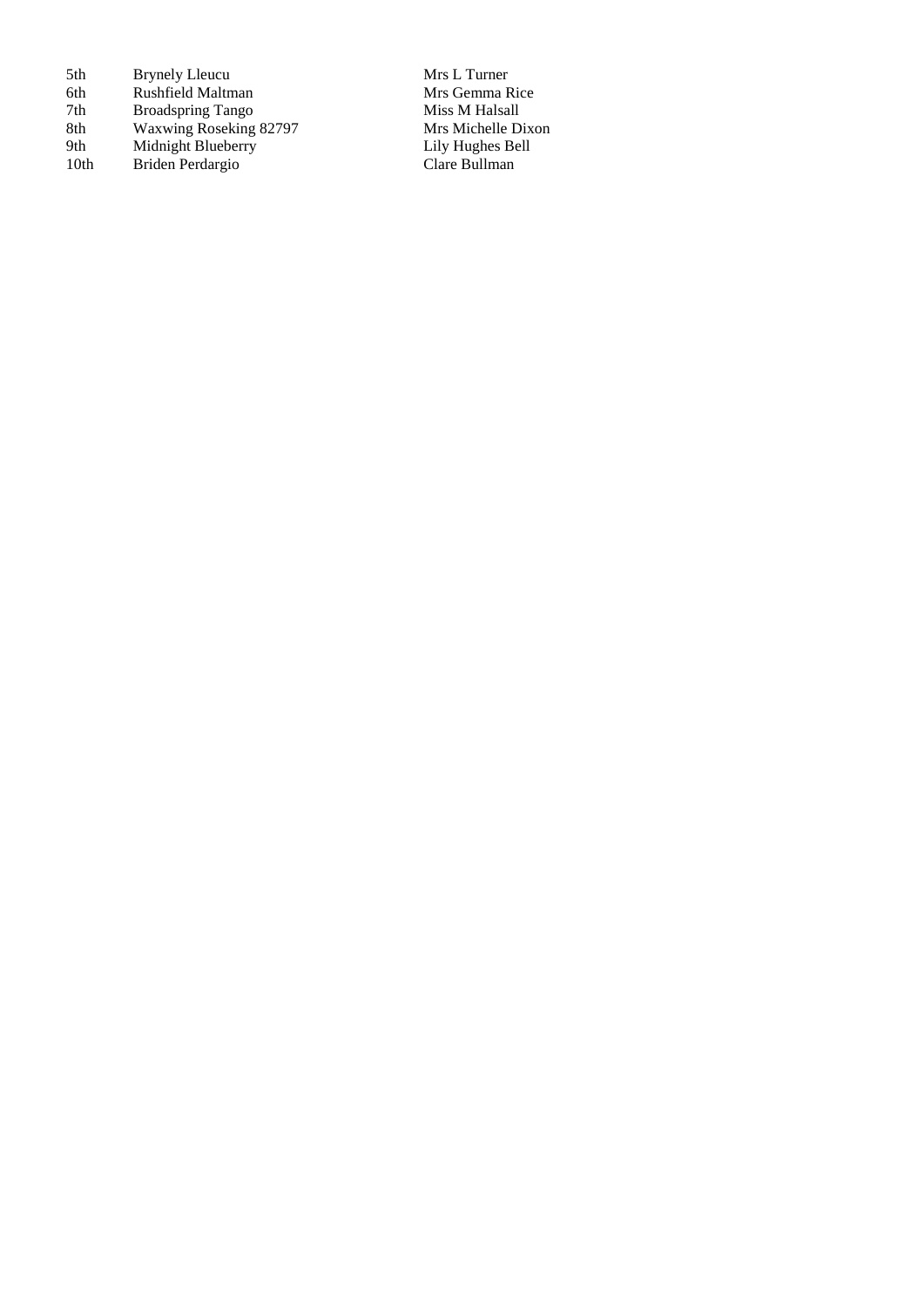| | | |
|---|---|---|
| 5th | Brynely Lleucu | Mrs L Turner |
| 6th | Rushfield Maltman | Mrs Gemma Rice |
| 7th | Broadspring Tango | Miss M Halsall |
| 8th | Waxwing Roseking 82797 | Mrs Michelle Dixon |
| 9th | Midnight Blueberry | Lily Hughes Bell |
| 10th | Briden Perdargio | Clare Bullman |